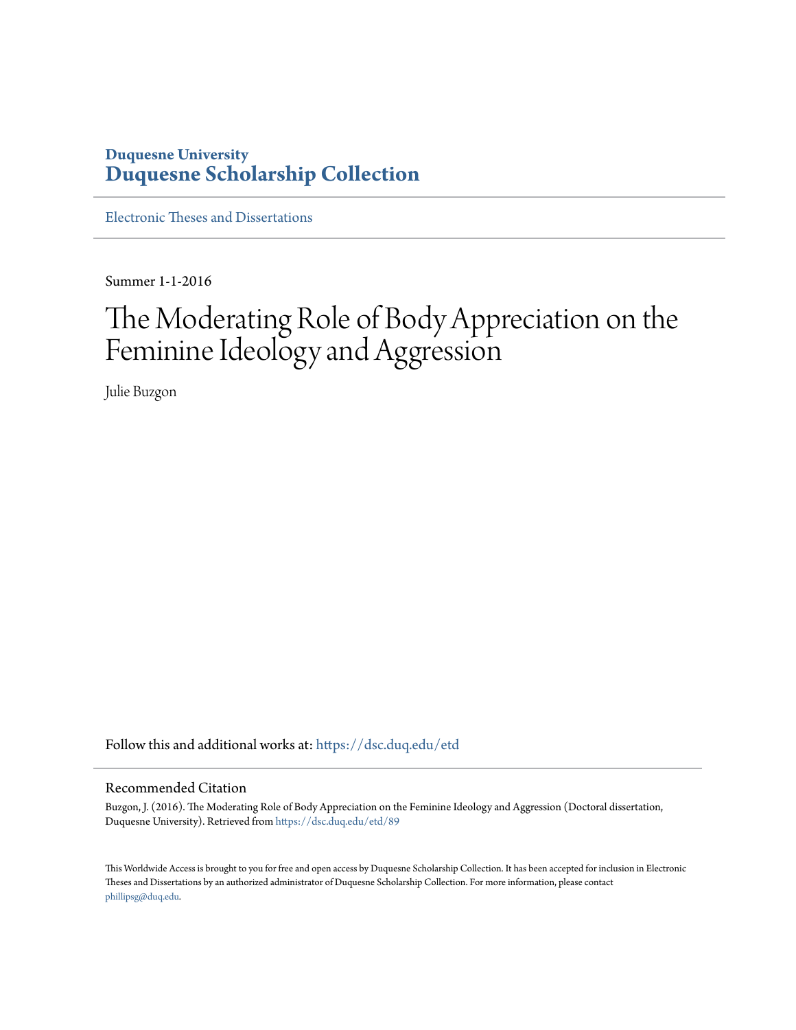**Duquesne University**
# Duquesne Scholarship Collection

Electronic Theses and Dissertations

Summer 1-1-2016

# The Moderating Role of Body Appreciation on the Feminine Ideology and Aggression

Julie Buzgon

Follow this and additional works at: https://dsc.duq.edu/etd

## Recommended Citation

Buzgon, J. (2016). The Moderating Role of Body Appreciation on the Feminine Ideology and Aggression (Doctoral dissertation, Duquesne University). Retrieved from https://dsc.duq.edu/etd/89

This Worldwide Access is brought to you for free and open access by Duquesne Scholarship Collection. It has been accepted for inclusion in Electronic Theses and Dissertations by an authorized administrator of Duquesne Scholarship Collection. For more information, please contact phillipsg@duq.edu.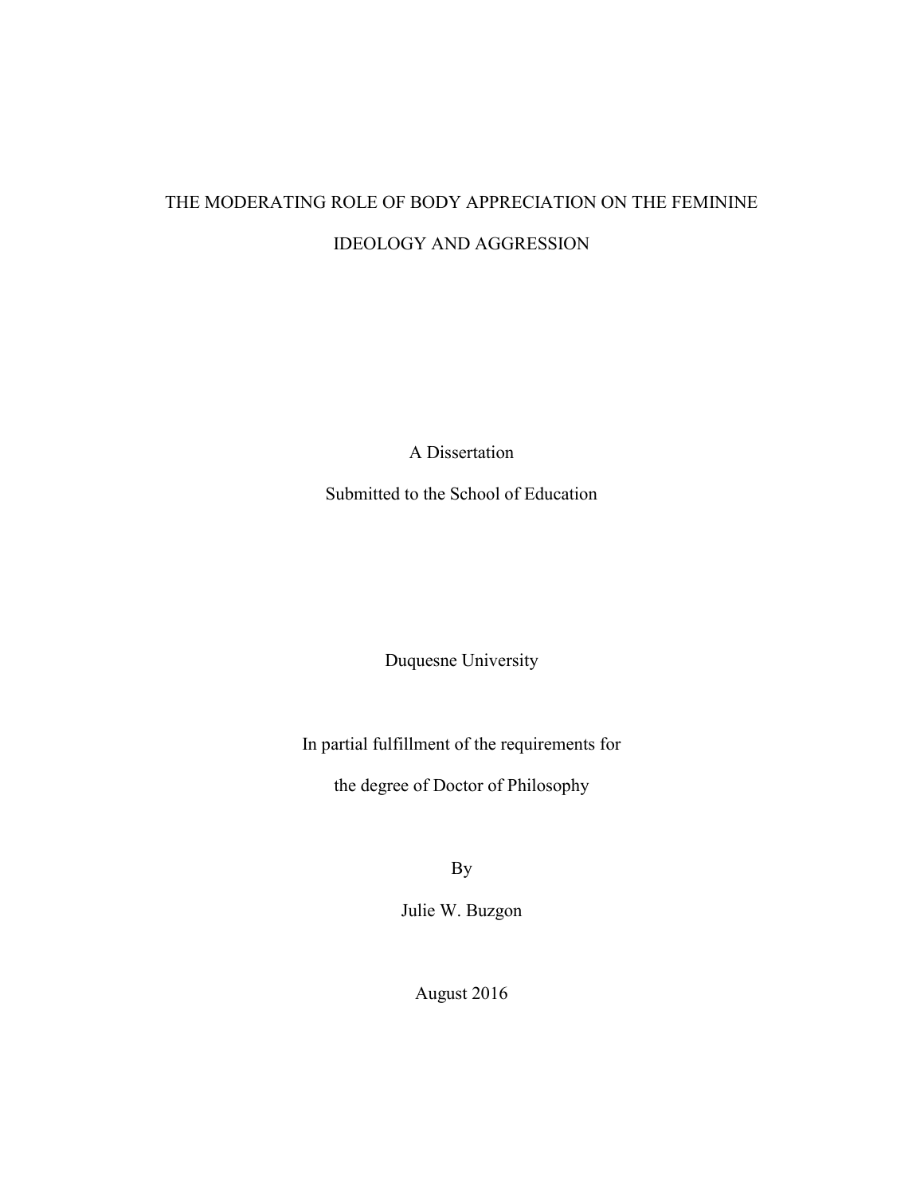# THE MODERATING ROLE OF BODY APPRECIATION ON THE FEMININE IDEOLOGY AND AGGRESSION

A Dissertation

Submitted to the School of Education

Duquesne University

In partial fulfillment of the requirements for

the degree of Doctor of Philosophy

By

Julie W. Buzgon

August 2016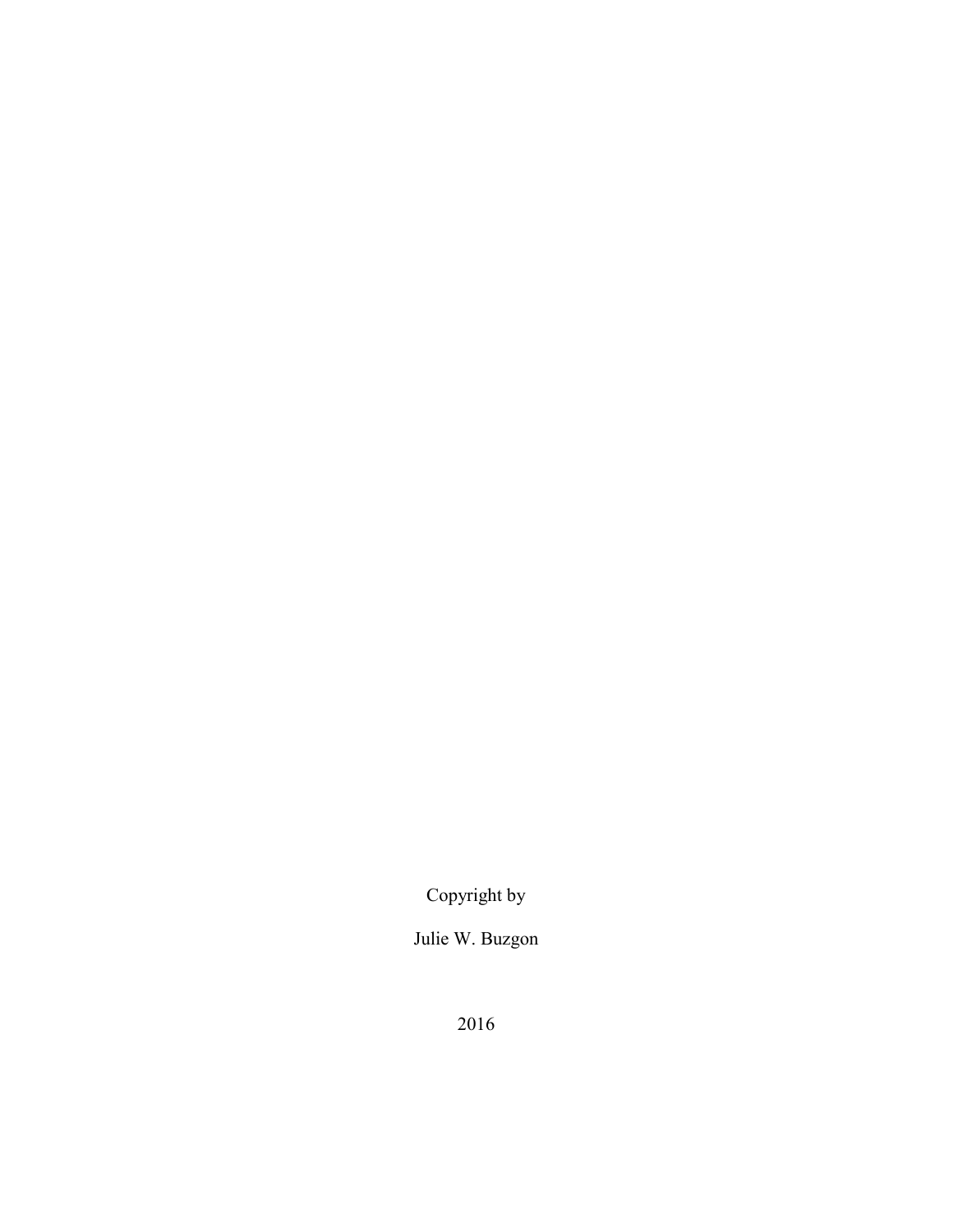Copyright by

Julie W. Buzgon

2016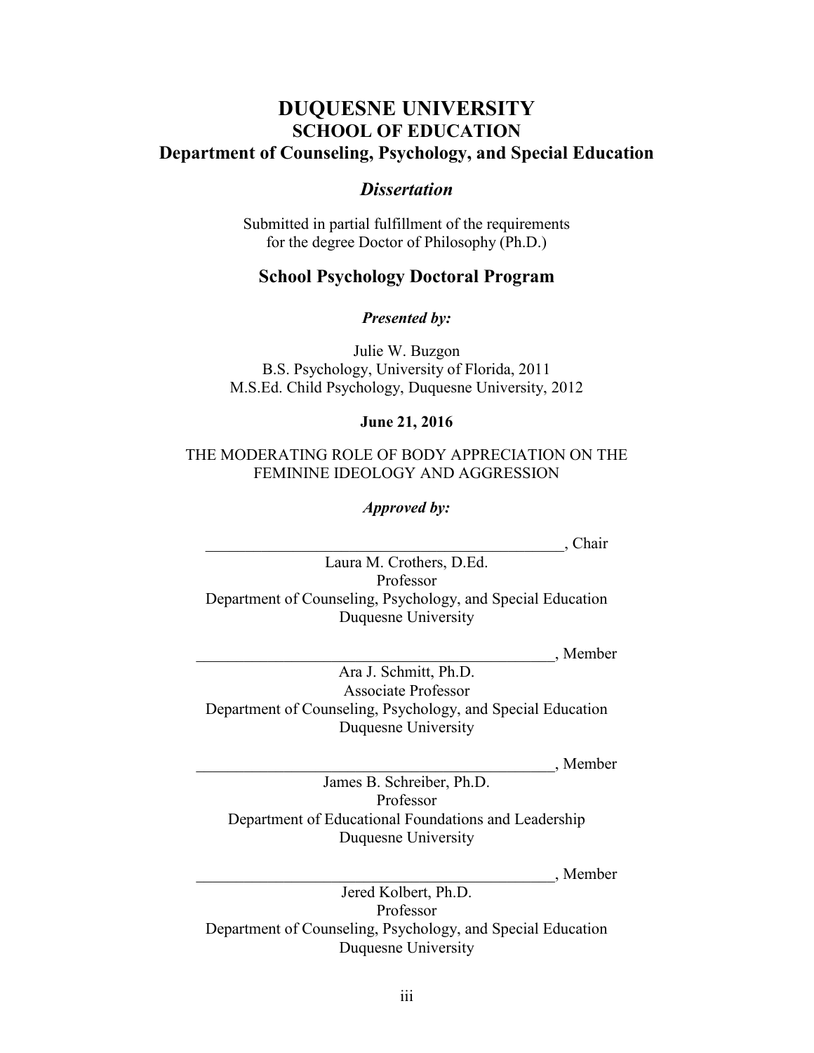# DUQUESNE UNIVERSITY
## SCHOOL OF EDUCATION
### Department of Counseling, Psychology, and Special Education

***Dissertation***

Submitted in partial fulfillment of the requirements
for the degree Doctor of Philosophy (Ph.D.)

### School Psychology Doctoral Program

***Presented by:***

Julie W. Buzgon
B.S. Psychology, University of Florida, 2011
M.S.Ed. Child Psychology, Duquesne University, 2012

**June 21, 2016**

THE MODERATING ROLE OF BODY APPRECIATION ON THE FEMININE IDEOLOGY AND AGGRESSION

***Approved by:***

_______________________________________________, Chair
Laura M. Crothers, D.Ed.
Professor
Department of Counseling, Psychology, and Special Education
Duquesne University

_______________________________________________, Member
Ara J. Schmitt, Ph.D.
Associate Professor
Department of Counseling, Psychology, and Special Education
Duquesne University

_______________________________________________, Member
James B. Schreiber, Ph.D.
Professor
Department of Educational Foundations and Leadership
Duquesne University

_______________________________________________, Member
Jered Kolbert, Ph.D.
Professor
Department of Counseling, Psychology, and Special Education
Duquesne University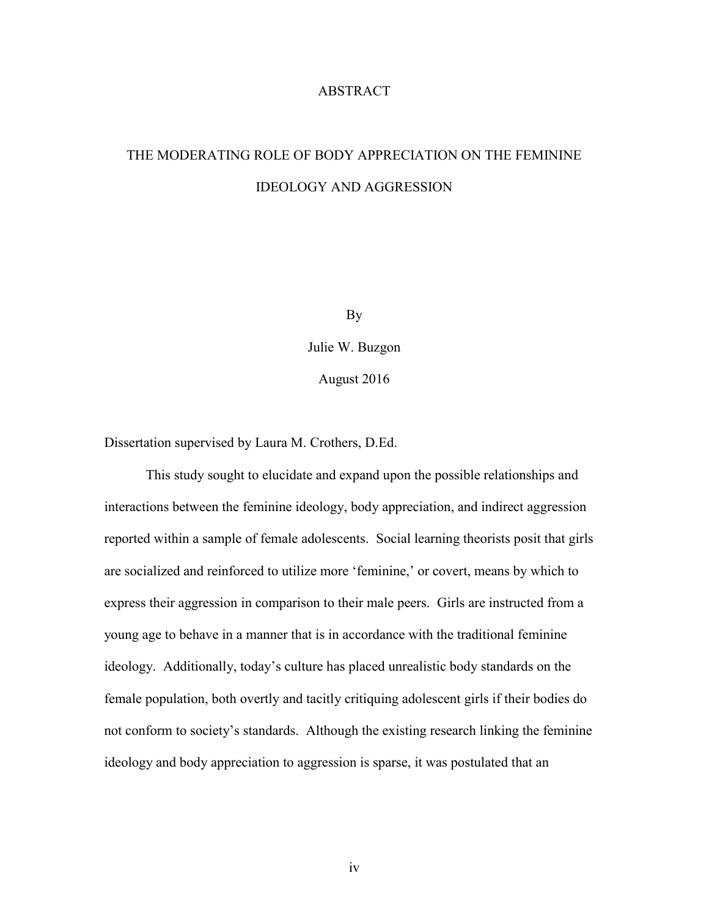# ABSTRACT

## THE MODERATING ROLE OF BODY APPRECIATION ON THE FEMININE IDEOLOGY AND AGGRESSION

By

Julie W. Buzgon

August 2016

Dissertation supervised by Laura M. Crothers, D.Ed.

This study sought to elucidate and expand upon the possible relationships and interactions between the feminine ideology, body appreciation, and indirect aggression reported within a sample of female adolescents. Social learning theorists posit that girls are socialized and reinforced to utilize more 'feminine,' or covert, means by which to express their aggression in comparison to their male peers. Girls are instructed from a young age to behave in a manner that is in accordance with the traditional feminine ideology. Additionally, today's culture has placed unrealistic body standards on the female population, both overtly and tacitly critiquing adolescent girls if their bodies do not conform to society's standards. Although the existing research linking the feminine ideology and body appreciation to aggression is sparse, it was postulated that an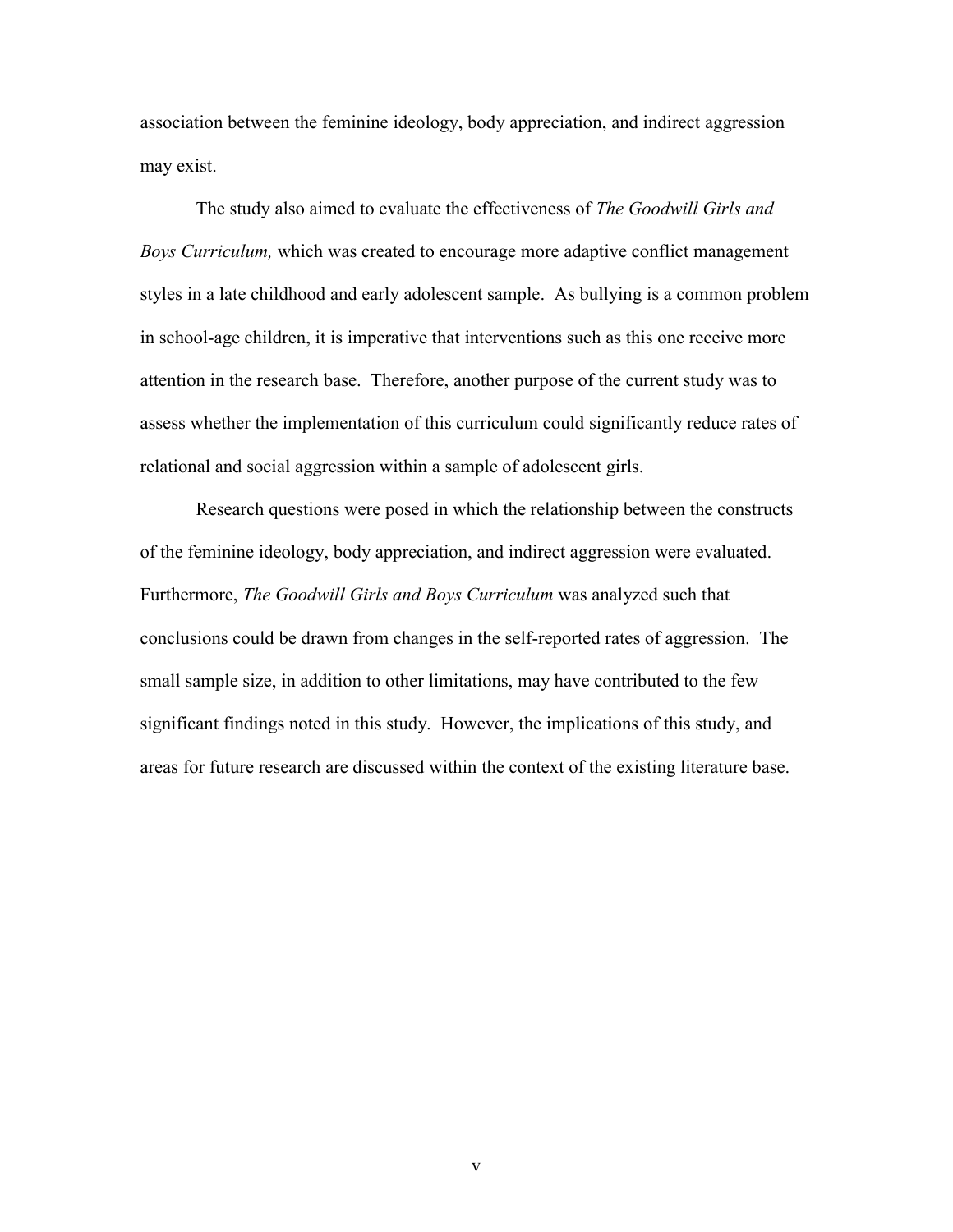association between the feminine ideology, body appreciation, and indirect aggression may exist.

The study also aimed to evaluate the effectiveness of *The Goodwill Girls and Boys Curriculum,* which was created to encourage more adaptive conflict management styles in a late childhood and early adolescent sample. As bullying is a common problem in school-age children, it is imperative that interventions such as this one receive more attention in the research base. Therefore, another purpose of the current study was to assess whether the implementation of this curriculum could significantly reduce rates of relational and social aggression within a sample of adolescent girls.

Research questions were posed in which the relationship between the constructs of the feminine ideology, body appreciation, and indirect aggression were evaluated. Furthermore, *The Goodwill Girls and Boys Curriculum* was analyzed such that conclusions could be drawn from changes in the self-reported rates of aggression. The small sample size, in addition to other limitations, may have contributed to the few significant findings noted in this study. However, the implications of this study, and areas for future research are discussed within the context of the existing literature base.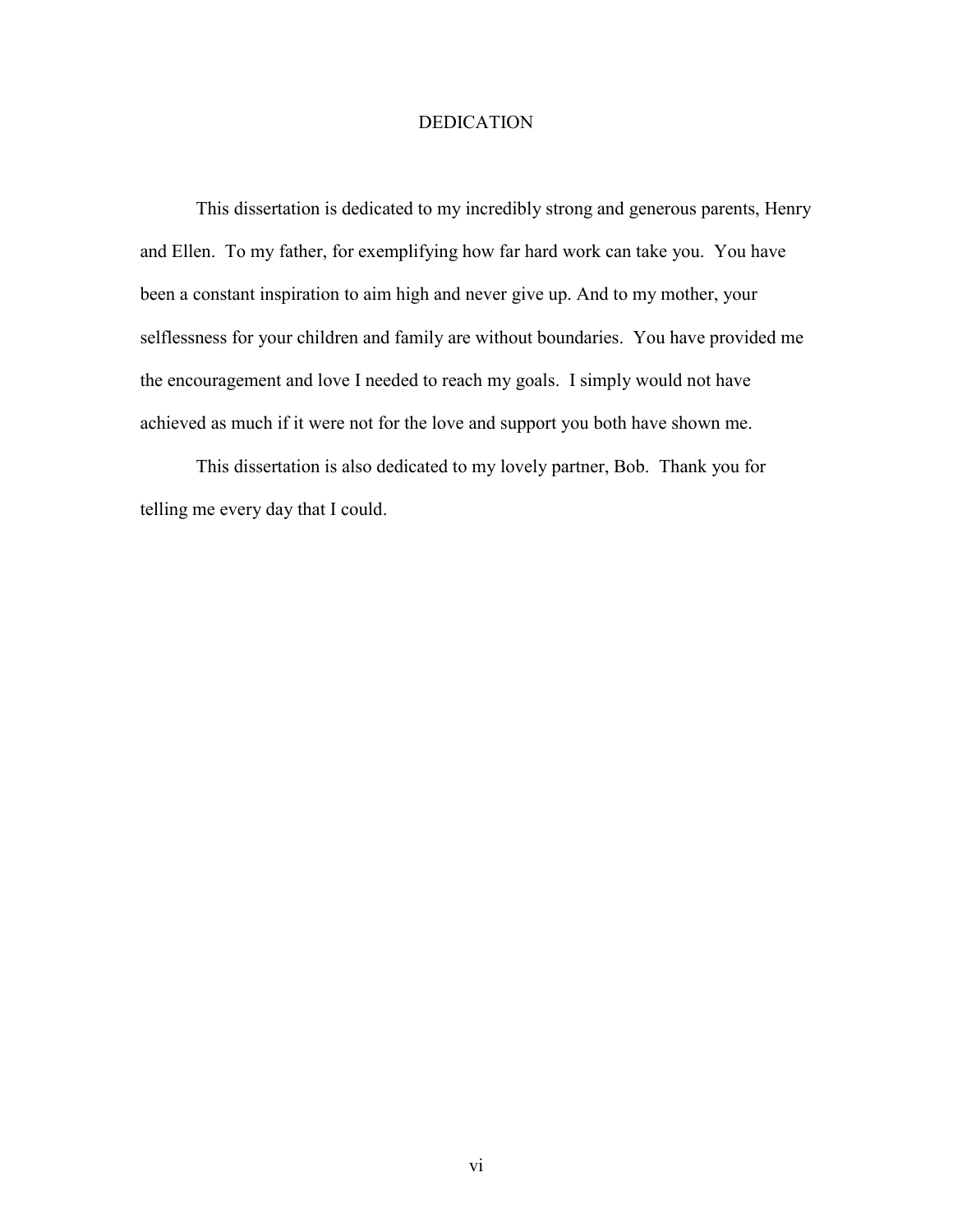# DEDICATION

This dissertation is dedicated to my incredibly strong and generous parents, Henry and Ellen. To my father, for exemplifying how far hard work can take you. You have been a constant inspiration to aim high and never give up. And to my mother, your selflessness for your children and family are without boundaries. You have provided me the encouragement and love I needed to reach my goals. I simply would not have achieved as much if it were not for the love and support you both have shown me.

This dissertation is also dedicated to my lovely partner, Bob. Thank you for telling me every day that I could.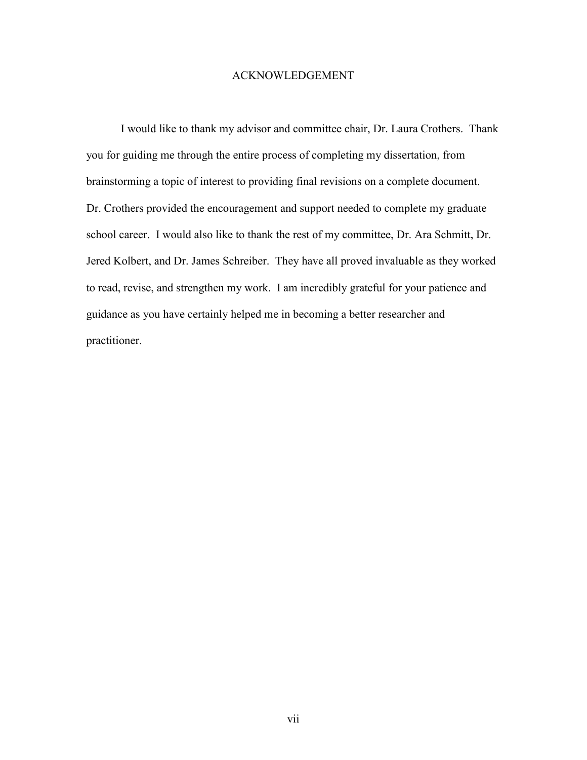# ACKNOWLEDGEMENT

I would like to thank my advisor and committee chair, Dr. Laura Crothers. Thank you for guiding me through the entire process of completing my dissertation, from brainstorming a topic of interest to providing final revisions on a complete document. Dr. Crothers provided the encouragement and support needed to complete my graduate school career. I would also like to thank the rest of my committee, Dr. Ara Schmitt, Dr. Jered Kolbert, and Dr. James Schreiber. They have all proved invaluable as they worked to read, revise, and strengthen my work. I am incredibly grateful for your patience and guidance as you have certainly helped me in becoming a better researcher and practitioner.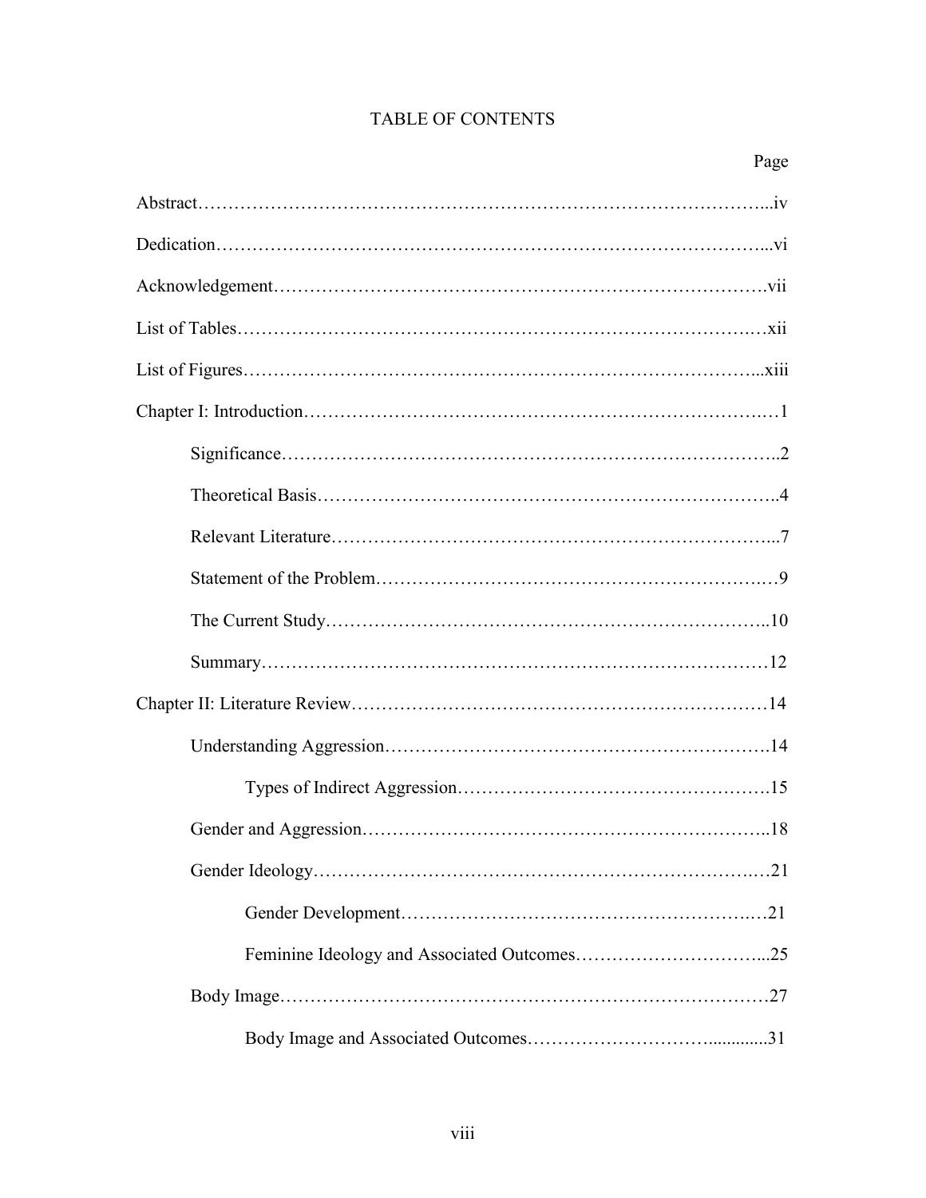# TABLE OF CONTENTS

Page

Abstract……………………………………………………………………………...iv

Dedication…………………………………………………………………………...vi

Acknowledgement………………………………………………………………….vii

List of Tables……………………………………………………………………….xii

List of Figures……………………………………………………………………...xiii

Chapter I: Introduction……………………………………………………………….1

Significance……………………………………………………………………..2

Theoretical Basis………………………………………………………………..4

Relevant Literature……………………………………………………………...7

Statement of the Problem……………………………………………………….9

The Current Study……………………………………………………………..10

Summary……………………………………………………………………….12

Chapter II: Literature Review……………………………………………………….14

Understanding Aggression……………………………………………………..14

Types of Indirect Aggression…………………………………………….15

Gender and Aggression………………………………………………………..18

Gender Ideology………………………………………………………………..21

Gender Development…………………………………………………….21

Feminine Ideology and Associated Outcomes…………………………...25

Body Image…………………………………………………………………….27

Body Image and Associated Outcomes…………………………..............31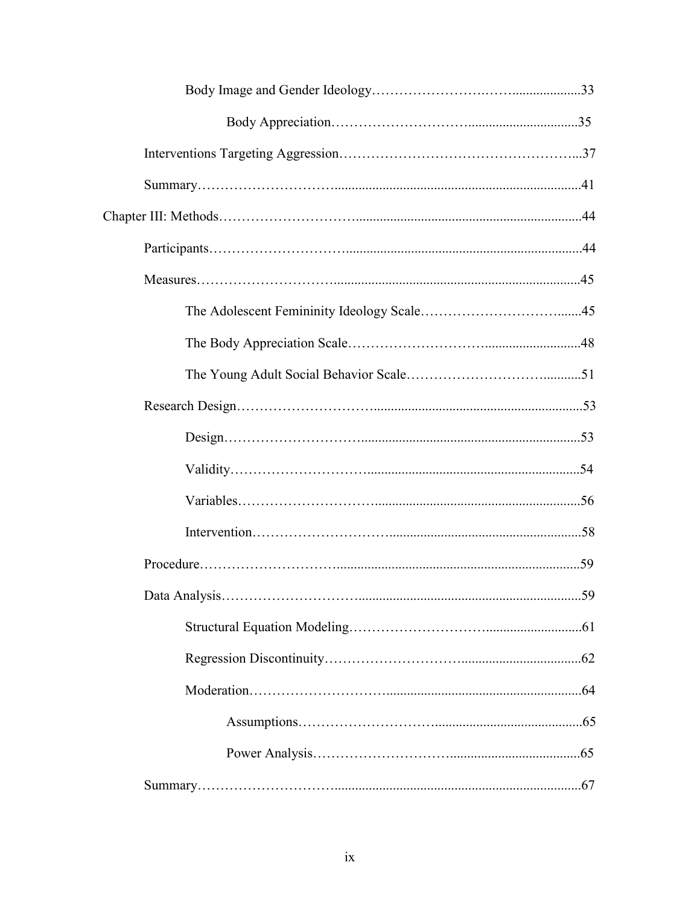Body Image and Gender Ideology……………………………………………33

Body Appreciation……………………………………………35

Interventions Targeting Aggression……………………………………………37

Summary……………………………………………………………41

Chapter III: Methods……………………………………………………………44

Participants……………………………………………………………44

Measures……………………………………………………………45

The Adolescent Femininity Ideology Scale……………………………………45

The Body Appreciation Scale……………………………………………48

The Young Adult Social Behavior Scale……………………………………51

Research Design……………………………………………………………53

Design……………………………………………………………53

Validity……………………………………………………………54

Variables……………………………………………………………56

Intervention……………………………………………………………58

Procedure……………………………………………………………59

Data Analysis……………………………………………………………59

Structural Equation Modeling……………………………………………61

Regression Discontinuity……………………………………………62

Moderation……………………………………………………………64

Assumptions……………………………………………………………65

Power Analysis……………………………………………………………65

Summary……………………………………………………………67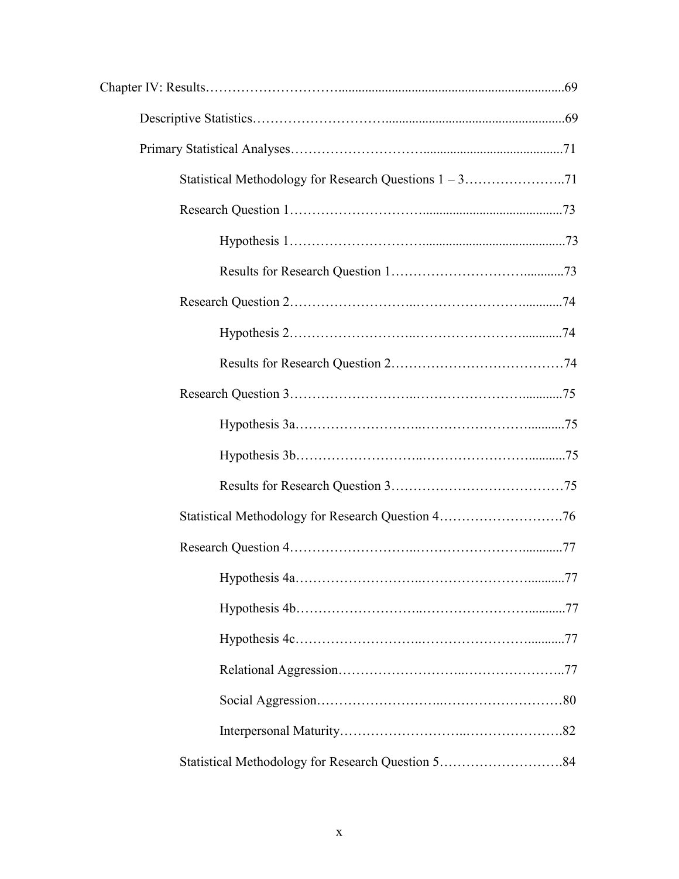Chapter IV: Results....................................................................................69

Descriptive Statistics....................................................................................69

Primary Statistical Analyses....................................................................................71

Statistical Methodology for Research Questions 1 – 3....................71

Research Question 1....................................................................................73

Hypothesis 1....................................................................................73

Results for Research Question 1....................................73

Research Question 2....................................................................................74

Hypothesis 2....................................................................................74

Results for Research Question 2....................................74

Research Question 3....................................................................................75

Hypothesis 3a....................................................................................75

Hypothesis 3b....................................................................................75

Results for Research Question 3....................................75

Statistical Methodology for Research Question 4....................76

Research Question 4....................................................................................77

Hypothesis 4a....................................................................................77

Hypothesis 4b....................................................................................77

Hypothesis 4c....................................................................................77

Relational Aggression....................................................................................77

Social Aggression....................................................................................80

Interpersonal Maturity....................................................................................82

Statistical Methodology for Research Question 5....................84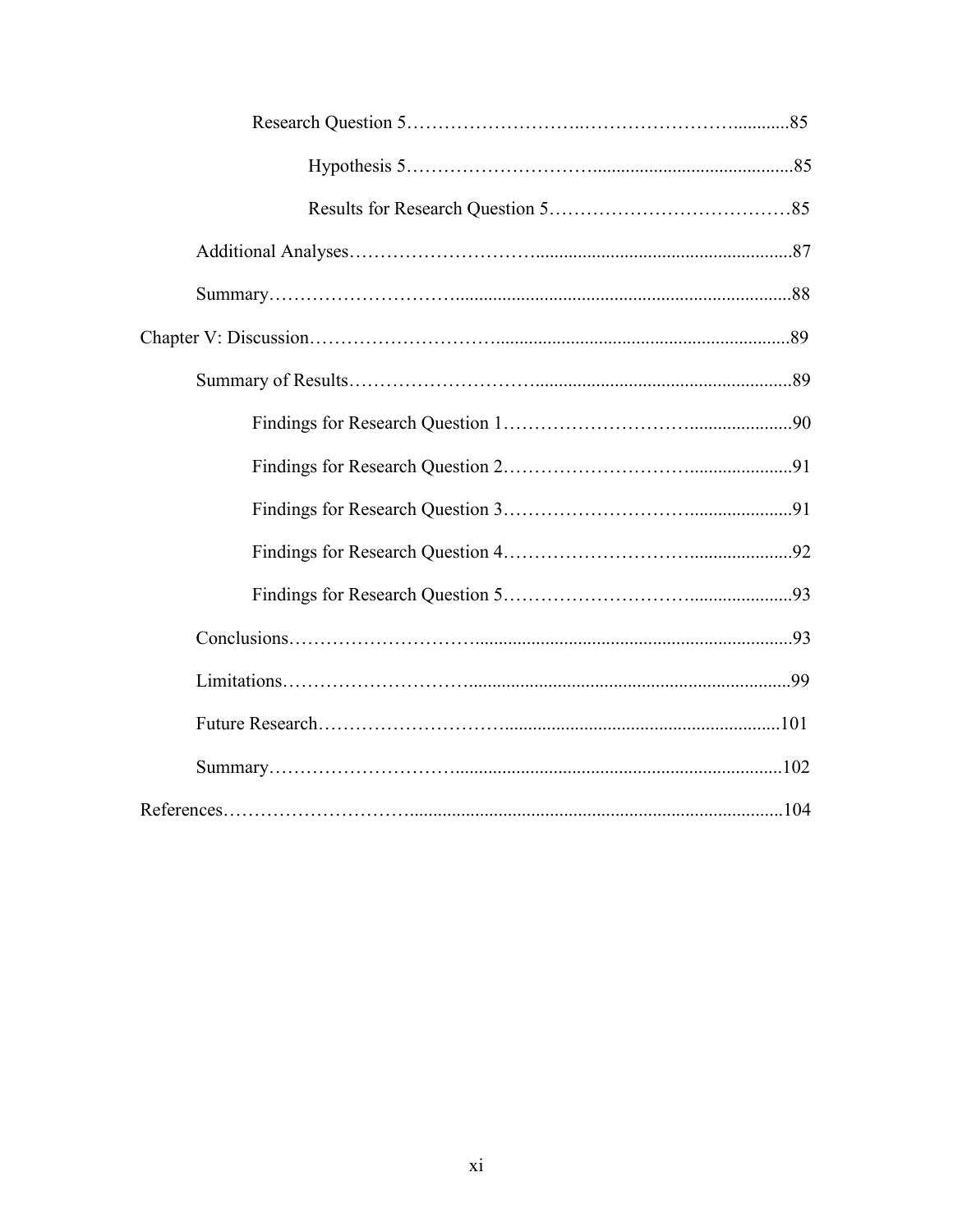Research Question 5……………………..…………………….............85

Hypothesis 5……………………….........................................85

Results for Research Question 5…………………………………85

Additional Analyses……………………….......................................................87

Summary………………………........................................................................88

Chapter V: Discussion………………………...............................................................89

Summary of Results……………………….......................................................89

Findings for Research Question 1………………………......................90

Findings for Research Question 2………………………......................91

Findings for Research Question 3………………………......................91

Findings for Research Question 4………………………......................92

Findings for Research Question 5………………………......................93

Conclusions……………………….....................................................................93

Limitations……………………….......................................................................99

Future Research……………………….........................................................101

Summary……………………….....................................................................102

References……………………….................................................................................104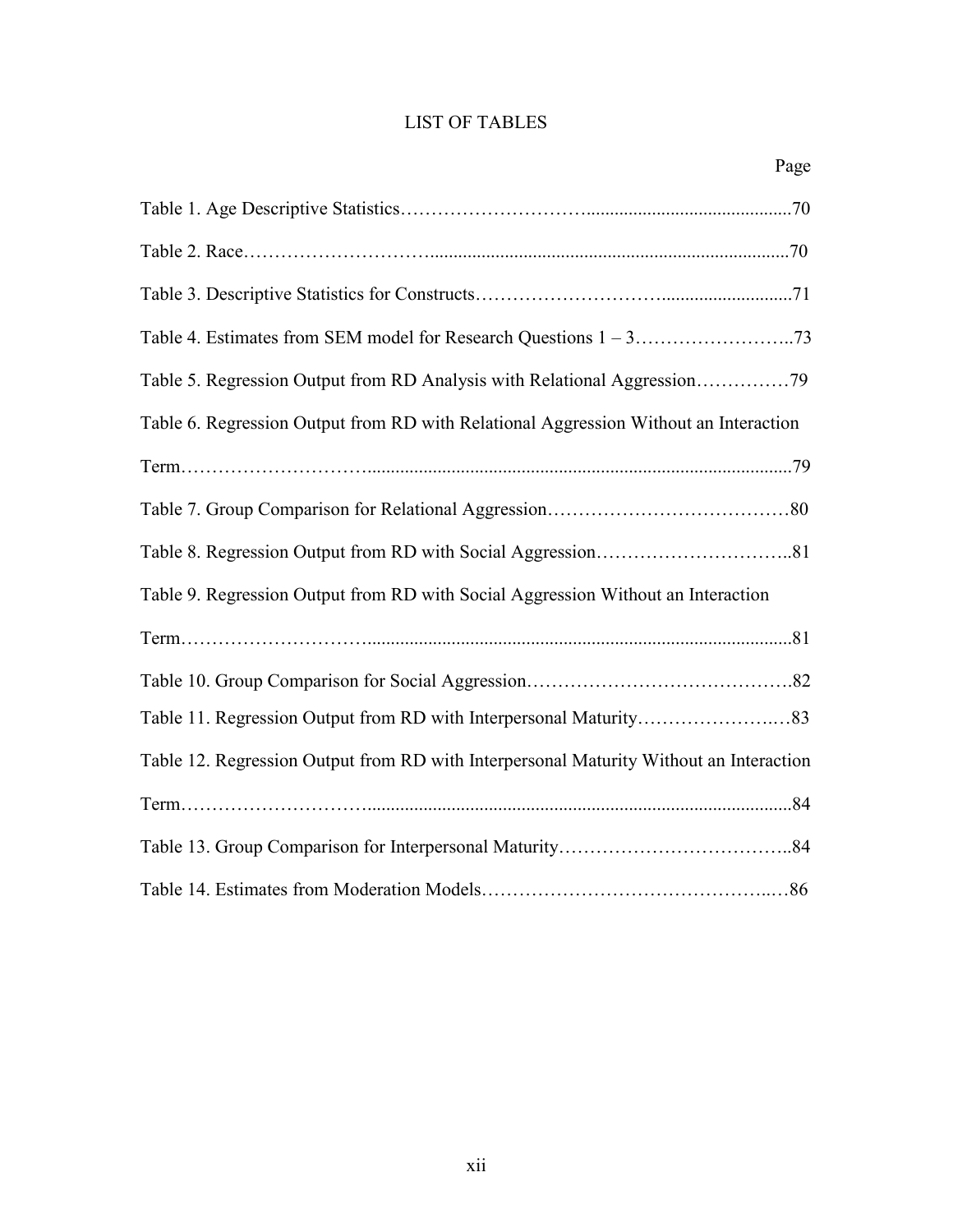# LIST OF TABLES

| | Page |
|---|---|
| Table 1. Age Descriptive Statistics | 70 |
| Table 2. Race | 70 |
| Table 3. Descriptive Statistics for Constructs | 71 |
| Table 4. Estimates from SEM model for Research Questions 1 – 3 | 73 |
| Table 5. Regression Output from RD Analysis with Relational Aggression | 79 |
| Table 6. Regression Output from RD with Relational Aggression Without an Interaction Term | 79 |
| Table 7. Group Comparison for Relational Aggression | 80 |
| Table 8. Regression Output from RD with Social Aggression | 81 |
| Table 9. Regression Output from RD with Social Aggression Without an Interaction Term | 81 |
| Table 10. Group Comparison for Social Aggression | 82 |
| Table 11. Regression Output from RD with Interpersonal Maturity | 83 |
| Table 12. Regression Output from RD with Interpersonal Maturity Without an Interaction Term | 84 |
| Table 13. Group Comparison for Interpersonal Maturity | 84 |
| Table 14. Estimates from Moderation Models | 86 |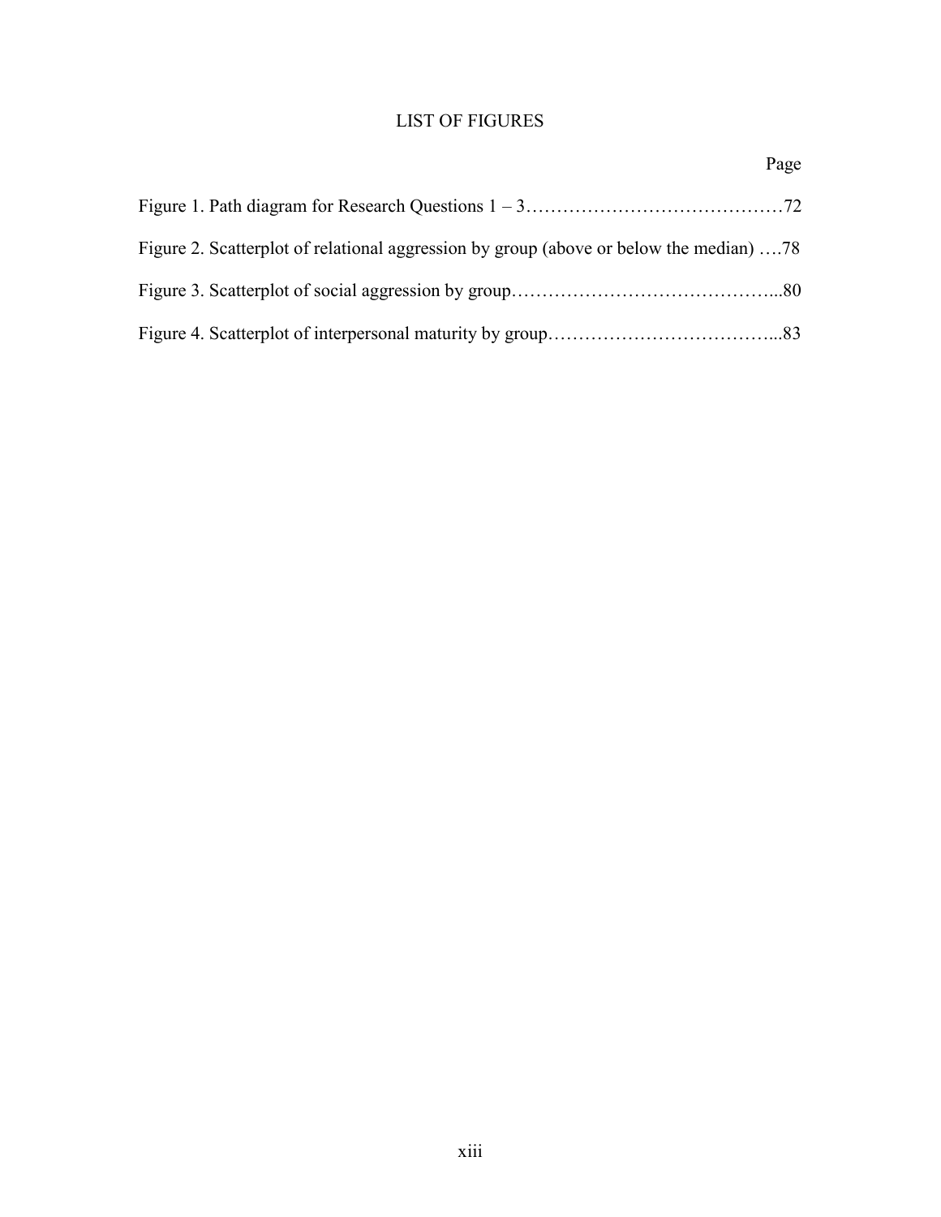# LIST OF FIGURES

Page

Figure 1. Path diagram for Research Questions 1 – 3……………………………………72

Figure 2. Scatterplot of relational aggression by group (above or below the median) ….78

Figure 3. Scatterplot of social aggression by group……………………………………...80

Figure 4. Scatterplot of interpersonal maturity by group………………………………...83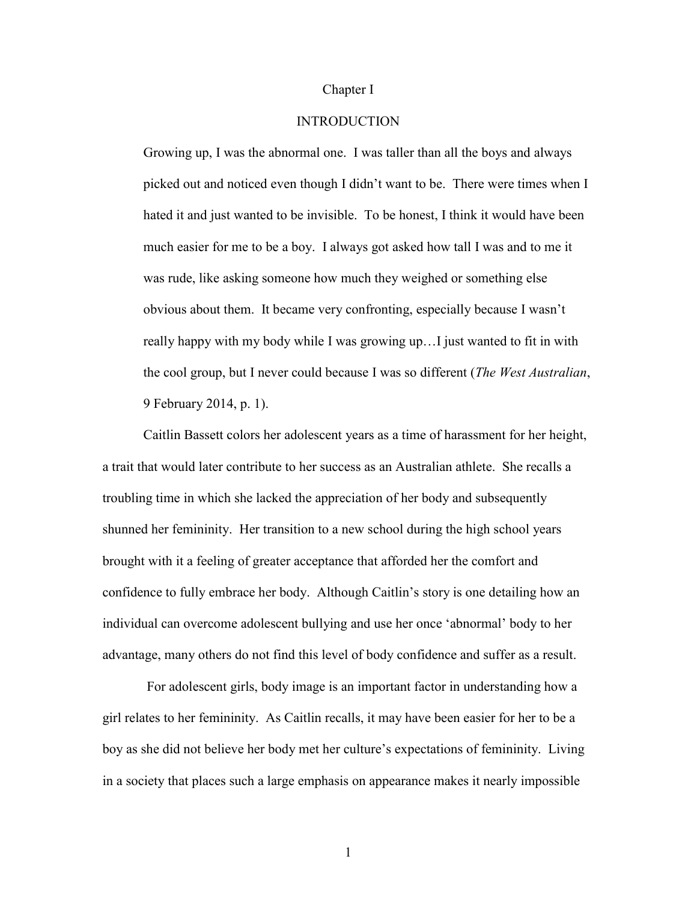# Chapter I

# INTRODUCTION

> Growing up, I was the abnormal one. I was taller than all the boys and always picked out and noticed even though I didn't want to be. There were times when I hated it and just wanted to be invisible. To be honest, I think it would have been much easier for me to be a boy. I always got asked how tall I was and to me it was rude, like asking someone how much they weighed or something else obvious about them. It became very confronting, especially because I wasn't really happy with my body while I was growing up…I just wanted to fit in with the cool group, but I never could because I was so different (*The West Australian*, 9 February 2014, p. 1).

Caitlin Bassett colors her adolescent years as a time of harassment for her height, a trait that would later contribute to her success as an Australian athlete. She recalls a troubling time in which she lacked the appreciation of her body and subsequently shunned her femininity. Her transition to a new school during the high school years brought with it a feeling of greater acceptance that afforded her the comfort and confidence to fully embrace her body. Although Caitlin's story is one detailing how an individual can overcome adolescent bullying and use her once 'abnormal' body to her advantage, many others do not find this level of body confidence and suffer as a result.

For adolescent girls, body image is an important factor in understanding how a girl relates to her femininity. As Caitlin recalls, it may have been easier for her to be a boy as she did not believe her body met her culture's expectations of femininity. Living in a society that places such a large emphasis on appearance makes it nearly impossible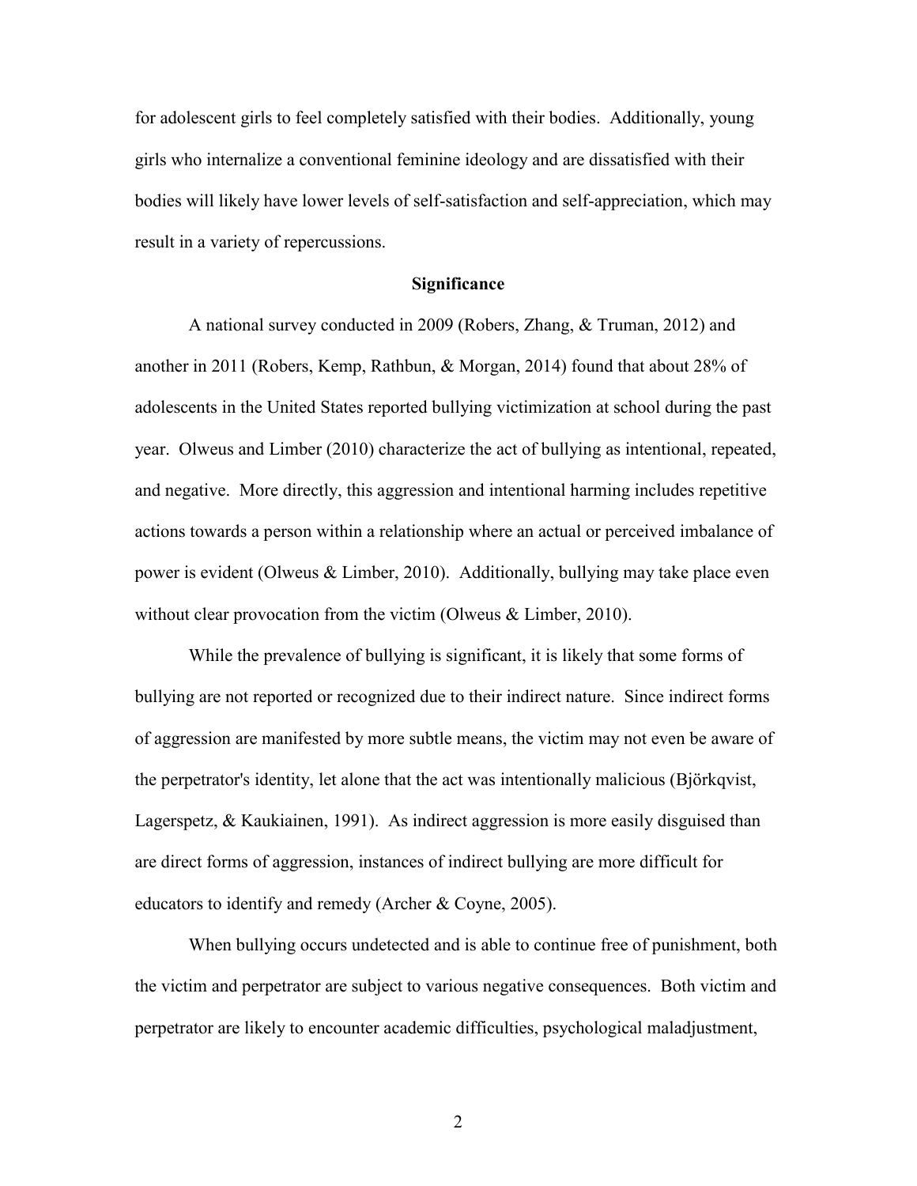for adolescent girls to feel completely satisfied with their bodies. Additionally, young girls who internalize a conventional feminine ideology and are dissatisfied with their bodies will likely have lower levels of self-satisfaction and self-appreciation, which may result in a variety of repercussions.

## Significance

A national survey conducted in 2009 (Robers, Zhang, & Truman, 2012) and another in 2011 (Robers, Kemp, Rathbun, & Morgan, 2014) found that about 28% of adolescents in the United States reported bullying victimization at school during the past year. Olweus and Limber (2010) characterize the act of bullying as intentional, repeated, and negative. More directly, this aggression and intentional harming includes repetitive actions towards a person within a relationship where an actual or perceived imbalance of power is evident (Olweus & Limber, 2010). Additionally, bullying may take place even without clear provocation from the victim (Olweus & Limber, 2010).

While the prevalence of bullying is significant, it is likely that some forms of bullying are not reported or recognized due to their indirect nature. Since indirect forms of aggression are manifested by more subtle means, the victim may not even be aware of the perpetrator's identity, let alone that the act was intentionally malicious (Björkqvist, Lagerspetz, & Kaukiainen, 1991). As indirect aggression is more easily disguised than are direct forms of aggression, instances of indirect bullying are more difficult for educators to identify and remedy (Archer & Coyne, 2005).

When bullying occurs undetected and is able to continue free of punishment, both the victim and perpetrator are subject to various negative consequences. Both victim and perpetrator are likely to encounter academic difficulties, psychological maladjustment,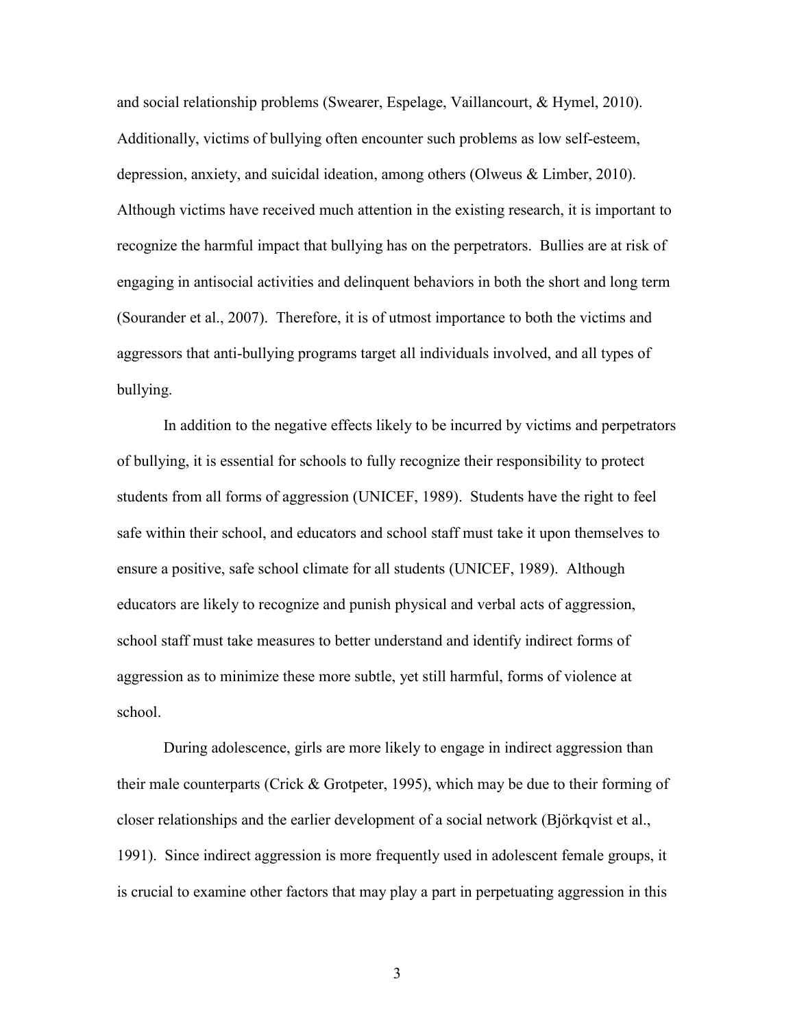and social relationship problems (Swearer, Espelage, Vaillancourt, & Hymel, 2010). Additionally, victims of bullying often encounter such problems as low self-esteem, depression, anxiety, and suicidal ideation, among others (Olweus & Limber, 2010). Although victims have received much attention in the existing research, it is important to recognize the harmful impact that bullying has on the perpetrators. Bullies are at risk of engaging in antisocial activities and delinquent behaviors in both the short and long term (Sourander et al., 2007). Therefore, it is of utmost importance to both the victims and aggressors that anti-bullying programs target all individuals involved, and all types of bullying.

In addition to the negative effects likely to be incurred by victims and perpetrators of bullying, it is essential for schools to fully recognize their responsibility to protect students from all forms of aggression (UNICEF, 1989). Students have the right to feel safe within their school, and educators and school staff must take it upon themselves to ensure a positive, safe school climate for all students (UNICEF, 1989). Although educators are likely to recognize and punish physical and verbal acts of aggression, school staff must take measures to better understand and identify indirect forms of aggression as to minimize these more subtle, yet still harmful, forms of violence at school.

During adolescence, girls are more likely to engage in indirect aggression than their male counterparts (Crick & Grotpeter, 1995), which may be due to their forming of closer relationships and the earlier development of a social network (Björkqvist et al., 1991). Since indirect aggression is more frequently used in adolescent female groups, it is crucial to examine other factors that may play a part in perpetuating aggression in this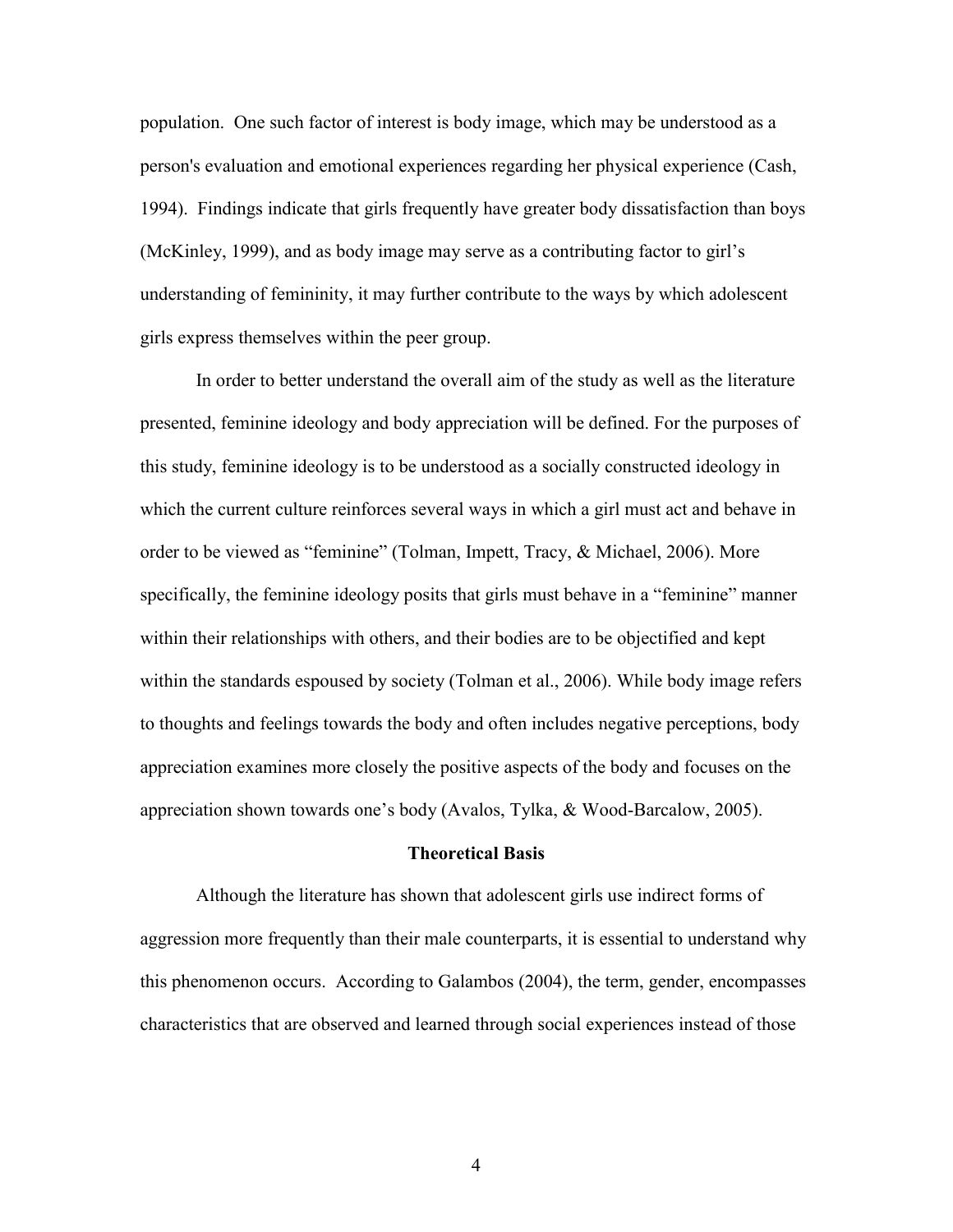population. One such factor of interest is body image, which may be understood as a person's evaluation and emotional experiences regarding her physical experience (Cash, 1994). Findings indicate that girls frequently have greater body dissatisfaction than boys (McKinley, 1999), and as body image may serve as a contributing factor to girl's understanding of femininity, it may further contribute to the ways by which adolescent girls express themselves within the peer group.

In order to better understand the overall aim of the study as well as the literature presented, feminine ideology and body appreciation will be defined. For the purposes of this study, feminine ideology is to be understood as a socially constructed ideology in which the current culture reinforces several ways in which a girl must act and behave in order to be viewed as "feminine" (Tolman, Impett, Tracy, & Michael, 2006). More specifically, the feminine ideology posits that girls must behave in a "feminine" manner within their relationships with others, and their bodies are to be objectified and kept within the standards espoused by society (Tolman et al., 2006). While body image refers to thoughts and feelings towards the body and often includes negative perceptions, body appreciation examines more closely the positive aspects of the body and focuses on the appreciation shown towards one's body (Avalos, Tylka, & Wood-Barcalow, 2005).

## Theoretical Basis

Although the literature has shown that adolescent girls use indirect forms of aggression more frequently than their male counterparts, it is essential to understand why this phenomenon occurs. According to Galambos (2004), the term, gender, encompasses characteristics that are observed and learned through social experiences instead of those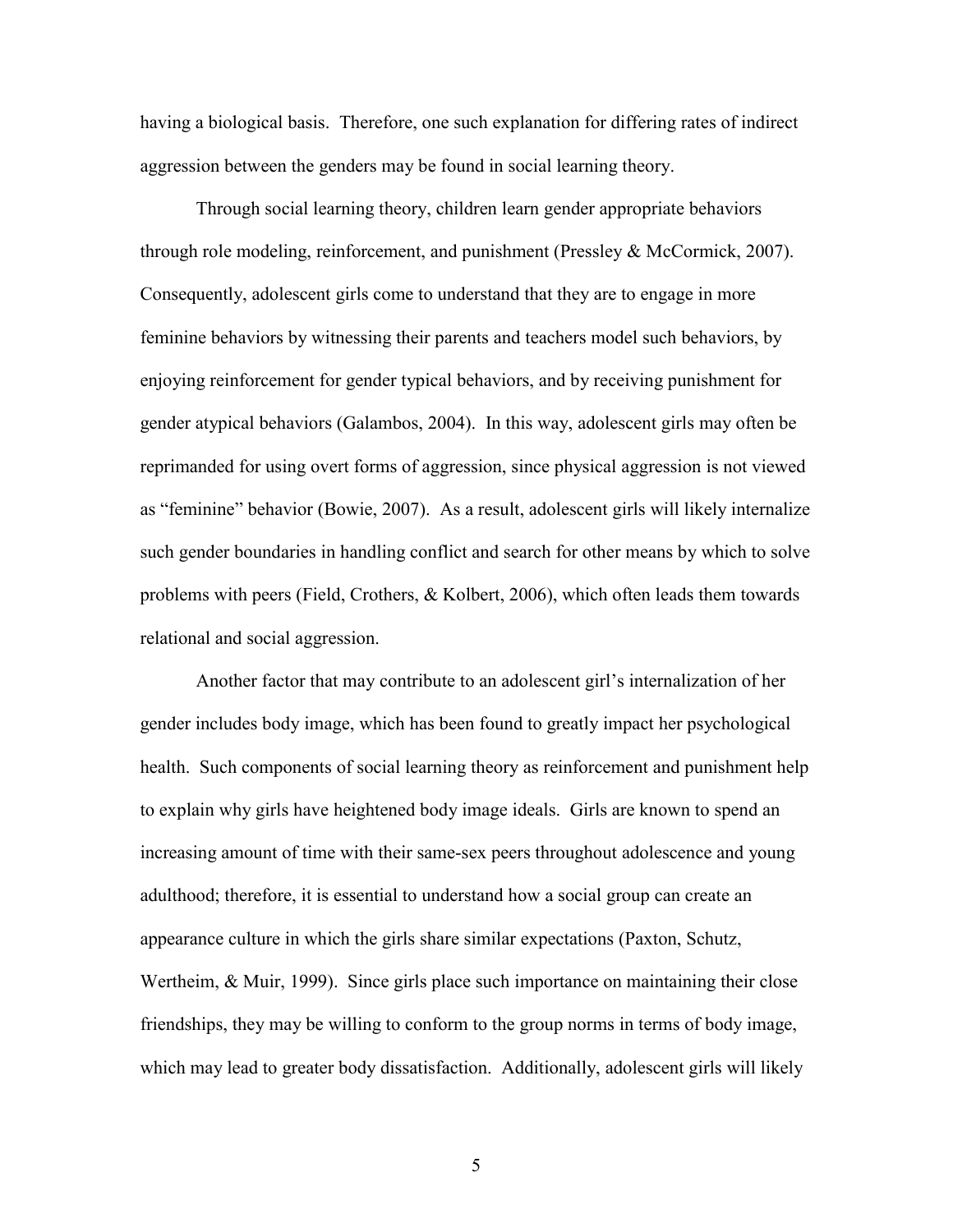having a biological basis. Therefore, one such explanation for differing rates of indirect aggression between the genders may be found in social learning theory.

Through social learning theory, children learn gender appropriate behaviors through role modeling, reinforcement, and punishment (Pressley & McCormick, 2007). Consequently, adolescent girls come to understand that they are to engage in more feminine behaviors by witnessing their parents and teachers model such behaviors, by enjoying reinforcement for gender typical behaviors, and by receiving punishment for gender atypical behaviors (Galambos, 2004). In this way, adolescent girls may often be reprimanded for using overt forms of aggression, since physical aggression is not viewed as "feminine" behavior (Bowie, 2007). As a result, adolescent girls will likely internalize such gender boundaries in handling conflict and search for other means by which to solve problems with peers (Field, Crothers, & Kolbert, 2006), which often leads them towards relational and social aggression.

Another factor that may contribute to an adolescent girl's internalization of her gender includes body image, which has been found to greatly impact her psychological health. Such components of social learning theory as reinforcement and punishment help to explain why girls have heightened body image ideals. Girls are known to spend an increasing amount of time with their same-sex peers throughout adolescence and young adulthood; therefore, it is essential to understand how a social group can create an appearance culture in which the girls share similar expectations (Paxton, Schutz, Wertheim, & Muir, 1999). Since girls place such importance on maintaining their close friendships, they may be willing to conform to the group norms in terms of body image, which may lead to greater body dissatisfaction. Additionally, adolescent girls will likely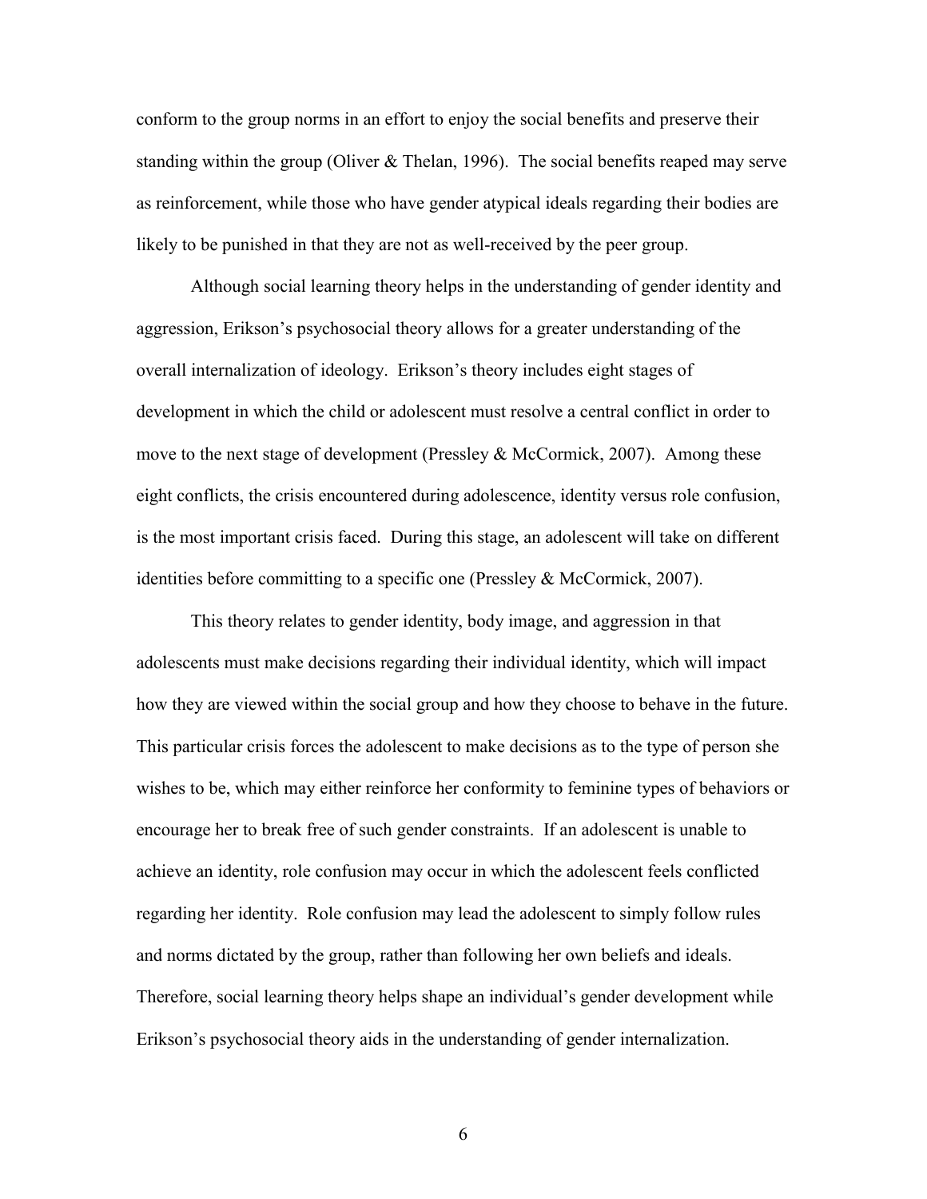conform to the group norms in an effort to enjoy the social benefits and preserve their standing within the group (Oliver & Thelan, 1996). The social benefits reaped may serve as reinforcement, while those who have gender atypical ideals regarding their bodies are likely to be punished in that they are not as well-received by the peer group.

Although social learning theory helps in the understanding of gender identity and aggression, Erikson's psychosocial theory allows for a greater understanding of the overall internalization of ideology. Erikson's theory includes eight stages of development in which the child or adolescent must resolve a central conflict in order to move to the next stage of development (Pressley & McCormick, 2007). Among these eight conflicts, the crisis encountered during adolescence, identity versus role confusion, is the most important crisis faced. During this stage, an adolescent will take on different identities before committing to a specific one (Pressley & McCormick, 2007).

This theory relates to gender identity, body image, and aggression in that adolescents must make decisions regarding their individual identity, which will impact how they are viewed within the social group and how they choose to behave in the future. This particular crisis forces the adolescent to make decisions as to the type of person she wishes to be, which may either reinforce her conformity to feminine types of behaviors or encourage her to break free of such gender constraints. If an adolescent is unable to achieve an identity, role confusion may occur in which the adolescent feels conflicted regarding her identity. Role confusion may lead the adolescent to simply follow rules and norms dictated by the group, rather than following her own beliefs and ideals. Therefore, social learning theory helps shape an individual's gender development while Erikson's psychosocial theory aids in the understanding of gender internalization.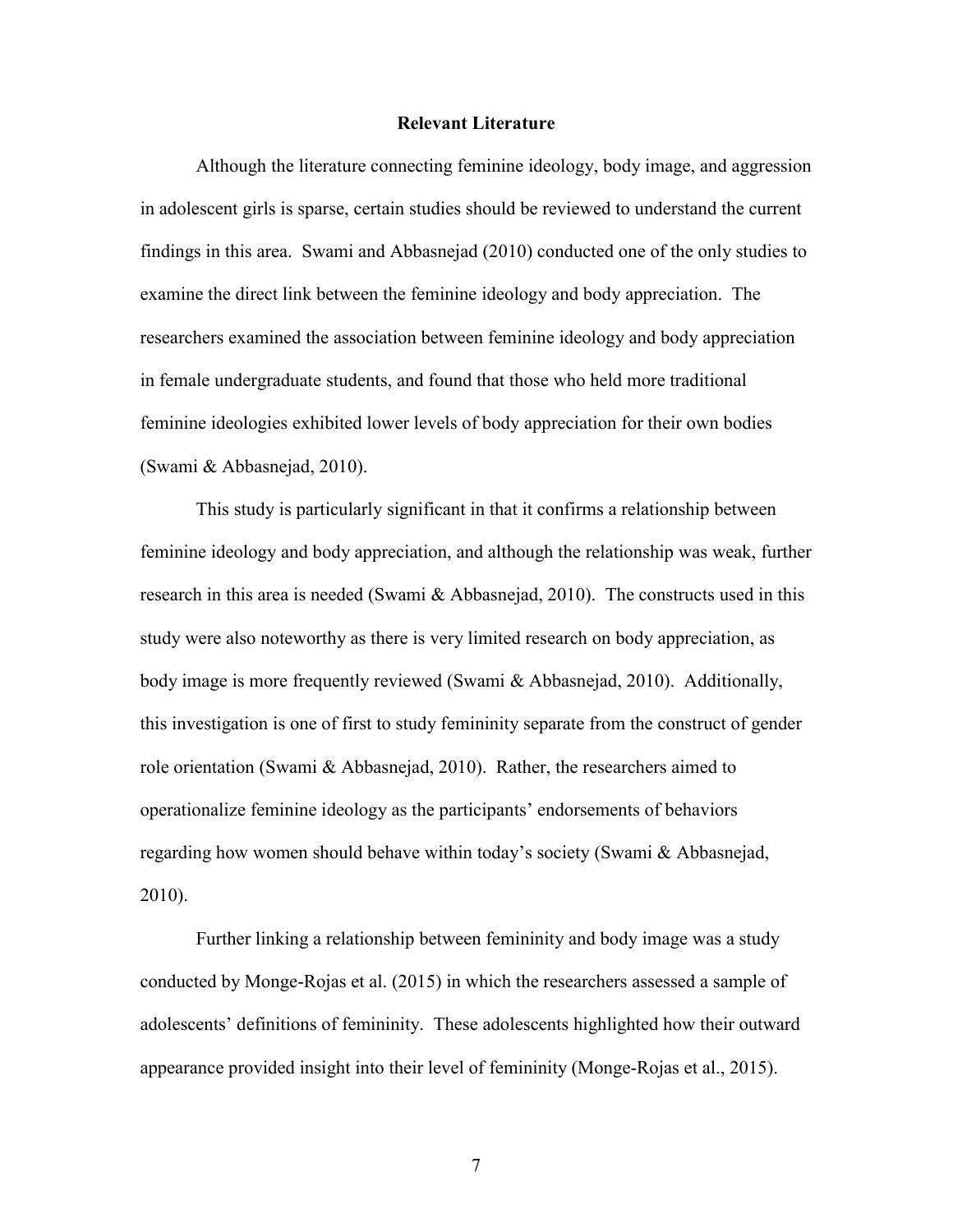## Relevant Literature

Although the literature connecting feminine ideology, body image, and aggression in adolescent girls is sparse, certain studies should be reviewed to understand the current findings in this area. Swami and Abbasnejad (2010) conducted one of the only studies to examine the direct link between the feminine ideology and body appreciation. The researchers examined the association between feminine ideology and body appreciation in female undergraduate students, and found that those who held more traditional feminine ideologies exhibited lower levels of body appreciation for their own bodies (Swami & Abbasnejad, 2010).

This study is particularly significant in that it confirms a relationship between feminine ideology and body appreciation, and although the relationship was weak, further research in this area is needed (Swami & Abbasnejad, 2010). The constructs used in this study were also noteworthy as there is very limited research on body appreciation, as body image is more frequently reviewed (Swami & Abbasnejad, 2010). Additionally, this investigation is one of first to study femininity separate from the construct of gender role orientation (Swami & Abbasnejad, 2010). Rather, the researchers aimed to operationalize feminine ideology as the participants' endorsements of behaviors regarding how women should behave within today's society (Swami & Abbasnejad, 2010).

Further linking a relationship between femininity and body image was a study conducted by Monge-Rojas et al. (2015) in which the researchers assessed a sample of adolescents' definitions of femininity. These adolescents highlighted how their outward appearance provided insight into their level of femininity (Monge-Rojas et al., 2015).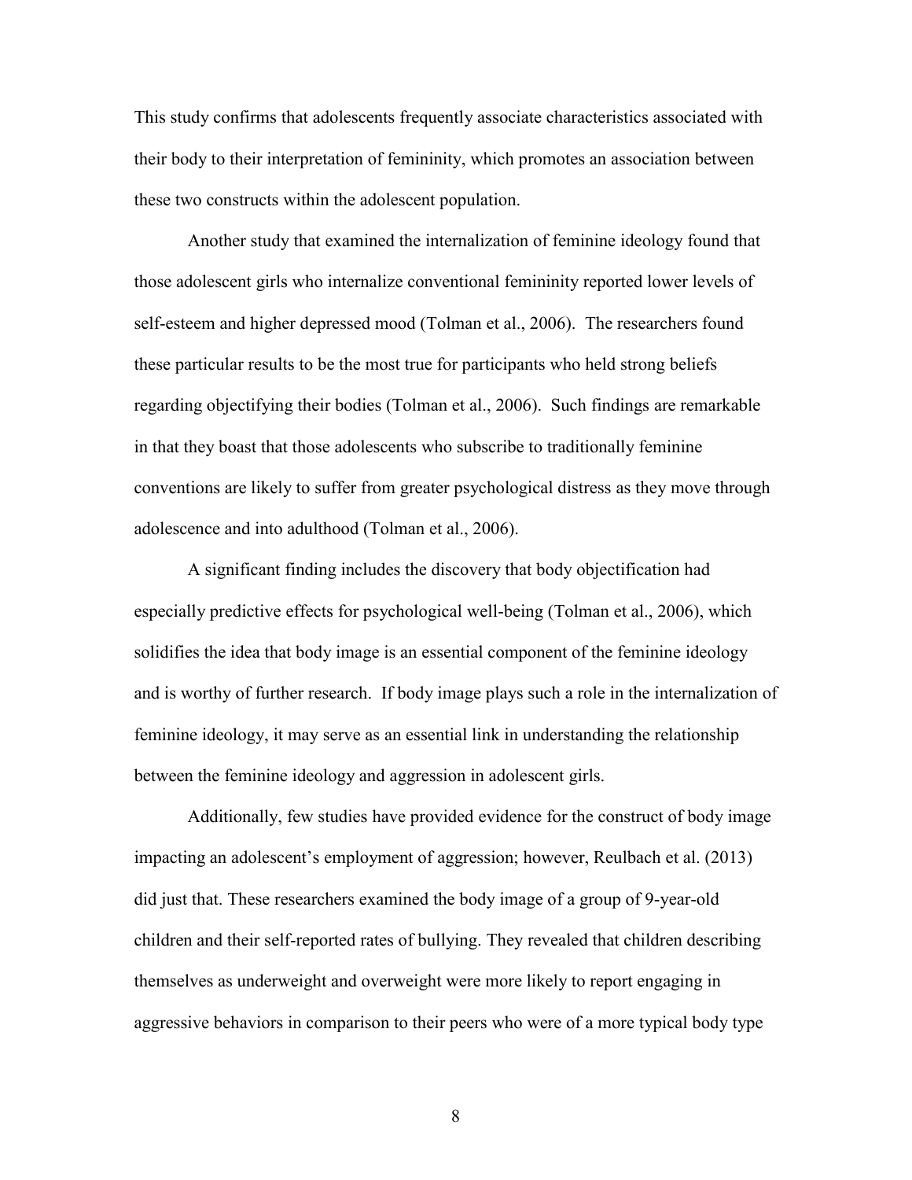This study confirms that adolescents frequently associate characteristics associated with their body to their interpretation of femininity, which promotes an association between these two constructs within the adolescent population.

Another study that examined the internalization of feminine ideology found that those adolescent girls who internalize conventional femininity reported lower levels of self-esteem and higher depressed mood (Tolman et al., 2006). The researchers found these particular results to be the most true for participants who held strong beliefs regarding objectifying their bodies (Tolman et al., 2006). Such findings are remarkable in that they boast that those adolescents who subscribe to traditionally feminine conventions are likely to suffer from greater psychological distress as they move through adolescence and into adulthood (Tolman et al., 2006).

A significant finding includes the discovery that body objectification had especially predictive effects for psychological well-being (Tolman et al., 2006), which solidifies the idea that body image is an essential component of the feminine ideology and is worthy of further research. If body image plays such a role in the internalization of feminine ideology, it may serve as an essential link in understanding the relationship between the feminine ideology and aggression in adolescent girls.

Additionally, few studies have provided evidence for the construct of body image impacting an adolescent's employment of aggression; however, Reulbach et al. (2013) did just that. These researchers examined the body image of a group of 9-year-old children and their self-reported rates of bullying. They revealed that children describing themselves as underweight and overweight were more likely to report engaging in aggressive behaviors in comparison to their peers who were of a more typical body type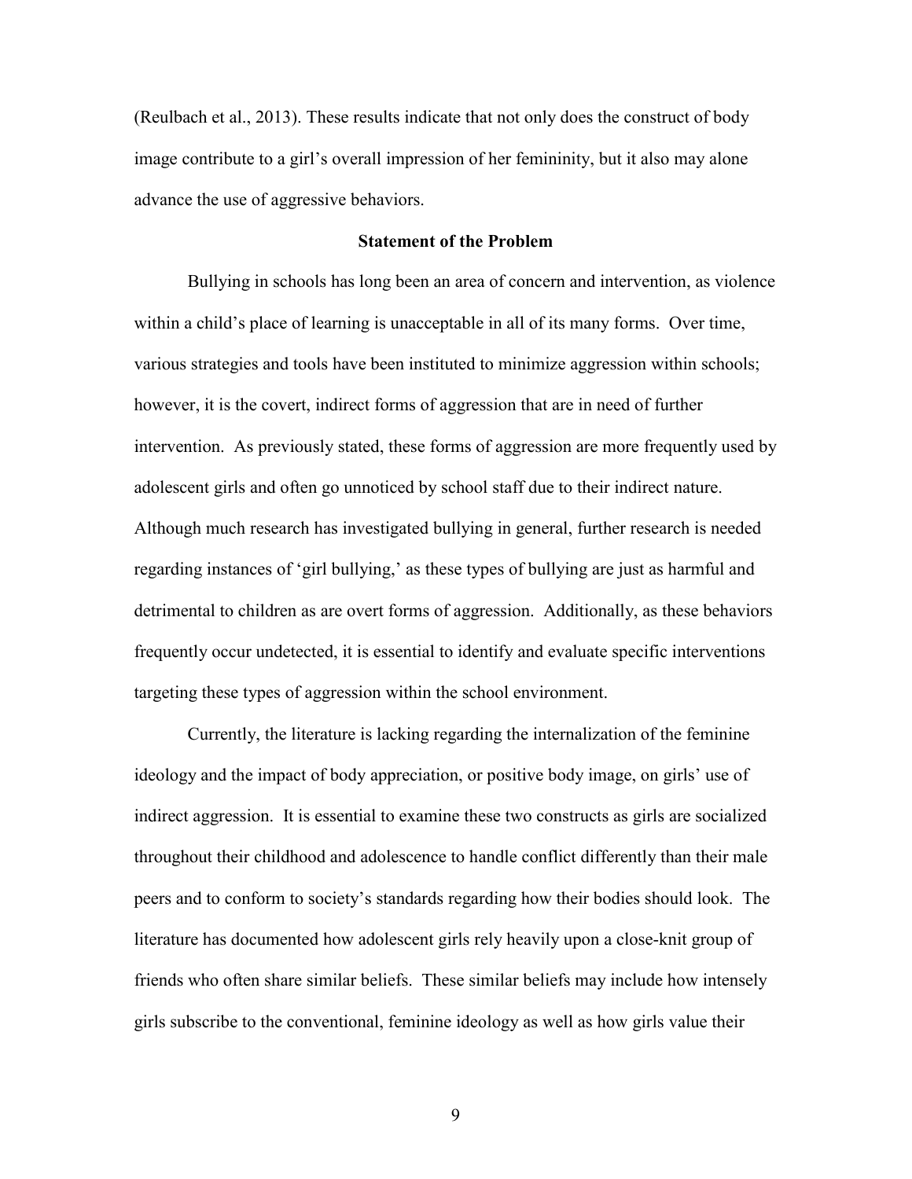(Reulbach et al., 2013). These results indicate that not only does the construct of body image contribute to a girl's overall impression of her femininity, but it also may alone advance the use of aggressive behaviors.

## Statement of the Problem

Bullying in schools has long been an area of concern and intervention, as violence within a child's place of learning is unacceptable in all of its many forms. Over time, various strategies and tools have been instituted to minimize aggression within schools; however, it is the covert, indirect forms of aggression that are in need of further intervention. As previously stated, these forms of aggression are more frequently used by adolescent girls and often go unnoticed by school staff due to their indirect nature. Although much research has investigated bullying in general, further research is needed regarding instances of 'girl bullying,' as these types of bullying are just as harmful and detrimental to children as are overt forms of aggression. Additionally, as these behaviors frequently occur undetected, it is essential to identify and evaluate specific interventions targeting these types of aggression within the school environment.

Currently, the literature is lacking regarding the internalization of the feminine ideology and the impact of body appreciation, or positive body image, on girls' use of indirect aggression. It is essential to examine these two constructs as girls are socialized throughout their childhood and adolescence to handle conflict differently than their male peers and to conform to society's standards regarding how their bodies should look. The literature has documented how adolescent girls rely heavily upon a close-knit group of friends who often share similar beliefs. These similar beliefs may include how intensely girls subscribe to the conventional, feminine ideology as well as how girls value their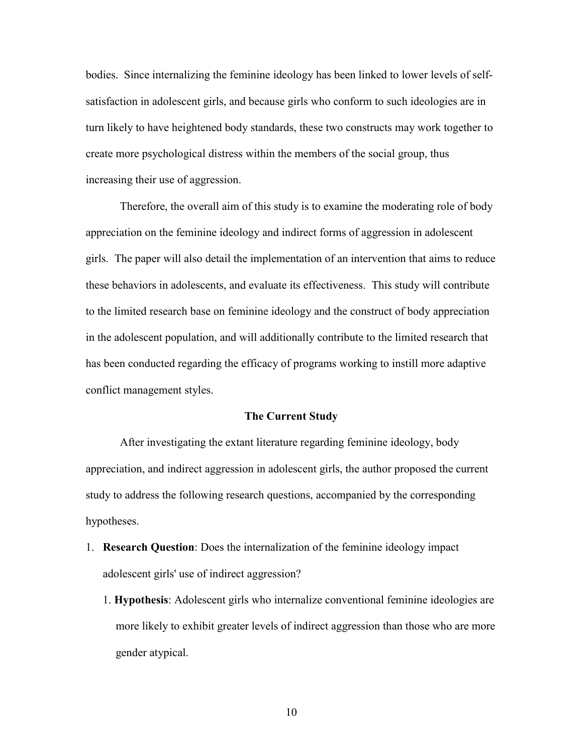bodies. Since internalizing the feminine ideology has been linked to lower levels of self-satisfaction in adolescent girls, and because girls who conform to such ideologies are in turn likely to have heightened body standards, these two constructs may work together to create more psychological distress within the members of the social group, thus increasing their use of aggression.

Therefore, the overall aim of this study is to examine the moderating role of body appreciation on the feminine ideology and indirect forms of aggression in adolescent girls. The paper will also detail the implementation of an intervention that aims to reduce these behaviors in adolescents, and evaluate its effectiveness. This study will contribute to the limited research base on feminine ideology and the construct of body appreciation in the adolescent population, and will additionally contribute to the limited research that has been conducted regarding the efficacy of programs working to instill more adaptive conflict management styles.

## The Current Study

After investigating the extant literature regarding feminine ideology, body appreciation, and indirect aggression in adolescent girls, the author proposed the current study to address the following research questions, accompanied by the corresponding hypotheses.

1. **Research Question**: Does the internalization of the feminine ideology impact adolescent girls' use of indirect aggression?
    1. **Hypothesis**: Adolescent girls who internalize conventional feminine ideologies are more likely to exhibit greater levels of indirect aggression than those who are more gender atypical.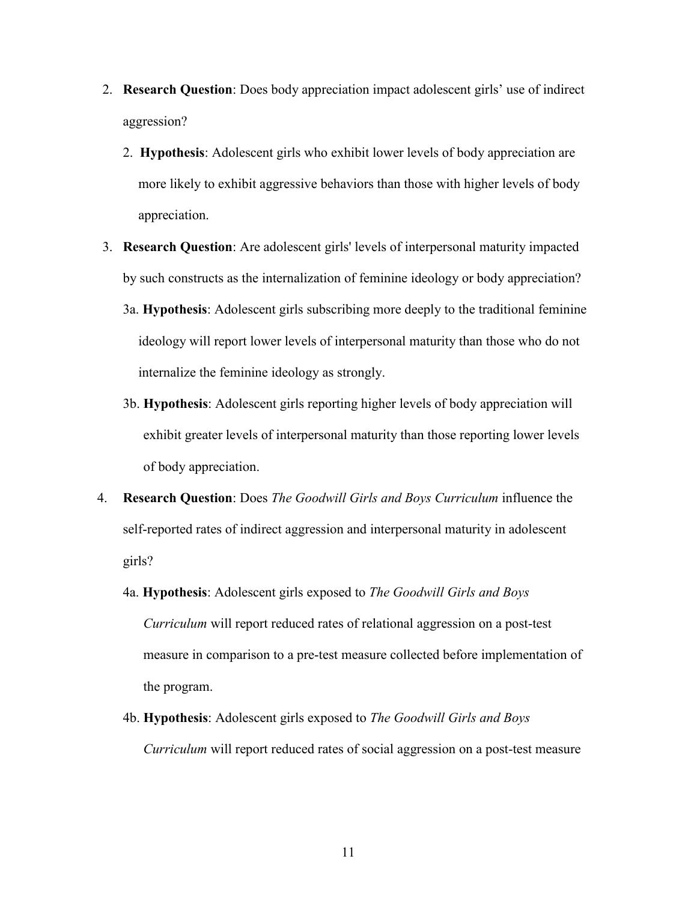2. **Research Question**: Does body appreciation impact adolescent girls' use of indirect aggression?

    2. **Hypothesis**: Adolescent girls who exhibit lower levels of body appreciation are more likely to exhibit aggressive behaviors than those with higher levels of body appreciation.

3. **Research Question**: Are adolescent girls' levels of interpersonal maturity impacted by such constructs as the internalization of feminine ideology or body appreciation?

    3a. **Hypothesis**: Adolescent girls subscribing more deeply to the traditional feminine ideology will report lower levels of interpersonal maturity than those who do not internalize the feminine ideology as strongly.

    3b. **Hypothesis**: Adolescent girls reporting higher levels of body appreciation will exhibit greater levels of interpersonal maturity than those reporting lower levels of body appreciation.

4. **Research Question**: Does *The Goodwill Girls and Boys Curriculum* influence the self-reported rates of indirect aggression and interpersonal maturity in adolescent girls?

    4a. **Hypothesis**: Adolescent girls exposed to *The Goodwill Girls and Boys Curriculum* will report reduced rates of relational aggression on a post-test measure in comparison to a pre-test measure collected before implementation of the program.

    4b. **Hypothesis**: Adolescent girls exposed to *The Goodwill Girls and Boys Curriculum* will report reduced rates of social aggression on a post-test measure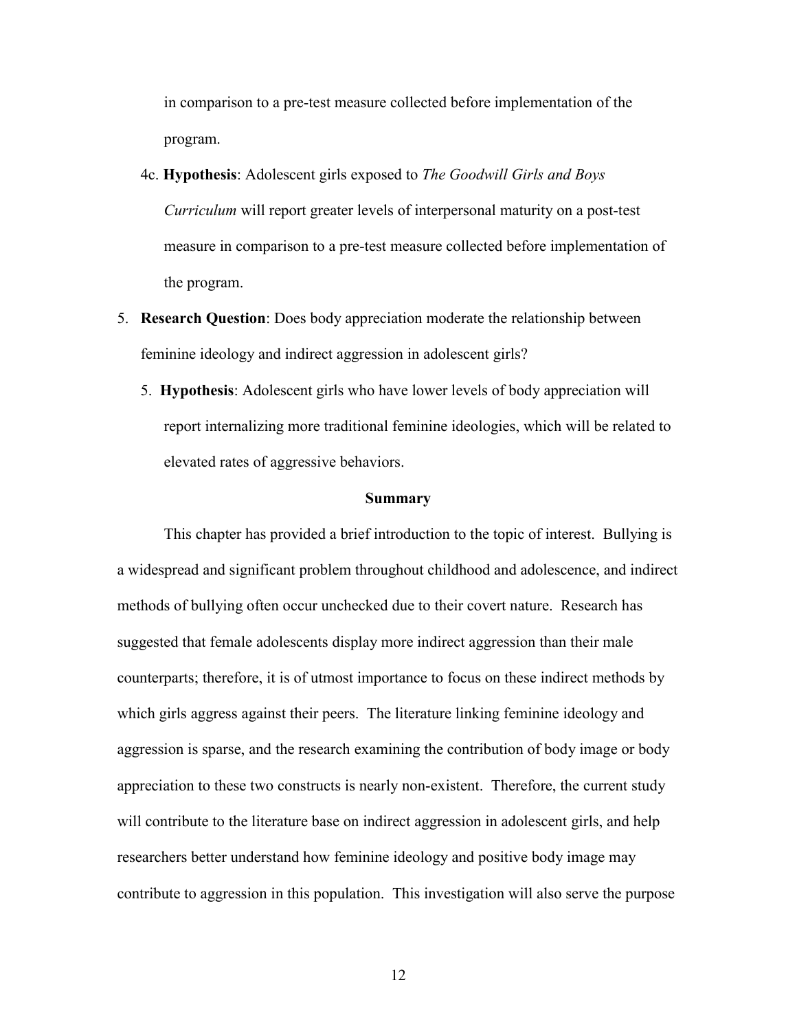in comparison to a pre-test measure collected before implementation of the program.

4c. **Hypothesis**: Adolescent girls exposed to *The Goodwill Girls and Boys Curriculum* will report greater levels of interpersonal maturity on a post-test measure in comparison to a pre-test measure collected before implementation of the program.

5. **Research Question**: Does body appreciation moderate the relationship between feminine ideology and indirect aggression in adolescent girls?

5. **Hypothesis**: Adolescent girls who have lower levels of body appreciation will report internalizing more traditional feminine ideologies, which will be related to elevated rates of aggressive behaviors.

## Summary

This chapter has provided a brief introduction to the topic of interest. Bullying is a widespread and significant problem throughout childhood and adolescence, and indirect methods of bullying often occur unchecked due to their covert nature. Research has suggested that female adolescents display more indirect aggression than their male counterparts; therefore, it is of utmost importance to focus on these indirect methods by which girls aggress against their peers. The literature linking feminine ideology and aggression is sparse, and the research examining the contribution of body image or body appreciation to these two constructs is nearly non-existent. Therefore, the current study will contribute to the literature base on indirect aggression in adolescent girls, and help researchers better understand how feminine ideology and positive body image may contribute to aggression in this population. This investigation will also serve the purpose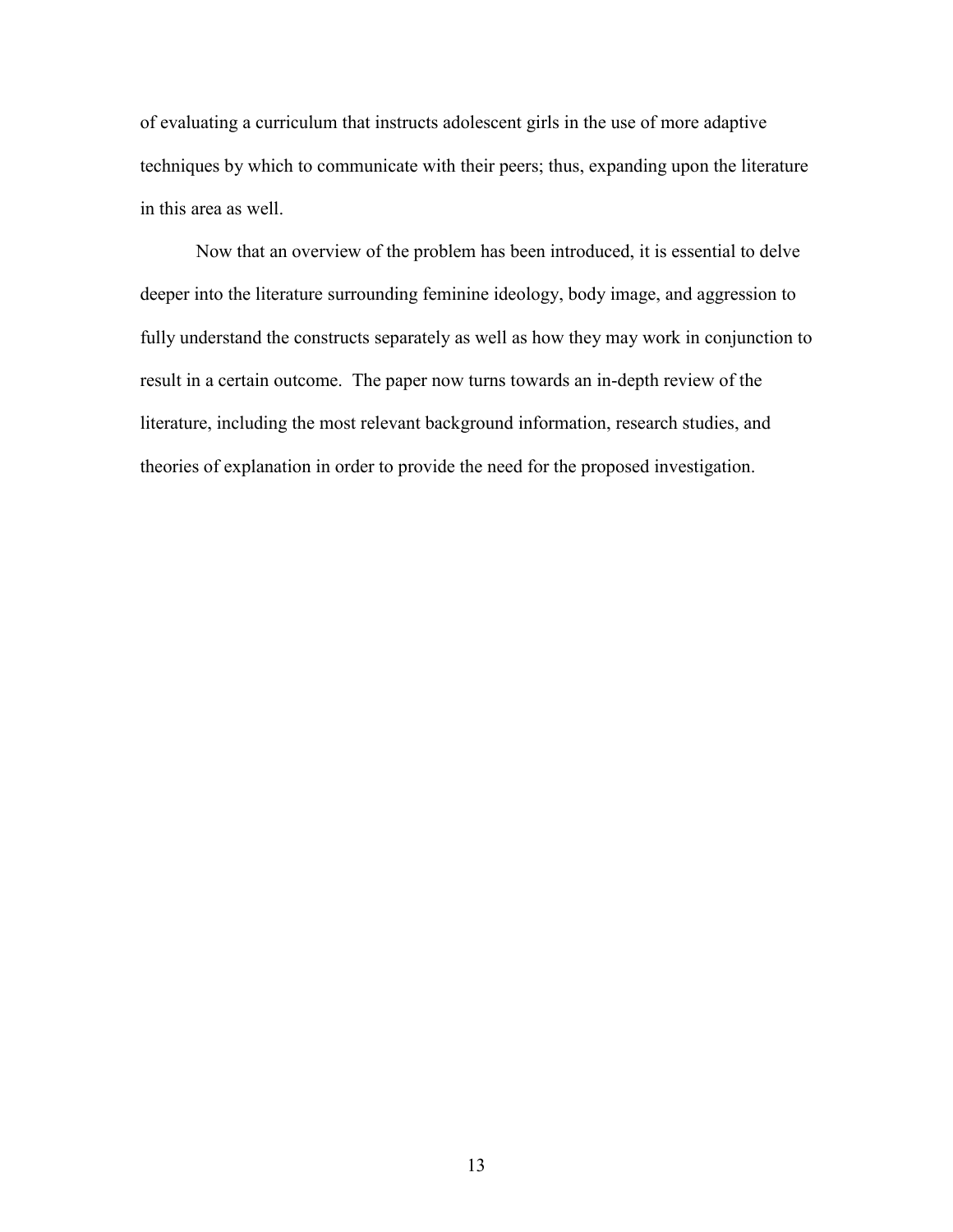of evaluating a curriculum that instructs adolescent girls in the use of more adaptive techniques by which to communicate with their peers; thus, expanding upon the literature in this area as well.

Now that an overview of the problem has been introduced, it is essential to delve deeper into the literature surrounding feminine ideology, body image, and aggression to fully understand the constructs separately as well as how they may work in conjunction to result in a certain outcome. The paper now turns towards an in-depth review of the literature, including the most relevant background information, research studies, and theories of explanation in order to provide the need for the proposed investigation.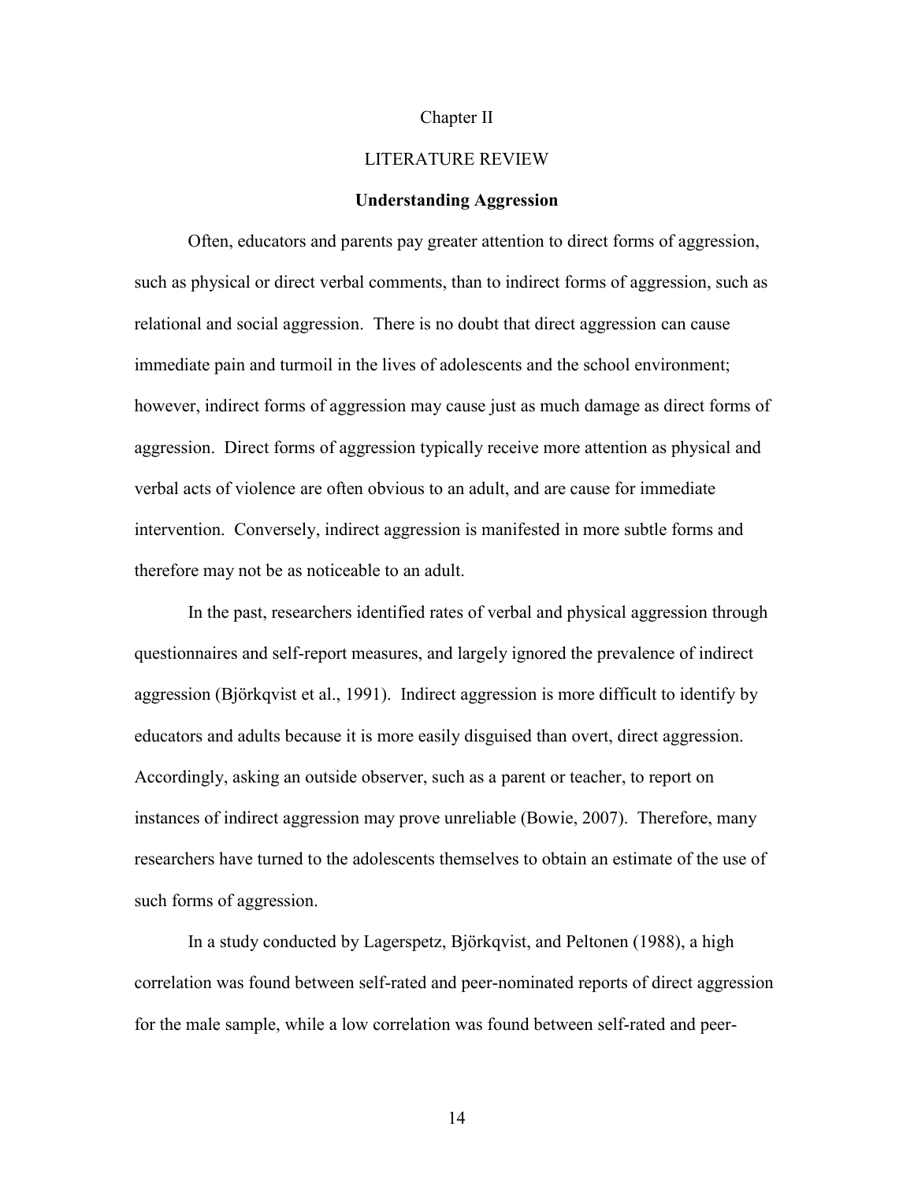# Chapter II

## LITERATURE REVIEW

### Understanding Aggression

Often, educators and parents pay greater attention to direct forms of aggression, such as physical or direct verbal comments, than to indirect forms of aggression, such as relational and social aggression. There is no doubt that direct aggression can cause immediate pain and turmoil in the lives of adolescents and the school environment; however, indirect forms of aggression may cause just as much damage as direct forms of aggression. Direct forms of aggression typically receive more attention as physical and verbal acts of violence are often obvious to an adult, and are cause for immediate intervention. Conversely, indirect aggression is manifested in more subtle forms and therefore may not be as noticeable to an adult.

In the past, researchers identified rates of verbal and physical aggression through questionnaires and self-report measures, and largely ignored the prevalence of indirect aggression (Björkqvist et al., 1991). Indirect aggression is more difficult to identify by educators and adults because it is more easily disguised than overt, direct aggression. Accordingly, asking an outside observer, such as a parent or teacher, to report on instances of indirect aggression may prove unreliable (Bowie, 2007). Therefore, many researchers have turned to the adolescents themselves to obtain an estimate of the use of such forms of aggression.

In a study conducted by Lagerspetz, Björkqvist, and Peltonen (1988), a high correlation was found between self-rated and peer-nominated reports of direct aggression for the male sample, while a low correlation was found between self-rated and peer-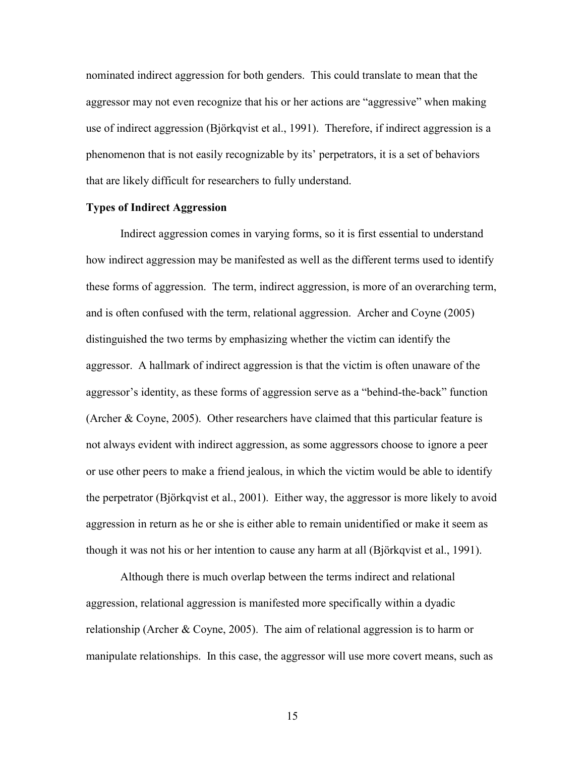nominated indirect aggression for both genders. This could translate to mean that the aggressor may not even recognize that his or her actions are "aggressive" when making use of indirect aggression (Björkqvist et al., 1991). Therefore, if indirect aggression is a phenomenon that is not easily recognizable by its' perpetrators, it is a set of behaviors that are likely difficult for researchers to fully understand.

**Types of Indirect Aggression**

Indirect aggression comes in varying forms, so it is first essential to understand how indirect aggression may be manifested as well as the different terms used to identify these forms of aggression. The term, indirect aggression, is more of an overarching term, and is often confused with the term, relational aggression. Archer and Coyne (2005) distinguished the two terms by emphasizing whether the victim can identify the aggressor. A hallmark of indirect aggression is that the victim is often unaware of the aggressor's identity, as these forms of aggression serve as a "behind-the-back" function (Archer & Coyne, 2005). Other researchers have claimed that this particular feature is not always evident with indirect aggression, as some aggressors choose to ignore a peer or use other peers to make a friend jealous, in which the victim would be able to identify the perpetrator (Björkqvist et al., 2001). Either way, the aggressor is more likely to avoid aggression in return as he or she is either able to remain unidentified or make it seem as though it was not his or her intention to cause any harm at all (Björkqvist et al., 1991).

Although there is much overlap between the terms indirect and relational aggression, relational aggression is manifested more specifically within a dyadic relationship (Archer & Coyne, 2005). The aim of relational aggression is to harm or manipulate relationships. In this case, the aggressor will use more covert means, such as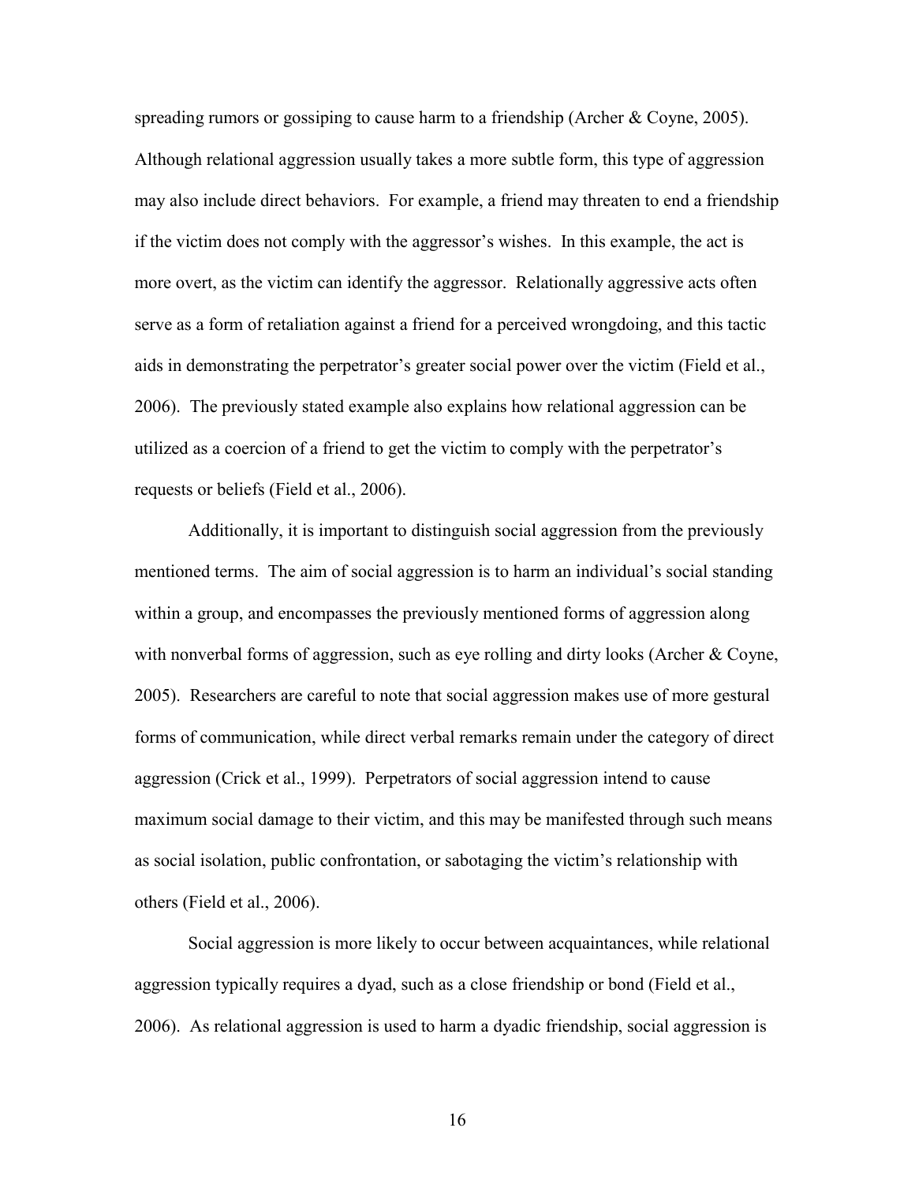spreading rumors or gossiping to cause harm to a friendship (Archer & Coyne, 2005). Although relational aggression usually takes a more subtle form, this type of aggression may also include direct behaviors. For example, a friend may threaten to end a friendship if the victim does not comply with the aggressor's wishes. In this example, the act is more overt, as the victim can identify the aggressor. Relationally aggressive acts often serve as a form of retaliation against a friend for a perceived wrongdoing, and this tactic aids in demonstrating the perpetrator's greater social power over the victim (Field et al., 2006). The previously stated example also explains how relational aggression can be utilized as a coercion of a friend to get the victim to comply with the perpetrator's requests or beliefs (Field et al., 2006).

Additionally, it is important to distinguish social aggression from the previously mentioned terms. The aim of social aggression is to harm an individual's social standing within a group, and encompasses the previously mentioned forms of aggression along with nonverbal forms of aggression, such as eye rolling and dirty looks (Archer & Coyne, 2005). Researchers are careful to note that social aggression makes use of more gestural forms of communication, while direct verbal remarks remain under the category of direct aggression (Crick et al., 1999). Perpetrators of social aggression intend to cause maximum social damage to their victim, and this may be manifested through such means as social isolation, public confrontation, or sabotaging the victim's relationship with others (Field et al., 2006).

Social aggression is more likely to occur between acquaintances, while relational aggression typically requires a dyad, such as a close friendship or bond (Field et al., 2006). As relational aggression is used to harm a dyadic friendship, social aggression is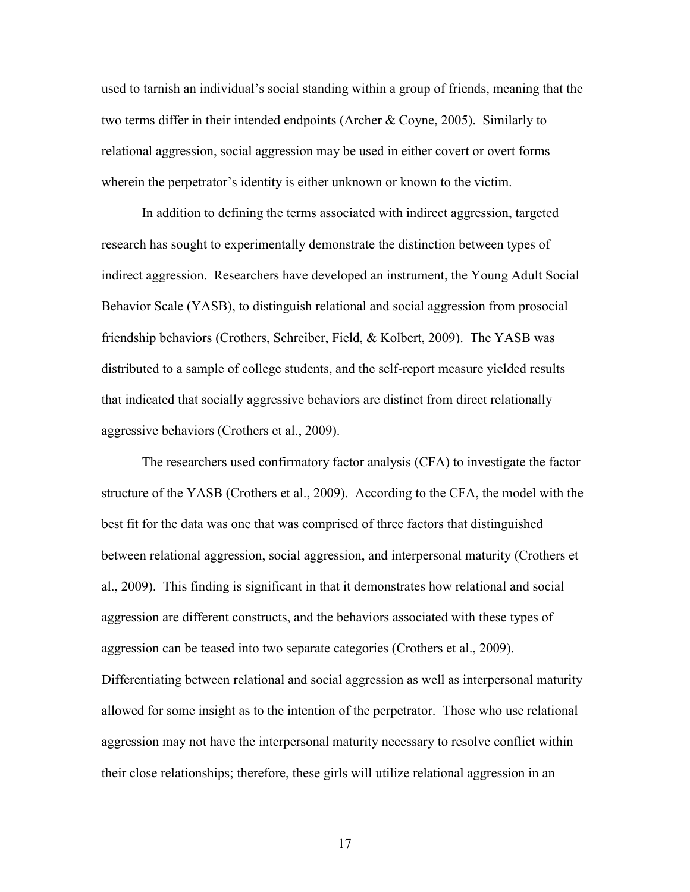used to tarnish an individual's social standing within a group of friends, meaning that the two terms differ in their intended endpoints (Archer & Coyne, 2005). Similarly to relational aggression, social aggression may be used in either covert or overt forms wherein the perpetrator's identity is either unknown or known to the victim.

In addition to defining the terms associated with indirect aggression, targeted research has sought to experimentally demonstrate the distinction between types of indirect aggression. Researchers have developed an instrument, the Young Adult Social Behavior Scale (YASB), to distinguish relational and social aggression from prosocial friendship behaviors (Crothers, Schreiber, Field, & Kolbert, 2009). The YASB was distributed to a sample of college students, and the self-report measure yielded results that indicated that socially aggressive behaviors are distinct from direct relationally aggressive behaviors (Crothers et al., 2009).

The researchers used confirmatory factor analysis (CFA) to investigate the factor structure of the YASB (Crothers et al., 2009). According to the CFA, the model with the best fit for the data was one that was comprised of three factors that distinguished between relational aggression, social aggression, and interpersonal maturity (Crothers et al., 2009). This finding is significant in that it demonstrates how relational and social aggression are different constructs, and the behaviors associated with these types of aggression can be teased into two separate categories (Crothers et al., 2009). Differentiating between relational and social aggression as well as interpersonal maturity allowed for some insight as to the intention of the perpetrator. Those who use relational aggression may not have the interpersonal maturity necessary to resolve conflict within their close relationships; therefore, these girls will utilize relational aggression in an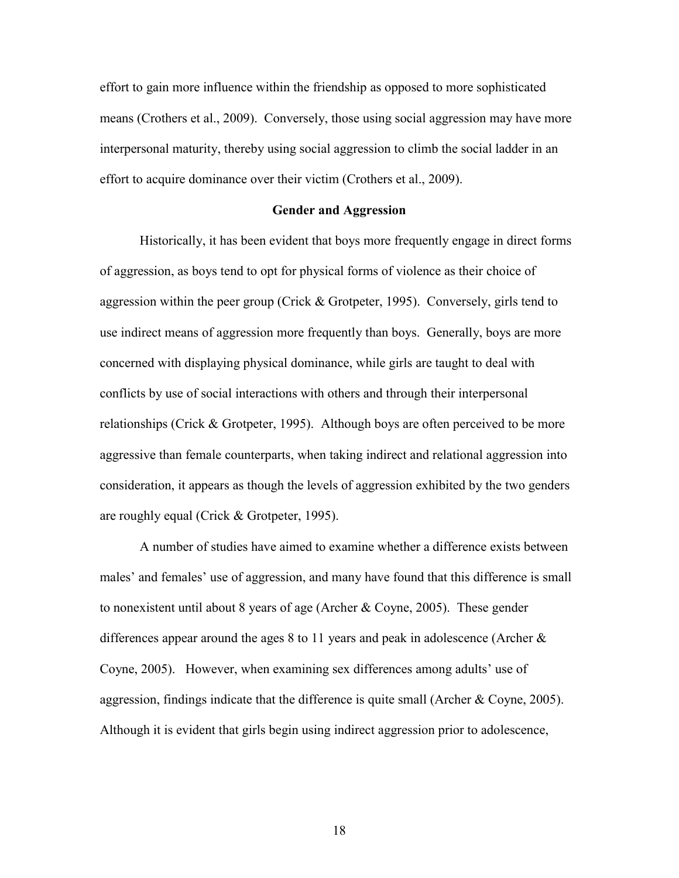effort to gain more influence within the friendship as opposed to more sophisticated means (Crothers et al., 2009). Conversely, those using social aggression may have more interpersonal maturity, thereby using social aggression to climb the social ladder in an effort to acquire dominance over their victim (Crothers et al., 2009).

## Gender and Aggression

Historically, it has been evident that boys more frequently engage in direct forms of aggression, as boys tend to opt for physical forms of violence as their choice of aggression within the peer group (Crick & Grotpeter, 1995). Conversely, girls tend to use indirect means of aggression more frequently than boys. Generally, boys are more concerned with displaying physical dominance, while girls are taught to deal with conflicts by use of social interactions with others and through their interpersonal relationships (Crick & Grotpeter, 1995). Although boys are often perceived to be more aggressive than female counterparts, when taking indirect and relational aggression into consideration, it appears as though the levels of aggression exhibited by the two genders are roughly equal (Crick & Grotpeter, 1995).

A number of studies have aimed to examine whether a difference exists between males' and females' use of aggression, and many have found that this difference is small to nonexistent until about 8 years of age (Archer & Coyne, 2005). These gender differences appear around the ages 8 to 11 years and peak in adolescence (Archer & Coyne, 2005). However, when examining sex differences among adults' use of aggression, findings indicate that the difference is quite small (Archer & Coyne, 2005). Although it is evident that girls begin using indirect aggression prior to adolescence,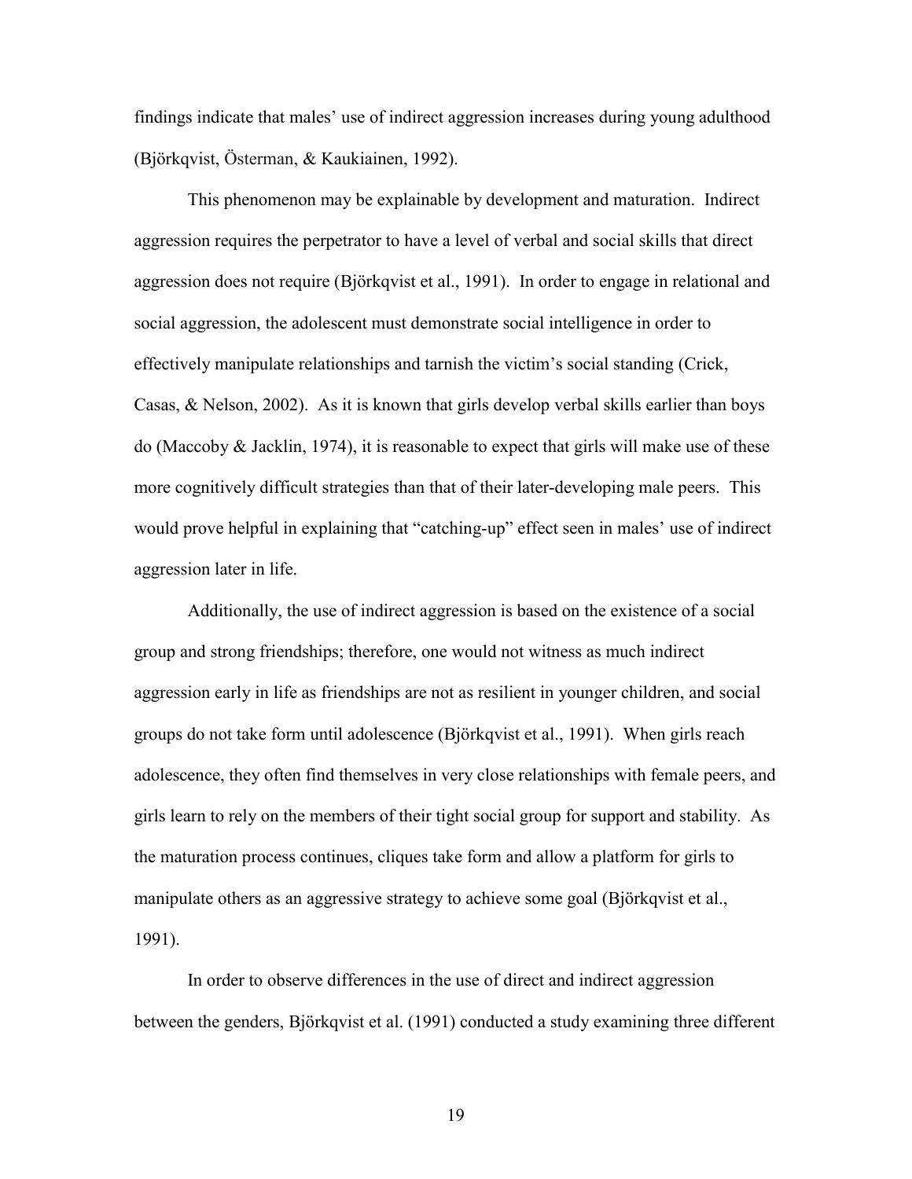findings indicate that males' use of indirect aggression increases during young adulthood (Björkqvist, Österman, & Kaukiainen, 1992).

This phenomenon may be explainable by development and maturation. Indirect aggression requires the perpetrator to have a level of verbal and social skills that direct aggression does not require (Björkqvist et al., 1991). In order to engage in relational and social aggression, the adolescent must demonstrate social intelligence in order to effectively manipulate relationships and tarnish the victim's social standing (Crick, Casas, & Nelson, 2002). As it is known that girls develop verbal skills earlier than boys do (Maccoby & Jacklin, 1974), it is reasonable to expect that girls will make use of these more cognitively difficult strategies than that of their later-developing male peers. This would prove helpful in explaining that "catching-up" effect seen in males' use of indirect aggression later in life.

Additionally, the use of indirect aggression is based on the existence of a social group and strong friendships; therefore, one would not witness as much indirect aggression early in life as friendships are not as resilient in younger children, and social groups do not take form until adolescence (Björkqvist et al., 1991). When girls reach adolescence, they often find themselves in very close relationships with female peers, and girls learn to rely on the members of their tight social group for support and stability. As the maturation process continues, cliques take form and allow a platform for girls to manipulate others as an aggressive strategy to achieve some goal (Björkqvist et al., 1991).

In order to observe differences in the use of direct and indirect aggression between the genders, Björkqvist et al. (1991) conducted a study examining three different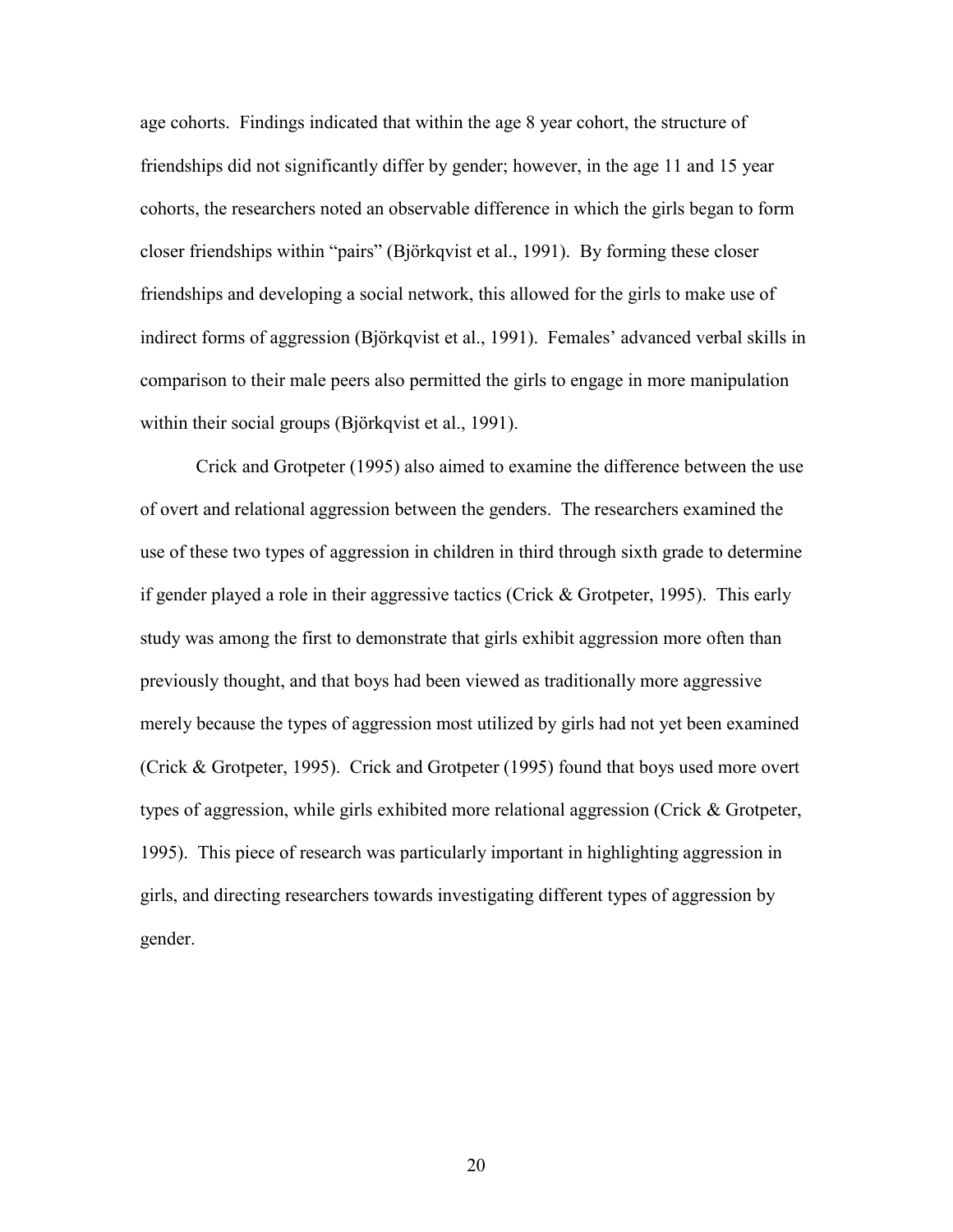age cohorts. Findings indicated that within the age 8 year cohort, the structure of friendships did not significantly differ by gender; however, in the age 11 and 15 year cohorts, the researchers noted an observable difference in which the girls began to form closer friendships within "pairs" (Björkqvist et al., 1991). By forming these closer friendships and developing a social network, this allowed for the girls to make use of indirect forms of aggression (Björkqvist et al., 1991). Females' advanced verbal skills in comparison to their male peers also permitted the girls to engage in more manipulation within their social groups (Björkqvist et al., 1991).

Crick and Grotpeter (1995) also aimed to examine the difference between the use of overt and relational aggression between the genders. The researchers examined the use of these two types of aggression in children in third through sixth grade to determine if gender played a role in their aggressive tactics (Crick & Grotpeter, 1995). This early study was among the first to demonstrate that girls exhibit aggression more often than previously thought, and that boys had been viewed as traditionally more aggressive merely because the types of aggression most utilized by girls had not yet been examined (Crick & Grotpeter, 1995). Crick and Grotpeter (1995) found that boys used more overt types of aggression, while girls exhibited more relational aggression (Crick & Grotpeter, 1995). This piece of research was particularly important in highlighting aggression in girls, and directing researchers towards investigating different types of aggression by gender.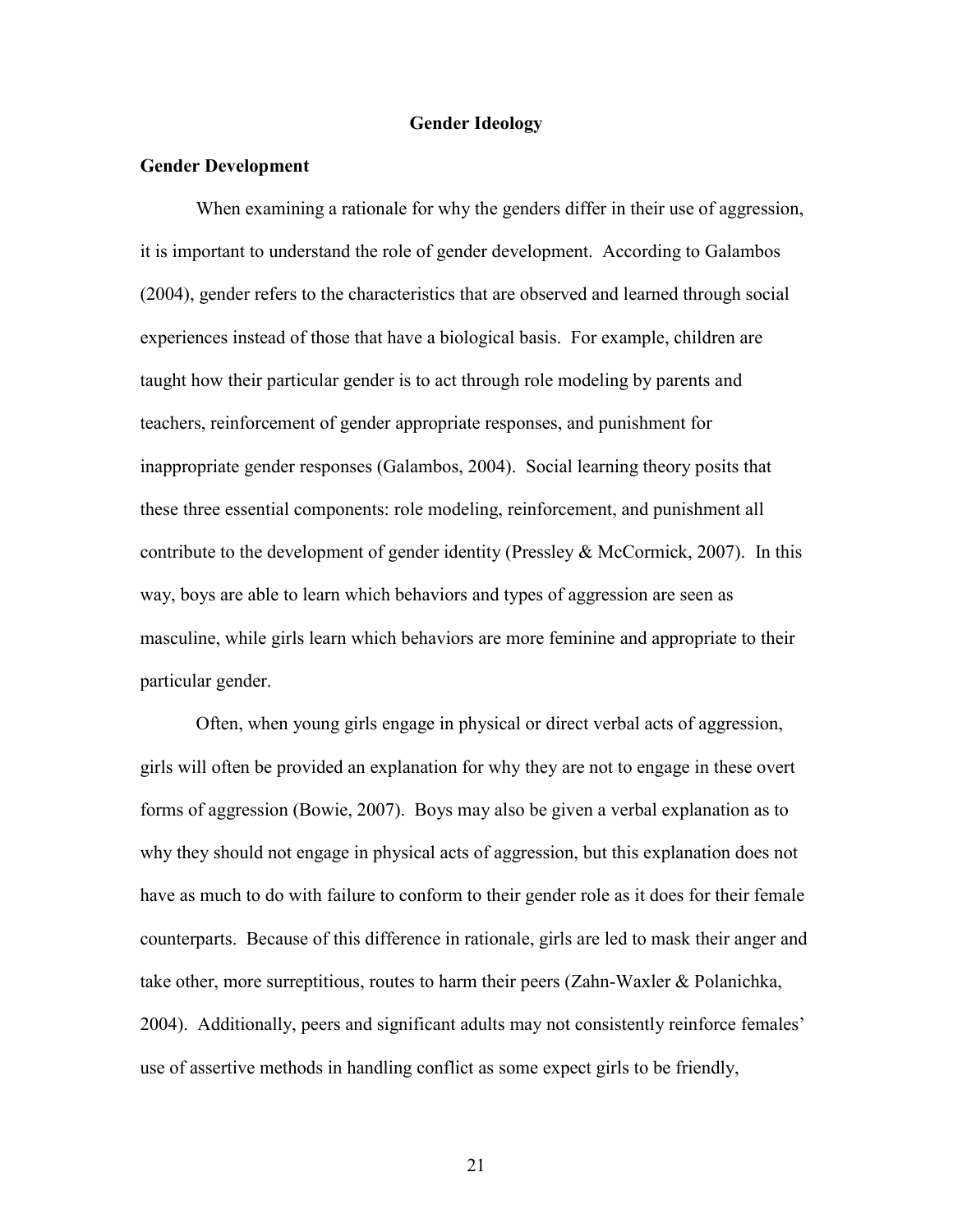# Gender Ideology

## Gender Development

When examining a rationale for why the genders differ in their use of aggression, it is important to understand the role of gender development. According to Galambos (2004), gender refers to the characteristics that are observed and learned through social experiences instead of those that have a biological basis. For example, children are taught how their particular gender is to act through role modeling by parents and teachers, reinforcement of gender appropriate responses, and punishment for inappropriate gender responses (Galambos, 2004). Social learning theory posits that these three essential components: role modeling, reinforcement, and punishment all contribute to the development of gender identity (Pressley & McCormick, 2007). In this way, boys are able to learn which behaviors and types of aggression are seen as masculine, while girls learn which behaviors are more feminine and appropriate to their particular gender.

Often, when young girls engage in physical or direct verbal acts of aggression, girls will often be provided an explanation for why they are not to engage in these overt forms of aggression (Bowie, 2007). Boys may also be given a verbal explanation as to why they should not engage in physical acts of aggression, but this explanation does not have as much to do with failure to conform to their gender role as it does for their female counterparts. Because of this difference in rationale, girls are led to mask their anger and take other, more surreptitious, routes to harm their peers (Zahn-Waxler & Polanichka, 2004). Additionally, peers and significant adults may not consistently reinforce females' use of assertive methods in handling conflict as some expect girls to be friendly,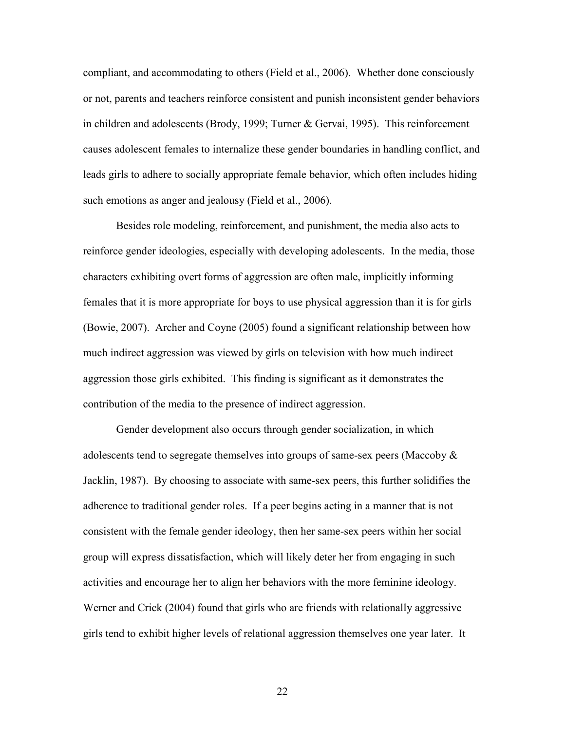compliant, and accommodating to others (Field et al., 2006). Whether done consciously or not, parents and teachers reinforce consistent and punish inconsistent gender behaviors in children and adolescents (Brody, 1999; Turner & Gervai, 1995). This reinforcement causes adolescent females to internalize these gender boundaries in handling conflict, and leads girls to adhere to socially appropriate female behavior, which often includes hiding such emotions as anger and jealousy (Field et al., 2006).

Besides role modeling, reinforcement, and punishment, the media also acts to reinforce gender ideologies, especially with developing adolescents. In the media, those characters exhibiting overt forms of aggression are often male, implicitly informing females that it is more appropriate for boys to use physical aggression than it is for girls (Bowie, 2007). Archer and Coyne (2005) found a significant relationship between how much indirect aggression was viewed by girls on television with how much indirect aggression those girls exhibited. This finding is significant as it demonstrates the contribution of the media to the presence of indirect aggression.

Gender development also occurs through gender socialization, in which adolescents tend to segregate themselves into groups of same-sex peers (Maccoby & Jacklin, 1987). By choosing to associate with same-sex peers, this further solidifies the adherence to traditional gender roles. If a peer begins acting in a manner that is not consistent with the female gender ideology, then her same-sex peers within her social group will express dissatisfaction, which will likely deter her from engaging in such activities and encourage her to align her behaviors with the more feminine ideology. Werner and Crick (2004) found that girls who are friends with relationally aggressive girls tend to exhibit higher levels of relational aggression themselves one year later. It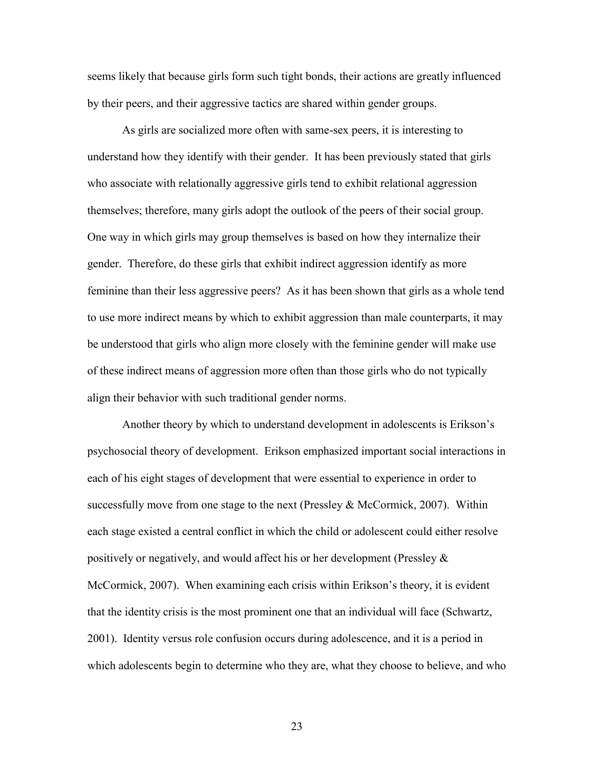seems likely that because girls form such tight bonds, their actions are greatly influenced by their peers, and their aggressive tactics are shared within gender groups.

As girls are socialized more often with same-sex peers, it is interesting to understand how they identify with their gender. It has been previously stated that girls who associate with relationally aggressive girls tend to exhibit relational aggression themselves; therefore, many girls adopt the outlook of the peers of their social group. One way in which girls may group themselves is based on how they internalize their gender. Therefore, do these girls that exhibit indirect aggression identify as more feminine than their less aggressive peers? As it has been shown that girls as a whole tend to use more indirect means by which to exhibit aggression than male counterparts, it may be understood that girls who align more closely with the feminine gender will make use of these indirect means of aggression more often than those girls who do not typically align their behavior with such traditional gender norms.

Another theory by which to understand development in adolescents is Erikson's psychosocial theory of development. Erikson emphasized important social interactions in each of his eight stages of development that were essential to experience in order to successfully move from one stage to the next (Pressley & McCormick, 2007). Within each stage existed a central conflict in which the child or adolescent could either resolve positively or negatively, and would affect his or her development (Pressley & McCormick, 2007). When examining each crisis within Erikson's theory, it is evident that the identity crisis is the most prominent one that an individual will face (Schwartz, 2001). Identity versus role confusion occurs during adolescence, and it is a period in which adolescents begin to determine who they are, what they choose to believe, and who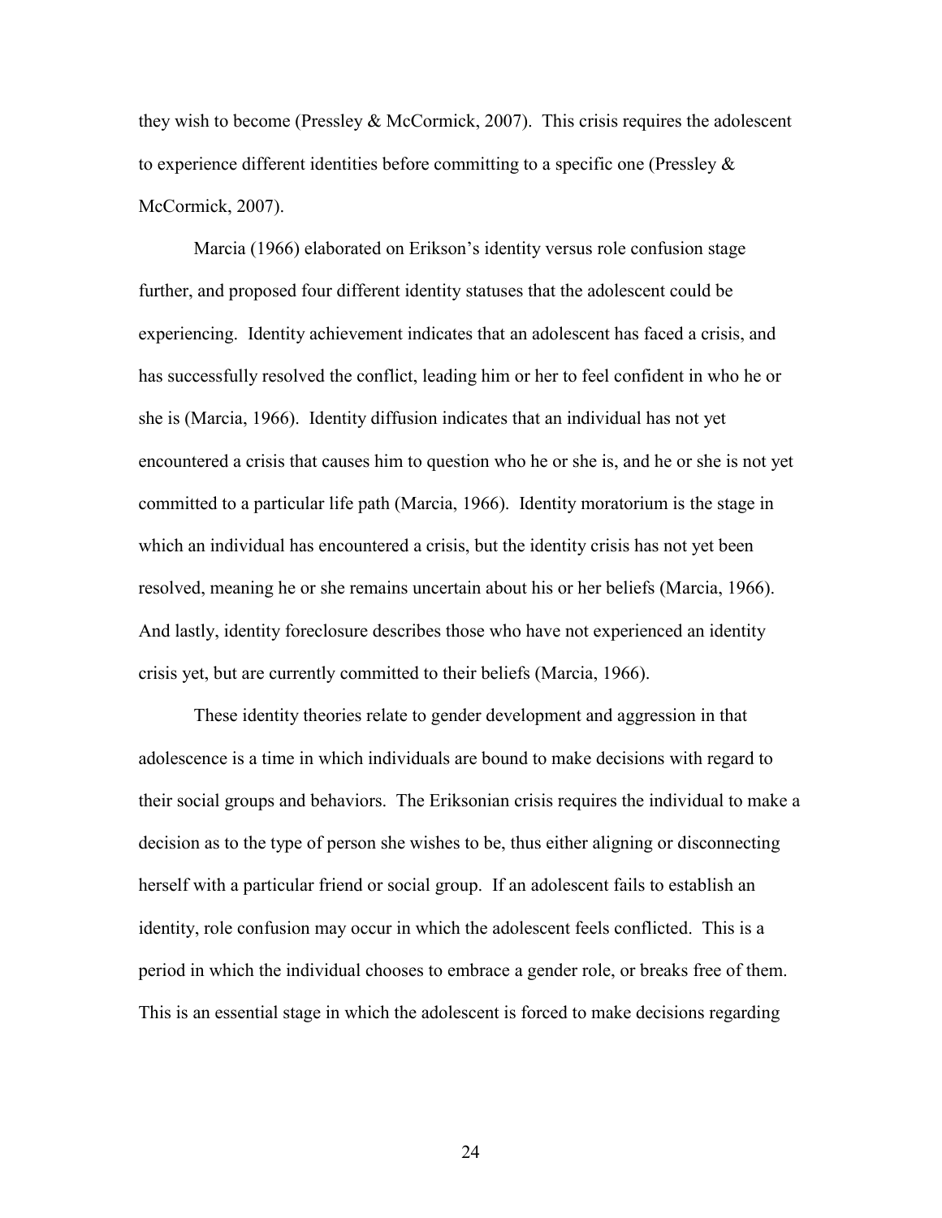they wish to become (Pressley & McCormick, 2007). This crisis requires the adolescent to experience different identities before committing to a specific one (Pressley & McCormick, 2007).

Marcia (1966) elaborated on Erikson's identity versus role confusion stage further, and proposed four different identity statuses that the adolescent could be experiencing. Identity achievement indicates that an adolescent has faced a crisis, and has successfully resolved the conflict, leading him or her to feel confident in who he or she is (Marcia, 1966). Identity diffusion indicates that an individual has not yet encountered a crisis that causes him to question who he or she is, and he or she is not yet committed to a particular life path (Marcia, 1966). Identity moratorium is the stage in which an individual has encountered a crisis, but the identity crisis has not yet been resolved, meaning he or she remains uncertain about his or her beliefs (Marcia, 1966). And lastly, identity foreclosure describes those who have not experienced an identity crisis yet, but are currently committed to their beliefs (Marcia, 1966).

These identity theories relate to gender development and aggression in that adolescence is a time in which individuals are bound to make decisions with regard to their social groups and behaviors. The Eriksonian crisis requires the individual to make a decision as to the type of person she wishes to be, thus either aligning or disconnecting herself with a particular friend or social group. If an adolescent fails to establish an identity, role confusion may occur in which the adolescent feels conflicted. This is a period in which the individual chooses to embrace a gender role, or breaks free of them. This is an essential stage in which the adolescent is forced to make decisions regarding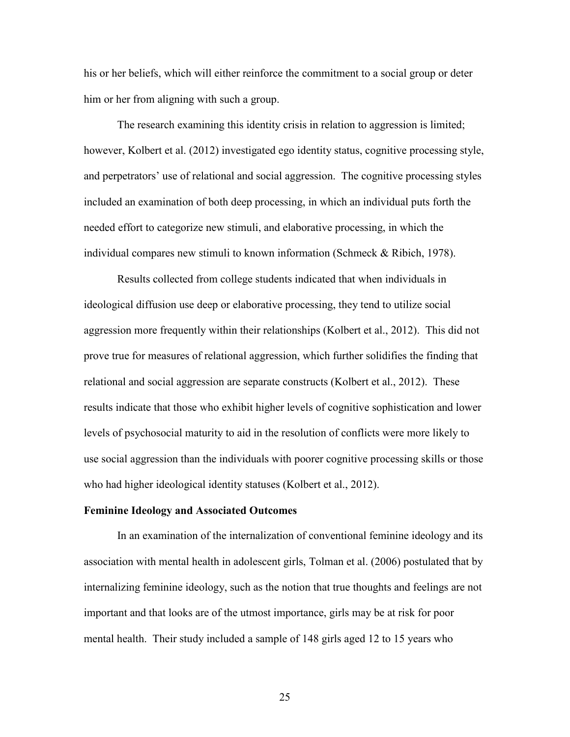his or her beliefs, which will either reinforce the commitment to a social group or deter him or her from aligning with such a group.

The research examining this identity crisis in relation to aggression is limited; however, Kolbert et al. (2012) investigated ego identity status, cognitive processing style, and perpetrators' use of relational and social aggression. The cognitive processing styles included an examination of both deep processing, in which an individual puts forth the needed effort to categorize new stimuli, and elaborative processing, in which the individual compares new stimuli to known information (Schmeck & Ribich, 1978).

Results collected from college students indicated that when individuals in ideological diffusion use deep or elaborative processing, they tend to utilize social aggression more frequently within their relationships (Kolbert et al., 2012). This did not prove true for measures of relational aggression, which further solidifies the finding that relational and social aggression are separate constructs (Kolbert et al., 2012). These results indicate that those who exhibit higher levels of cognitive sophistication and lower levels of psychosocial maturity to aid in the resolution of conflicts were more likely to use social aggression than the individuals with poorer cognitive processing skills or those who had higher ideological identity statuses (Kolbert et al., 2012).

**Feminine Ideology and Associated Outcomes**

In an examination of the internalization of conventional feminine ideology and its association with mental health in adolescent girls, Tolman et al. (2006) postulated that by internalizing feminine ideology, such as the notion that true thoughts and feelings are not important and that looks are of the utmost importance, girls may be at risk for poor mental health. Their study included a sample of 148 girls aged 12 to 15 years who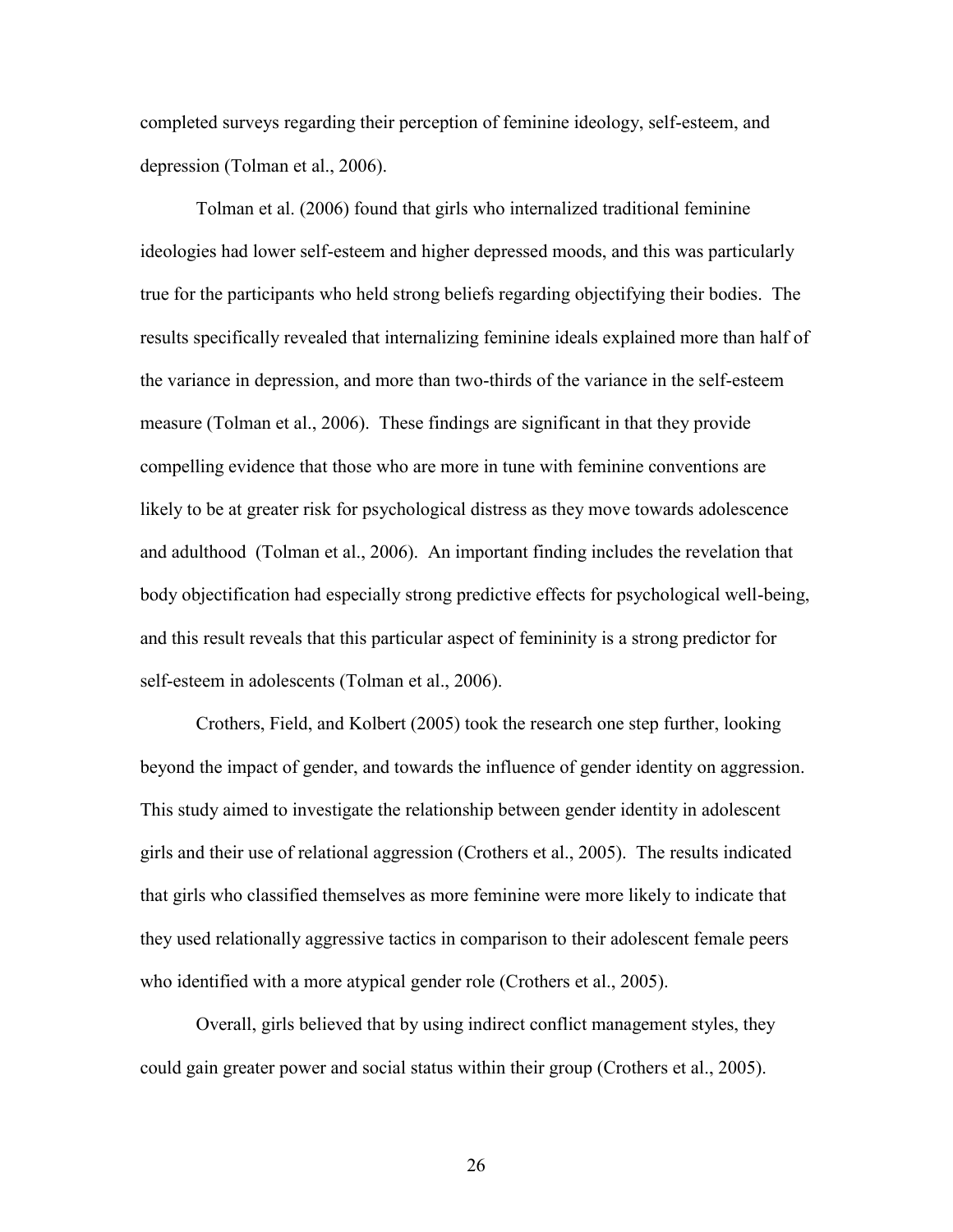completed surveys regarding their perception of feminine ideology, self-esteem, and depression (Tolman et al., 2006).

Tolman et al. (2006) found that girls who internalized traditional feminine ideologies had lower self-esteem and higher depressed moods, and this was particularly true for the participants who held strong beliefs regarding objectifying their bodies. The results specifically revealed that internalizing feminine ideals explained more than half of the variance in depression, and more than two-thirds of the variance in the self-esteem measure (Tolman et al., 2006). These findings are significant in that they provide compelling evidence that those who are more in tune with feminine conventions are likely to be at greater risk for psychological distress as they move towards adolescence and adulthood (Tolman et al., 2006). An important finding includes the revelation that body objectification had especially strong predictive effects for psychological well-being, and this result reveals that this particular aspect of femininity is a strong predictor for self-esteem in adolescents (Tolman et al., 2006).

Crothers, Field, and Kolbert (2005) took the research one step further, looking beyond the impact of gender, and towards the influence of gender identity on aggression. This study aimed to investigate the relationship between gender identity in adolescent girls and their use of relational aggression (Crothers et al., 2005). The results indicated that girls who classified themselves as more feminine were more likely to indicate that they used relationally aggressive tactics in comparison to their adolescent female peers who identified with a more atypical gender role (Crothers et al., 2005).

Overall, girls believed that by using indirect conflict management styles, they could gain greater power and social status within their group (Crothers et al., 2005).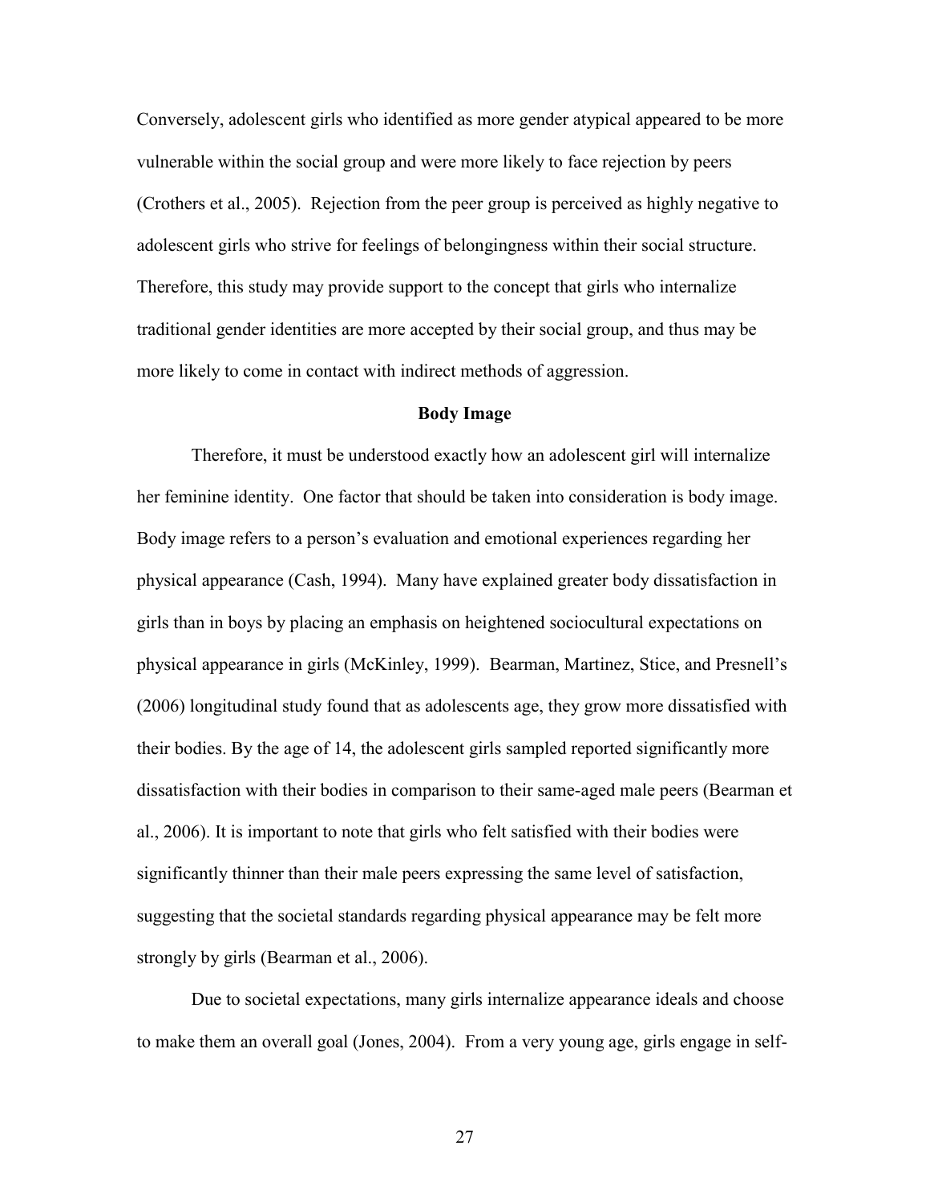Conversely, adolescent girls who identified as more gender atypical appeared to be more vulnerable within the social group and were more likely to face rejection by peers (Crothers et al., 2005). Rejection from the peer group is perceived as highly negative to adolescent girls who strive for feelings of belongingness within their social structure. Therefore, this study may provide support to the concept that girls who internalize traditional gender identities are more accepted by their social group, and thus may be more likely to come in contact with indirect methods of aggression.

## Body Image

Therefore, it must be understood exactly how an adolescent girl will internalize her feminine identity. One factor that should be taken into consideration is body image. Body image refers to a person's evaluation and emotional experiences regarding her physical appearance (Cash, 1994). Many have explained greater body dissatisfaction in girls than in boys by placing an emphasis on heightened sociocultural expectations on physical appearance in girls (McKinley, 1999). Bearman, Martinez, Stice, and Presnell's (2006) longitudinal study found that as adolescents age, they grow more dissatisfied with their bodies. By the age of 14, the adolescent girls sampled reported significantly more dissatisfaction with their bodies in comparison to their same-aged male peers (Bearman et al., 2006). It is important to note that girls who felt satisfied with their bodies were significantly thinner than their male peers expressing the same level of satisfaction, suggesting that the societal standards regarding physical appearance may be felt more strongly by girls (Bearman et al., 2006).

Due to societal expectations, many girls internalize appearance ideals and choose to make them an overall goal (Jones, 2004). From a very young age, girls engage in self-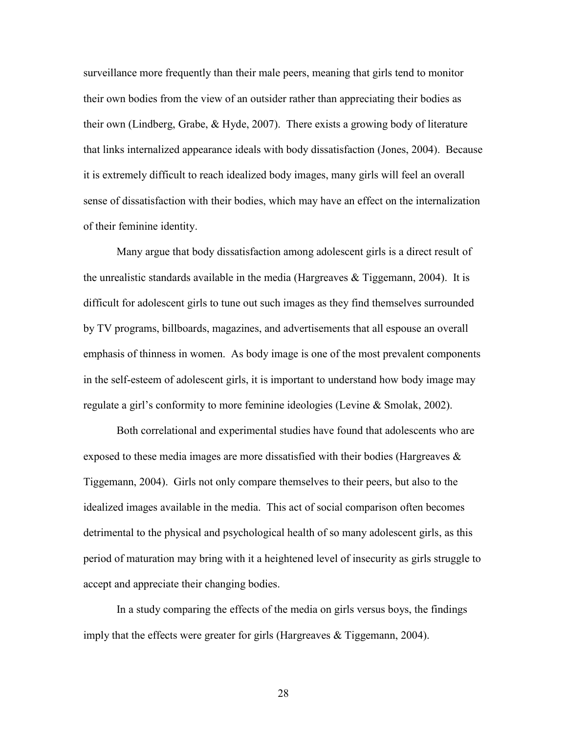surveillance more frequently than their male peers, meaning that girls tend to monitor their own bodies from the view of an outsider rather than appreciating their bodies as their own (Lindberg, Grabe, & Hyde, 2007). There exists a growing body of literature that links internalized appearance ideals with body dissatisfaction (Jones, 2004). Because it is extremely difficult to reach idealized body images, many girls will feel an overall sense of dissatisfaction with their bodies, which may have an effect on the internalization of their feminine identity.

Many argue that body dissatisfaction among adolescent girls is a direct result of the unrealistic standards available in the media (Hargreaves & Tiggemann, 2004). It is difficult for adolescent girls to tune out such images as they find themselves surrounded by TV programs, billboards, magazines, and advertisements that all espouse an overall emphasis of thinness in women. As body image is one of the most prevalent components in the self-esteem of adolescent girls, it is important to understand how body image may regulate a girl's conformity to more feminine ideologies (Levine & Smolak, 2002).

Both correlational and experimental studies have found that adolescents who are exposed to these media images are more dissatisfied with their bodies (Hargreaves & Tiggemann, 2004). Girls not only compare themselves to their peers, but also to the idealized images available in the media. This act of social comparison often becomes detrimental to the physical and psychological health of so many adolescent girls, as this period of maturation may bring with it a heightened level of insecurity as girls struggle to accept and appreciate their changing bodies.

In a study comparing the effects of the media on girls versus boys, the findings imply that the effects were greater for girls (Hargreaves & Tiggemann, 2004).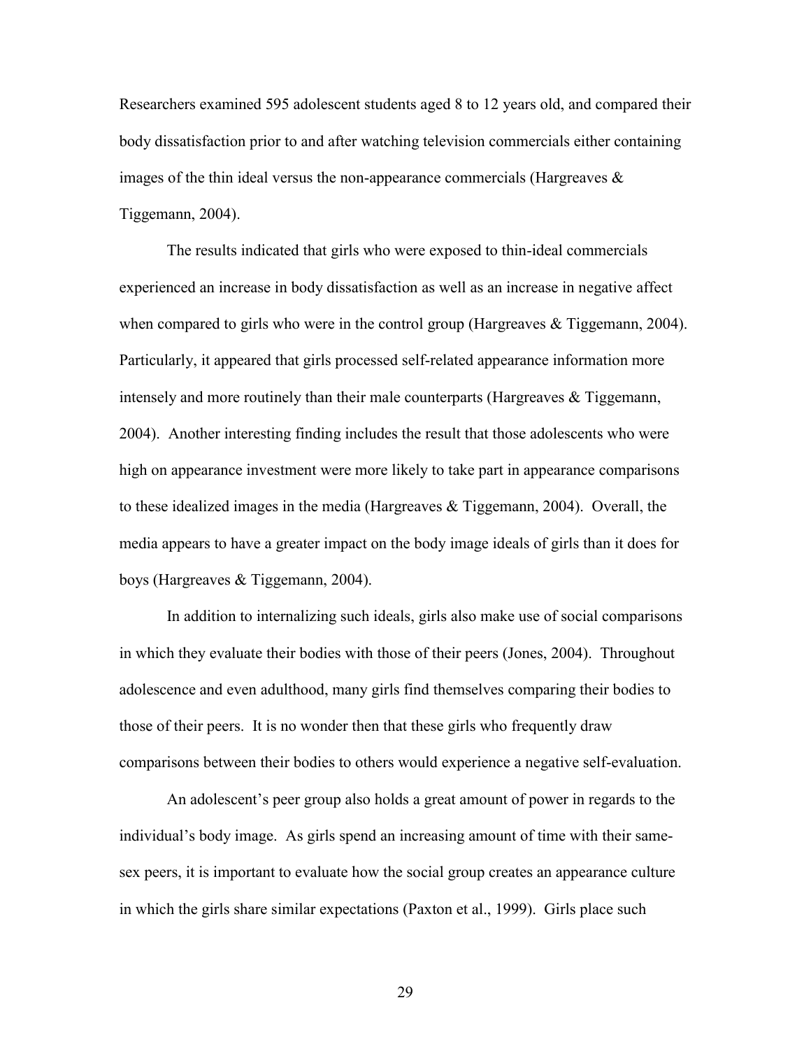Researchers examined 595 adolescent students aged 8 to 12 years old, and compared their body dissatisfaction prior to and after watching television commercials either containing images of the thin ideal versus the non-appearance commercials (Hargreaves & Tiggemann, 2004).

The results indicated that girls who were exposed to thin-ideal commercials experienced an increase in body dissatisfaction as well as an increase in negative affect when compared to girls who were in the control group (Hargreaves & Tiggemann, 2004). Particularly, it appeared that girls processed self-related appearance information more intensely and more routinely than their male counterparts (Hargreaves & Tiggemann, 2004). Another interesting finding includes the result that those adolescents who were high on appearance investment were more likely to take part in appearance comparisons to these idealized images in the media (Hargreaves & Tiggemann, 2004). Overall, the media appears to have a greater impact on the body image ideals of girls than it does for boys (Hargreaves & Tiggemann, 2004).

In addition to internalizing such ideals, girls also make use of social comparisons in which they evaluate their bodies with those of their peers (Jones, 2004). Throughout adolescence and even adulthood, many girls find themselves comparing their bodies to those of their peers. It is no wonder then that these girls who frequently draw comparisons between their bodies to others would experience a negative self-evaluation.

An adolescent's peer group also holds a great amount of power in regards to the individual's body image. As girls spend an increasing amount of time with their same-sex peers, it is important to evaluate how the social group creates an appearance culture in which the girls share similar expectations (Paxton et al., 1999). Girls place such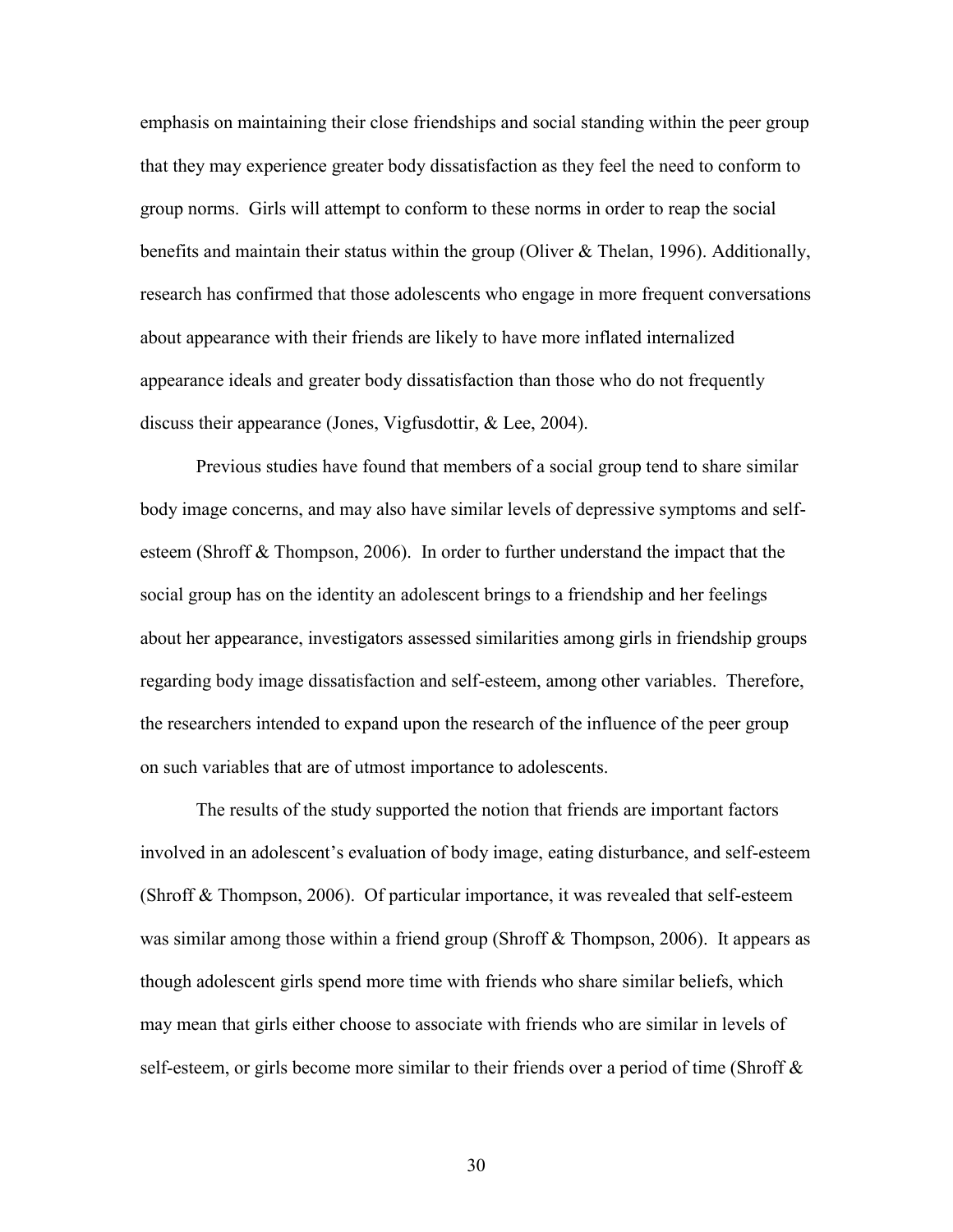emphasis on maintaining their close friendships and social standing within the peer group that they may experience greater body dissatisfaction as they feel the need to conform to group norms. Girls will attempt to conform to these norms in order to reap the social benefits and maintain their status within the group (Oliver & Thelan, 1996). Additionally, research has confirmed that those adolescents who engage in more frequent conversations about appearance with their friends are likely to have more inflated internalized appearance ideals and greater body dissatisfaction than those who do not frequently discuss their appearance (Jones, Vigfusdottir, & Lee, 2004).

Previous studies have found that members of a social group tend to share similar body image concerns, and may also have similar levels of depressive symptoms and self-esteem (Shroff & Thompson, 2006). In order to further understand the impact that the social group has on the identity an adolescent brings to a friendship and her feelings about her appearance, investigators assessed similarities among girls in friendship groups regarding body image dissatisfaction and self-esteem, among other variables. Therefore, the researchers intended to expand upon the research of the influence of the peer group on such variables that are of utmost importance to adolescents.

The results of the study supported the notion that friends are important factors involved in an adolescent's evaluation of body image, eating disturbance, and self-esteem (Shroff & Thompson, 2006). Of particular importance, it was revealed that self-esteem was similar among those within a friend group (Shroff & Thompson, 2006). It appears as though adolescent girls spend more time with friends who share similar beliefs, which may mean that girls either choose to associate with friends who are similar in levels of self-esteem, or girls become more similar to their friends over a period of time (Shroff &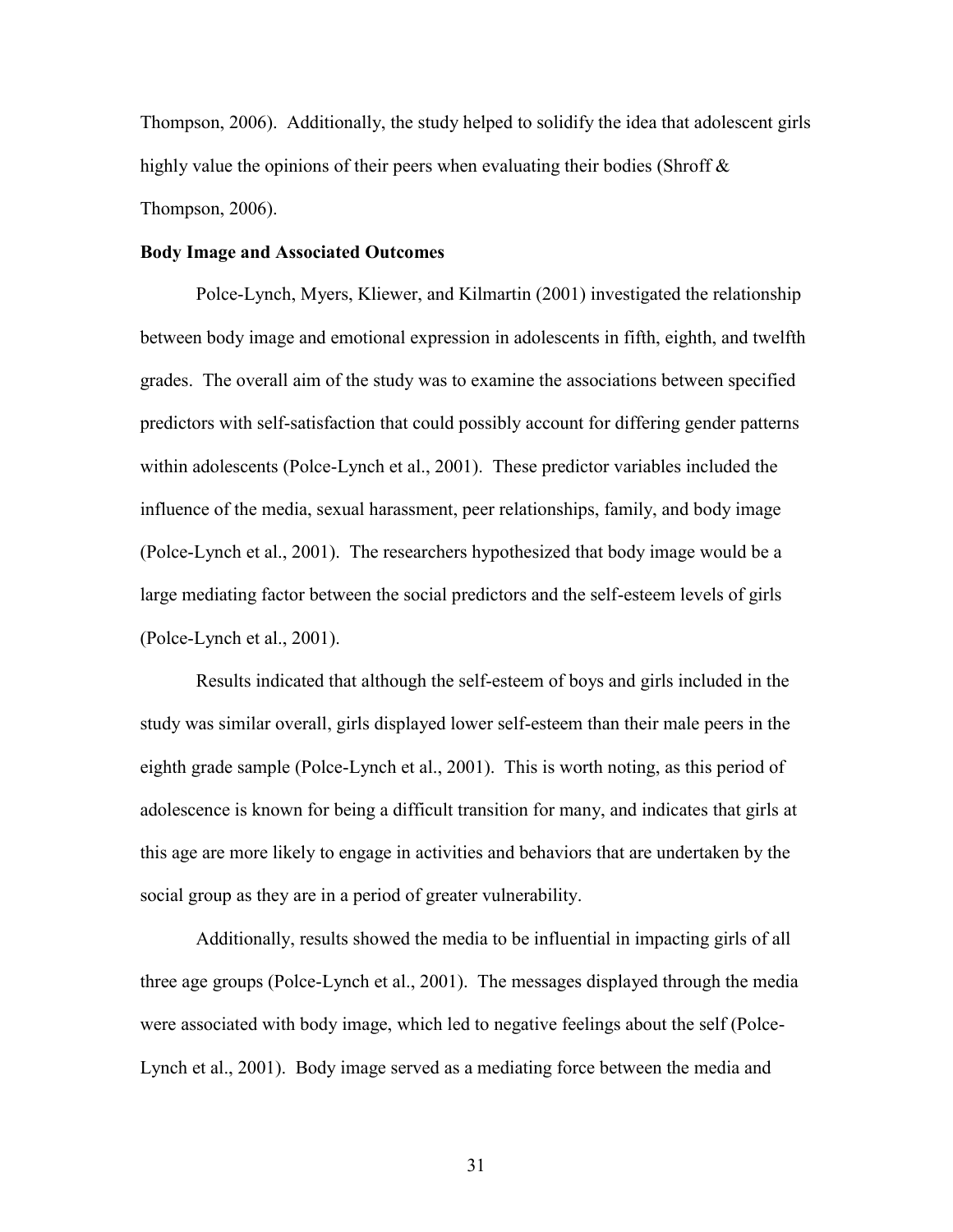Thompson, 2006). Additionally, the study helped to solidify the idea that adolescent girls highly value the opinions of their peers when evaluating their bodies (Shroff & Thompson, 2006).

**Body Image and Associated Outcomes**

Polce-Lynch, Myers, Kliewer, and Kilmartin (2001) investigated the relationship between body image and emotional expression in adolescents in fifth, eighth, and twelfth grades. The overall aim of the study was to examine the associations between specified predictors with self-satisfaction that could possibly account for differing gender patterns within adolescents (Polce-Lynch et al., 2001). These predictor variables included the influence of the media, sexual harassment, peer relationships, family, and body image (Polce-Lynch et al., 2001). The researchers hypothesized that body image would be a large mediating factor between the social predictors and the self-esteem levels of girls (Polce-Lynch et al., 2001).

Results indicated that although the self-esteem of boys and girls included in the study was similar overall, girls displayed lower self-esteem than their male peers in the eighth grade sample (Polce-Lynch et al., 2001). This is worth noting, as this period of adolescence is known for being a difficult transition for many, and indicates that girls at this age are more likely to engage in activities and behaviors that are undertaken by the social group as they are in a period of greater vulnerability.

Additionally, results showed the media to be influential in impacting girls of all three age groups (Polce-Lynch et al., 2001). The messages displayed through the media were associated with body image, which led to negative feelings about the self (Polce-Lynch et al., 2001). Body image served as a mediating force between the media and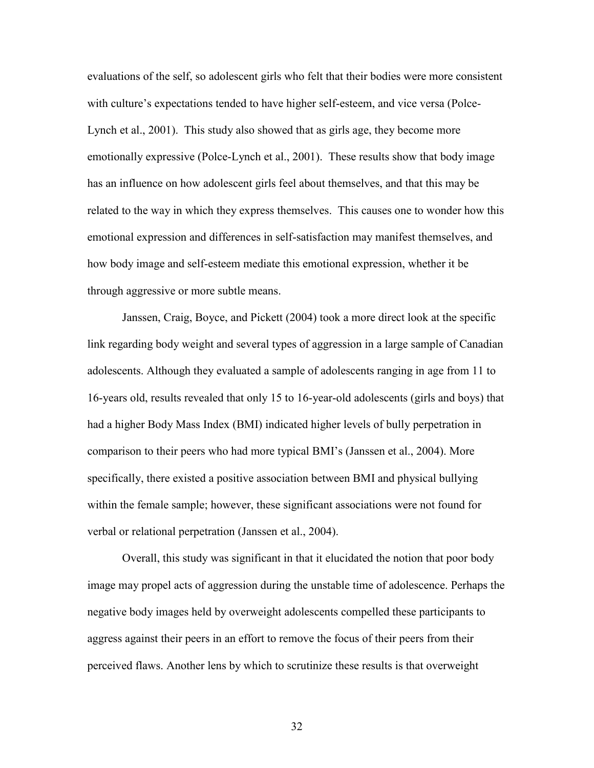evaluations of the self, so adolescent girls who felt that their bodies were more consistent with culture's expectations tended to have higher self-esteem, and vice versa (Polce-Lynch et al., 2001). This study also showed that as girls age, they become more emotionally expressive (Polce-Lynch et al., 2001). These results show that body image has an influence on how adolescent girls feel about themselves, and that this may be related to the way in which they express themselves. This causes one to wonder how this emotional expression and differences in self-satisfaction may manifest themselves, and how body image and self-esteem mediate this emotional expression, whether it be through aggressive or more subtle means.

Janssen, Craig, Boyce, and Pickett (2004) took a more direct look at the specific link regarding body weight and several types of aggression in a large sample of Canadian adolescents. Although they evaluated a sample of adolescents ranging in age from 11 to 16-years old, results revealed that only 15 to 16-year-old adolescents (girls and boys) that had a higher Body Mass Index (BMI) indicated higher levels of bully perpetration in comparison to their peers who had more typical BMI's (Janssen et al., 2004). More specifically, there existed a positive association between BMI and physical bullying within the female sample; however, these significant associations were not found for verbal or relational perpetration (Janssen et al., 2004).

Overall, this study was significant in that it elucidated the notion that poor body image may propel acts of aggression during the unstable time of adolescence. Perhaps the negative body images held by overweight adolescents compelled these participants to aggress against their peers in an effort to remove the focus of their peers from their perceived flaws. Another lens by which to scrutinize these results is that overweight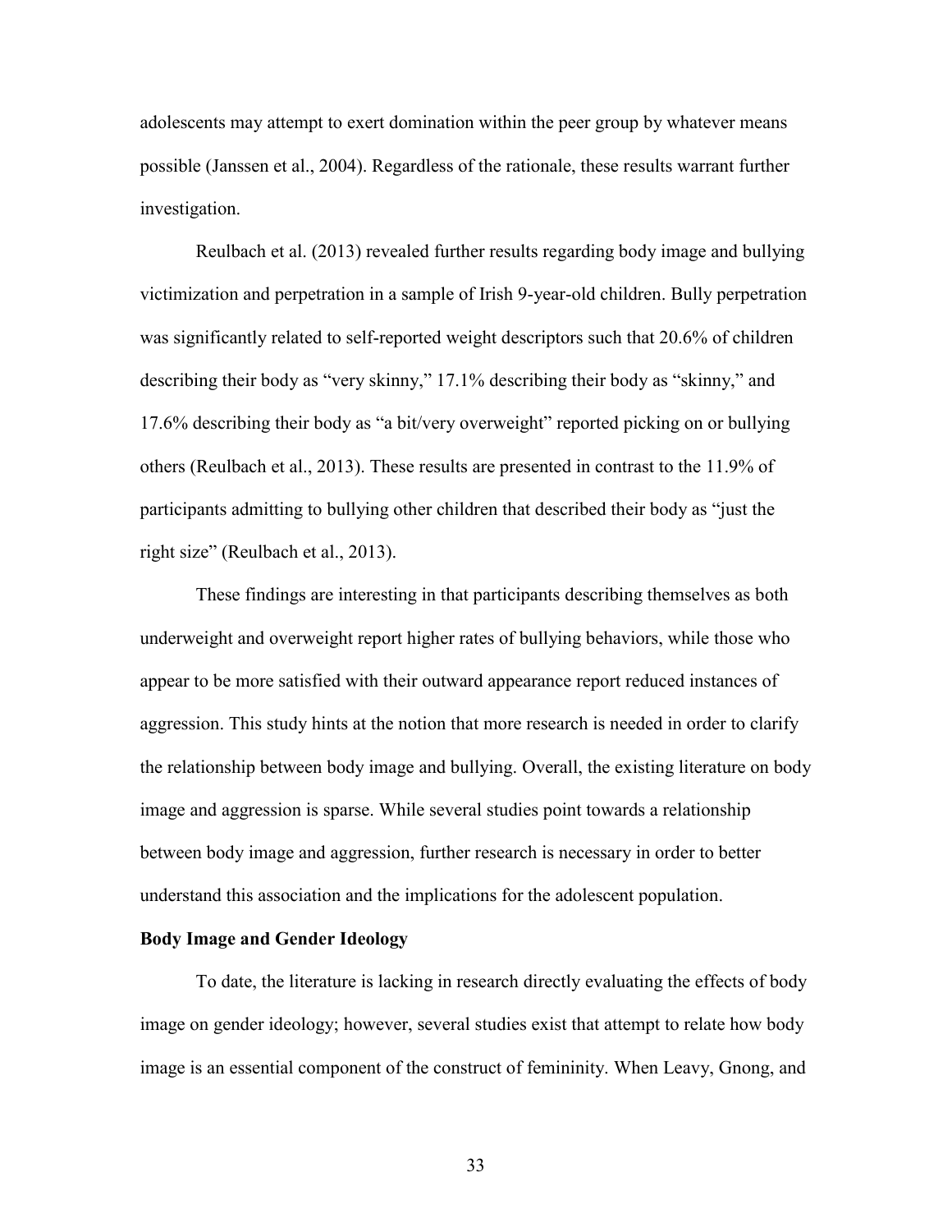adolescents may attempt to exert domination within the peer group by whatever means possible (Janssen et al., 2004). Regardless of the rationale, these results warrant further investigation.

Reulbach et al. (2013) revealed further results regarding body image and bullying victimization and perpetration in a sample of Irish 9-year-old children. Bully perpetration was significantly related to self-reported weight descriptors such that 20.6% of children describing their body as "very skinny," 17.1% describing their body as "skinny," and 17.6% describing their body as "a bit/very overweight" reported picking on or bullying others (Reulbach et al., 2013). These results are presented in contrast to the 11.9% of participants admitting to bullying other children that described their body as "just the right size" (Reulbach et al., 2013).

These findings are interesting in that participants describing themselves as both underweight and overweight report higher rates of bullying behaviors, while those who appear to be more satisfied with their outward appearance report reduced instances of aggression. This study hints at the notion that more research is needed in order to clarify the relationship between body image and bullying. Overall, the existing literature on body image and aggression is sparse. While several studies point towards a relationship between body image and aggression, further research is necessary in order to better understand this association and the implications for the adolescent population.

**Body Image and Gender Ideology**

To date, the literature is lacking in research directly evaluating the effects of body image on gender ideology; however, several studies exist that attempt to relate how body image is an essential component of the construct of femininity. When Leavy, Gnong, and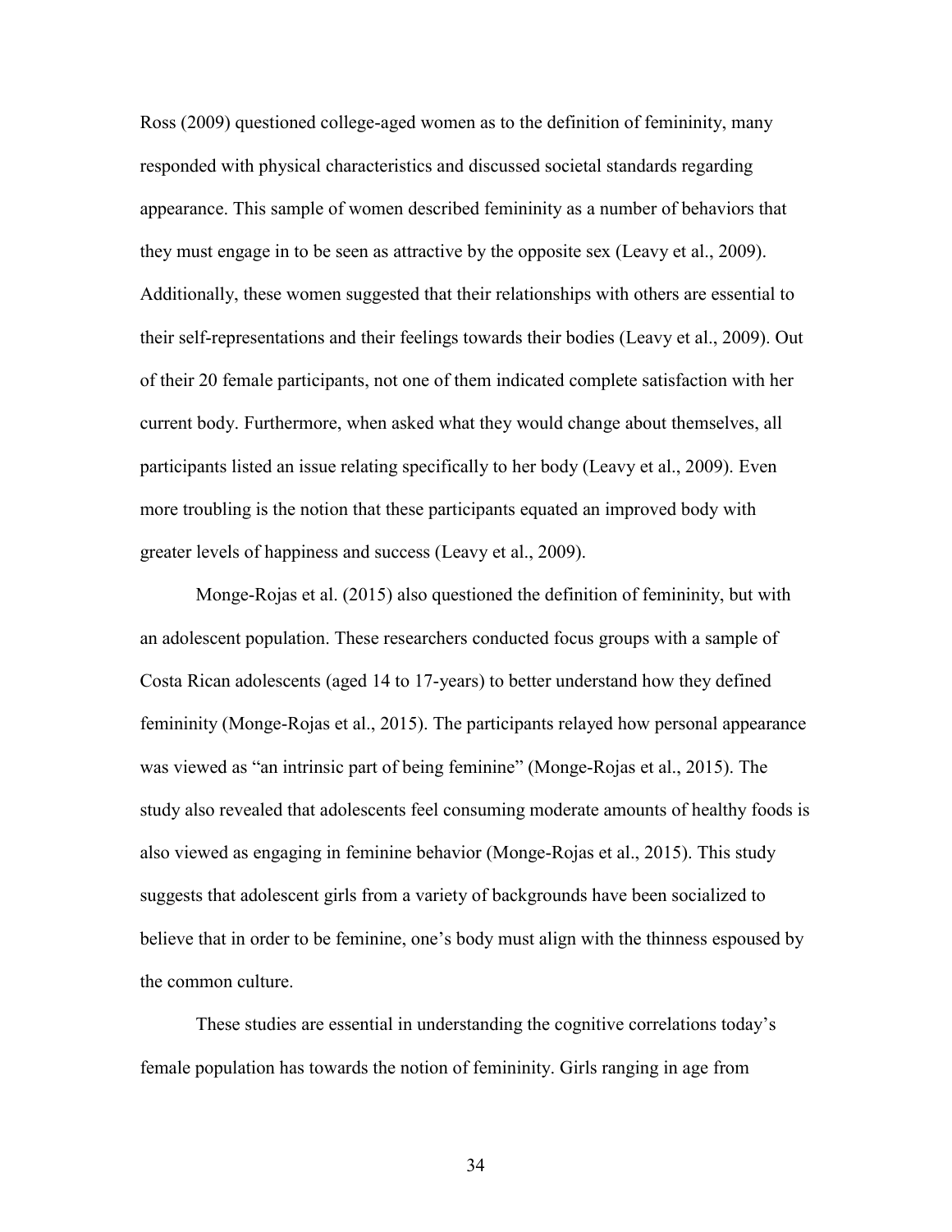Ross (2009) questioned college-aged women as to the definition of femininity, many responded with physical characteristics and discussed societal standards regarding appearance. This sample of women described femininity as a number of behaviors that they must engage in to be seen as attractive by the opposite sex (Leavy et al., 2009). Additionally, these women suggested that their relationships with others are essential to their self-representations and their feelings towards their bodies (Leavy et al., 2009). Out of their 20 female participants, not one of them indicated complete satisfaction with her current body. Furthermore, when asked what they would change about themselves, all participants listed an issue relating specifically to her body (Leavy et al., 2009). Even more troubling is the notion that these participants equated an improved body with greater levels of happiness and success (Leavy et al., 2009).

Monge-Rojas et al. (2015) also questioned the definition of femininity, but with an adolescent population. These researchers conducted focus groups with a sample of Costa Rican adolescents (aged 14 to 17-years) to better understand how they defined femininity (Monge-Rojas et al., 2015). The participants relayed how personal appearance was viewed as "an intrinsic part of being feminine" (Monge-Rojas et al., 2015). The study also revealed that adolescents feel consuming moderate amounts of healthy foods is also viewed as engaging in feminine behavior (Monge-Rojas et al., 2015). This study suggests that adolescent girls from a variety of backgrounds have been socialized to believe that in order to be feminine, one's body must align with the thinness espoused by the common culture.

These studies are essential in understanding the cognitive correlations today's female population has towards the notion of femininity. Girls ranging in age from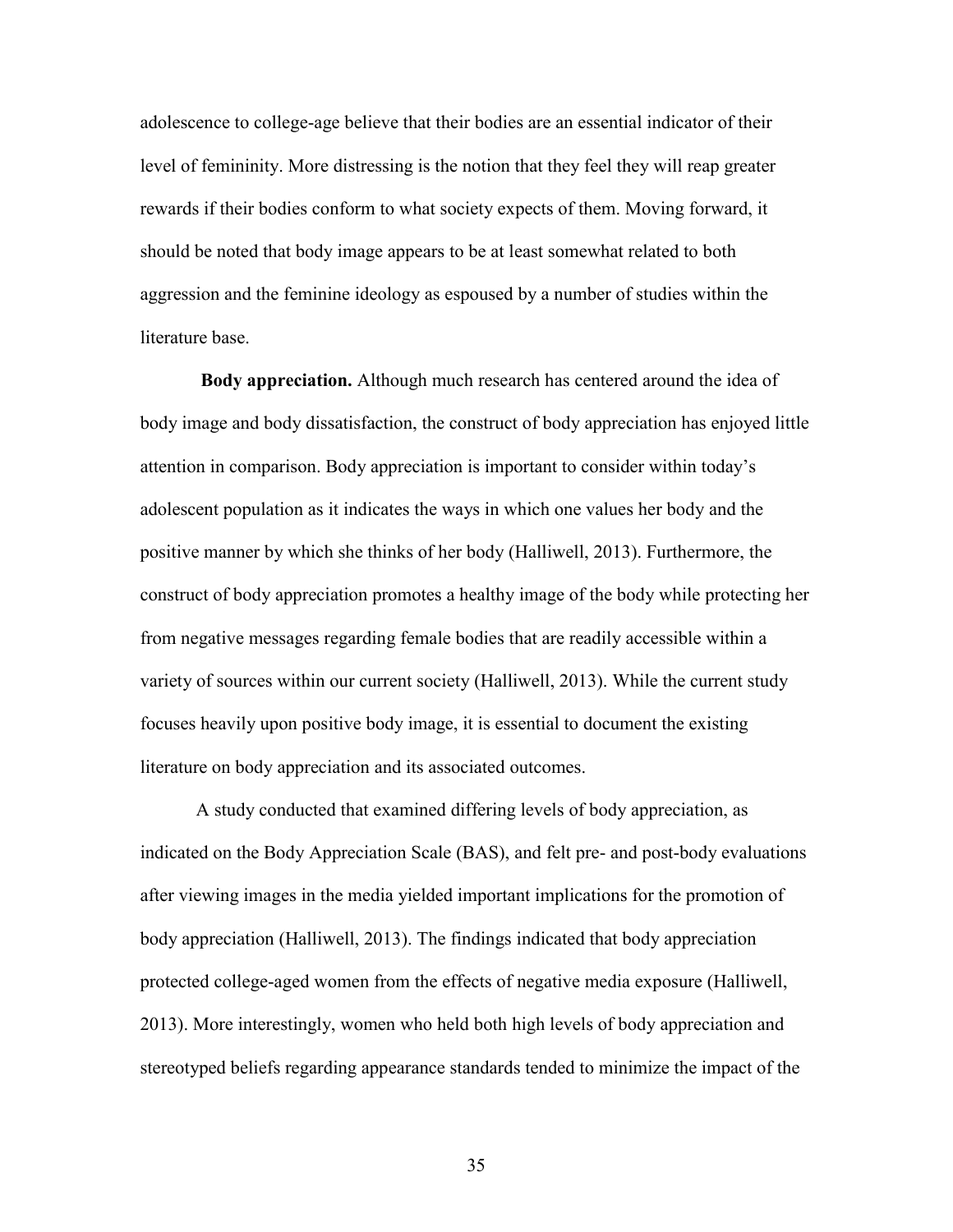adolescence to college-age believe that their bodies are an essential indicator of their level of femininity. More distressing is the notion that they feel they will reap greater rewards if their bodies conform to what society expects of them. Moving forward, it should be noted that body image appears to be at least somewhat related to both aggression and the feminine ideology as espoused by a number of studies within the literature base.

**Body appreciation.** Although much research has centered around the idea of body image and body dissatisfaction, the construct of body appreciation has enjoyed little attention in comparison. Body appreciation is important to consider within today's adolescent population as it indicates the ways in which one values her body and the positive manner by which she thinks of her body (Halliwell, 2013). Furthermore, the construct of body appreciation promotes a healthy image of the body while protecting her from negative messages regarding female bodies that are readily accessible within a variety of sources within our current society (Halliwell, 2013). While the current study focuses heavily upon positive body image, it is essential to document the existing literature on body appreciation and its associated outcomes.

A study conducted that examined differing levels of body appreciation, as indicated on the Body Appreciation Scale (BAS), and felt pre- and post-body evaluations after viewing images in the media yielded important implications for the promotion of body appreciation (Halliwell, 2013). The findings indicated that body appreciation protected college-aged women from the effects of negative media exposure (Halliwell, 2013). More interestingly, women who held both high levels of body appreciation and stereotyped beliefs regarding appearance standards tended to minimize the impact of the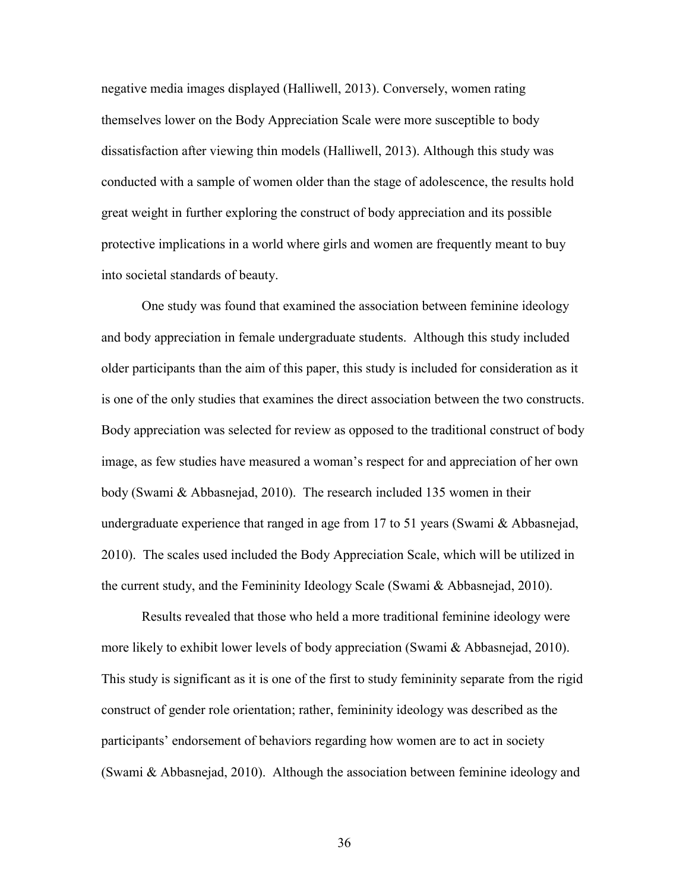negative media images displayed (Halliwell, 2013). Conversely, women rating themselves lower on the Body Appreciation Scale were more susceptible to body dissatisfaction after viewing thin models (Halliwell, 2013). Although this study was conducted with a sample of women older than the stage of adolescence, the results hold great weight in further exploring the construct of body appreciation and its possible protective implications in a world where girls and women are frequently meant to buy into societal standards of beauty.

One study was found that examined the association between feminine ideology and body appreciation in female undergraduate students. Although this study included older participants than the aim of this paper, this study is included for consideration as it is one of the only studies that examines the direct association between the two constructs. Body appreciation was selected for review as opposed to the traditional construct of body image, as few studies have measured a woman's respect for and appreciation of her own body (Swami & Abbasnejad, 2010). The research included 135 women in their undergraduate experience that ranged in age from 17 to 51 years (Swami & Abbasnejad, 2010). The scales used included the Body Appreciation Scale, which will be utilized in the current study, and the Femininity Ideology Scale (Swami & Abbasnejad, 2010).

Results revealed that those who held a more traditional feminine ideology were more likely to exhibit lower levels of body appreciation (Swami & Abbasnejad, 2010). This study is significant as it is one of the first to study femininity separate from the rigid construct of gender role orientation; rather, femininity ideology was described as the participants' endorsement of behaviors regarding how women are to act in society (Swami & Abbasnejad, 2010). Although the association between feminine ideology and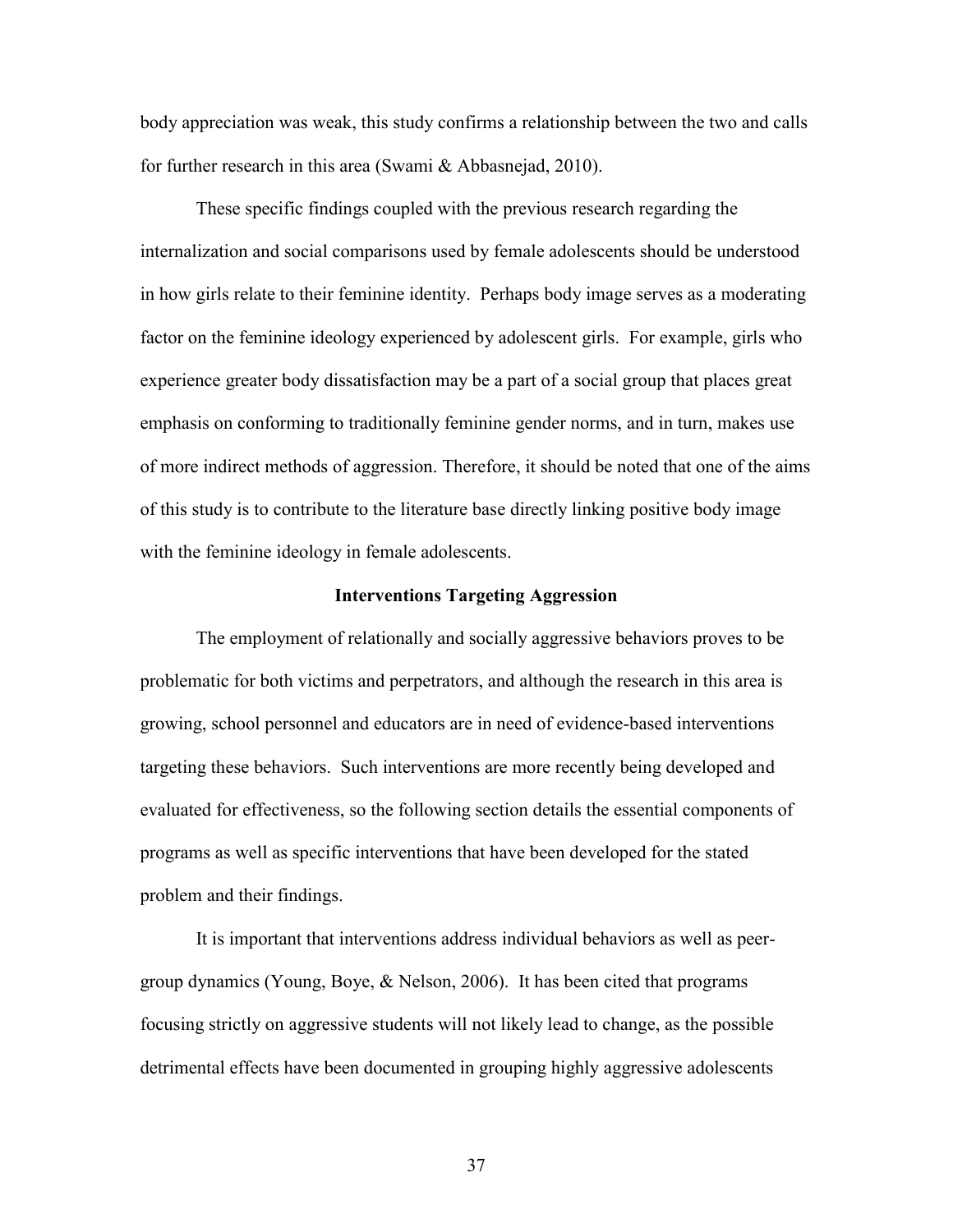body appreciation was weak, this study confirms a relationship between the two and calls for further research in this area (Swami & Abbasnejad, 2010).

These specific findings coupled with the previous research regarding the internalization and social comparisons used by female adolescents should be understood in how girls relate to their feminine identity. Perhaps body image serves as a moderating factor on the feminine ideology experienced by adolescent girls. For example, girls who experience greater body dissatisfaction may be a part of a social group that places great emphasis on conforming to traditionally feminine gender norms, and in turn, makes use of more indirect methods of aggression. Therefore, it should be noted that one of the aims of this study is to contribute to the literature base directly linking positive body image with the feminine ideology in female adolescents.

## Interventions Targeting Aggression

The employment of relationally and socially aggressive behaviors proves to be problematic for both victims and perpetrators, and although the research in this area is growing, school personnel and educators are in need of evidence-based interventions targeting these behaviors. Such interventions are more recently being developed and evaluated for effectiveness, so the following section details the essential components of programs as well as specific interventions that have been developed for the stated problem and their findings.

It is important that interventions address individual behaviors as well as peer-group dynamics (Young, Boye, & Nelson, 2006). It has been cited that programs focusing strictly on aggressive students will not likely lead to change, as the possible detrimental effects have been documented in grouping highly aggressive adolescents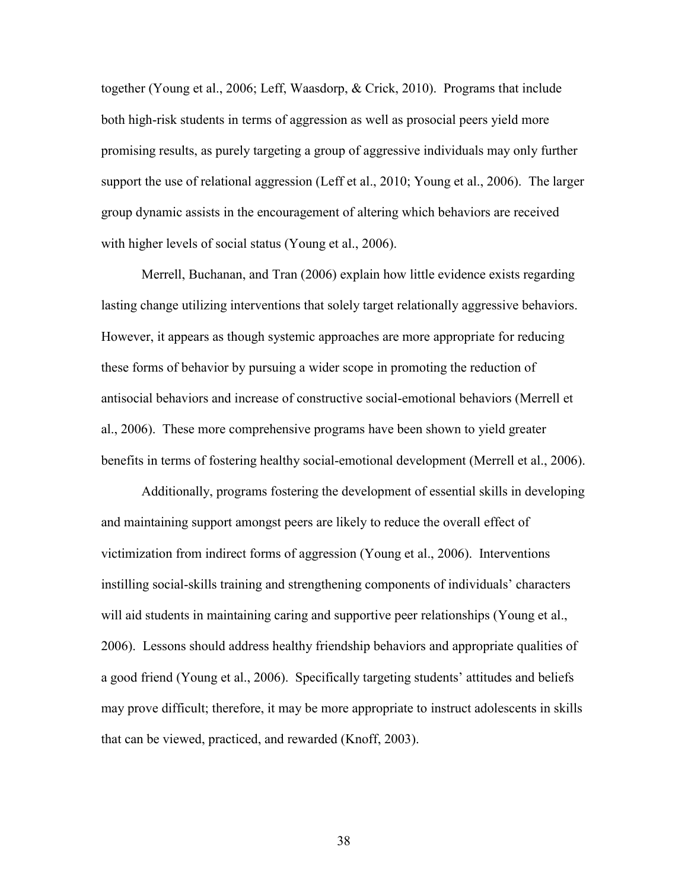together (Young et al., 2006; Leff, Waasdorp, & Crick, 2010). Programs that include both high-risk students in terms of aggression as well as prosocial peers yield more promising results, as purely targeting a group of aggressive individuals may only further support the use of relational aggression (Leff et al., 2010; Young et al., 2006). The larger group dynamic assists in the encouragement of altering which behaviors are received with higher levels of social status (Young et al., 2006).

Merrell, Buchanan, and Tran (2006) explain how little evidence exists regarding lasting change utilizing interventions that solely target relationally aggressive behaviors. However, it appears as though systemic approaches are more appropriate for reducing these forms of behavior by pursuing a wider scope in promoting the reduction of antisocial behaviors and increase of constructive social-emotional behaviors (Merrell et al., 2006). These more comprehensive programs have been shown to yield greater benefits in terms of fostering healthy social-emotional development (Merrell et al., 2006).

Additionally, programs fostering the development of essential skills in developing and maintaining support amongst peers are likely to reduce the overall effect of victimization from indirect forms of aggression (Young et al., 2006). Interventions instilling social-skills training and strengthening components of individuals' characters will aid students in maintaining caring and supportive peer relationships (Young et al., 2006). Lessons should address healthy friendship behaviors and appropriate qualities of a good friend (Young et al., 2006). Specifically targeting students' attitudes and beliefs may prove difficult; therefore, it may be more appropriate to instruct adolescents in skills that can be viewed, practiced, and rewarded (Knoff, 2003).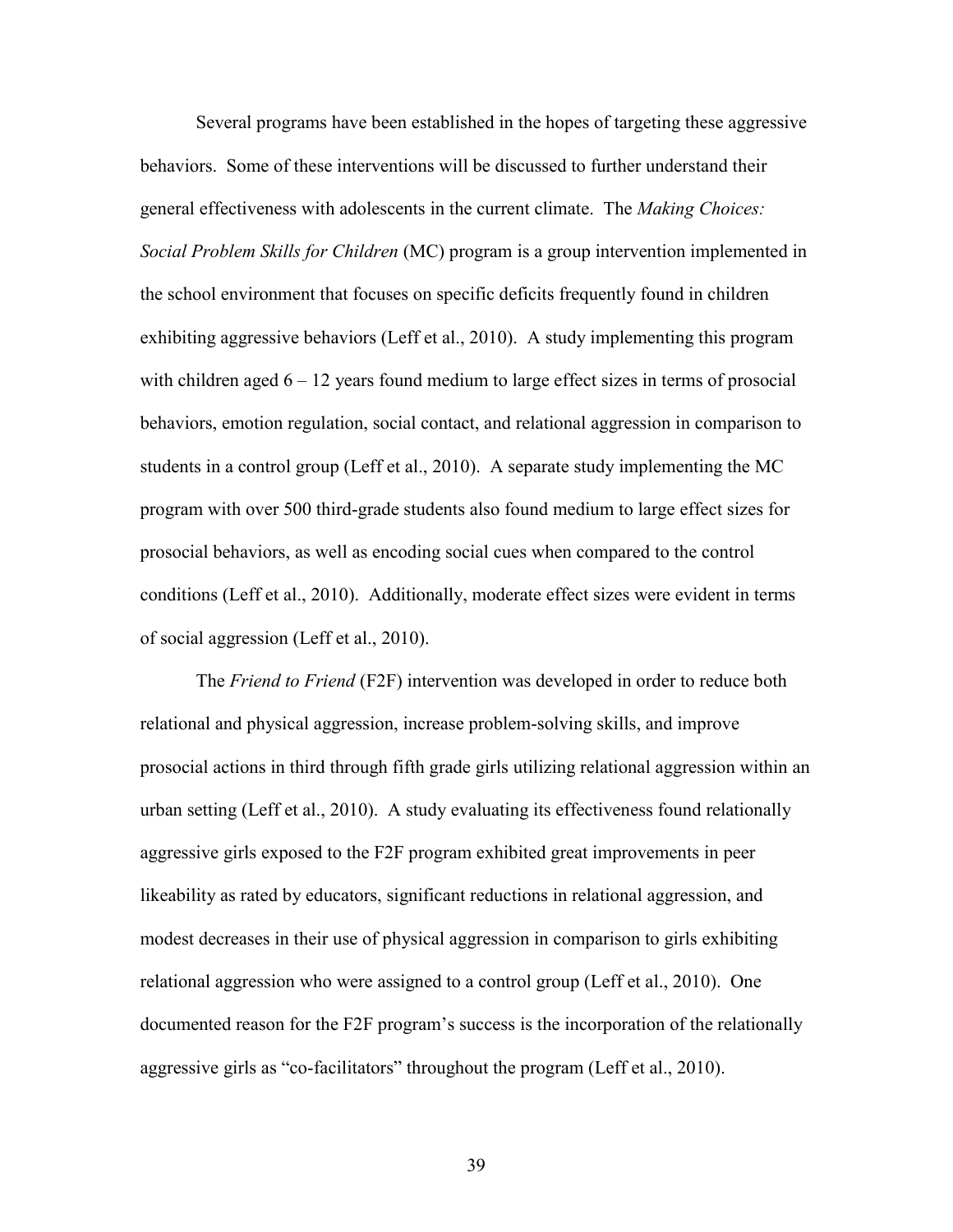Several programs have been established in the hopes of targeting these aggressive behaviors. Some of these interventions will be discussed to further understand their general effectiveness with adolescents in the current climate. The *Making Choices: Social Problem Skills for Children* (MC) program is a group intervention implemented in the school environment that focuses on specific deficits frequently found in children exhibiting aggressive behaviors (Leff et al., 2010). A study implementing this program with children aged 6 – 12 years found medium to large effect sizes in terms of prosocial behaviors, emotion regulation, social contact, and relational aggression in comparison to students in a control group (Leff et al., 2010). A separate study implementing the MC program with over 500 third-grade students also found medium to large effect sizes for prosocial behaviors, as well as encoding social cues when compared to the control conditions (Leff et al., 2010). Additionally, moderate effect sizes were evident in terms of social aggression (Leff et al., 2010).

The *Friend to Friend* (F2F) intervention was developed in order to reduce both relational and physical aggression, increase problem-solving skills, and improve prosocial actions in third through fifth grade girls utilizing relational aggression within an urban setting (Leff et al., 2010). A study evaluating its effectiveness found relationally aggressive girls exposed to the F2F program exhibited great improvements in peer likeability as rated by educators, significant reductions in relational aggression, and modest decreases in their use of physical aggression in comparison to girls exhibiting relational aggression who were assigned to a control group (Leff et al., 2010). One documented reason for the F2F program's success is the incorporation of the relationally aggressive girls as "co-facilitators" throughout the program (Leff et al., 2010).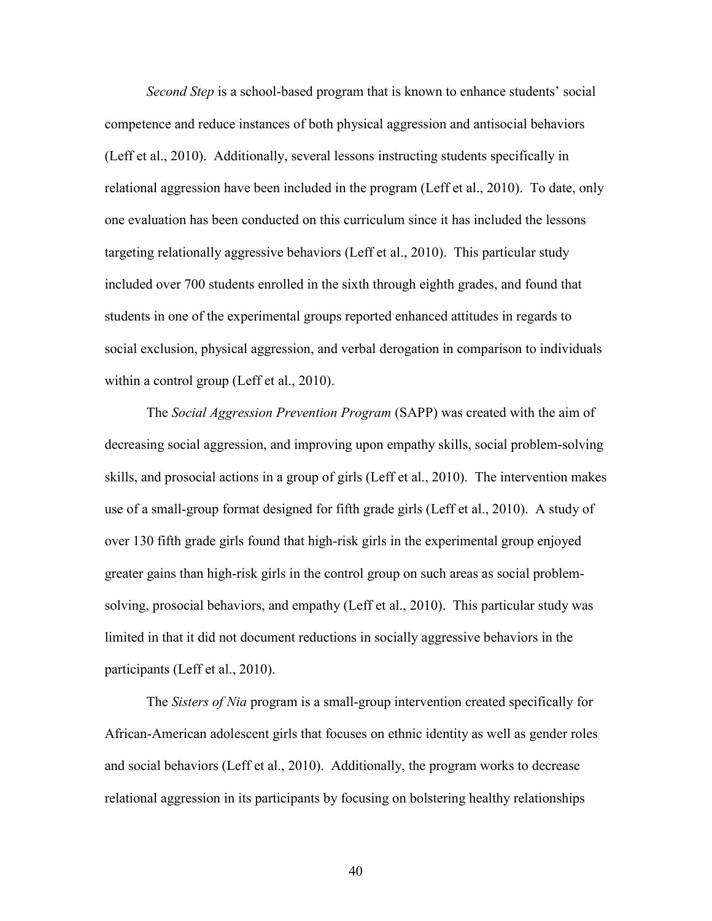*Second Step* is a school-based program that is known to enhance students' social competence and reduce instances of both physical aggression and antisocial behaviors (Leff et al., 2010). Additionally, several lessons instructing students specifically in relational aggression have been included in the program (Leff et al., 2010). To date, only one evaluation has been conducted on this curriculum since it has included the lessons targeting relationally aggressive behaviors (Leff et al., 2010). This particular study included over 700 students enrolled in the sixth through eighth grades, and found that students in one of the experimental groups reported enhanced attitudes in regards to social exclusion, physical aggression, and verbal derogation in comparison to individuals within a control group (Leff et al., 2010).

The *Social Aggression Prevention Program* (SAPP) was created with the aim of decreasing social aggression, and improving upon empathy skills, social problem-solving skills, and prosocial actions in a group of girls (Leff et al., 2010). The intervention makes use of a small-group format designed for fifth grade girls (Leff et al., 2010). A study of over 130 fifth grade girls found that high-risk girls in the experimental group enjoyed greater gains than high-risk girls in the control group on such areas as social problem-solving, prosocial behaviors, and empathy (Leff et al., 2010). This particular study was limited in that it did not document reductions in socially aggressive behaviors in the participants (Leff et al., 2010).

The *Sisters of Nia* program is a small-group intervention created specifically for African-American adolescent girls that focuses on ethnic identity as well as gender roles and social behaviors (Leff et al., 2010). Additionally, the program works to decrease relational aggression in its participants by focusing on bolstering healthy relationships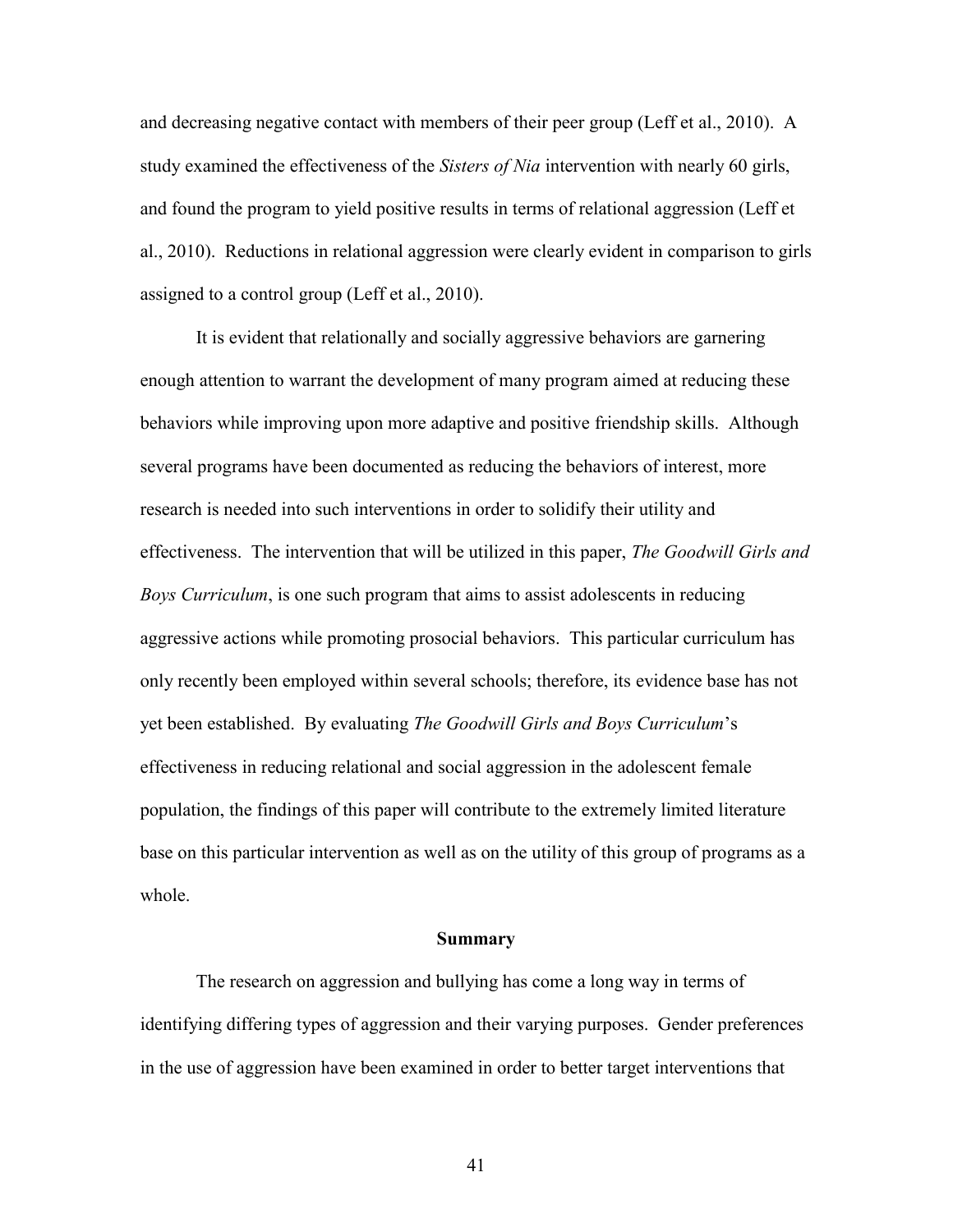and decreasing negative contact with members of their peer group (Leff et al., 2010). A study examined the effectiveness of the *Sisters of Nia* intervention with nearly 60 girls, and found the program to yield positive results in terms of relational aggression (Leff et al., 2010). Reductions in relational aggression were clearly evident in comparison to girls assigned to a control group (Leff et al., 2010).

It is evident that relationally and socially aggressive behaviors are garnering enough attention to warrant the development of many program aimed at reducing these behaviors while improving upon more adaptive and positive friendship skills. Although several programs have been documented as reducing the behaviors of interest, more research is needed into such interventions in order to solidify their utility and effectiveness. The intervention that will be utilized in this paper, *The Goodwill Girls and Boys Curriculum*, is one such program that aims to assist adolescents in reducing aggressive actions while promoting prosocial behaviors. This particular curriculum has only recently been employed within several schools; therefore, its evidence base has not yet been established. By evaluating *The Goodwill Girls and Boys Curriculum*'s effectiveness in reducing relational and social aggression in the adolescent female population, the findings of this paper will contribute to the extremely limited literature base on this particular intervention as well as on the utility of this group of programs as a whole.

## Summary

The research on aggression and bullying has come a long way in terms of identifying differing types of aggression and their varying purposes. Gender preferences in the use of aggression have been examined in order to better target interventions that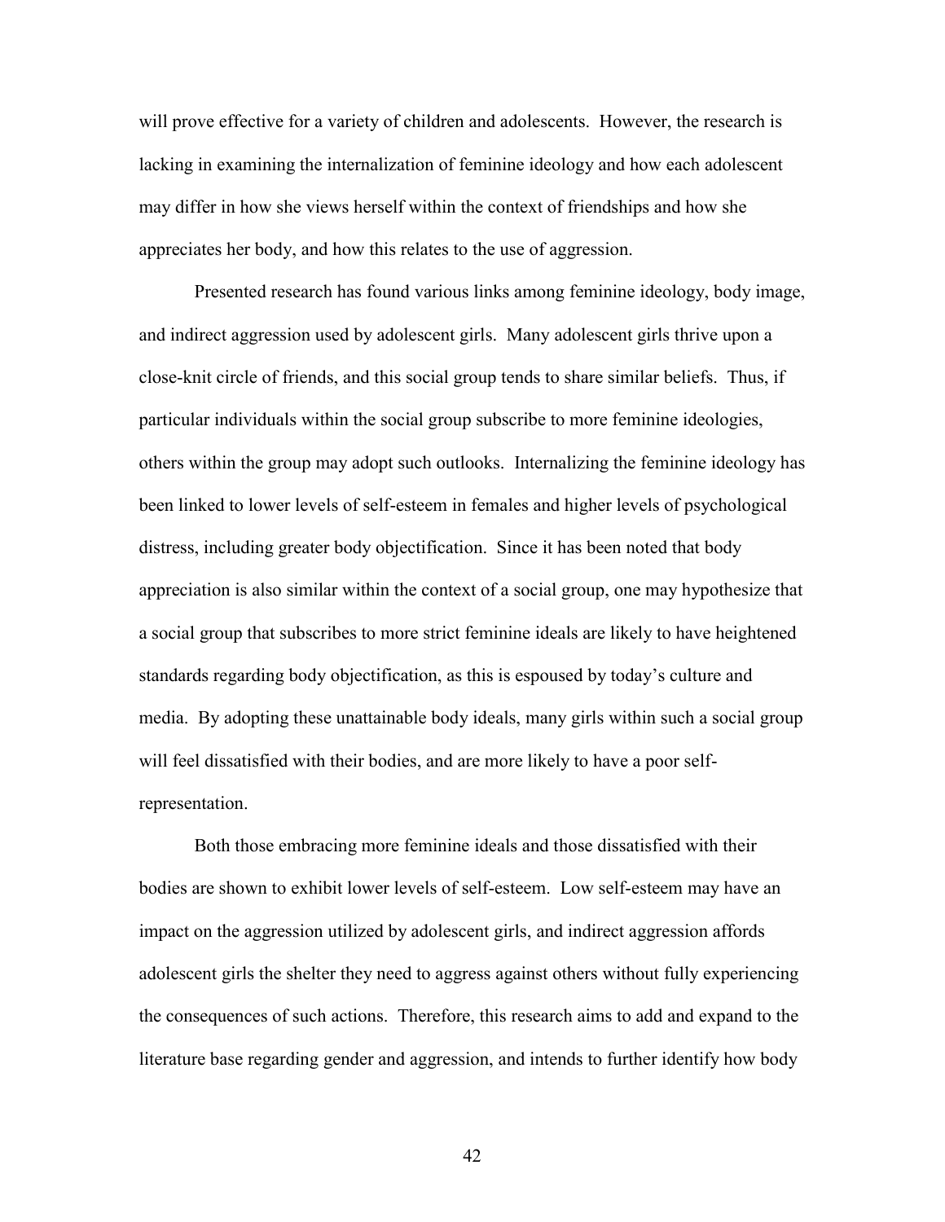will prove effective for a variety of children and adolescents. However, the research is lacking in examining the internalization of feminine ideology and how each adolescent may differ in how she views herself within the context of friendships and how she appreciates her body, and how this relates to the use of aggression.

Presented research has found various links among feminine ideology, body image, and indirect aggression used by adolescent girls. Many adolescent girls thrive upon a close-knit circle of friends, and this social group tends to share similar beliefs. Thus, if particular individuals within the social group subscribe to more feminine ideologies, others within the group may adopt such outlooks. Internalizing the feminine ideology has been linked to lower levels of self-esteem in females and higher levels of psychological distress, including greater body objectification. Since it has been noted that body appreciation is also similar within the context of a social group, one may hypothesize that a social group that subscribes to more strict feminine ideals are likely to have heightened standards regarding body objectification, as this is espoused by today's culture and media. By adopting these unattainable body ideals, many girls within such a social group will feel dissatisfied with their bodies, and are more likely to have a poor self-representation.

Both those embracing more feminine ideals and those dissatisfied with their bodies are shown to exhibit lower levels of self-esteem. Low self-esteem may have an impact on the aggression utilized by adolescent girls, and indirect aggression affords adolescent girls the shelter they need to aggress against others without fully experiencing the consequences of such actions. Therefore, this research aims to add and expand to the literature base regarding gender and aggression, and intends to further identify how body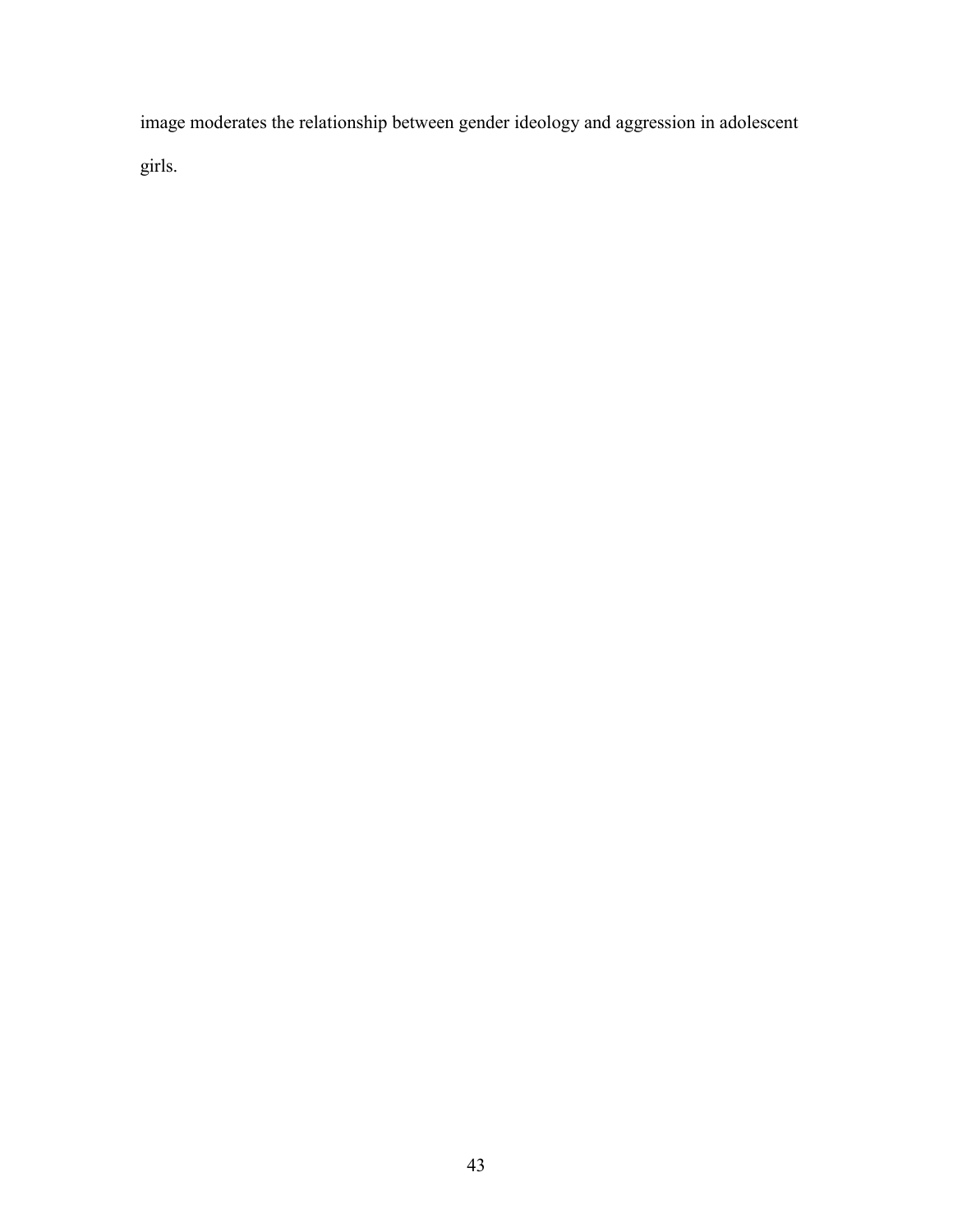image moderates the relationship between gender ideology and aggression in adolescent girls.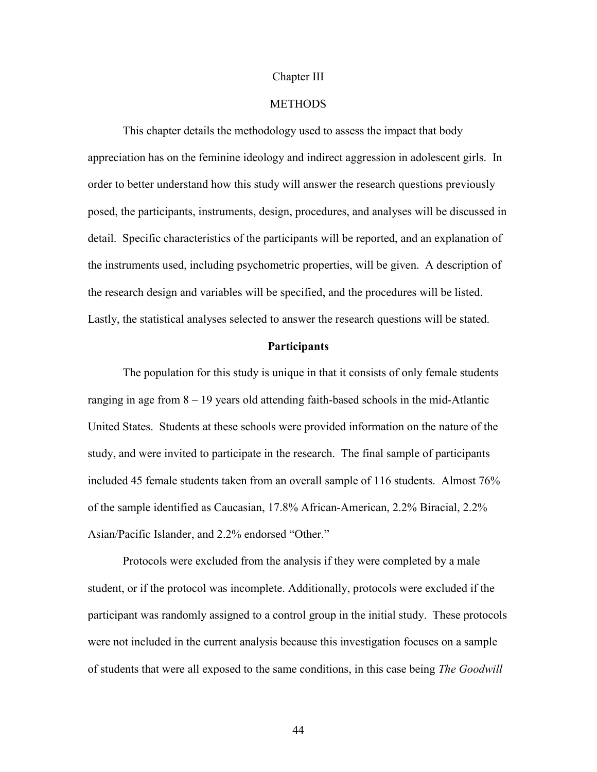# Chapter III

# METHODS

This chapter details the methodology used to assess the impact that body appreciation has on the feminine ideology and indirect aggression in adolescent girls. In order to better understand how this study will answer the research questions previously posed, the participants, instruments, design, procedures, and analyses will be discussed in detail. Specific characteristics of the participants will be reported, and an explanation of the instruments used, including psychometric properties, will be given. A description of the research design and variables will be specified, and the procedures will be listed. Lastly, the statistical analyses selected to answer the research questions will be stated.

## Participants

The population for this study is unique in that it consists of only female students ranging in age from 8 – 19 years old attending faith-based schools in the mid-Atlantic United States. Students at these schools were provided information on the nature of the study, and were invited to participate in the research. The final sample of participants included 45 female students taken from an overall sample of 116 students. Almost 76% of the sample identified as Caucasian, 17.8% African-American, 2.2% Biracial, 2.2% Asian/Pacific Islander, and 2.2% endorsed "Other."

Protocols were excluded from the analysis if they were completed by a male student, or if the protocol was incomplete. Additionally, protocols were excluded if the participant was randomly assigned to a control group in the initial study. These protocols were not included in the current analysis because this investigation focuses on a sample of students that were all exposed to the same conditions, in this case being *The Goodwill*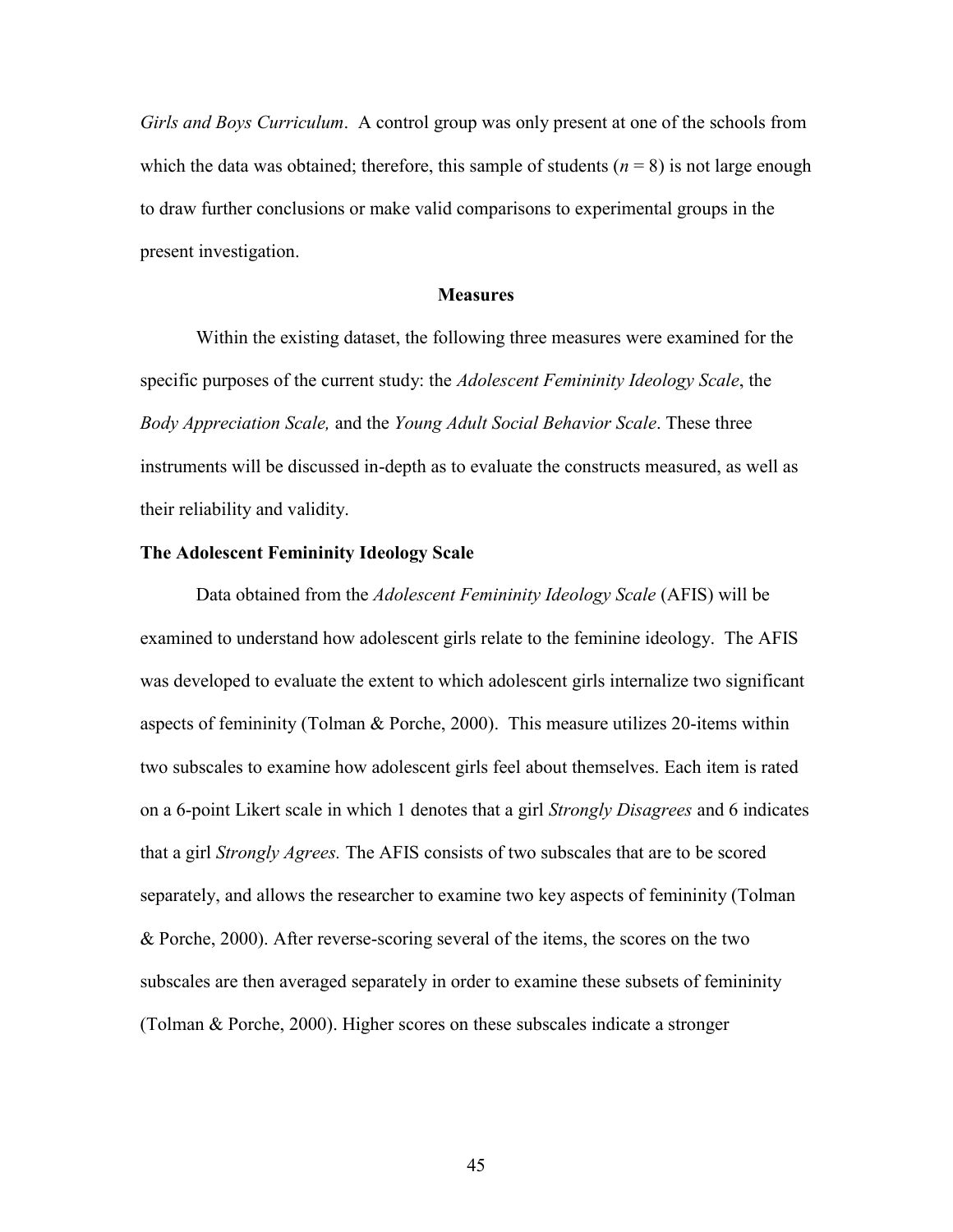*Girls and Boys Curriculum*. A control group was only present at one of the schools from which the data was obtained; therefore, this sample of students ($n = 8$) is not large enough to draw further conclusions or make valid comparisons to experimental groups in the present investigation.

## Measures

Within the existing dataset, the following three measures were examined for the specific purposes of the current study: the *Adolescent Femininity Ideology Scale*, the *Body Appreciation Scale,* and the *Young Adult Social Behavior Scale*. These three instruments will be discussed in-depth as to evaluate the constructs measured, as well as their reliability and validity.

### The Adolescent Femininity Ideology Scale

Data obtained from the *Adolescent Femininity Ideology Scale* (AFIS) will be examined to understand how adolescent girls relate to the feminine ideology. The AFIS was developed to evaluate the extent to which adolescent girls internalize two significant aspects of femininity (Tolman & Porche, 2000). This measure utilizes 20-items within two subscales to examine how adolescent girls feel about themselves. Each item is rated on a 6-point Likert scale in which 1 denotes that a girl *Strongly Disagrees* and 6 indicates that a girl *Strongly Agrees.* The AFIS consists of two subscales that are to be scored separately, and allows the researcher to examine two key aspects of femininity (Tolman & Porche, 2000). After reverse-scoring several of the items, the scores on the two subscales are then averaged separately in order to examine these subsets of femininity (Tolman & Porche, 2000). Higher scores on these subscales indicate a stronger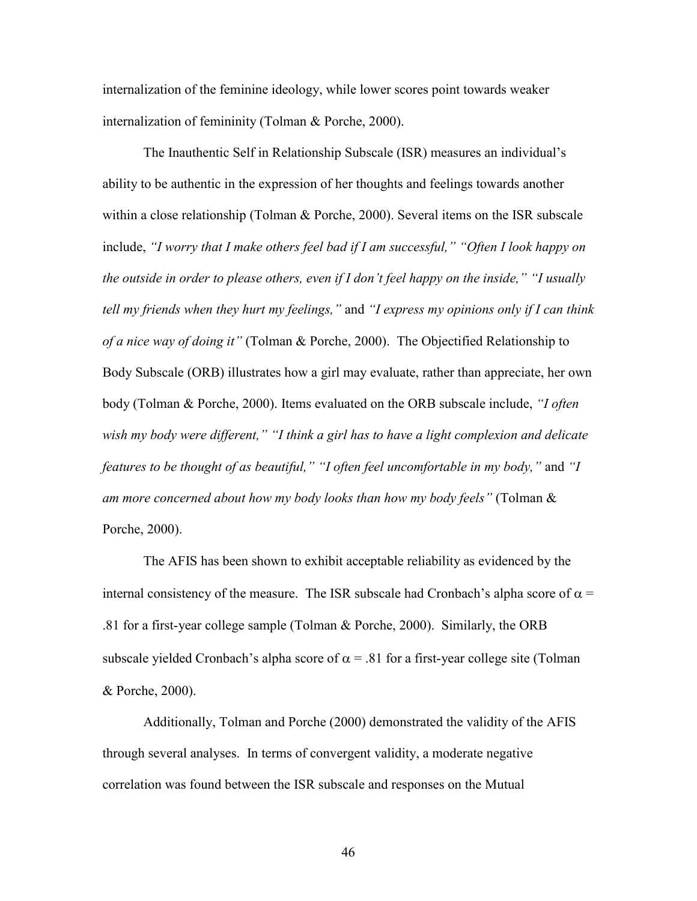internalization of the feminine ideology, while lower scores point towards weaker internalization of femininity (Tolman & Porche, 2000).

The Inauthentic Self in Relationship Subscale (ISR) measures an individual's ability to be authentic in the expression of her thoughts and feelings towards another within a close relationship (Tolman & Porche, 2000). Several items on the ISR subscale include, *"I worry that I make others feel bad if I am successful," "Often I look happy on the outside in order to please others, even if I don't feel happy on the inside," "I usually tell my friends when they hurt my feelings,"* and *"I express my opinions only if I can think of a nice way of doing it"* (Tolman & Porche, 2000). The Objectified Relationship to Body Subscale (ORB) illustrates how a girl may evaluate, rather than appreciate, her own body (Tolman & Porche, 2000). Items evaluated on the ORB subscale include, *"I often wish my body were different," "I think a girl has to have a light complexion and delicate features to be thought of as beautiful," "I often feel uncomfortable in my body,"* and *"I am more concerned about how my body looks than how my body feels"* (Tolman & Porche, 2000).

The AFIS has been shown to exhibit acceptable reliability as evidenced by the internal consistency of the measure. The ISR subscale had Cronbach's alpha score of $\alpha$ = .81 for a first-year college sample (Tolman & Porche, 2000). Similarly, the ORB subscale yielded Cronbach's alpha score of $\alpha$ = .81 for a first-year college site (Tolman & Porche, 2000).

Additionally, Tolman and Porche (2000) demonstrated the validity of the AFIS through several analyses. In terms of convergent validity, a moderate negative correlation was found between the ISR subscale and responses on the Mutual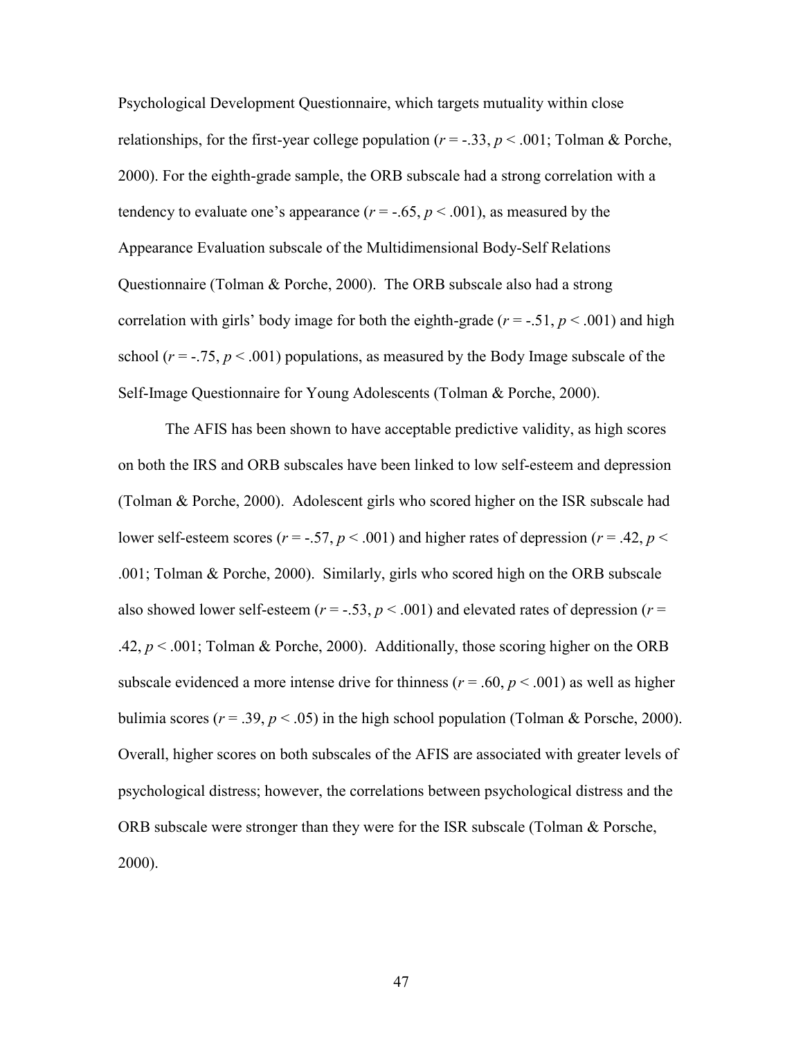Psychological Development Questionnaire, which targets mutuality within close relationships, for the first-year college population ($r = -.33$, $p < .001$; Tolman & Porche, 2000). For the eighth-grade sample, the ORB subscale had a strong correlation with a tendency to evaluate one's appearance ($r = -.65$, $p < .001$), as measured by the Appearance Evaluation subscale of the Multidimensional Body-Self Relations Questionnaire (Tolman & Porche, 2000). The ORB subscale also had a strong correlation with girls' body image for both the eighth-grade ($r = -.51$, $p < .001$) and high school ($r = -.75$, $p < .001$) populations, as measured by the Body Image subscale of the Self-Image Questionnaire for Young Adolescents (Tolman & Porche, 2000).

The AFIS has been shown to have acceptable predictive validity, as high scores on both the IRS and ORB subscales have been linked to low self-esteem and depression (Tolman & Porche, 2000). Adolescent girls who scored higher on the ISR subscale had lower self-esteem scores ($r = -.57$, $p < .001$) and higher rates of depression ($r = .42$, $p < .001$; Tolman & Porche, 2000). Similarly, girls who scored high on the ORB subscale also showed lower self-esteem ($r = -.53$, $p < .001$) and elevated rates of depression ($r = .42$, $p < .001$; Tolman & Porche, 2000). Additionally, those scoring higher on the ORB subscale evidenced a more intense drive for thinness ($r = .60$, $p < .001$) as well as higher bulimia scores ($r = .39$, $p < .05$) in the high school population (Tolman & Porsche, 2000). Overall, higher scores on both subscales of the AFIS are associated with greater levels of psychological distress; however, the correlations between psychological distress and the ORB subscale were stronger than they were for the ISR subscale (Tolman & Porsche, 2000).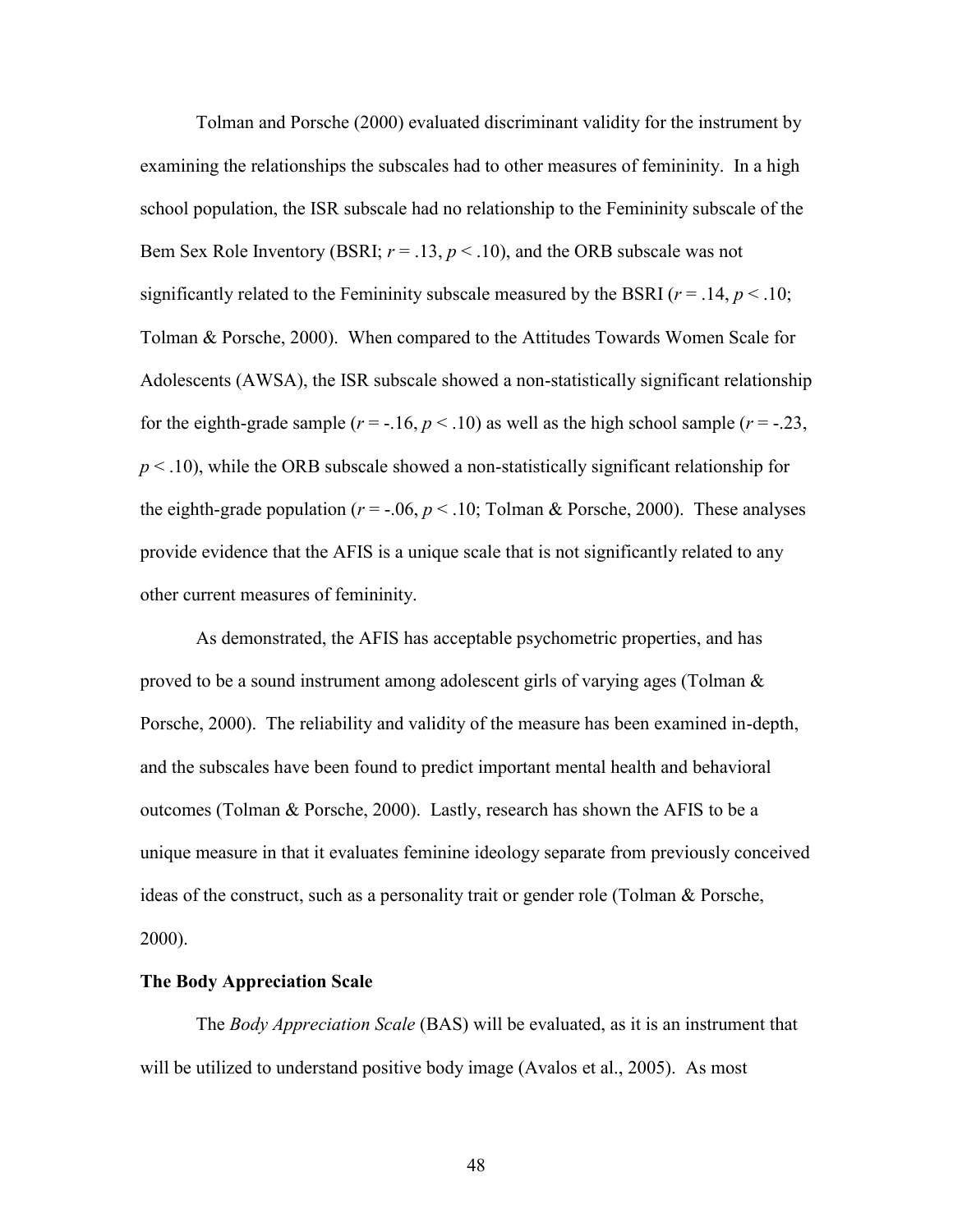Tolman and Porsche (2000) evaluated discriminant validity for the instrument by examining the relationships the subscales had to other measures of femininity. In a high school population, the ISR subscale had no relationship to the Femininity subscale of the Bem Sex Role Inventory (BSRI; $r = .13$, $p < .10$), and the ORB subscale was not significantly related to the Femininity subscale measured by the BSRI ($r = .14$, $p < .10$; Tolman & Porsche, 2000). When compared to the Attitudes Towards Women Scale for Adolescents (AWSA), the ISR subscale showed a non-statistically significant relationship for the eighth-grade sample ($r = -.16$, $p < .10$) as well as the high school sample ($r = -.23$, $p < .10$), while the ORB subscale showed a non-statistically significant relationship for the eighth-grade population ($r = -.06$, $p < .10$; Tolman & Porsche, 2000). These analyses provide evidence that the AFIS is a unique scale that is not significantly related to any other current measures of femininity.

As demonstrated, the AFIS has acceptable psychometric properties, and has proved to be a sound instrument among adolescent girls of varying ages (Tolman & Porsche, 2000). The reliability and validity of the measure has been examined in-depth, and the subscales have been found to predict important mental health and behavioral outcomes (Tolman & Porsche, 2000). Lastly, research has shown the AFIS to be a unique measure in that it evaluates feminine ideology separate from previously conceived ideas of the construct, such as a personality trait or gender role (Tolman & Porsche, 2000).

**The Body Appreciation Scale**

The *Body Appreciation Scale* (BAS) will be evaluated, as it is an instrument that will be utilized to understand positive body image (Avalos et al., 2005). As most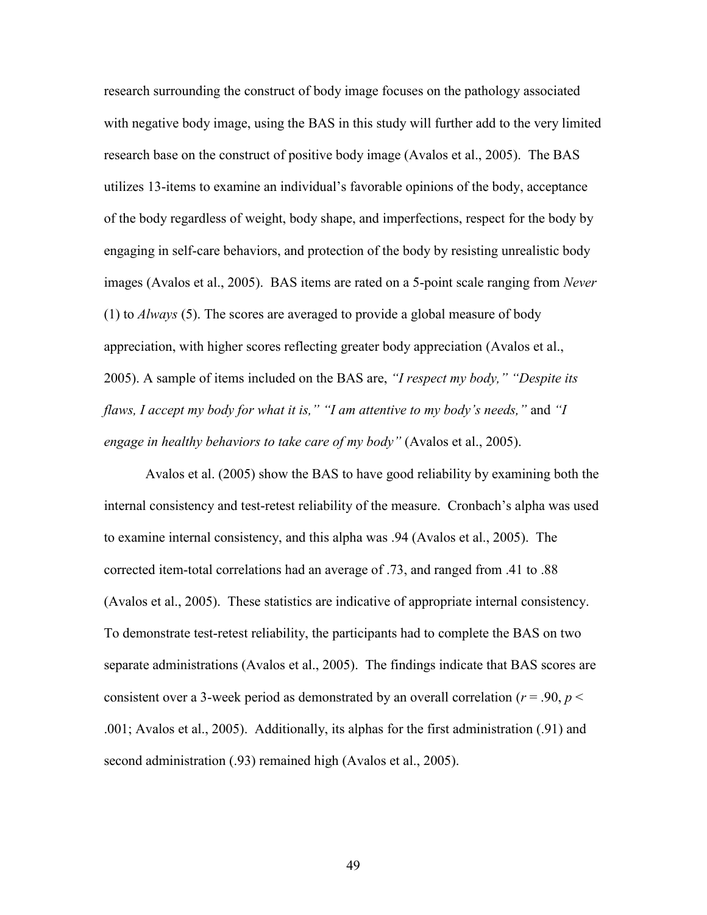research surrounding the construct of body image focuses on the pathology associated with negative body image, using the BAS in this study will further add to the very limited research base on the construct of positive body image (Avalos et al., 2005). The BAS utilizes 13-items to examine an individual's favorable opinions of the body, acceptance of the body regardless of weight, body shape, and imperfections, respect for the body by engaging in self-care behaviors, and protection of the body by resisting unrealistic body images (Avalos et al., 2005). BAS items are rated on a 5-point scale ranging from *Never* (1) to *Always* (5). The scores are averaged to provide a global measure of body appreciation, with higher scores reflecting greater body appreciation (Avalos et al., 2005). A sample of items included on the BAS are, *"I respect my body," "Despite its flaws, I accept my body for what it is," "I am attentive to my body's needs,"* and *"I engage in healthy behaviors to take care of my body"* (Avalos et al., 2005).

Avalos et al. (2005) show the BAS to have good reliability by examining both the internal consistency and test-retest reliability of the measure. Cronbach's alpha was used to examine internal consistency, and this alpha was .94 (Avalos et al., 2005). The corrected item-total correlations had an average of .73, and ranged from .41 to .88 (Avalos et al., 2005). These statistics are indicative of appropriate internal consistency. To demonstrate test-retest reliability, the participants had to complete the BAS on two separate administrations (Avalos et al., 2005). The findings indicate that BAS scores are consistent over a 3-week period as demonstrated by an overall correlation ($r = .90$, $p < .001$; Avalos et al., 2005). Additionally, its alphas for the first administration (.91) and second administration (.93) remained high (Avalos et al., 2005).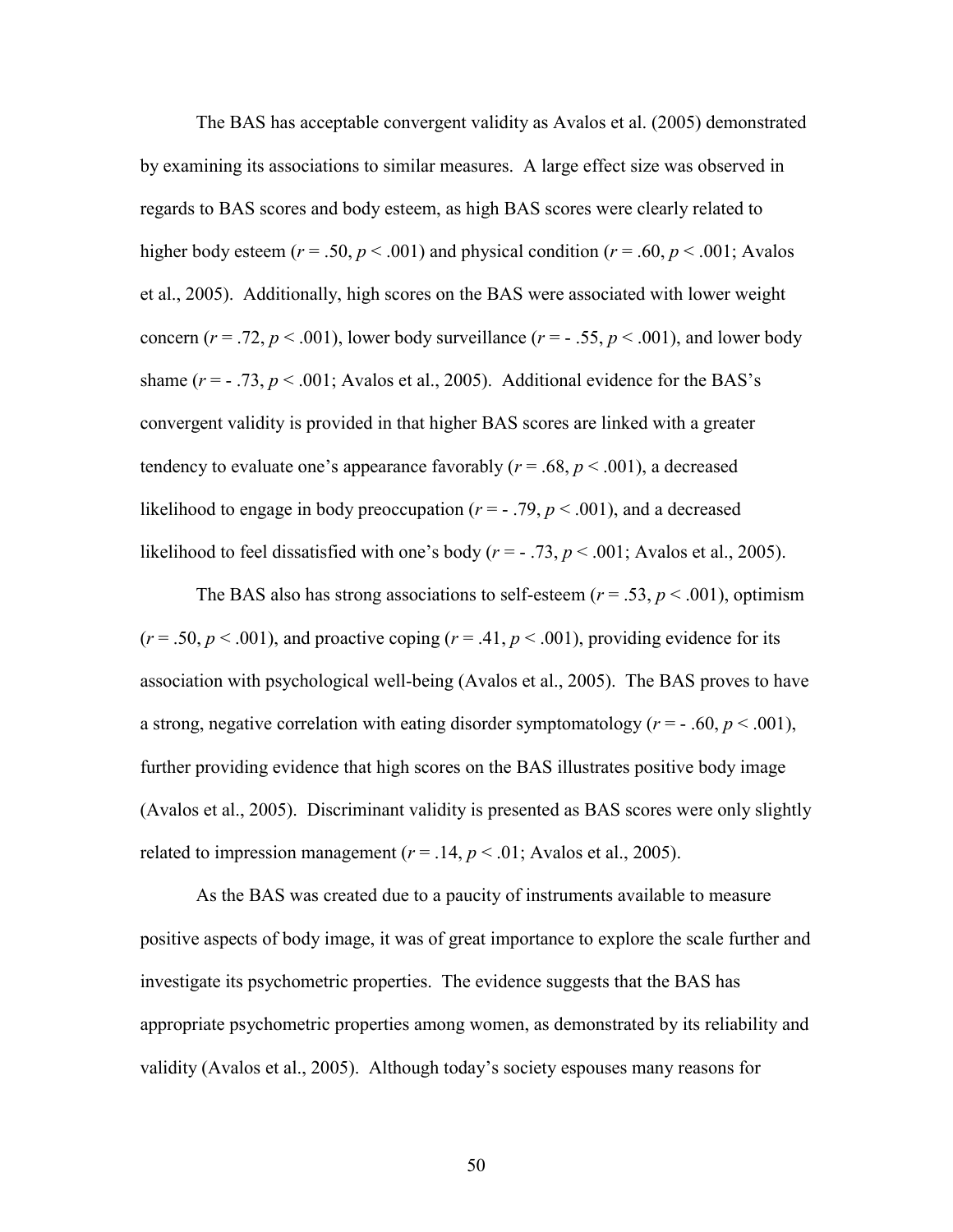The BAS has acceptable convergent validity as Avalos et al. (2005) demonstrated by examining its associations to similar measures. A large effect size was observed in regards to BAS scores and body esteem, as high BAS scores were clearly related to higher body esteem ($r = .50$, $p < .001$) and physical condition ($r = .60$, $p < .001$; Avalos et al., 2005). Additionally, high scores on the BAS were associated with lower weight concern ($r = .72$, $p < .001$), lower body surveillance ($r = -.55$, $p < .001$), and lower body shame ($r = -.73$, $p < .001$; Avalos et al., 2005). Additional evidence for the BAS's convergent validity is provided in that higher BAS scores are linked with a greater tendency to evaluate one's appearance favorably ($r = .68$, $p < .001$), a decreased likelihood to engage in body preoccupation ($r = -.79$, $p < .001$), and a decreased likelihood to feel dissatisfied with one's body ($r = -.73$, $p < .001$; Avalos et al., 2005).

The BAS also has strong associations to self-esteem ($r = .53$, $p < .001$), optimism ($r = .50$, $p < .001$), and proactive coping ($r = .41$, $p < .001$), providing evidence for its association with psychological well-being (Avalos et al., 2005). The BAS proves to have a strong, negative correlation with eating disorder symptomatology ($r = -.60$, $p < .001$), further providing evidence that high scores on the BAS illustrates positive body image (Avalos et al., 2005). Discriminant validity is presented as BAS scores were only slightly related to impression management ($r = .14$, $p < .01$; Avalos et al., 2005).

As the BAS was created due to a paucity of instruments available to measure positive aspects of body image, it was of great importance to explore the scale further and investigate its psychometric properties. The evidence suggests that the BAS has appropriate psychometric properties among women, as demonstrated by its reliability and validity (Avalos et al., 2005). Although today's society espouses many reasons for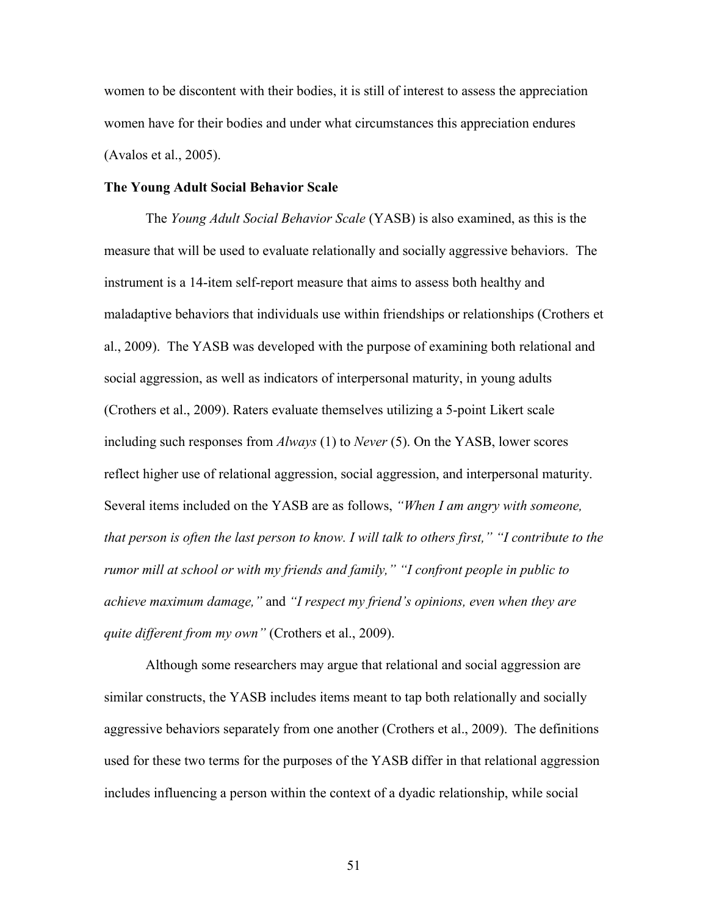women to be discontent with their bodies, it is still of interest to assess the appreciation women have for their bodies and under what circumstances this appreciation endures (Avalos et al., 2005).

**The Young Adult Social Behavior Scale**

The *Young Adult Social Behavior Scale* (YASB) is also examined, as this is the measure that will be used to evaluate relationally and socially aggressive behaviors. The instrument is a 14-item self-report measure that aims to assess both healthy and maladaptive behaviors that individuals use within friendships or relationships (Crothers et al., 2009). The YASB was developed with the purpose of examining both relational and social aggression, as well as indicators of interpersonal maturity, in young adults (Crothers et al., 2009). Raters evaluate themselves utilizing a 5-point Likert scale including such responses from *Always* (1) to *Never* (5). On the YASB, lower scores reflect higher use of relational aggression, social aggression, and interpersonal maturity. Several items included on the YASB are as follows, *"When I am angry with someone, that person is often the last person to know. I will talk to others first," "I contribute to the rumor mill at school or with my friends and family," "I confront people in public to achieve maximum damage,"* and *"I respect my friend's opinions, even when they are quite different from my own"* (Crothers et al., 2009).

Although some researchers may argue that relational and social aggression are similar constructs, the YASB includes items meant to tap both relationally and socially aggressive behaviors separately from one another (Crothers et al., 2009). The definitions used for these two terms for the purposes of the YASB differ in that relational aggression includes influencing a person within the context of a dyadic relationship, while social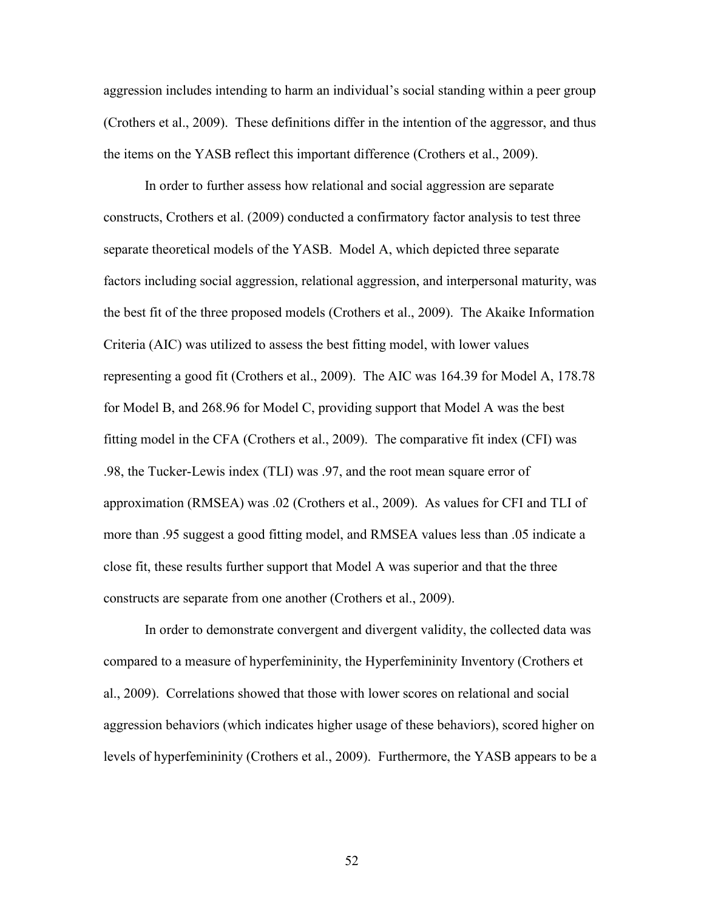aggression includes intending to harm an individual's social standing within a peer group (Crothers et al., 2009). These definitions differ in the intention of the aggressor, and thus the items on the YASB reflect this important difference (Crothers et al., 2009).

In order to further assess how relational and social aggression are separate constructs, Crothers et al. (2009) conducted a confirmatory factor analysis to test three separate theoretical models of the YASB. Model A, which depicted three separate factors including social aggression, relational aggression, and interpersonal maturity, was the best fit of the three proposed models (Crothers et al., 2009). The Akaike Information Criteria (AIC) was utilized to assess the best fitting model, with lower values representing a good fit (Crothers et al., 2009). The AIC was 164.39 for Model A, 178.78 for Model B, and 268.96 for Model C, providing support that Model A was the best fitting model in the CFA (Crothers et al., 2009). The comparative fit index (CFI) was .98, the Tucker-Lewis index (TLI) was .97, and the root mean square error of approximation (RMSEA) was .02 (Crothers et al., 2009). As values for CFI and TLI of more than .95 suggest a good fitting model, and RMSEA values less than .05 indicate a close fit, these results further support that Model A was superior and that the three constructs are separate from one another (Crothers et al., 2009).

In order to demonstrate convergent and divergent validity, the collected data was compared to a measure of hyperfemininity, the Hyperfemininity Inventory (Crothers et al., 2009). Correlations showed that those with lower scores on relational and social aggression behaviors (which indicates higher usage of these behaviors), scored higher on levels of hyperfemininity (Crothers et al., 2009). Furthermore, the YASB appears to be a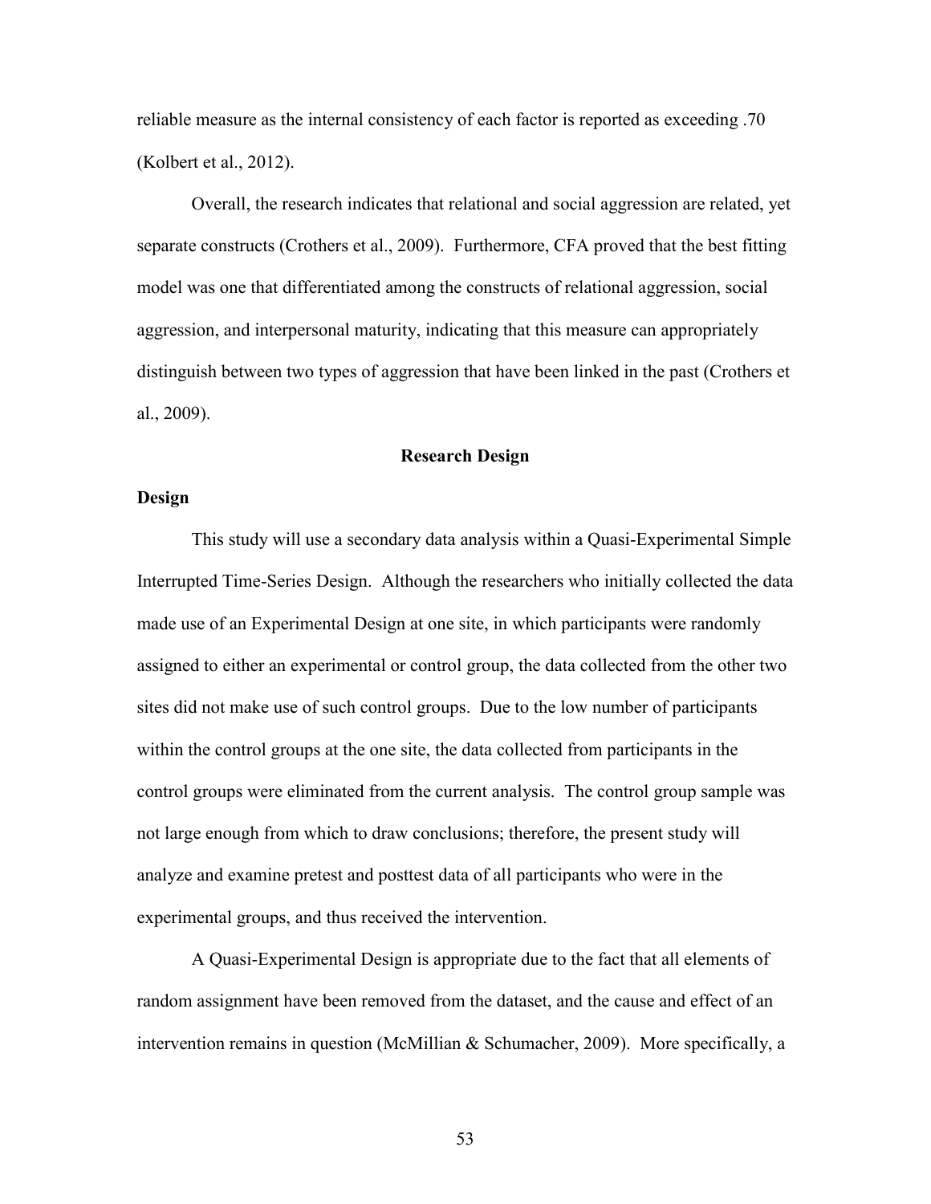reliable measure as the internal consistency of each factor is reported as exceeding .70 (Kolbert et al., 2012).

Overall, the research indicates that relational and social aggression are related, yet separate constructs (Crothers et al., 2009). Furthermore, CFA proved that the best fitting model was one that differentiated among the constructs of relational aggression, social aggression, and interpersonal maturity, indicating that this measure can appropriately distinguish between two types of aggression that have been linked in the past (Crothers et al., 2009).

## Research Design

### Design

This study will use a secondary data analysis within a Quasi-Experimental Simple Interrupted Time-Series Design. Although the researchers who initially collected the data made use of an Experimental Design at one site, in which participants were randomly assigned to either an experimental or control group, the data collected from the other two sites did not make use of such control groups. Due to the low number of participants within the control groups at the one site, the data collected from participants in the control groups were eliminated from the current analysis. The control group sample was not large enough from which to draw conclusions; therefore, the present study will analyze and examine pretest and posttest data of all participants who were in the experimental groups, and thus received the intervention.

A Quasi-Experimental Design is appropriate due to the fact that all elements of random assignment have been removed from the dataset, and the cause and effect of an intervention remains in question (McMillian & Schumacher, 2009). More specifically, a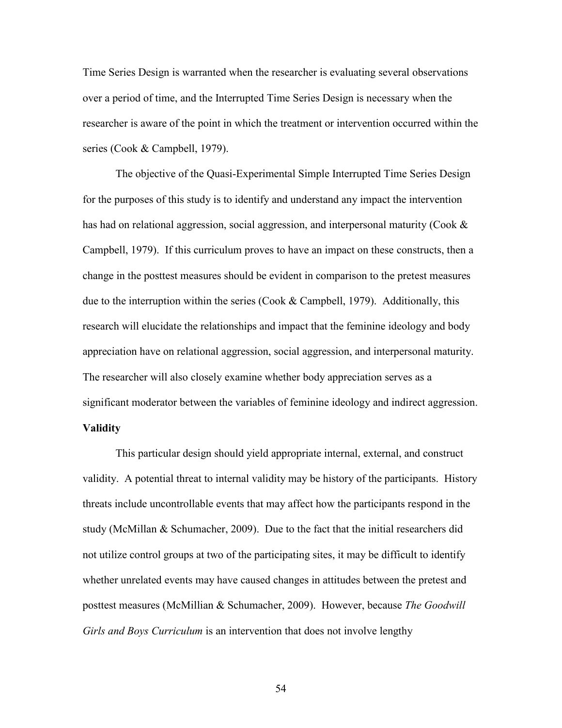Time Series Design is warranted when the researcher is evaluating several observations over a period of time, and the Interrupted Time Series Design is necessary when the researcher is aware of the point in which the treatment or intervention occurred within the series (Cook & Campbell, 1979).

The objective of the Quasi-Experimental Simple Interrupted Time Series Design for the purposes of this study is to identify and understand any impact the intervention has had on relational aggression, social aggression, and interpersonal maturity (Cook & Campbell, 1979). If this curriculum proves to have an impact on these constructs, then a change in the posttest measures should be evident in comparison to the pretest measures due to the interruption within the series (Cook & Campbell, 1979). Additionally, this research will elucidate the relationships and impact that the feminine ideology and body appreciation have on relational aggression, social aggression, and interpersonal maturity. The researcher will also closely examine whether body appreciation serves as a significant moderator between the variables of feminine ideology and indirect aggression.

**Validity**

This particular design should yield appropriate internal, external, and construct validity. A potential threat to internal validity may be history of the participants. History threats include uncontrollable events that may affect how the participants respond in the study (McMillan & Schumacher, 2009). Due to the fact that the initial researchers did not utilize control groups at two of the participating sites, it may be difficult to identify whether unrelated events may have caused changes in attitudes between the pretest and posttest measures (McMillian & Schumacher, 2009). However, because *The Goodwill Girls and Boys Curriculum* is an intervention that does not involve lengthy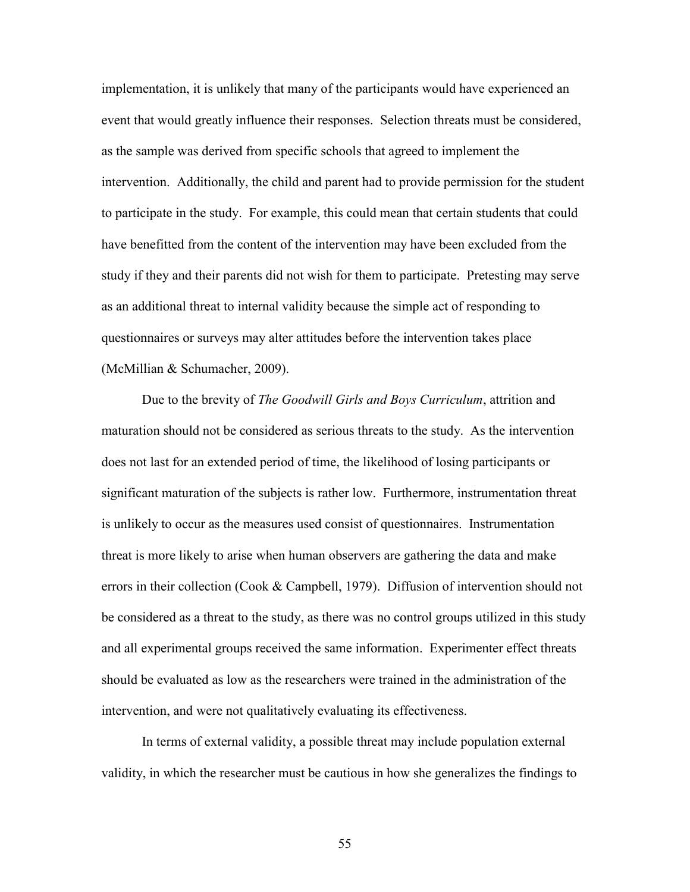implementation, it is unlikely that many of the participants would have experienced an event that would greatly influence their responses. Selection threats must be considered, as the sample was derived from specific schools that agreed to implement the intervention. Additionally, the child and parent had to provide permission for the student to participate in the study. For example, this could mean that certain students that could have benefitted from the content of the intervention may have been excluded from the study if they and their parents did not wish for them to participate. Pretesting may serve as an additional threat to internal validity because the simple act of responding to questionnaires or surveys may alter attitudes before the intervention takes place (McMillian & Schumacher, 2009).

Due to the brevity of *The Goodwill Girls and Boys Curriculum*, attrition and maturation should not be considered as serious threats to the study. As the intervention does not last for an extended period of time, the likelihood of losing participants or significant maturation of the subjects is rather low. Furthermore, instrumentation threat is unlikely to occur as the measures used consist of questionnaires. Instrumentation threat is more likely to arise when human observers are gathering the data and make errors in their collection (Cook & Campbell, 1979). Diffusion of intervention should not be considered as a threat to the study, as there was no control groups utilized in this study and all experimental groups received the same information. Experimenter effect threats should be evaluated as low as the researchers were trained in the administration of the intervention, and were not qualitatively evaluating its effectiveness.

In terms of external validity, a possible threat may include population external validity, in which the researcher must be cautious in how she generalizes the findings to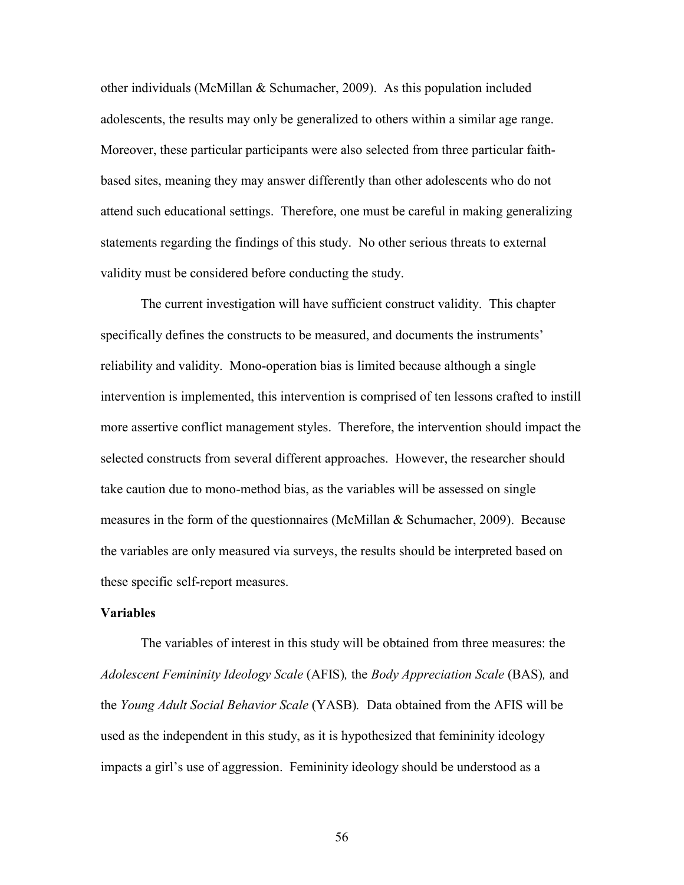other individuals (McMillan & Schumacher, 2009). As this population included adolescents, the results may only be generalized to others within a similar age range. Moreover, these particular participants were also selected from three particular faith-based sites, meaning they may answer differently than other adolescents who do not attend such educational settings. Therefore, one must be careful in making generalizing statements regarding the findings of this study. No other serious threats to external validity must be considered before conducting the study.

The current investigation will have sufficient construct validity. This chapter specifically defines the constructs to be measured, and documents the instruments' reliability and validity. Mono-operation bias is limited because although a single intervention is implemented, this intervention is comprised of ten lessons crafted to instill more assertive conflict management styles. Therefore, the intervention should impact the selected constructs from several different approaches. However, the researcher should take caution due to mono-method bias, as the variables will be assessed on single measures in the form of the questionnaires (McMillan & Schumacher, 2009). Because the variables are only measured via surveys, the results should be interpreted based on these specific self-report measures.

**Variables**

The variables of interest in this study will be obtained from three measures: the *Adolescent Femininity Ideology Scale* (AFIS)*,* the *Body Appreciation Scale* (BAS)*,* and the *Young Adult Social Behavior Scale* (YASB)*.* Data obtained from the AFIS will be used as the independent in this study, as it is hypothesized that femininity ideology impacts a girl's use of aggression. Femininity ideology should be understood as a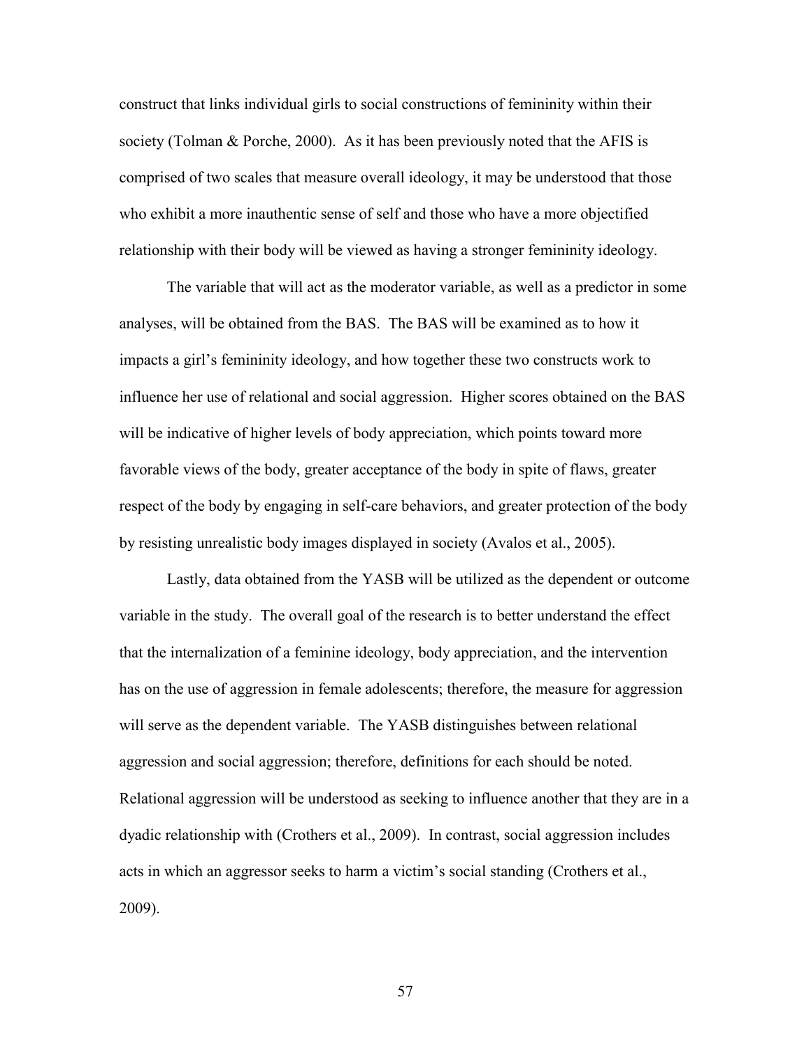construct that links individual girls to social constructions of femininity within their society (Tolman & Porche, 2000). As it has been previously noted that the AFIS is comprised of two scales that measure overall ideology, it may be understood that those who exhibit a more inauthentic sense of self and those who have a more objectified relationship with their body will be viewed as having a stronger femininity ideology.

The variable that will act as the moderator variable, as well as a predictor in some analyses, will be obtained from the BAS. The BAS will be examined as to how it impacts a girl's femininity ideology, and how together these two constructs work to influence her use of relational and social aggression. Higher scores obtained on the BAS will be indicative of higher levels of body appreciation, which points toward more favorable views of the body, greater acceptance of the body in spite of flaws, greater respect of the body by engaging in self-care behaviors, and greater protection of the body by resisting unrealistic body images displayed in society (Avalos et al., 2005).

Lastly, data obtained from the YASB will be utilized as the dependent or outcome variable in the study. The overall goal of the research is to better understand the effect that the internalization of a feminine ideology, body appreciation, and the intervention has on the use of aggression in female adolescents; therefore, the measure for aggression will serve as the dependent variable. The YASB distinguishes between relational aggression and social aggression; therefore, definitions for each should be noted. Relational aggression will be understood as seeking to influence another that they are in a dyadic relationship with (Crothers et al., 2009). In contrast, social aggression includes acts in which an aggressor seeks to harm a victim's social standing (Crothers et al., 2009).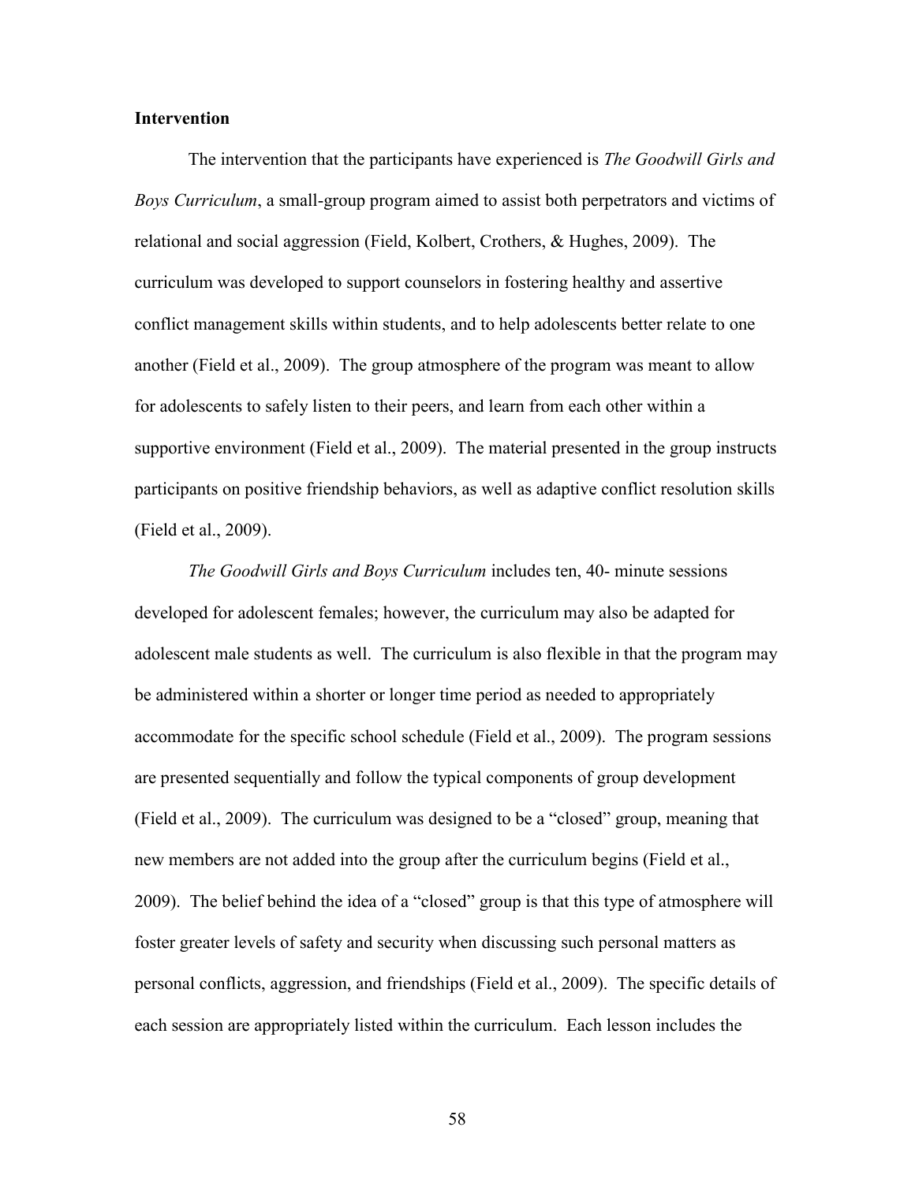**Intervention**

The intervention that the participants have experienced is *The Goodwill Girls and Boys Curriculum*, a small-group program aimed to assist both perpetrators and victims of relational and social aggression (Field, Kolbert, Crothers, & Hughes, 2009). The curriculum was developed to support counselors in fostering healthy and assertive conflict management skills within students, and to help adolescents better relate to one another (Field et al., 2009). The group atmosphere of the program was meant to allow for adolescents to safely listen to their peers, and learn from each other within a supportive environment (Field et al., 2009). The material presented in the group instructs participants on positive friendship behaviors, as well as adaptive conflict resolution skills (Field et al., 2009).

*The Goodwill Girls and Boys Curriculum* includes ten, 40- minute sessions developed for adolescent females; however, the curriculum may also be adapted for adolescent male students as well. The curriculum is also flexible in that the program may be administered within a shorter or longer time period as needed to appropriately accommodate for the specific school schedule (Field et al., 2009). The program sessions are presented sequentially and follow the typical components of group development (Field et al., 2009). The curriculum was designed to be a "closed" group, meaning that new members are not added into the group after the curriculum begins (Field et al., 2009). The belief behind the idea of a "closed" group is that this type of atmosphere will foster greater levels of safety and security when discussing such personal matters as personal conflicts, aggression, and friendships (Field et al., 2009). The specific details of each session are appropriately listed within the curriculum. Each lesson includes the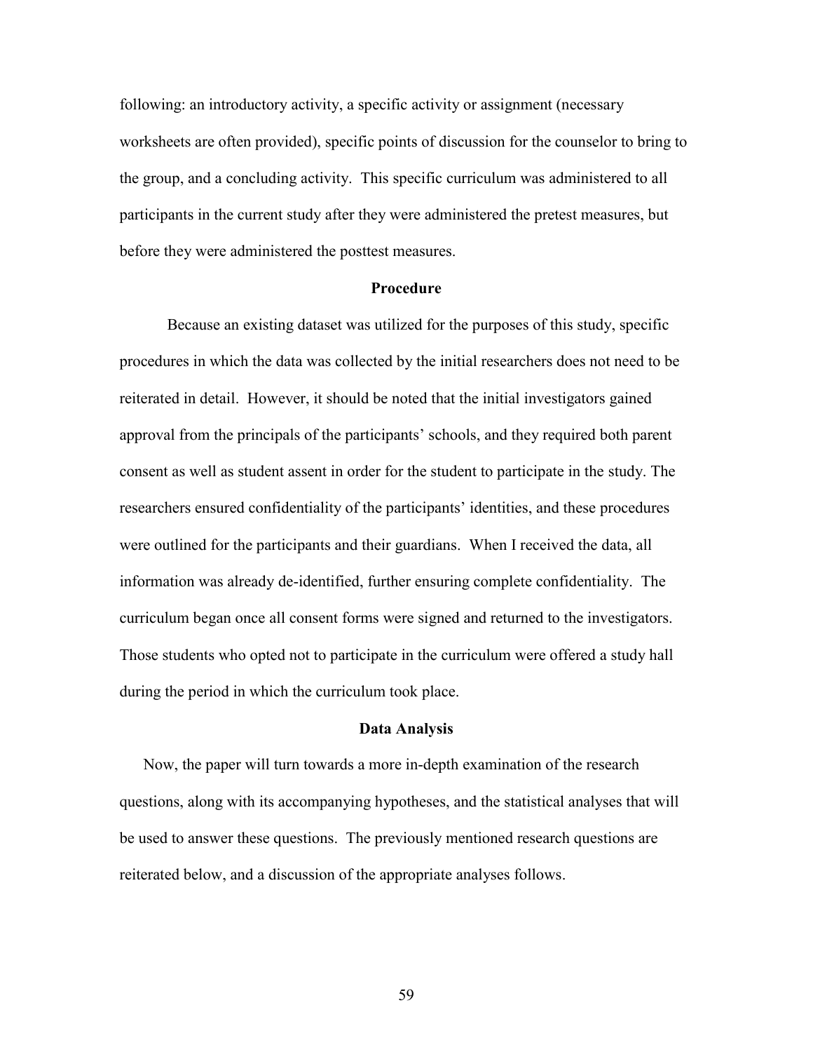following: an introductory activity, a specific activity or assignment (necessary worksheets are often provided), specific points of discussion for the counselor to bring to the group, and a concluding activity. This specific curriculum was administered to all participants in the current study after they were administered the pretest measures, but before they were administered the posttest measures.

## Procedure

Because an existing dataset was utilized for the purposes of this study, specific procedures in which the data was collected by the initial researchers does not need to be reiterated in detail. However, it should be noted that the initial investigators gained approval from the principals of the participants' schools, and they required both parent consent as well as student assent in order for the student to participate in the study. The researchers ensured confidentiality of the participants' identities, and these procedures were outlined for the participants and their guardians. When I received the data, all information was already de-identified, further ensuring complete confidentiality. The curriculum began once all consent forms were signed and returned to the investigators. Those students who opted not to participate in the curriculum were offered a study hall during the period in which the curriculum took place.

## Data Analysis

Now, the paper will turn towards a more in-depth examination of the research questions, along with its accompanying hypotheses, and the statistical analyses that will be used to answer these questions. The previously mentioned research questions are reiterated below, and a discussion of the appropriate analyses follows.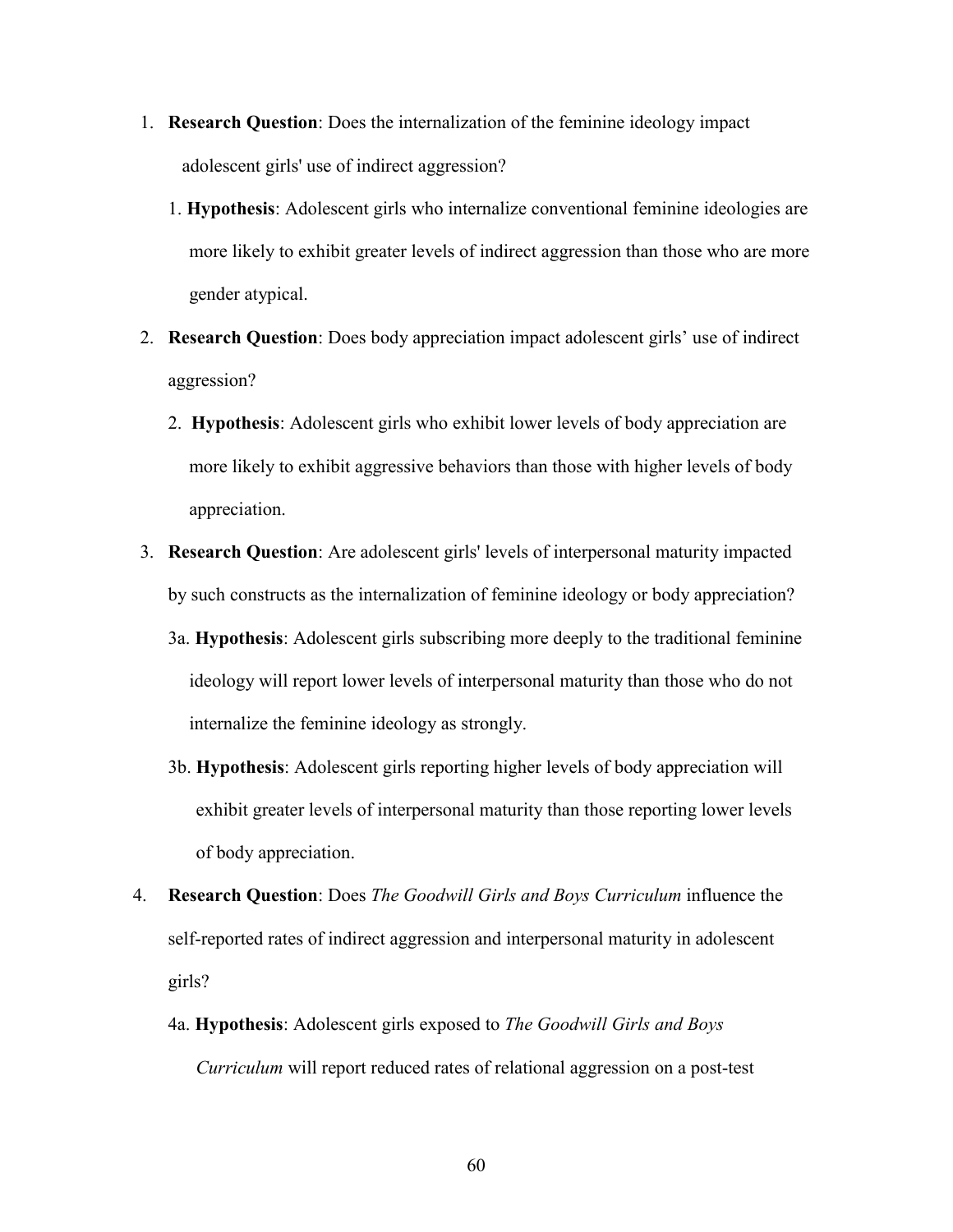1. **Research Question**: Does the internalization of the feminine ideology impact adolescent girls' use of indirect aggression?

   1. **Hypothesis**: Adolescent girls who internalize conventional feminine ideologies are more likely to exhibit greater levels of indirect aggression than those who are more gender atypical.

2. **Research Question**: Does body appreciation impact adolescent girls' use of indirect aggression?

   2. **Hypothesis**: Adolescent girls who exhibit lower levels of body appreciation are more likely to exhibit aggressive behaviors than those with higher levels of body appreciation.

3. **Research Question**: Are adolescent girls' levels of interpersonal maturity impacted by such constructs as the internalization of feminine ideology or body appreciation?

   3a. **Hypothesis**: Adolescent girls subscribing more deeply to the traditional feminine ideology will report lower levels of interpersonal maturity than those who do not internalize the feminine ideology as strongly.

   3b. **Hypothesis**: Adolescent girls reporting higher levels of body appreciation will exhibit greater levels of interpersonal maturity than those reporting lower levels of body appreciation.

4. **Research Question**: Does *The Goodwill Girls and Boys Curriculum* influence the self-reported rates of indirect aggression and interpersonal maturity in adolescent girls?

   4a. **Hypothesis**: Adolescent girls exposed to *The Goodwill Girls and Boys Curriculum* will report reduced rates of relational aggression on a post-test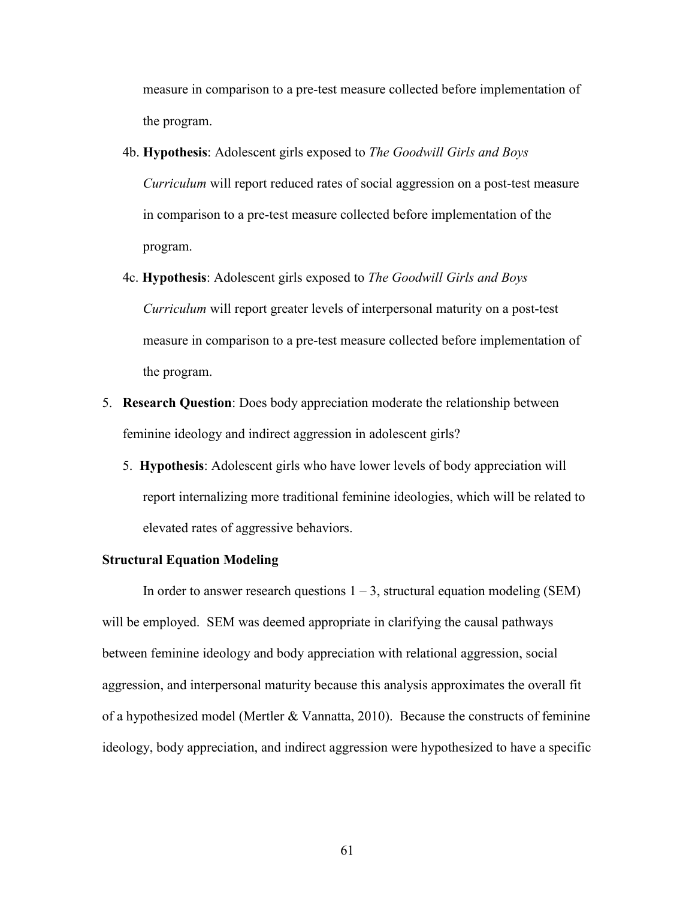measure in comparison to a pre-test measure collected before implementation of the program.

4b. **Hypothesis**: Adolescent girls exposed to *The Goodwill Girls and Boys Curriculum* will report reduced rates of social aggression on a post-test measure in comparison to a pre-test measure collected before implementation of the program.

4c. **Hypothesis**: Adolescent girls exposed to *The Goodwill Girls and Boys Curriculum* will report greater levels of interpersonal maturity on a post-test measure in comparison to a pre-test measure collected before implementation of the program.

5. **Research Question**: Does body appreciation moderate the relationship between feminine ideology and indirect aggression in adolescent girls?

   5. **Hypothesis**: Adolescent girls who have lower levels of body appreciation will report internalizing more traditional feminine ideologies, which will be related to elevated rates of aggressive behaviors.

**Structural Equation Modeling**

In order to answer research questions 1 – 3, structural equation modeling (SEM) will be employed. SEM was deemed appropriate in clarifying the causal pathways between feminine ideology and body appreciation with relational aggression, social aggression, and interpersonal maturity because this analysis approximates the overall fit of a hypothesized model (Mertler & Vannatta, 2010). Because the constructs of feminine ideology, body appreciation, and indirect aggression were hypothesized to have a specific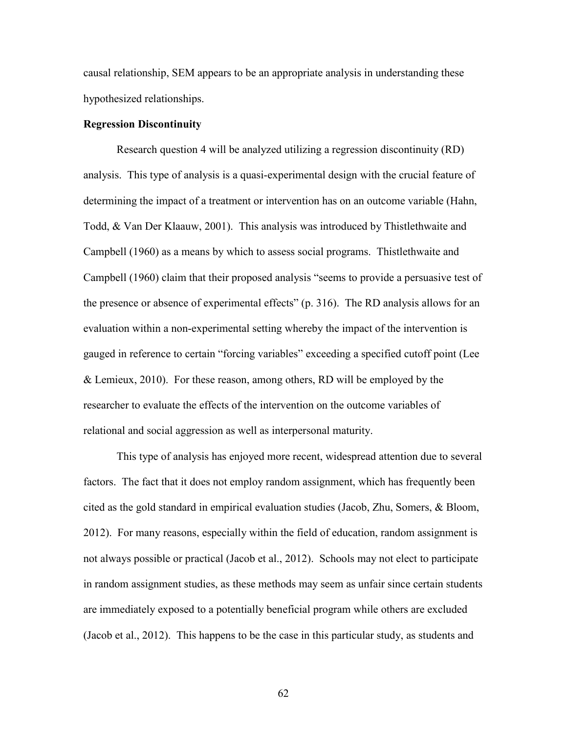causal relationship, SEM appears to be an appropriate analysis in understanding these hypothesized relationships.

**Regression Discontinuity**

Research question 4 will be analyzed utilizing a regression discontinuity (RD) analysis. This type of analysis is a quasi-experimental design with the crucial feature of determining the impact of a treatment or intervention has on an outcome variable (Hahn, Todd, & Van Der Klaauw, 2001). This analysis was introduced by Thistlethwaite and Campbell (1960) as a means by which to assess social programs. Thistlethwaite and Campbell (1960) claim that their proposed analysis "seems to provide a persuasive test of the presence or absence of experimental effects" (p. 316). The RD analysis allows for an evaluation within a non-experimental setting whereby the impact of the intervention is gauged in reference to certain "forcing variables" exceeding a specified cutoff point (Lee & Lemieux, 2010). For these reason, among others, RD will be employed by the researcher to evaluate the effects of the intervention on the outcome variables of relational and social aggression as well as interpersonal maturity.

This type of analysis has enjoyed more recent, widespread attention due to several factors. The fact that it does not employ random assignment, which has frequently been cited as the gold standard in empirical evaluation studies (Jacob, Zhu, Somers, & Bloom, 2012). For many reasons, especially within the field of education, random assignment is not always possible or practical (Jacob et al., 2012). Schools may not elect to participate in random assignment studies, as these methods may seem as unfair since certain students are immediately exposed to a potentially beneficial program while others are excluded (Jacob et al., 2012). This happens to be the case in this particular study, as students and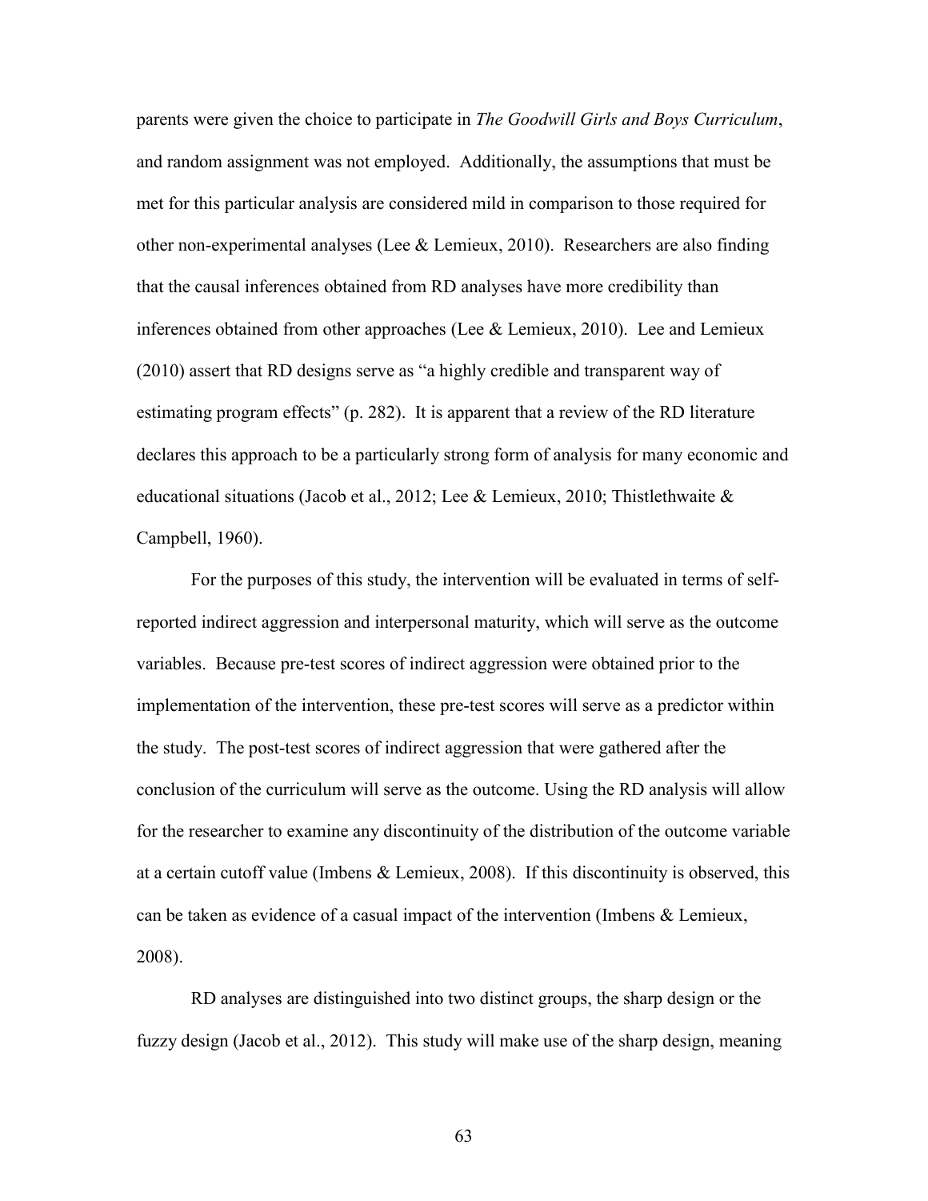parents were given the choice to participate in *The Goodwill Girls and Boys Curriculum*, and random assignment was not employed. Additionally, the assumptions that must be met for this particular analysis are considered mild in comparison to those required for other non-experimental analyses (Lee & Lemieux, 2010). Researchers are also finding that the causal inferences obtained from RD analyses have more credibility than inferences obtained from other approaches (Lee & Lemieux, 2010). Lee and Lemieux (2010) assert that RD designs serve as "a highly credible and transparent way of estimating program effects" (p. 282). It is apparent that a review of the RD literature declares this approach to be a particularly strong form of analysis for many economic and educational situations (Jacob et al., 2012; Lee & Lemieux, 2010; Thistlethwaite & Campbell, 1960).

For the purposes of this study, the intervention will be evaluated in terms of self-reported indirect aggression and interpersonal maturity, which will serve as the outcome variables. Because pre-test scores of indirect aggression were obtained prior to the implementation of the intervention, these pre-test scores will serve as a predictor within the study. The post-test scores of indirect aggression that were gathered after the conclusion of the curriculum will serve as the outcome. Using the RD analysis will allow for the researcher to examine any discontinuity of the distribution of the outcome variable at a certain cutoff value (Imbens & Lemieux, 2008). If this discontinuity is observed, this can be taken as evidence of a casual impact of the intervention (Imbens & Lemieux, 2008).

RD analyses are distinguished into two distinct groups, the sharp design or the fuzzy design (Jacob et al., 2012). This study will make use of the sharp design, meaning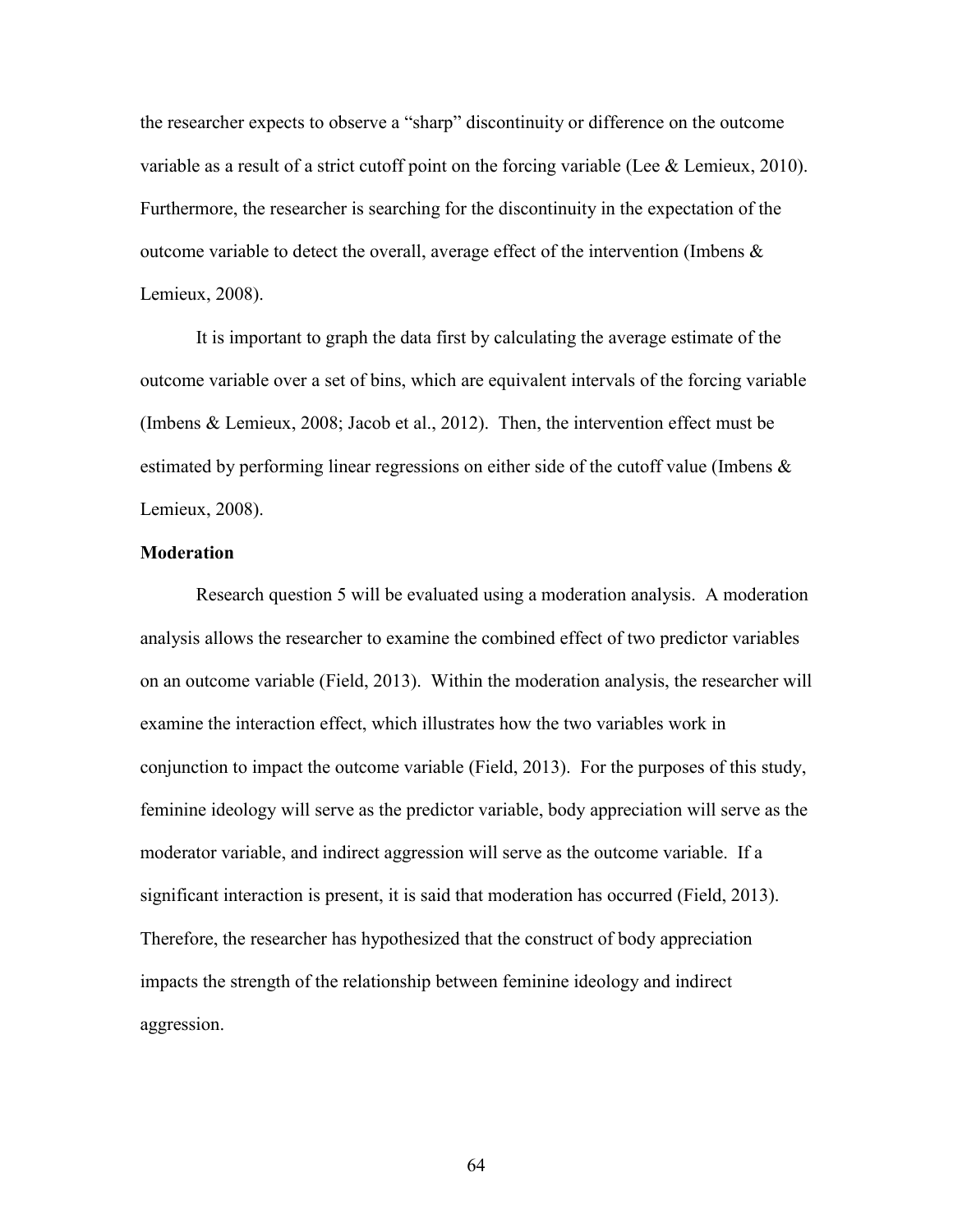the researcher expects to observe a “sharp” discontinuity or difference on the outcome variable as a result of a strict cutoff point on the forcing variable (Lee & Lemieux, 2010). Furthermore, the researcher is searching for the discontinuity in the expectation of the outcome variable to detect the overall, average effect of the intervention (Imbens & Lemieux, 2008).

It is important to graph the data first by calculating the average estimate of the outcome variable over a set of bins, which are equivalent intervals of the forcing variable (Imbens & Lemieux, 2008; Jacob et al., 2012). Then, the intervention effect must be estimated by performing linear regressions on either side of the cutoff value (Imbens & Lemieux, 2008).

**Moderation**

Research question 5 will be evaluated using a moderation analysis. A moderation analysis allows the researcher to examine the combined effect of two predictor variables on an outcome variable (Field, 2013). Within the moderation analysis, the researcher will examine the interaction effect, which illustrates how the two variables work in conjunction to impact the outcome variable (Field, 2013). For the purposes of this study, feminine ideology will serve as the predictor variable, body appreciation will serve as the moderator variable, and indirect aggression will serve as the outcome variable. If a significant interaction is present, it is said that moderation has occurred (Field, 2013). Therefore, the researcher has hypothesized that the construct of body appreciation impacts the strength of the relationship between feminine ideology and indirect aggression.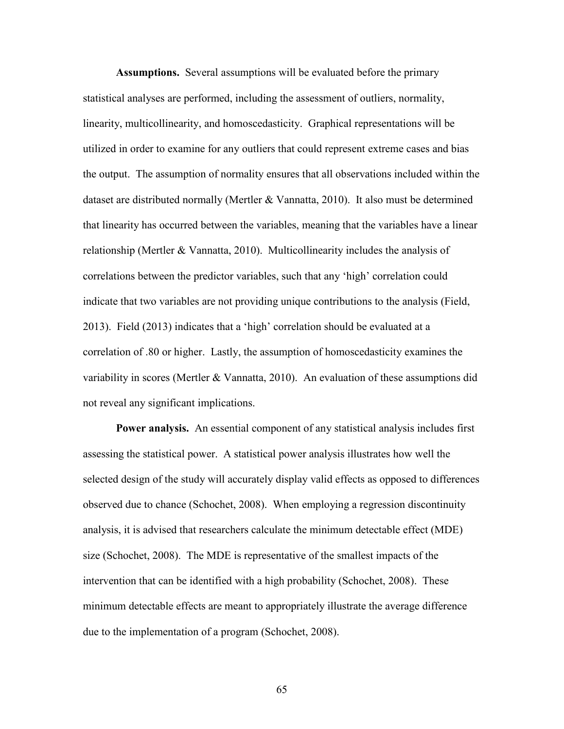**Assumptions.** Several assumptions will be evaluated before the primary statistical analyses are performed, including the assessment of outliers, normality, linearity, multicollinearity, and homoscedasticity. Graphical representations will be utilized in order to examine for any outliers that could represent extreme cases and bias the output. The assumption of normality ensures that all observations included within the dataset are distributed normally (Mertler & Vannatta, 2010). It also must be determined that linearity has occurred between the variables, meaning that the variables have a linear relationship (Mertler & Vannatta, 2010). Multicollinearity includes the analysis of correlations between the predictor variables, such that any 'high' correlation could indicate that two variables are not providing unique contributions to the analysis (Field, 2013). Field (2013) indicates that a 'high' correlation should be evaluated at a correlation of .80 or higher. Lastly, the assumption of homoscedasticity examines the variability in scores (Mertler & Vannatta, 2010). An evaluation of these assumptions did not reveal any significant implications.

**Power analysis.** An essential component of any statistical analysis includes first assessing the statistical power. A statistical power analysis illustrates how well the selected design of the study will accurately display valid effects as opposed to differences observed due to chance (Schochet, 2008). When employing a regression discontinuity analysis, it is advised that researchers calculate the minimum detectable effect (MDE) size (Schochet, 2008). The MDE is representative of the smallest impacts of the intervention that can be identified with a high probability (Schochet, 2008). These minimum detectable effects are meant to appropriately illustrate the average difference due to the implementation of a program (Schochet, 2008).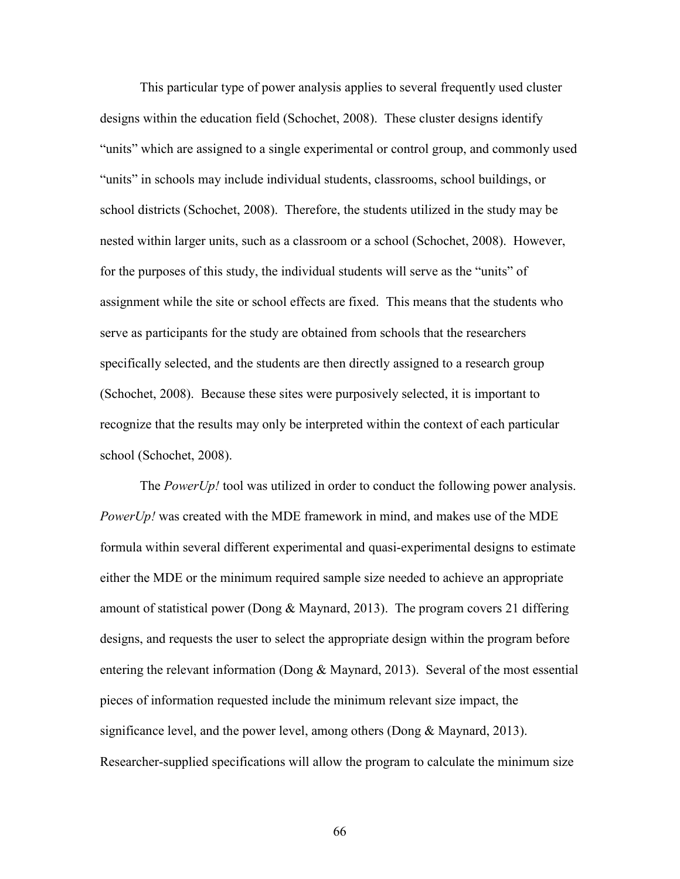This particular type of power analysis applies to several frequently used cluster designs within the education field (Schochet, 2008). These cluster designs identify "units" which are assigned to a single experimental or control group, and commonly used "units" in schools may include individual students, classrooms, school buildings, or school districts (Schochet, 2008). Therefore, the students utilized in the study may be nested within larger units, such as a classroom or a school (Schochet, 2008). However, for the purposes of this study, the individual students will serve as the "units" of assignment while the site or school effects are fixed. This means that the students who serve as participants for the study are obtained from schools that the researchers specifically selected, and the students are then directly assigned to a research group (Schochet, 2008). Because these sites were purposively selected, it is important to recognize that the results may only be interpreted within the context of each particular school (Schochet, 2008).

The *PowerUp!* tool was utilized in order to conduct the following power analysis. *PowerUp!* was created with the MDE framework in mind, and makes use of the MDE formula within several different experimental and quasi-experimental designs to estimate either the MDE or the minimum required sample size needed to achieve an appropriate amount of statistical power (Dong & Maynard, 2013). The program covers 21 differing designs, and requests the user to select the appropriate design within the program before entering the relevant information (Dong & Maynard, 2013). Several of the most essential pieces of information requested include the minimum relevant size impact, the significance level, and the power level, among others (Dong & Maynard, 2013). Researcher-supplied specifications will allow the program to calculate the minimum size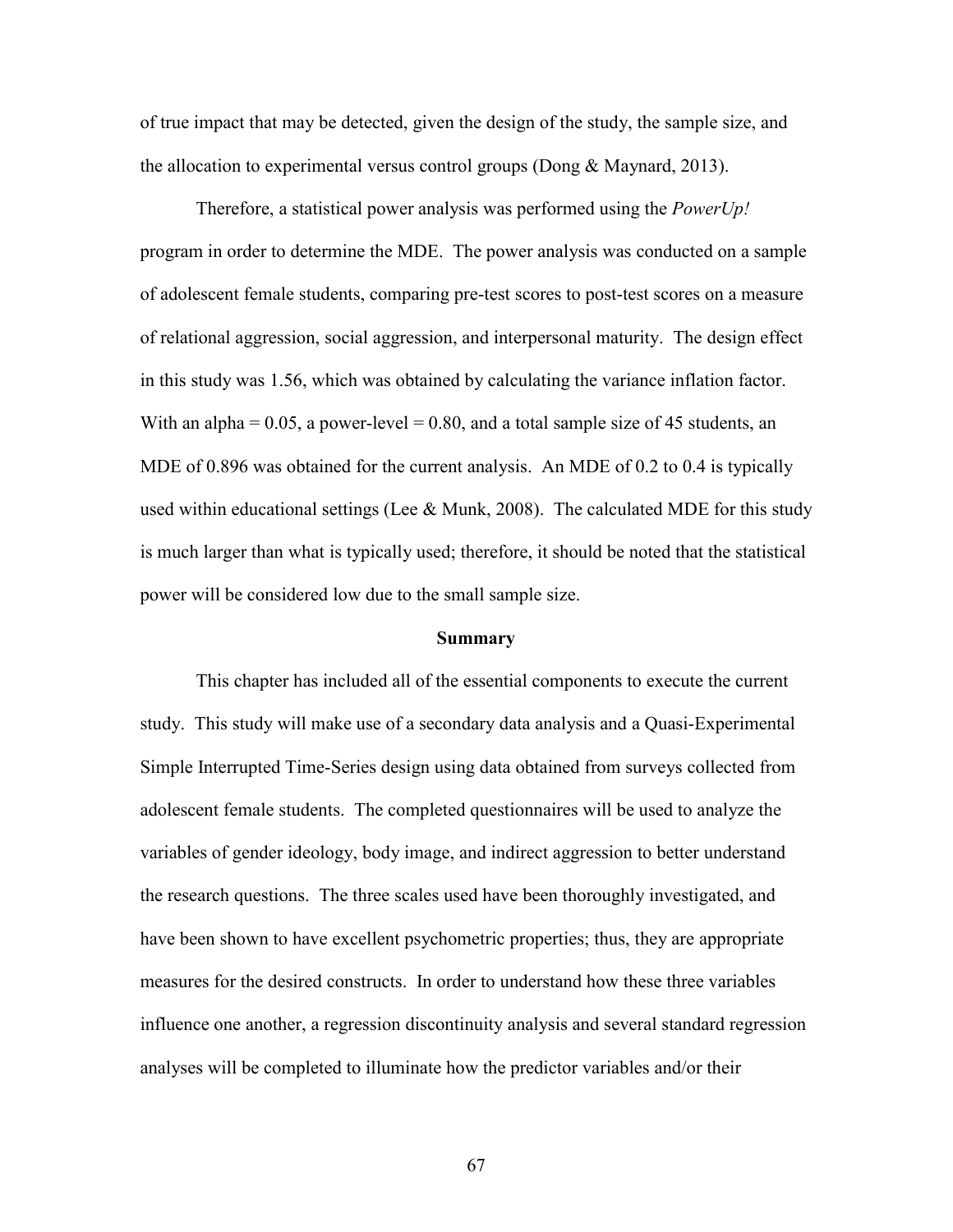of true impact that may be detected, given the design of the study, the sample size, and the allocation to experimental versus control groups (Dong & Maynard, 2013).

Therefore, a statistical power analysis was performed using the *PowerUp!* program in order to determine the MDE. The power analysis was conducted on a sample of adolescent female students, comparing pre-test scores to post-test scores on a measure of relational aggression, social aggression, and interpersonal maturity. The design effect in this study was 1.56, which was obtained by calculating the variance inflation factor. With an alpha = 0.05, a power-level = 0.80, and a total sample size of 45 students, an MDE of 0.896 was obtained for the current analysis. An MDE of 0.2 to 0.4 is typically used within educational settings (Lee & Munk, 2008). The calculated MDE for this study is much larger than what is typically used; therefore, it should be noted that the statistical power will be considered low due to the small sample size.

## Summary

This chapter has included all of the essential components to execute the current study. This study will make use of a secondary data analysis and a Quasi-Experimental Simple Interrupted Time-Series design using data obtained from surveys collected from adolescent female students. The completed questionnaires will be used to analyze the variables of gender ideology, body image, and indirect aggression to better understand the research questions. The three scales used have been thoroughly investigated, and have been shown to have excellent psychometric properties; thus, they are appropriate measures for the desired constructs. In order to understand how these three variables influence one another, a regression discontinuity analysis and several standard regression analyses will be completed to illuminate how the predictor variables and/or their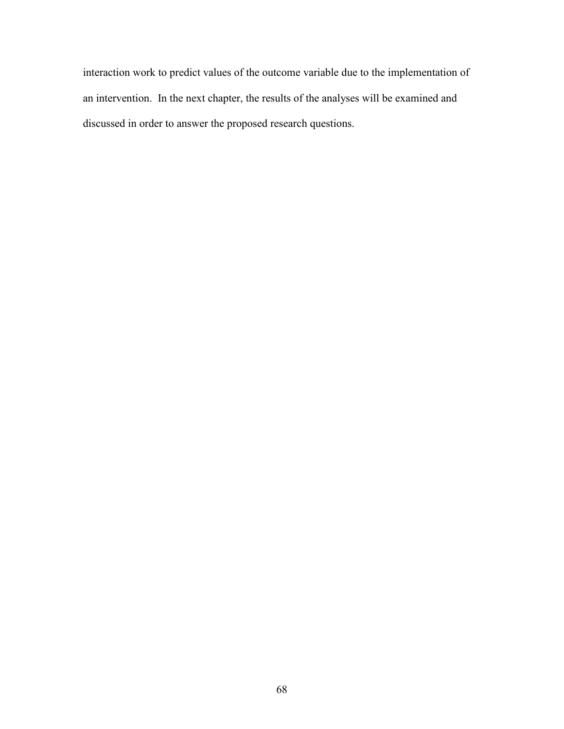interaction work to predict values of the outcome variable due to the implementation of an intervention. In the next chapter, the results of the analyses will be examined and discussed in order to answer the proposed research questions.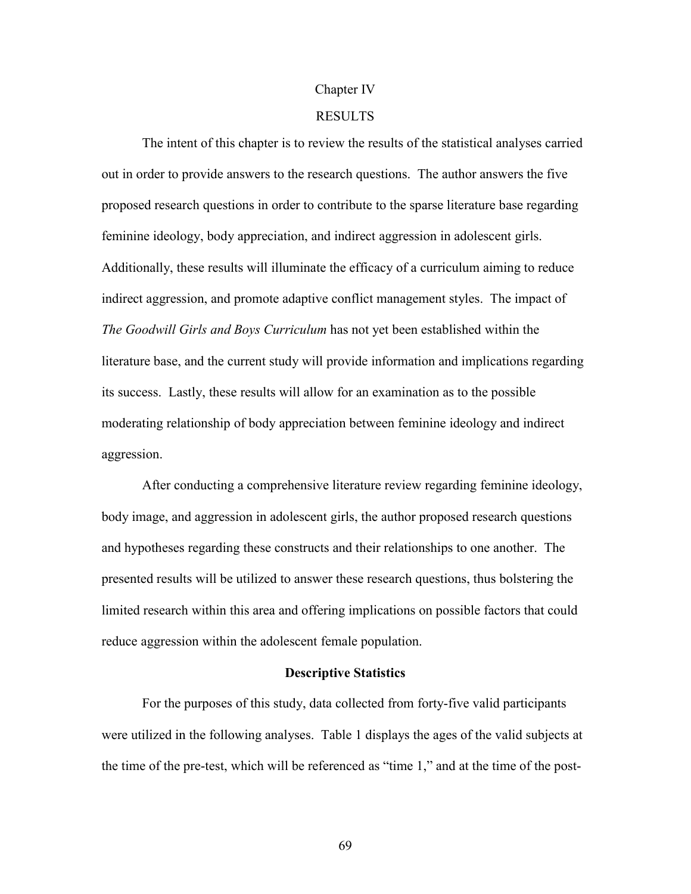# Chapter IV

# RESULTS

The intent of this chapter is to review the results of the statistical analyses carried out in order to provide answers to the research questions. The author answers the five proposed research questions in order to contribute to the sparse literature base regarding feminine ideology, body appreciation, and indirect aggression in adolescent girls. Additionally, these results will illuminate the efficacy of a curriculum aiming to reduce indirect aggression, and promote adaptive conflict management styles. The impact of *The Goodwill Girls and Boys Curriculum* has not yet been established within the literature base, and the current study will provide information and implications regarding its success. Lastly, these results will allow for an examination as to the possible moderating relationship of body appreciation between feminine ideology and indirect aggression.

After conducting a comprehensive literature review regarding feminine ideology, body image, and aggression in adolescent girls, the author proposed research questions and hypotheses regarding these constructs and their relationships to one another. The presented results will be utilized to answer these research questions, thus bolstering the limited research within this area and offering implications on possible factors that could reduce aggression within the adolescent female population.

## Descriptive Statistics

For the purposes of this study, data collected from forty-five valid participants were utilized in the following analyses. Table 1 displays the ages of the valid subjects at the time of the pre-test, which will be referenced as "time 1," and at the time of the post-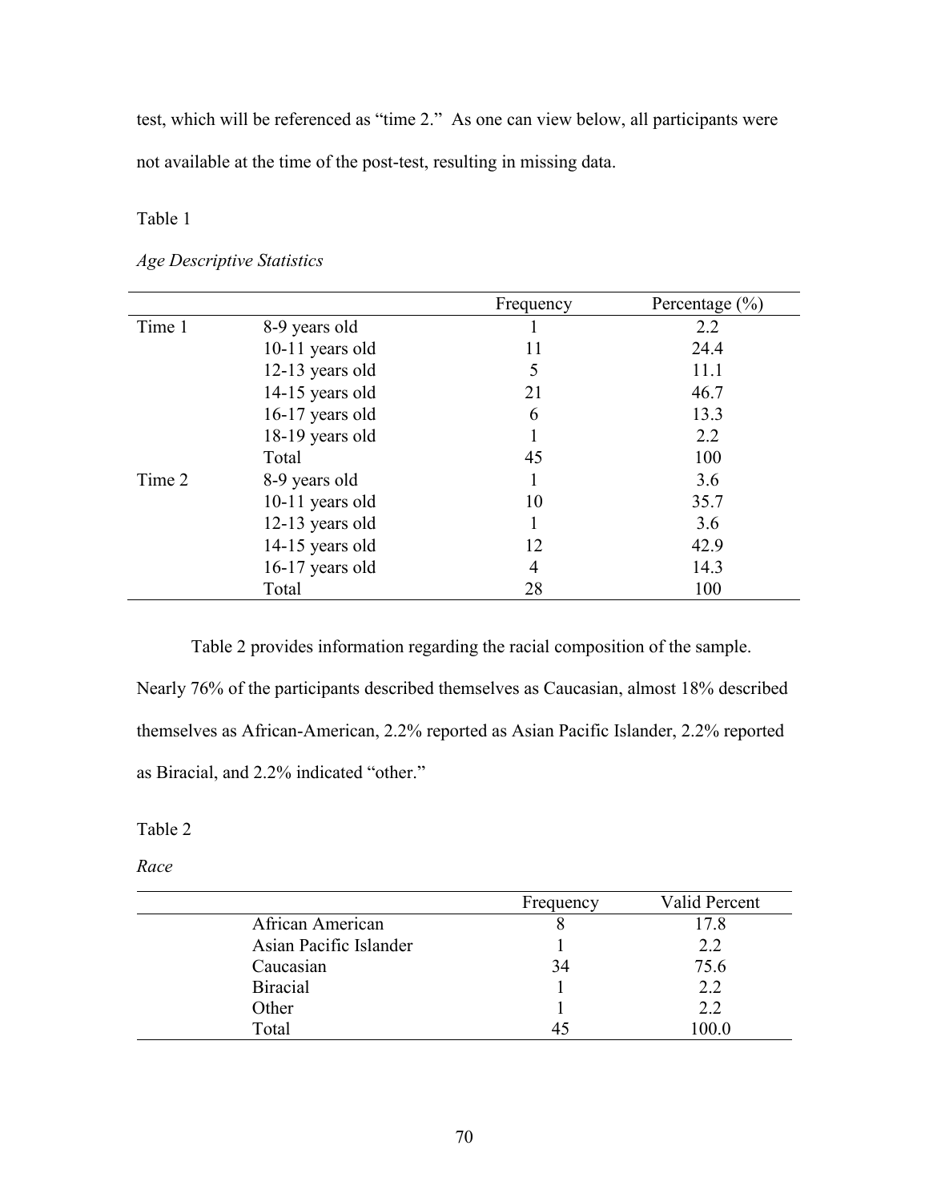test, which will be referenced as "time 2." As one can view below, all participants were not available at the time of the post-test, resulting in missing data.

Table 1

*Age Descriptive Statistics*

| | | Frequency | Percentage (%) |
|---|---|---|---|
| Time 1 | 8-9 years old | 1 | 2.2 |
| | 10-11 years old | 11 | 24.4 |
| | 12-13 years old | 5 | 11.1 |
| | 14-15 years old | 21 | 46.7 |
| | 16-17 years old | 6 | 13.3 |
| | 18-19 years old | 1 | 2.2 |
| | Total | 45 | 100 |
| Time 2 | 8-9 years old | 1 | 3.6 |
| | 10-11 years old | 10 | 35.7 |
| | 12-13 years old | 1 | 3.6 |
| | 14-15 years old | 12 | 42.9 |
| | 16-17 years old | 4 | 14.3 |
| | Total | 28 | 100 |

Table 2 provides information regarding the racial composition of the sample. Nearly 76% of the participants described themselves as Caucasian, almost 18% described themselves as African-American, 2.2% reported as Asian Pacific Islander, 2.2% reported as Biracial, and 2.2% indicated "other."

Table 2

*Race*

| | Frequency | Valid Percent |
|---|---|---|
| African American | 8 | 17.8 |
| Asian Pacific Islander | 1 | 2.2 |
| Caucasian | 34 | 75.6 |
| Biracial | 1 | 2.2 |
| Other | 1 | 2.2 |
| Total | 45 | 100.0 |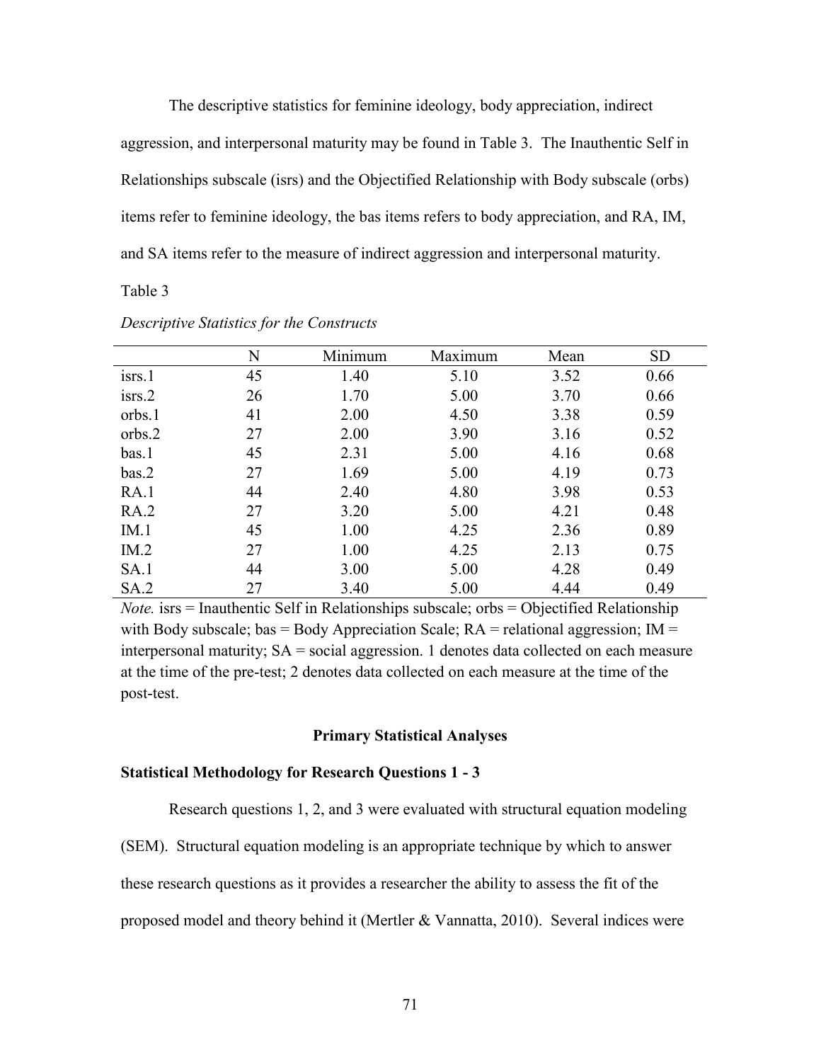The descriptive statistics for feminine ideology, body appreciation, indirect aggression, and interpersonal maturity may be found in Table 3. The Inauthentic Self in Relationships subscale (isrs) and the Objectified Relationship with Body subscale (orbs) items refer to feminine ideology, the bas items refers to body appreciation, and RA, IM, and SA items refer to the measure of indirect aggression and interpersonal maturity.

Table 3

*Descriptive Statistics for the Constructs*

| | N | Minimum | Maximum | Mean | SD |
|---|---|---|---|---|---|
| isrs.1 | 45 | 1.40 | 5.10 | 3.52 | 0.66 |
| isrs.2 | 26 | 1.70 | 5.00 | 3.70 | 0.66 |
| orbs.1 | 41 | 2.00 | 4.50 | 3.38 | 0.59 |
| orbs.2 | 27 | 2.00 | 3.90 | 3.16 | 0.52 |
| bas.1 | 45 | 2.31 | 5.00 | 4.16 | 0.68 |
| bas.2 | 27 | 1.69 | 5.00 | 4.19 | 0.73 |
| RA.1 | 44 | 2.40 | 4.80 | 3.98 | 0.53 |
| RA.2 | 27 | 3.20 | 5.00 | 4.21 | 0.48 |
| IM.1 | 45 | 1.00 | 4.25 | 2.36 | 0.89 |
| IM.2 | 27 | 1.00 | 4.25 | 2.13 | 0.75 |
| SA.1 | 44 | 3.00 | 5.00 | 4.28 | 0.49 |
| SA.2 | 27 | 3.40 | 5.00 | 4.44 | 0.49 |

*Note.* isrs = Inauthentic Self in Relationships subscale; orbs = Objectified Relationship with Body subscale; bas = Body Appreciation Scale; RA = relational aggression; IM = interpersonal maturity; SA = social aggression. 1 denotes data collected on each measure at the time of the pre-test; 2 denotes data collected on each measure at the time of the post-test.

## Primary Statistical Analyses

### Statistical Methodology for Research Questions 1 - 3

Research questions 1, 2, and 3 were evaluated with structural equation modeling (SEM). Structural equation modeling is an appropriate technique by which to answer these research questions as it provides a researcher the ability to assess the fit of the proposed model and theory behind it (Mertler & Vannatta, 2010). Several indices were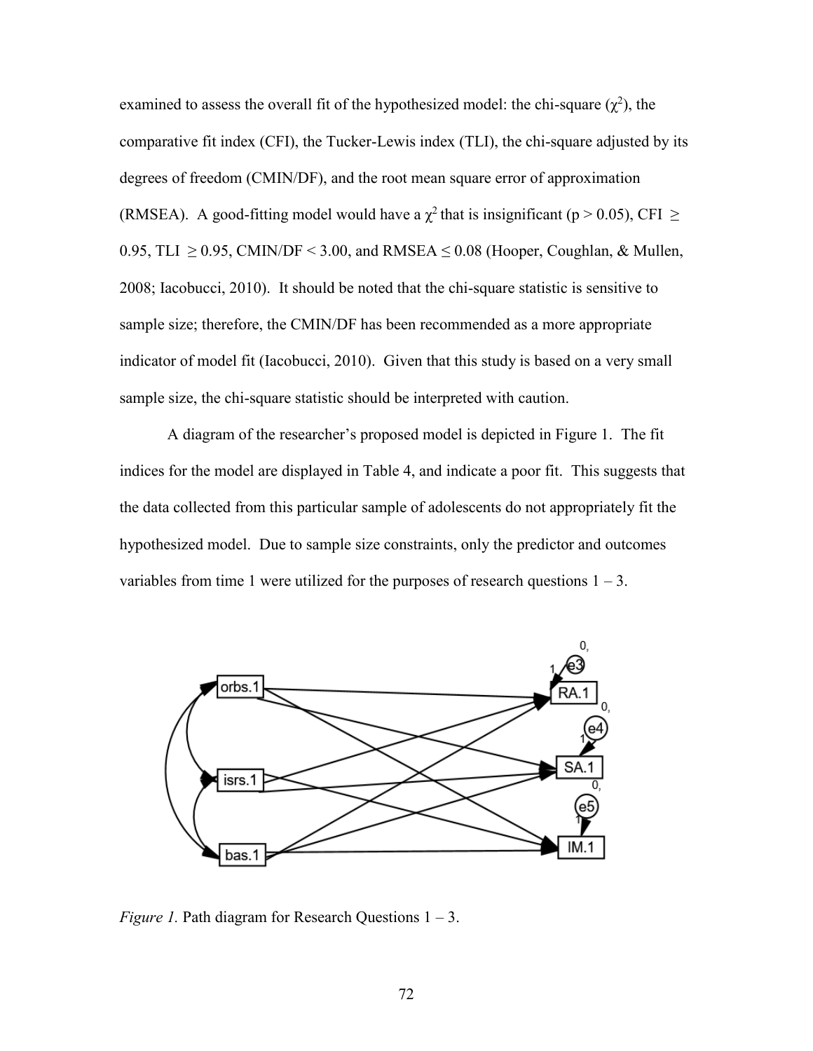examined to assess the overall fit of the hypothesized model: the chi-square ($\chi^2$), the comparative fit index (CFI), the Tucker-Lewis index (TLI), the chi-square adjusted by its degrees of freedom (CMIN/DF), and the root mean square error of approximation (RMSEA). A good-fitting model would have a $\chi^2$ that is insignificant ($p > 0.05$), CFI $\geq$ 0.95, TLI $\geq$ 0.95, CMIN/DF < 3.00, and RMSEA $\leq$ 0.08 (Hooper, Coughlan, & Mullen, 2008; Iacobucci, 2010). It should be noted that the chi-square statistic is sensitive to sample size; therefore, the CMIN/DF has been recommended as a more appropriate indicator of model fit (Iacobucci, 2010). Given that this study is based on a very small sample size, the chi-square statistic should be interpreted with caution.

A diagram of the researcher's proposed model is depicted in Figure 1. The fit indices for the model are displayed in Table 4, and indicate a poor fit. This suggests that the data collected from this particular sample of adolescents do not appropriately fit the hypothesized model. Due to sample size constraints, only the predictor and outcomes variables from time 1 were utilized for the purposes of research questions 1 – 3.

*Figure 1.* Path diagram for Research Questions 1 – 3.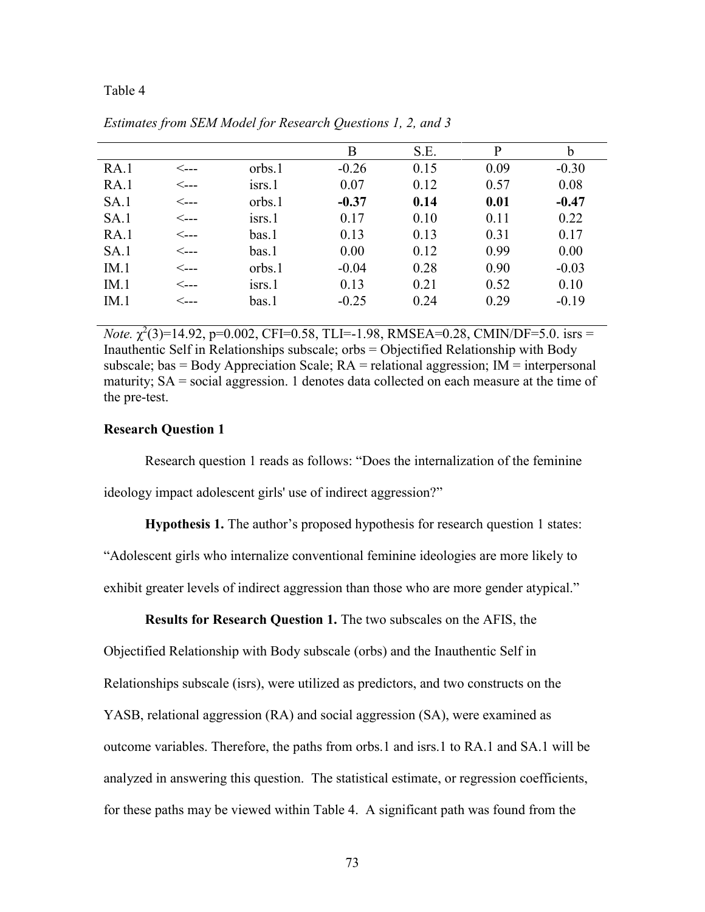Table 4

*Estimates from SEM Model for Research Questions 1, 2, and 3*

| | | | B | S.E. | P | b |
|---|---|---|---|---|---|---|
| RA.1 | <--- | orbs.1 | -0.26 | 0.15 | 0.09 | -0.30 |
| RA.1 | <--- | isrs.1 | 0.07 | 0.12 | 0.57 | 0.08 |
| SA.1 | <--- | orbs.1 | **-0.37** | **0.14** | **0.01** | **-0.47** |
| SA.1 | <--- | isrs.1 | 0.17 | 0.10 | 0.11 | 0.22 |
| RA.1 | <--- | bas.1 | 0.13 | 0.13 | 0.31 | 0.17 |
| SA.1 | <--- | bas.1 | 0.00 | 0.12 | 0.99 | 0.00 |
| IM.1 | <--- | orbs.1 | -0.04 | 0.28 | 0.90 | -0.03 |
| IM.1 | <--- | isrs.1 | 0.13 | 0.21 | 0.52 | 0.10 |
| IM.1 | <--- | bas.1 | -0.25 | 0.24 | 0.29 | -0.19 |

*Note.* $\chi^2(3)=14.92$, $p=0.002$, CFI=0.58, TLI=-1.98, RMSEA=0.28, CMIN/DF=5.0. isrs = Inauthentic Self in Relationships subscale; orbs = Objectified Relationship with Body subscale; bas = Body Appreciation Scale; RA = relational aggression; IM = interpersonal maturity; SA = social aggression. 1 denotes data collected on each measure at the time of the pre-test.

**Research Question 1**

Research question 1 reads as follows: "Does the internalization of the feminine ideology impact adolescent girls' use of indirect aggression?"

**Hypothesis 1.** The author's proposed hypothesis for research question 1 states: "Adolescent girls who internalize conventional feminine ideologies are more likely to exhibit greater levels of indirect aggression than those who are more gender atypical."

**Results for Research Question 1.** The two subscales on the AFIS, the Objectified Relationship with Body subscale (orbs) and the Inauthentic Self in Relationships subscale (isrs), were utilized as predictors, and two constructs on the YASB, relational aggression (RA) and social aggression (SA), were examined as outcome variables. Therefore, the paths from orbs.1 and isrs.1 to RA.1 and SA.1 will be analyzed in answering this question. The statistical estimate, or regression coefficients, for these paths may be viewed within Table 4. A significant path was found from the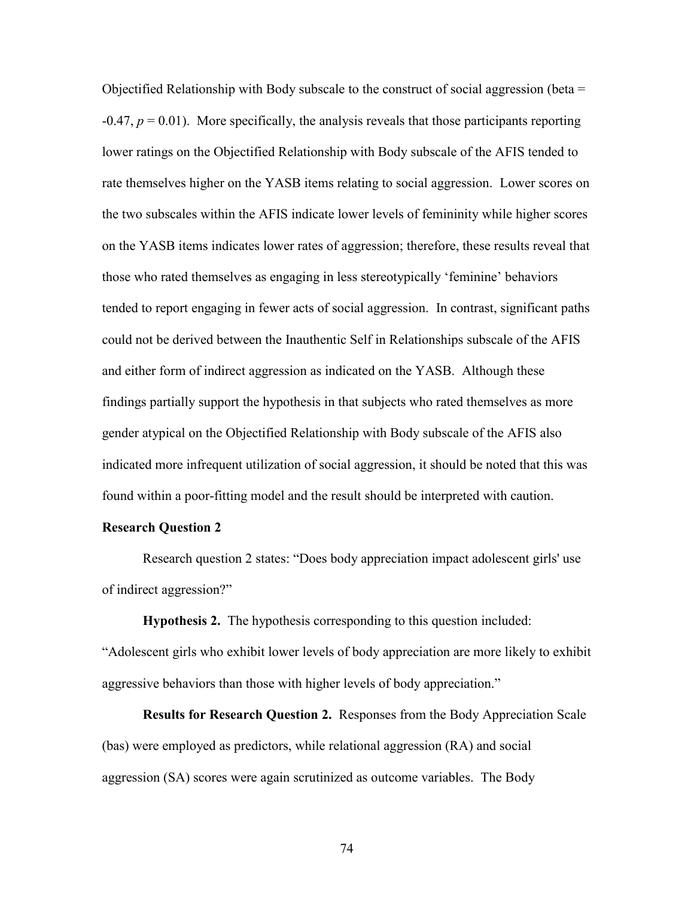Objectified Relationship with Body subscale to the construct of social aggression (beta = -0.47, $p = 0.01$). More specifically, the analysis reveals that those participants reporting lower ratings on the Objectified Relationship with Body subscale of the AFIS tended to rate themselves higher on the YASB items relating to social aggression. Lower scores on the two subscales within the AFIS indicate lower levels of femininity while higher scores on the YASB items indicates lower rates of aggression; therefore, these results reveal that those who rated themselves as engaging in less stereotypically 'feminine' behaviors tended to report engaging in fewer acts of social aggression. In contrast, significant paths could not be derived between the Inauthentic Self in Relationships subscale of the AFIS and either form of indirect aggression as indicated on the YASB. Although these findings partially support the hypothesis in that subjects who rated themselves as more gender atypical on the Objectified Relationship with Body subscale of the AFIS also indicated more infrequent utilization of social aggression, it should be noted that this was found within a poor-fitting model and the result should be interpreted with caution.

### Research Question 2

Research question 2 states: "Does body appreciation impact adolescent girls' use of indirect aggression?"

**Hypothesis 2.** The hypothesis corresponding to this question included: "Adolescent girls who exhibit lower levels of body appreciation are more likely to exhibit aggressive behaviors than those with higher levels of body appreciation."

**Results for Research Question 2.** Responses from the Body Appreciation Scale (bas) were employed as predictors, while relational aggression (RA) and social aggression (SA) scores were again scrutinized as outcome variables. The Body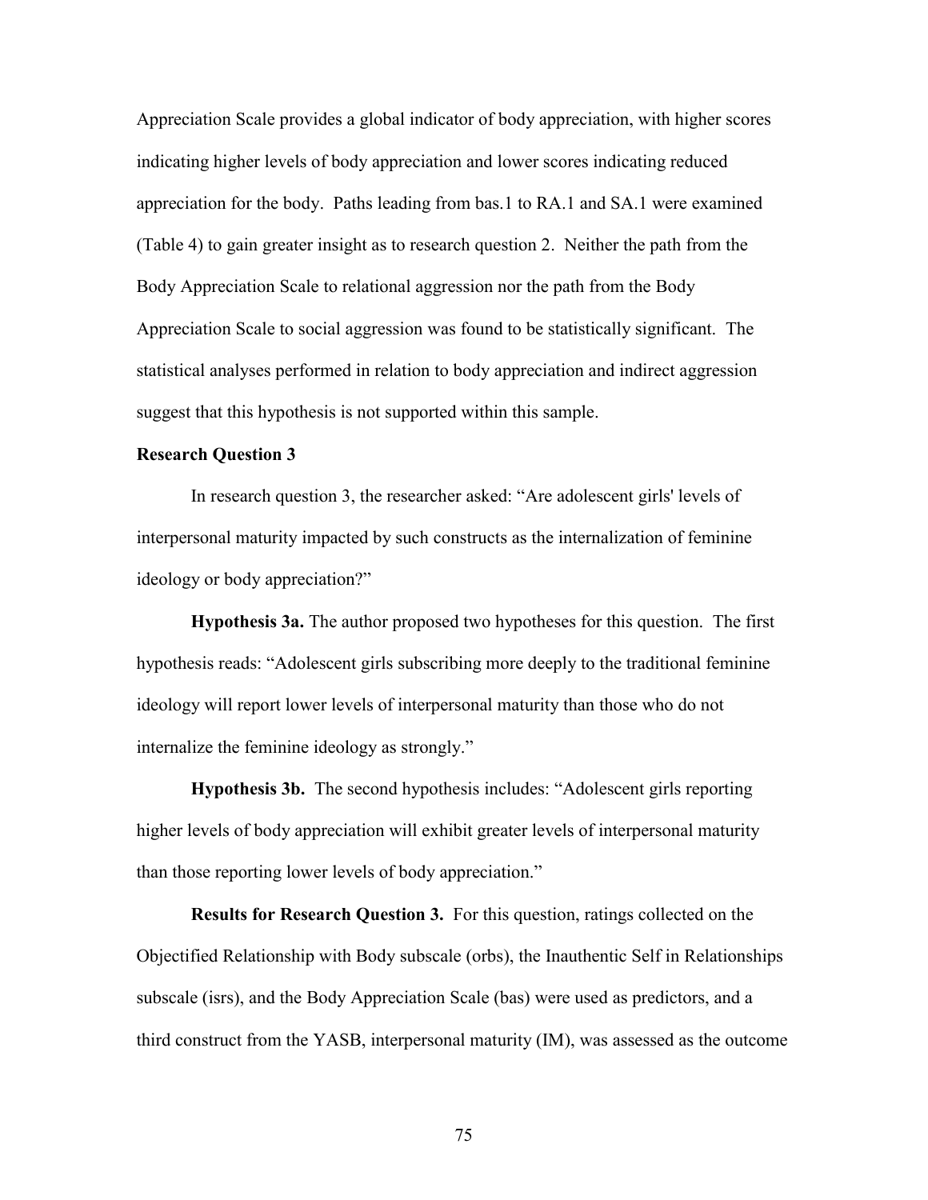Appreciation Scale provides a global indicator of body appreciation, with higher scores indicating higher levels of body appreciation and lower scores indicating reduced appreciation for the body. Paths leading from bas.1 to RA.1 and SA.1 were examined (Table 4) to gain greater insight as to research question 2. Neither the path from the Body Appreciation Scale to relational aggression nor the path from the Body Appreciation Scale to social aggression was found to be statistically significant. The statistical analyses performed in relation to body appreciation and indirect aggression suggest that this hypothesis is not supported within this sample.

**Research Question 3**

In research question 3, the researcher asked: "Are adolescent girls' levels of interpersonal maturity impacted by such constructs as the internalization of feminine ideology or body appreciation?"

**Hypothesis 3a.** The author proposed two hypotheses for this question. The first hypothesis reads: "Adolescent girls subscribing more deeply to the traditional feminine ideology will report lower levels of interpersonal maturity than those who do not internalize the feminine ideology as strongly."

**Hypothesis 3b.** The second hypothesis includes: "Adolescent girls reporting higher levels of body appreciation will exhibit greater levels of interpersonal maturity than those reporting lower levels of body appreciation."

**Results for Research Question 3.** For this question, ratings collected on the Objectified Relationship with Body subscale (orbs), the Inauthentic Self in Relationships subscale (isrs), and the Body Appreciation Scale (bas) were used as predictors, and a third construct from the YASB, interpersonal maturity (IM), was assessed as the outcome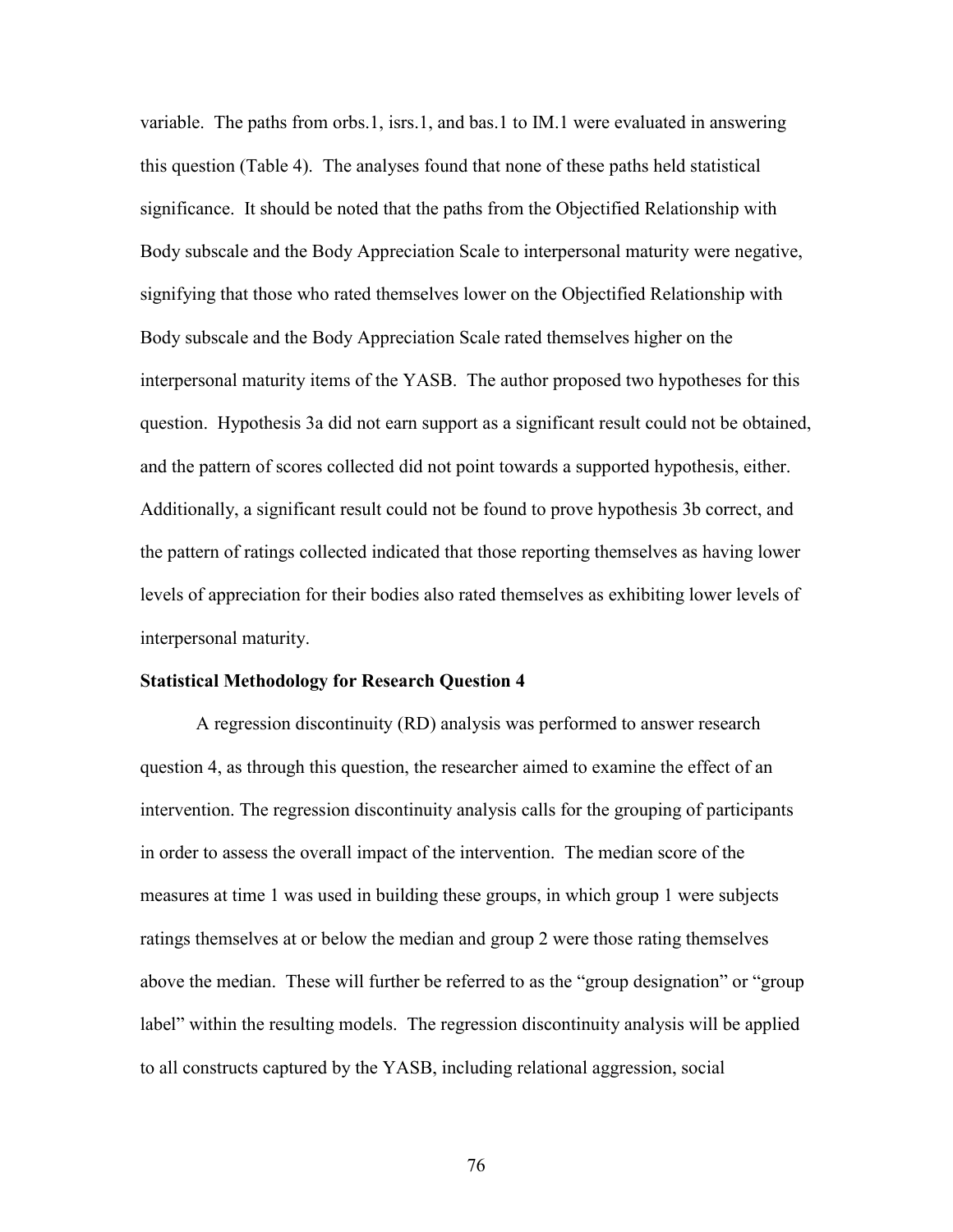variable. The paths from orbs.1, isrs.1, and bas.1 to IM.1 were evaluated in answering this question (Table 4). The analyses found that none of these paths held statistical significance. It should be noted that the paths from the Objectified Relationship with Body subscale and the Body Appreciation Scale to interpersonal maturity were negative, signifying that those who rated themselves lower on the Objectified Relationship with Body subscale and the Body Appreciation Scale rated themselves higher on the interpersonal maturity items of the YASB. The author proposed two hypotheses for this question. Hypothesis 3a did not earn support as a significant result could not be obtained, and the pattern of scores collected did not point towards a supported hypothesis, either. Additionally, a significant result could not be found to prove hypothesis 3b correct, and the pattern of ratings collected indicated that those reporting themselves as having lower levels of appreciation for their bodies also rated themselves as exhibiting lower levels of interpersonal maturity.

**Statistical Methodology for Research Question 4**

A regression discontinuity (RD) analysis was performed to answer research question 4, as through this question, the researcher aimed to examine the effect of an intervention. The regression discontinuity analysis calls for the grouping of participants in order to assess the overall impact of the intervention. The median score of the measures at time 1 was used in building these groups, in which group 1 were subjects ratings themselves at or below the median and group 2 were those rating themselves above the median. These will further be referred to as the "group designation" or "group label" within the resulting models. The regression discontinuity analysis will be applied to all constructs captured by the YASB, including relational aggression, social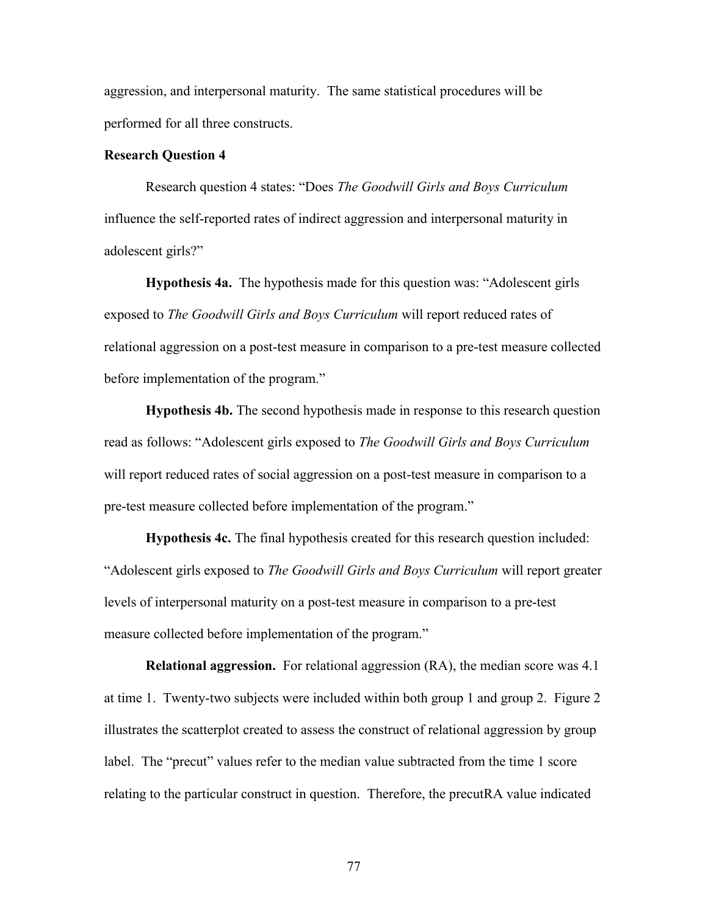aggression, and interpersonal maturity. The same statistical procedures will be performed for all three constructs.

**Research Question 4**

Research question 4 states: "Does *The Goodwill Girls and Boys Curriculum* influence the self-reported rates of indirect aggression and interpersonal maturity in adolescent girls?"

**Hypothesis 4a.** The hypothesis made for this question was: "Adolescent girls exposed to *The Goodwill Girls and Boys Curriculum* will report reduced rates of relational aggression on a post-test measure in comparison to a pre-test measure collected before implementation of the program."

**Hypothesis 4b.** The second hypothesis made in response to this research question read as follows: "Adolescent girls exposed to *The Goodwill Girls and Boys Curriculum* will report reduced rates of social aggression on a post-test measure in comparison to a pre-test measure collected before implementation of the program."

**Hypothesis 4c.** The final hypothesis created for this research question included: "Adolescent girls exposed to *The Goodwill Girls and Boys Curriculum* will report greater levels of interpersonal maturity on a post-test measure in comparison to a pre-test measure collected before implementation of the program."

**Relational aggression.** For relational aggression (RA), the median score was 4.1 at time 1. Twenty-two subjects were included within both group 1 and group 2. Figure 2 illustrates the scatterplot created to assess the construct of relational aggression by group label. The "precut" values refer to the median value subtracted from the time 1 score relating to the particular construct in question. Therefore, the precutRA value indicated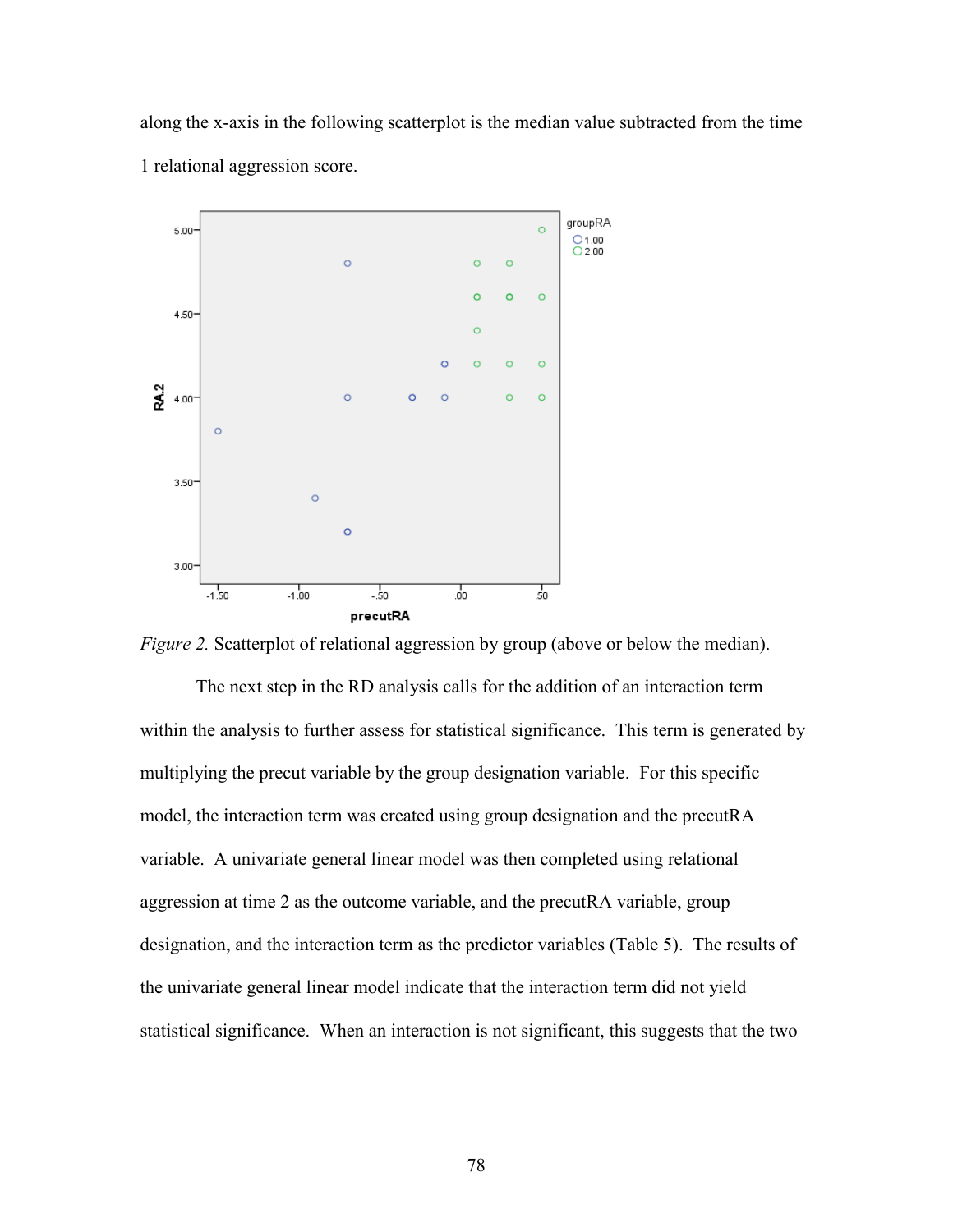along the x-axis in the following scatterplot is the median value subtracted from the time 1 relational aggression score.

*Figure 2.* Scatterplot of relational aggression by group (above or below the median).

The next step in the RD analysis calls for the addition of an interaction term within the analysis to further assess for statistical significance. This term is generated by multiplying the precut variable by the group designation variable. For this specific model, the interaction term was created using group designation and the precutRA variable. A univariate general linear model was then completed using relational aggression at time 2 as the outcome variable, and the precutRA variable, group designation, and the interaction term as the predictor variables (Table 5). The results of the univariate general linear model indicate that the interaction term did not yield statistical significance. When an interaction is not significant, this suggests that the two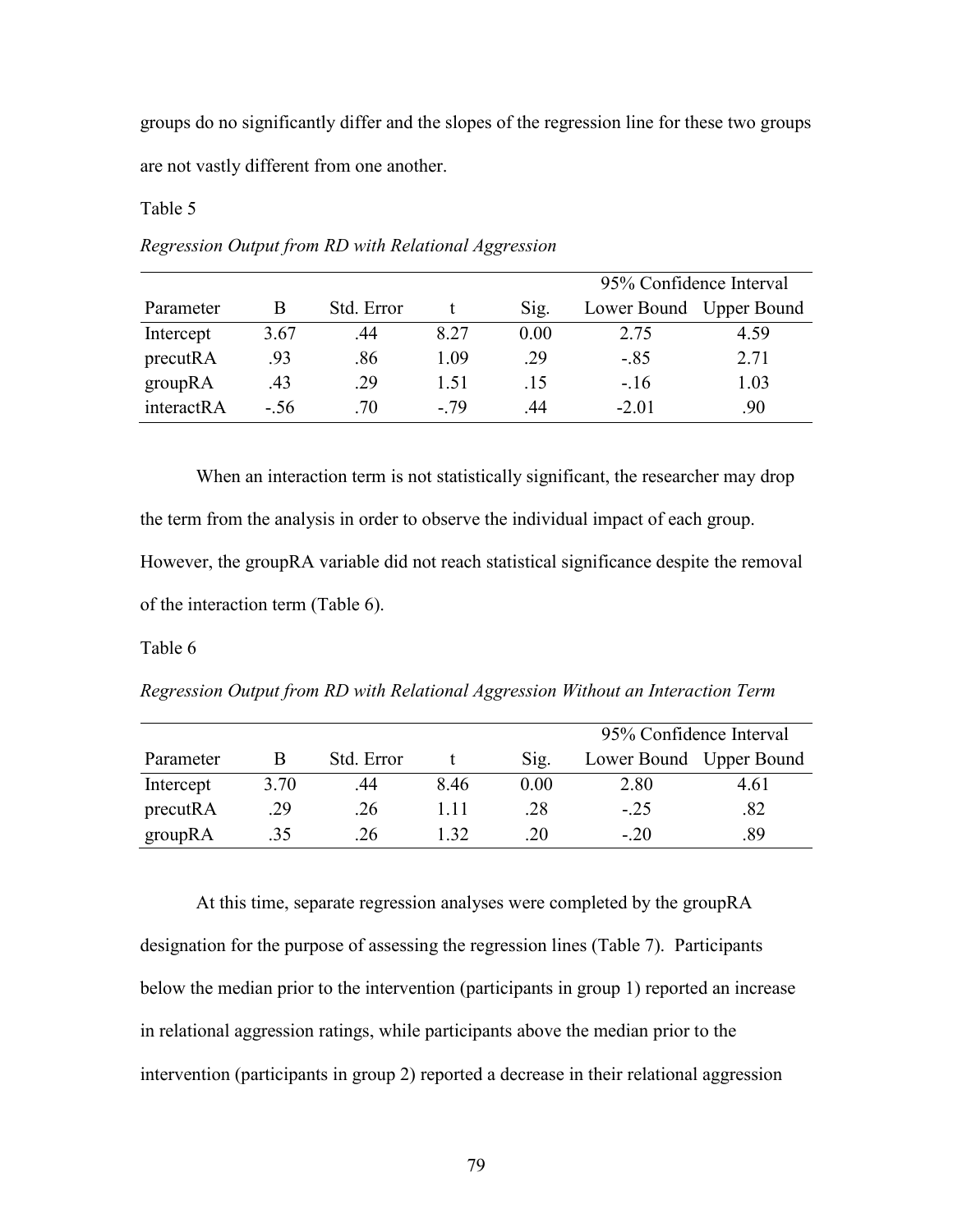groups do no significantly differ and the slopes of the regression line for these two groups are not vastly different from one another.

Table 5

*Regression Output from RD with Relational Aggression*

| | | | | | 95% Confidence Interval | |
|---|---|---|---|---|---|---|
| Parameter | B | Std. Error | t | Sig. | Lower Bound | Upper Bound |
| Intercept | 3.67 | .44 | 8.27 | 0.00 | 2.75 | 4.59 |
| precutRA | .93 | .86 | 1.09 | .29 | -.85 | 2.71 |
| groupRA | .43 | .29 | 1.51 | .15 | -.16 | 1.03 |
| interactRA | -.56 | .70 | -.79 | .44 | -2.01 | .90 |

When an interaction term is not statistically significant, the researcher may drop the term from the analysis in order to observe the individual impact of each group. However, the groupRA variable did not reach statistical significance despite the removal of the interaction term (Table 6).

Table 6

*Regression Output from RD with Relational Aggression Without an Interaction Term*

| | | | | | 95% Confidence Interval | |
|---|---|---|---|---|---|---|
| Parameter | B | Std. Error | t | Sig. | Lower Bound | Upper Bound |
| Intercept | 3.70 | .44 | 8.46 | 0.00 | 2.80 | 4.61 |
| precutRA | .29 | .26 | 1.11 | .28 | -.25 | .82 |
| groupRA | .35 | .26 | 1.32 | .20 | -.20 | .89 |

At this time, separate regression analyses were completed by the groupRA designation for the purpose of assessing the regression lines (Table 7). Participants below the median prior to the intervention (participants in group 1) reported an increase in relational aggression ratings, while participants above the median prior to the intervention (participants in group 2) reported a decrease in their relational aggression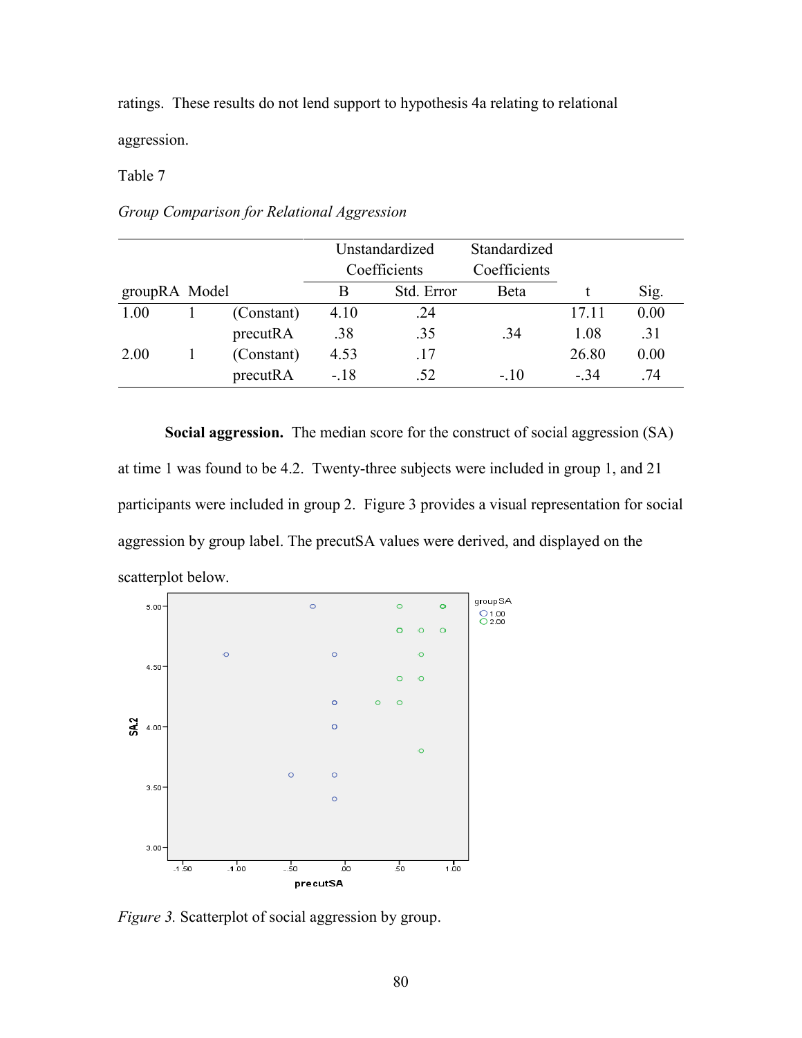ratings. These results do not lend support to hypothesis 4a relating to relational aggression.

Table 7

*Group Comparison for Relational Aggression*

| groupRA | Model | | Unstandardized Coefficients B | Std. Error | Standardized Coefficients Beta | t | Sig. |
|---|---|---|---|---|---|---|---|
| 1.00 | 1 | (Constant) | 4.10 | .24 | | 17.11 | 0.00 |
| | | precutRA | .38 | .35 | .34 | 1.08 | .31 |
| 2.00 | 1 | (Constant) | 4.53 | .17 | | 26.80 | 0.00 |
| | | precutRA | -.18 | .52 | -.10 | -.34 | .74 |

**Social aggression.** The median score for the construct of social aggression (SA) at time 1 was found to be 4.2. Twenty-three subjects were included in group 1, and 21 participants were included in group 2. Figure 3 provides a visual representation for social aggression by group label. The precutSA values were derived, and displayed on the scatterplot below.

*Figure 3.* Scatterplot of social aggression by group.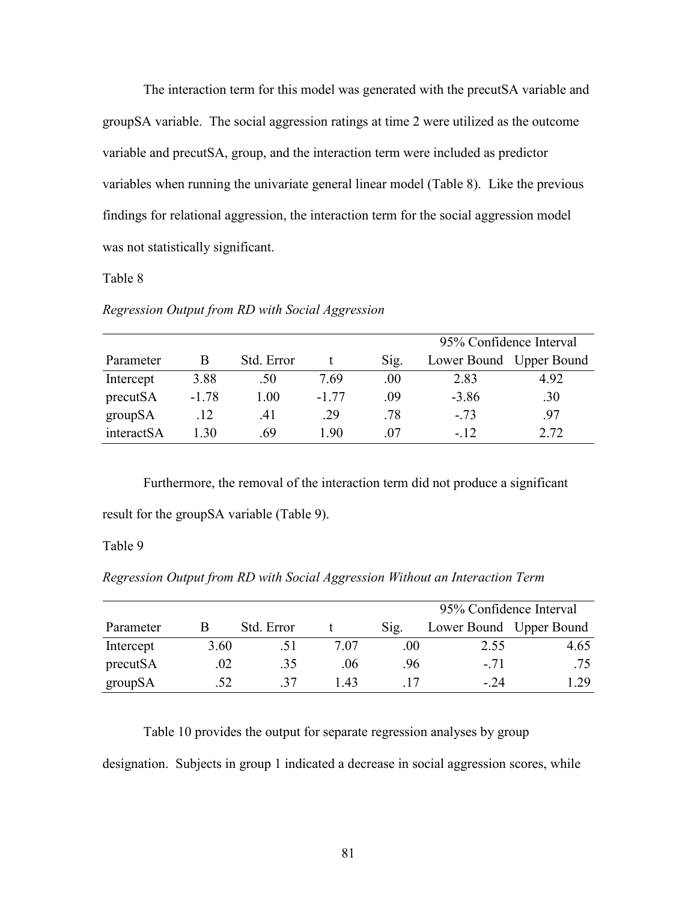The interaction term for this model was generated with the precutSA variable and groupSA variable. The social aggression ratings at time 2 were utilized as the outcome variable and precutSA, group, and the interaction term were included as predictor variables when running the univariate general linear model (Table 8). Like the previous findings for relational aggression, the interaction term for the social aggression model was not statistically significant.

Table 8

*Regression Output from RD with Social Aggression*

| | | | | | 95% Confidence Interval | |
|---|---|---|---|---|---|---|
| Parameter | B | Std. Error | t | Sig. | Lower Bound | Upper Bound |
| Intercept | 3.88 | .50 | 7.69 | .00 | 2.83 | 4.92 |
| precutSA | -1.78 | 1.00 | -1.77 | .09 | -3.86 | .30 |
| groupSA | .12 | .41 | .29 | .78 | -.73 | .97 |
| interactSA | 1.30 | .69 | 1.90 | .07 | -.12 | 2.72 |

Furthermore, the removal of the interaction term did not produce a significant result for the groupSA variable (Table 9).

Table 9

*Regression Output from RD with Social Aggression Without an Interaction Term*

| | | | | | 95% Confidence Interval | |
|---|---|---|---|---|---|---|
| Parameter | B | Std. Error | t | Sig. | Lower Bound | Upper Bound |
| Intercept | 3.60 | .51 | 7.07 | .00 | 2.55 | 4.65 |
| precutSA | .02 | .35 | .06 | .96 | -.71 | .75 |
| groupSA | .52 | .37 | 1.43 | .17 | -.24 | 1.29 |

Table 10 provides the output for separate regression analyses by group designation. Subjects in group 1 indicated a decrease in social aggression scores, while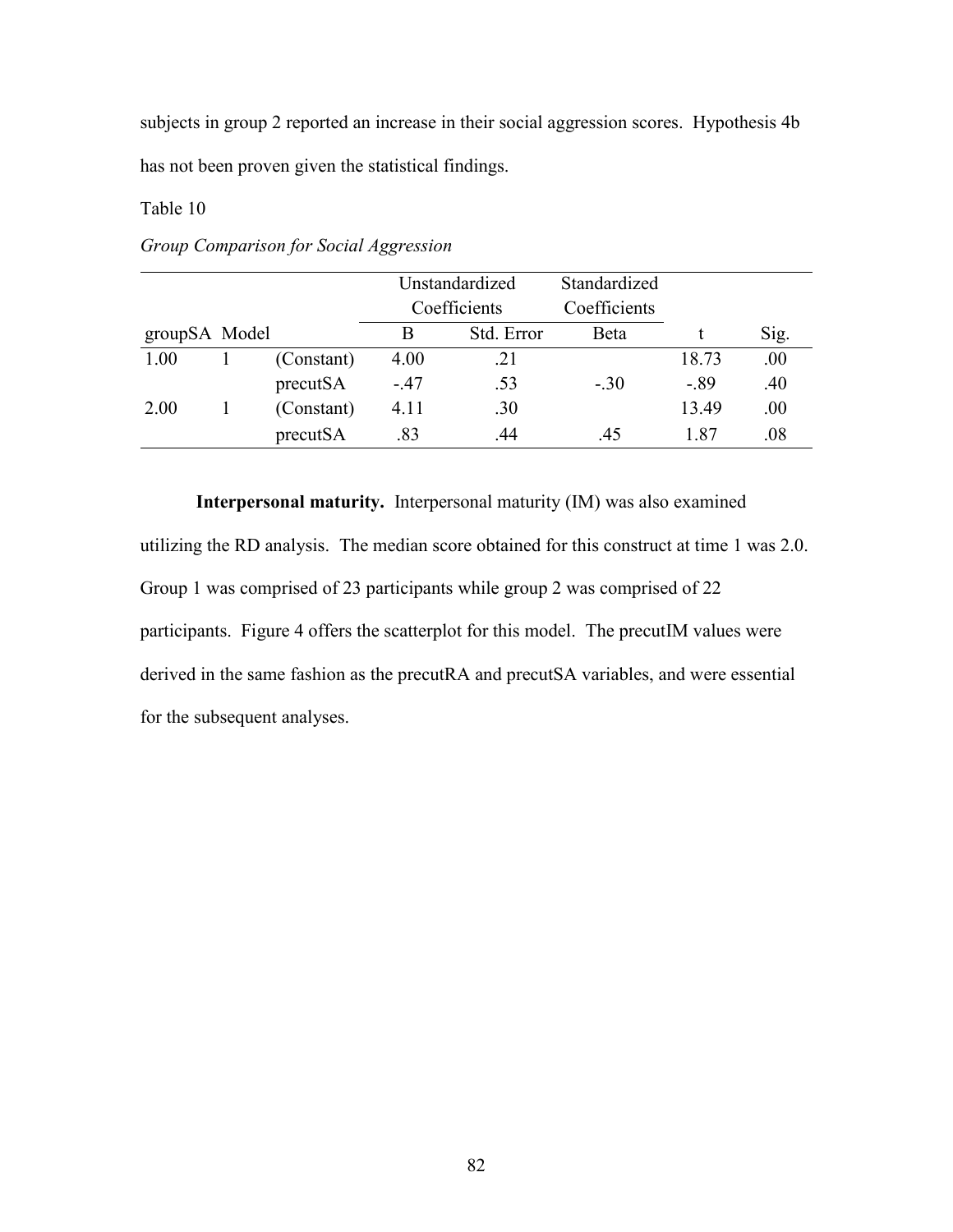subjects in group 2 reported an increase in their social aggression scores. Hypothesis 4b has not been proven given the statistical findings.

Table 10

*Group Comparison for Social Aggression*

| | | | Unstandardized Coefficients | | Standardized Coefficients | | |
|---|---|---|---|---|---|---|---|
| groupSA | Model | | B | Std. Error | Beta | t | Sig. |
| 1.00 | 1 | (Constant) | 4.00 | .21 | | 18.73 | .00 |
| | | precutSA | -.47 | .53 | -.30 | -.89 | .40 |
| 2.00 | 1 | (Constant) | 4.11 | .30 | | 13.49 | .00 |
| | | precutSA | .83 | .44 | .45 | 1.87 | .08 |

**Interpersonal maturity.** Interpersonal maturity (IM) was also examined utilizing the RD analysis. The median score obtained for this construct at time 1 was 2.0. Group 1 was comprised of 23 participants while group 2 was comprised of 22 participants. Figure 4 offers the scatterplot for this model. The precutIM values were derived in the same fashion as the precutRA and precutSA variables, and were essential for the subsequent analyses.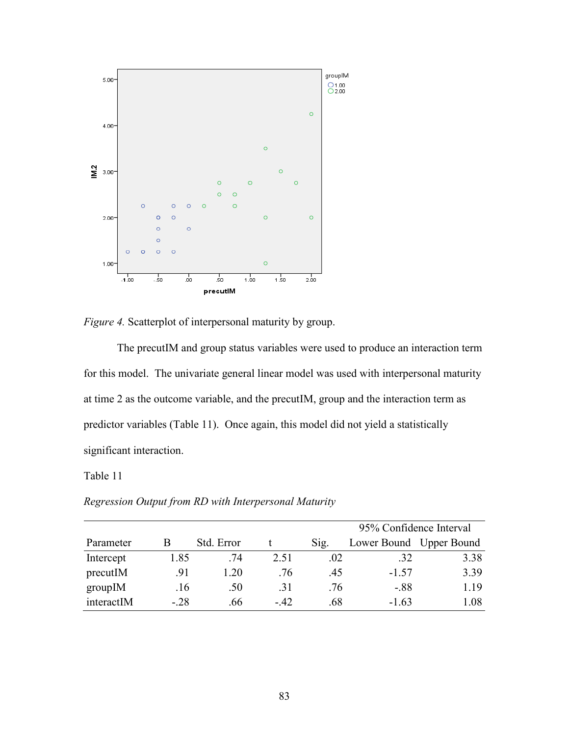*Figure 4.* Scatterplot of interpersonal maturity by group.

The precutIM and group status variables were used to produce an interaction term for this model. The univariate general linear model was used with interpersonal maturity at time 2 as the outcome variable, and the precutIM, group and the interaction term as predictor variables (Table 11). Once again, this model did not yield a statistically significant interaction.

Table 11

*Regression Output from RD with Interpersonal Maturity*

| Parameter | B | Std. Error | t | Sig. | 95% Confidence Interval Lower Bound | Upper Bound |
|---|---|---|---|---|---|---|
| Intercept | 1.85 | .74 | 2.51 | .02 | .32 | 3.38 |
| precutIM | .91 | 1.20 | .76 | .45 | -1.57 | 3.39 |
| groupIM | .16 | .50 | .31 | .76 | -.88 | 1.19 |
| interactIM | -.28 | .66 | -.42 | .68 | -1.63 | 1.08 |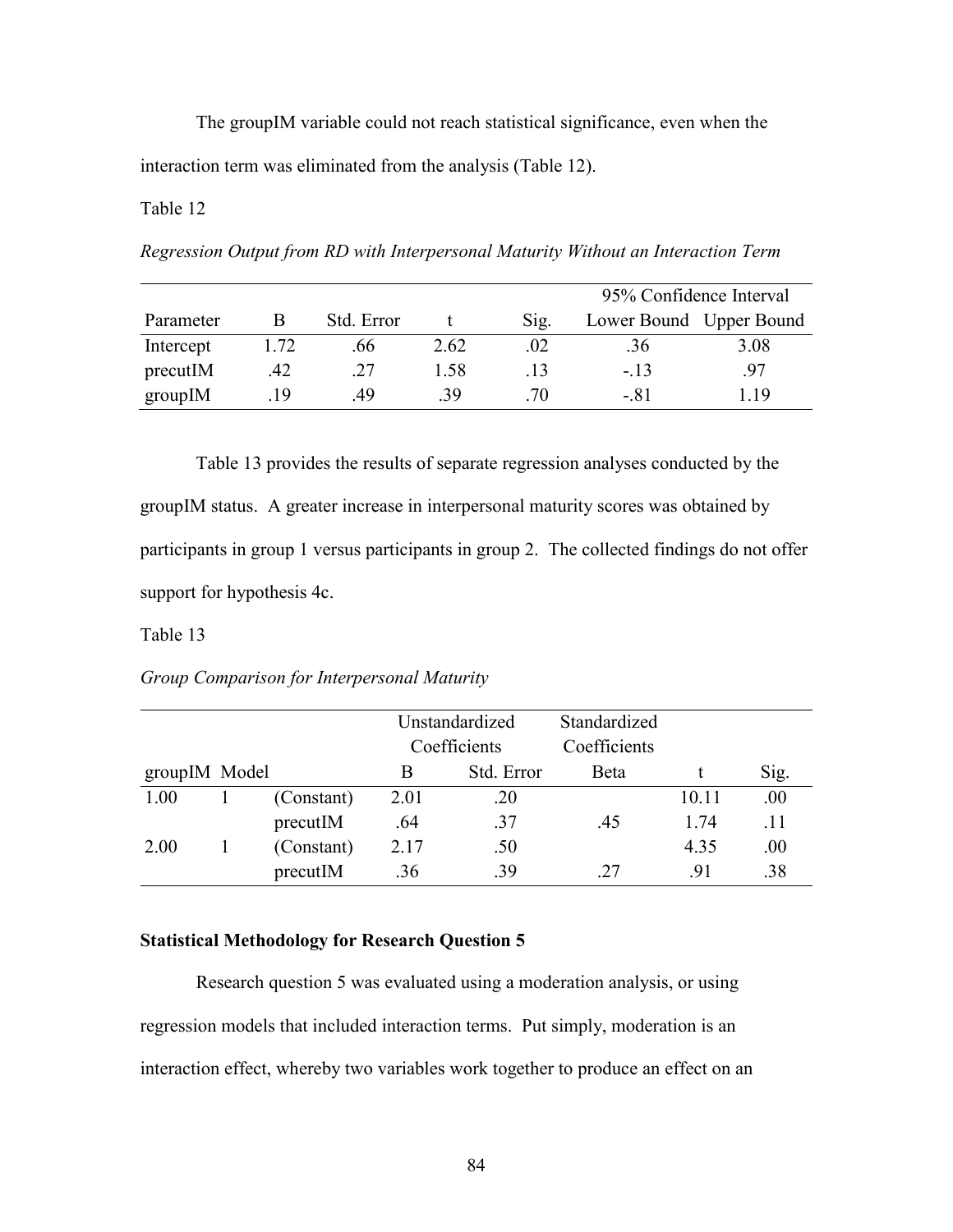The groupIM variable could not reach statistical significance, even when the interaction term was eliminated from the analysis (Table 12).

Table 12

*Regression Output from RD with Interpersonal Maturity Without an Interaction Term*

| | | | | | 95% Confidence Interval | |
|---|---|---|---|---|---|---|
| Parameter | B | Std. Error | t | Sig. | Lower Bound | Upper Bound |
| Intercept | 1.72 | .66 | 2.62 | .02 | .36 | 3.08 |
| precutIM | .42 | .27 | 1.58 | .13 | -.13 | .97 |
| groupIM | .19 | .49 | .39 | .70 | -.81 | 1.19 |

Table 13 provides the results of separate regression analyses conducted by the groupIM status. A greater increase in interpersonal maturity scores was obtained by participants in group 1 versus participants in group 2. The collected findings do not offer support for hypothesis 4c.

Table 13

*Group Comparison for Interpersonal Maturity*

| | | | Unstandardized Coefficients | | Standardized Coefficients | | |
|---|---|---|---|---|---|---|---|
| groupIM | Model | | B | Std. Error | Beta | t | Sig. |
| 1.00 | 1 | (Constant) | 2.01 | .20 | | 10.11 | .00 |
| | | precutIM | .64 | .37 | .45 | 1.74 | .11 |
| 2.00 | 1 | (Constant) | 2.17 | .50 | | 4.35 | .00 |
| | | precutIM | .36 | .39 | .27 | .91 | .38 |

**Statistical Methodology for Research Question 5**

Research question 5 was evaluated using a moderation analysis, or using regression models that included interaction terms. Put simply, moderation is an interaction effect, whereby two variables work together to produce an effect on an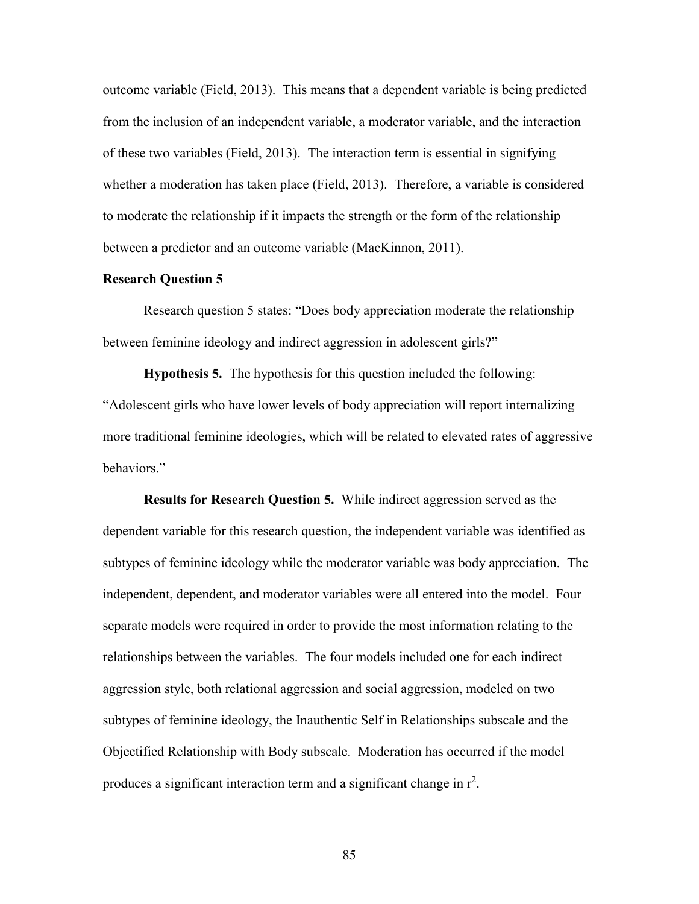outcome variable (Field, 2013). This means that a dependent variable is being predicted from the inclusion of an independent variable, a moderator variable, and the interaction of these two variables (Field, 2013). The interaction term is essential in signifying whether a moderation has taken place (Field, 2013). Therefore, a variable is considered to moderate the relationship if it impacts the strength or the form of the relationship between a predictor and an outcome variable (MacKinnon, 2011).

### Research Question 5

Research question 5 states: "Does body appreciation moderate the relationship between feminine ideology and indirect aggression in adolescent girls?"

**Hypothesis 5.** The hypothesis for this question included the following: "Adolescent girls who have lower levels of body appreciation will report internalizing more traditional feminine ideologies, which will be related to elevated rates of aggressive behaviors."

**Results for Research Question 5.** While indirect aggression served as the dependent variable for this research question, the independent variable was identified as subtypes of feminine ideology while the moderator variable was body appreciation. The independent, dependent, and moderator variables were all entered into the model. Four separate models were required in order to provide the most information relating to the relationships between the variables. The four models included one for each indirect aggression style, both relational aggression and social aggression, modeled on two subtypes of feminine ideology, the Inauthentic Self in Relationships subscale and the Objectified Relationship with Body subscale. Moderation has occurred if the model produces a significant interaction term and a significant change in $r^2$.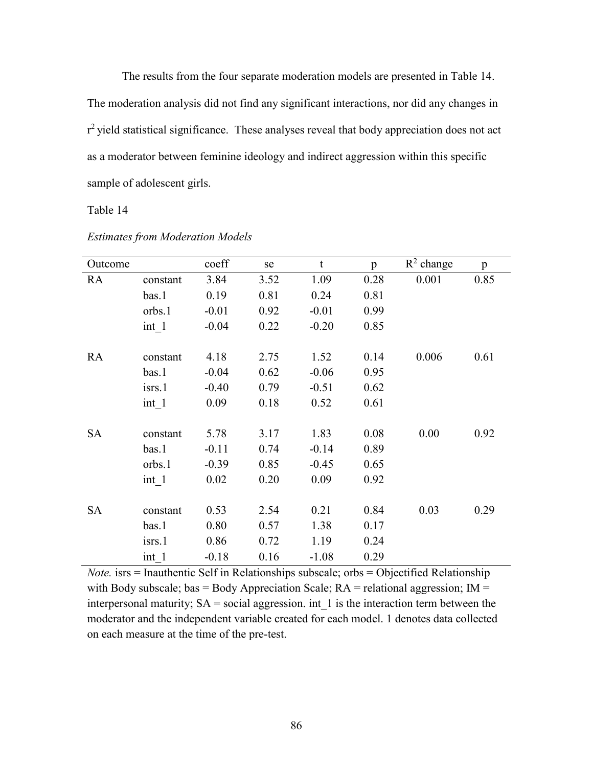The results from the four separate moderation models are presented in Table 14. The moderation analysis did not find any significant interactions, nor did any changes in $r^2$ yield statistical significance. These analyses reveal that body appreciation does not act as a moderator between feminine ideology and indirect aggression within this specific sample of adolescent girls.

Table 14

*Estimates from Moderation Models*

| Outcome | | coeff | se | t | p | $R^2$ change | p |
|---|---|---|---|---|---|---|---|
| RA | constant | 3.84 | 3.52 | 1.09 | 0.28 | 0.001 | 0.85 |
| | bas.1 | 0.19 | 0.81 | 0.24 | 0.81 | | |
| | orbs.1 | -0.01 | 0.92 | -0.01 | 0.99 | | |
| | int_1 | -0.04 | 0.22 | -0.20 | 0.85 | | |
| RA | constant | 4.18 | 2.75 | 1.52 | 0.14 | 0.006 | 0.61 |
| | bas.1 | -0.04 | 0.62 | -0.06 | 0.95 | | |
| | isrs.1 | -0.40 | 0.79 | -0.51 | 0.62 | | |
| | int_1 | 0.09 | 0.18 | 0.52 | 0.61 | | |
| SA | constant | 5.78 | 3.17 | 1.83 | 0.08 | 0.00 | 0.92 |
| | bas.1 | -0.11 | 0.74 | -0.14 | 0.89 | | |
| | orbs.1 | -0.39 | 0.85 | -0.45 | 0.65 | | |
| | int_1 | 0.02 | 0.20 | 0.09 | 0.92 | | |
| SA | constant | 0.53 | 2.54 | 0.21 | 0.84 | 0.03 | 0.29 |
| | bas.1 | 0.80 | 0.57 | 1.38 | 0.17 | | |
| | isrs.1 | 0.86 | 0.72 | 1.19 | 0.24 | | |
| | int_1 | -0.18 | 0.16 | -1.08 | 0.29 | | |

*Note.* isrs = Inauthentic Self in Relationships subscale; orbs = Objectified Relationship with Body subscale; bas = Body Appreciation Scale; RA = relational aggression; IM = interpersonal maturity; SA = social aggression. int_1 is the interaction term between the moderator and the independent variable created for each model. 1 denotes data collected on each measure at the time of the pre-test.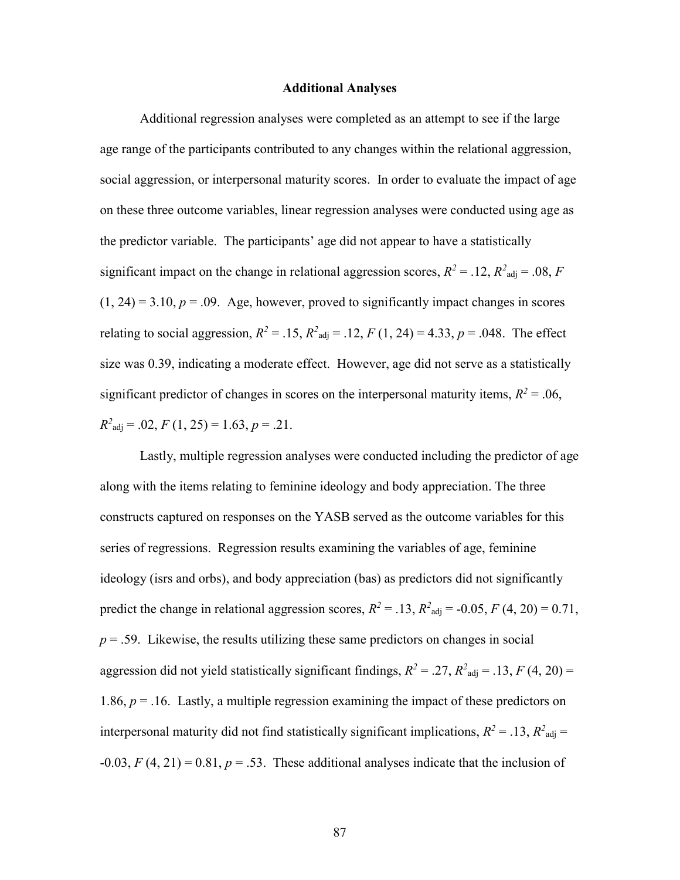## Additional Analyses

Additional regression analyses were completed as an attempt to see if the large age range of the participants contributed to any changes within the relational aggression, social aggression, or interpersonal maturity scores. In order to evaluate the impact of age on these three outcome variables, linear regression analyses were conducted using age as the predictor variable. The participants' age did not appear to have a statistically significant impact on the change in relational aggression scores, $R^2 = .12$, $R^2_{\text{adj}} = .08$, $F\,(1, 24) = 3.10$, $p = .09$. Age, however, proved to significantly impact changes in scores relating to social aggression, $R^2 = .15$, $R^2_{\text{adj}} = .12$, $F\,(1, 24) = 4.33$, $p = .048$. The effect size was 0.39, indicating a moderate effect. However, age did not serve as a statistically significant predictor of changes in scores on the interpersonal maturity items, $R^2 = .06$, $R^2_{\text{adj}} = .02$, $F\,(1, 25) = 1.63$, $p = .21$.

Lastly, multiple regression analyses were conducted including the predictor of age along with the items relating to feminine ideology and body appreciation. The three constructs captured on responses on the YASB served as the outcome variables for this series of regressions. Regression results examining the variables of age, feminine ideology (isrs and orbs), and body appreciation (bas) as predictors did not significantly predict the change in relational aggression scores, $R^2 = .13$, $R^2_{\text{adj}} = -0.05$, $F\,(4, 20) = 0.71$, $p = .59$. Likewise, the results utilizing these same predictors on changes in social aggression did not yield statistically significant findings, $R^2 = .27$, $R^2_{\text{adj}} = .13$, $F\,(4, 20) = 1.86$, $p = .16$. Lastly, a multiple regression examining the impact of these predictors on interpersonal maturity did not find statistically significant implications, $R^2 = .13$, $R^2_{\text{adj}} = -0.03$, $F\,(4, 21) = 0.81$, $p = .53$. These additional analyses indicate that the inclusion of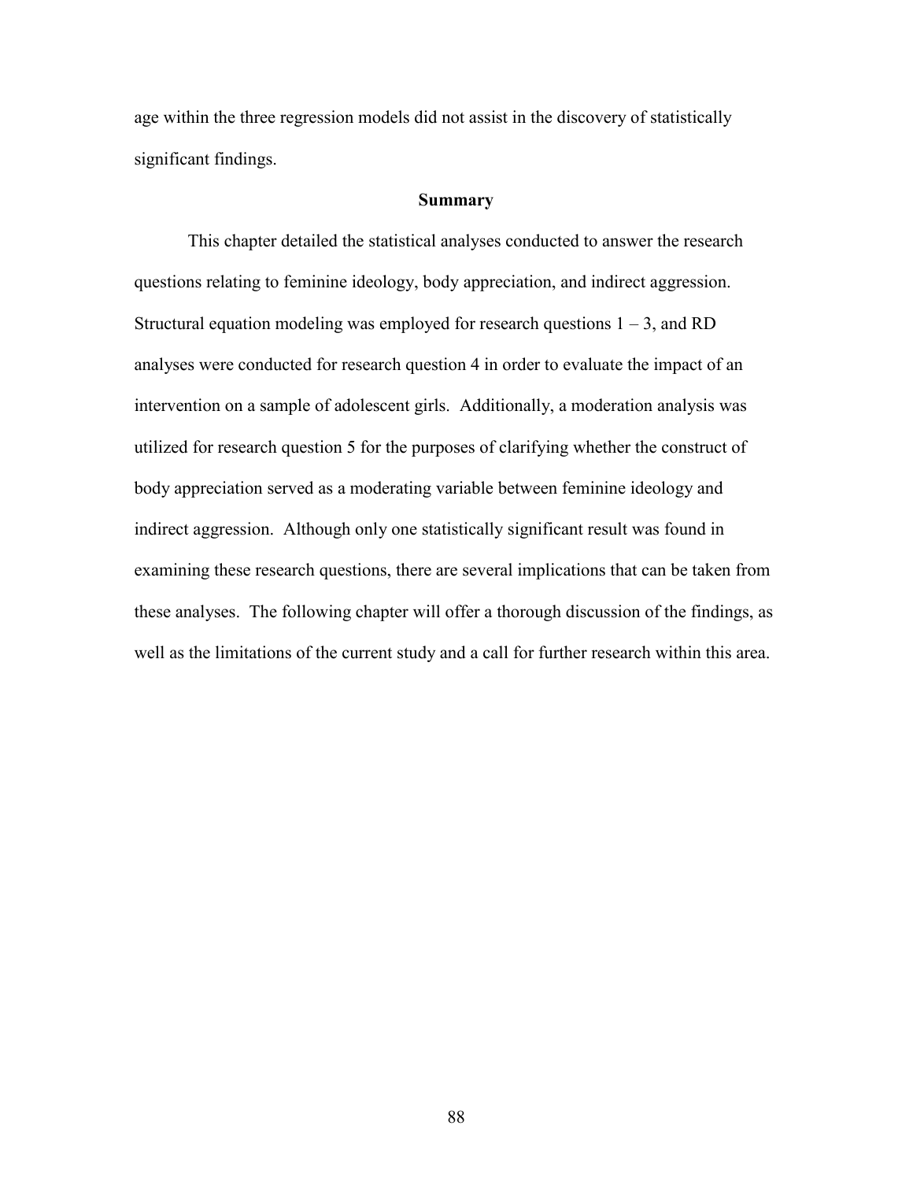age within the three regression models did not assist in the discovery of statistically significant findings.

## Summary

This chapter detailed the statistical analyses conducted to answer the research questions relating to feminine ideology, body appreciation, and indirect aggression. Structural equation modeling was employed for research questions 1 – 3, and RD analyses were conducted for research question 4 in order to evaluate the impact of an intervention on a sample of adolescent girls. Additionally, a moderation analysis was utilized for research question 5 for the purposes of clarifying whether the construct of body appreciation served as a moderating variable between feminine ideology and indirect aggression. Although only one statistically significant result was found in examining these research questions, there are several implications that can be taken from these analyses. The following chapter will offer a thorough discussion of the findings, as well as the limitations of the current study and a call for further research within this area.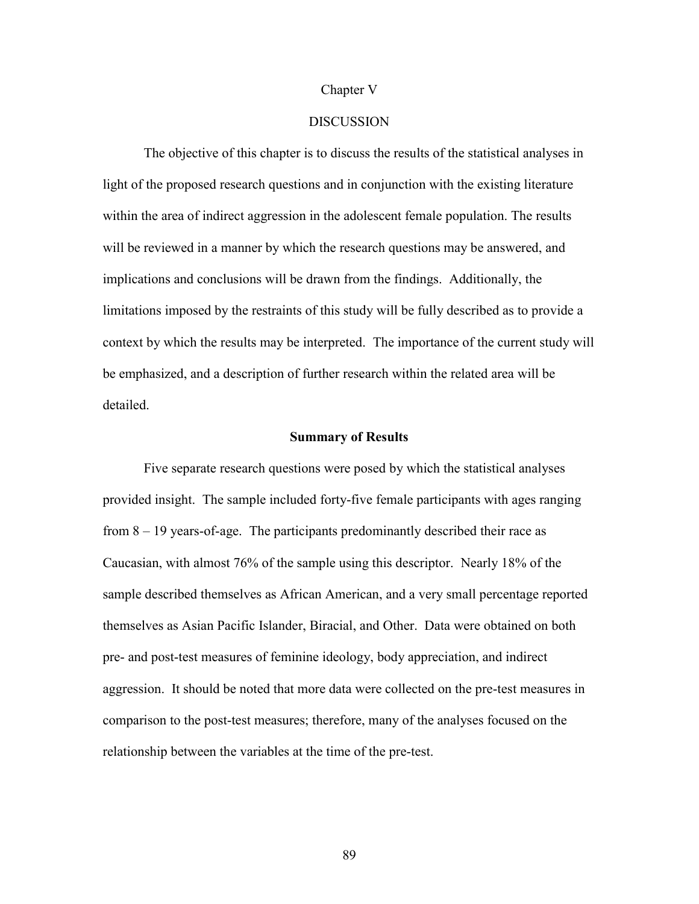# Chapter V

# DISCUSSION

The objective of this chapter is to discuss the results of the statistical analyses in light of the proposed research questions and in conjunction with the existing literature within the area of indirect aggression in the adolescent female population. The results will be reviewed in a manner by which the research questions may be answered, and implications and conclusions will be drawn from the findings. Additionally, the limitations imposed by the restraints of this study will be fully described as to provide a context by which the results may be interpreted. The importance of the current study will be emphasized, and a description of further research within the related area will be detailed.

## Summary of Results

Five separate research questions were posed by which the statistical analyses provided insight. The sample included forty-five female participants with ages ranging from 8 – 19 years-of-age. The participants predominantly described their race as Caucasian, with almost 76% of the sample using this descriptor. Nearly 18% of the sample described themselves as African American, and a very small percentage reported themselves as Asian Pacific Islander, Biracial, and Other. Data were obtained on both pre- and post-test measures of feminine ideology, body appreciation, and indirect aggression. It should be noted that more data were collected on the pre-test measures in comparison to the post-test measures; therefore, many of the analyses focused on the relationship between the variables at the time of the pre-test.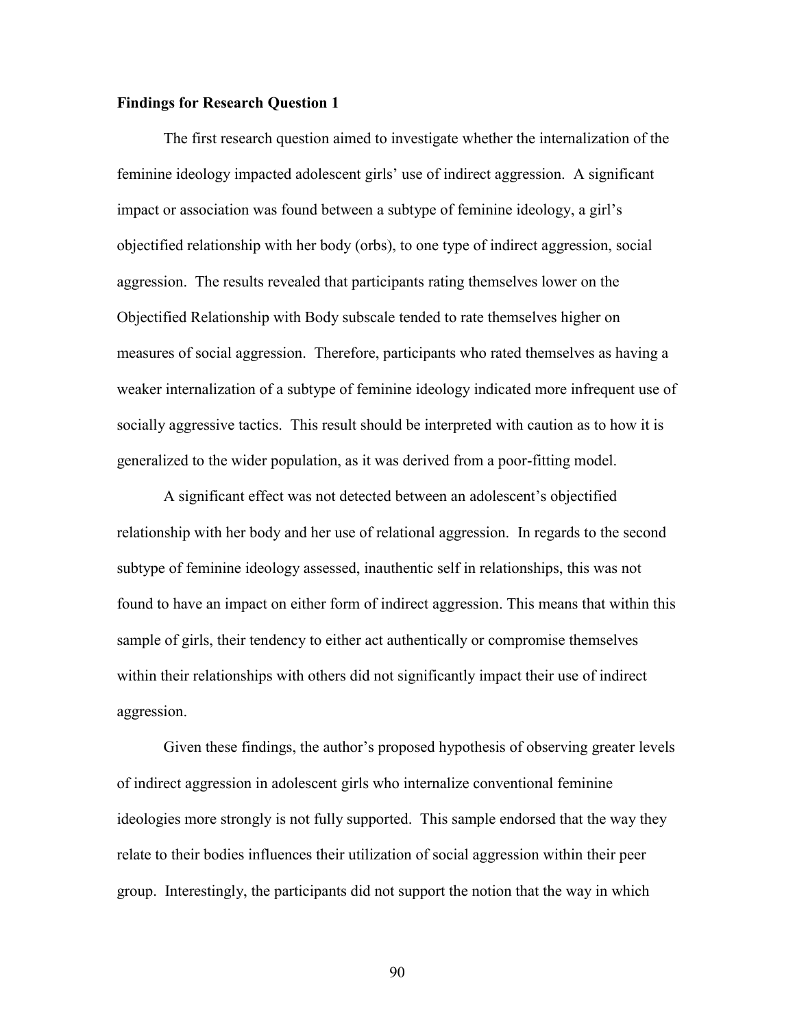**Findings for Research Question 1**

The first research question aimed to investigate whether the internalization of the feminine ideology impacted adolescent girls' use of indirect aggression. A significant impact or association was found between a subtype of feminine ideology, a girl's objectified relationship with her body (orbs), to one type of indirect aggression, social aggression. The results revealed that participants rating themselves lower on the Objectified Relationship with Body subscale tended to rate themselves higher on measures of social aggression. Therefore, participants who rated themselves as having a weaker internalization of a subtype of feminine ideology indicated more infrequent use of socially aggressive tactics. This result should be interpreted with caution as to how it is generalized to the wider population, as it was derived from a poor-fitting model.

A significant effect was not detected between an adolescent's objectified relationship with her body and her use of relational aggression. In regards to the second subtype of feminine ideology assessed, inauthentic self in relationships, this was not found to have an impact on either form of indirect aggression. This means that within this sample of girls, their tendency to either act authentically or compromise themselves within their relationships with others did not significantly impact their use of indirect aggression.

Given these findings, the author's proposed hypothesis of observing greater levels of indirect aggression in adolescent girls who internalize conventional feminine ideologies more strongly is not fully supported. This sample endorsed that the way they relate to their bodies influences their utilization of social aggression within their peer group. Interestingly, the participants did not support the notion that the way in which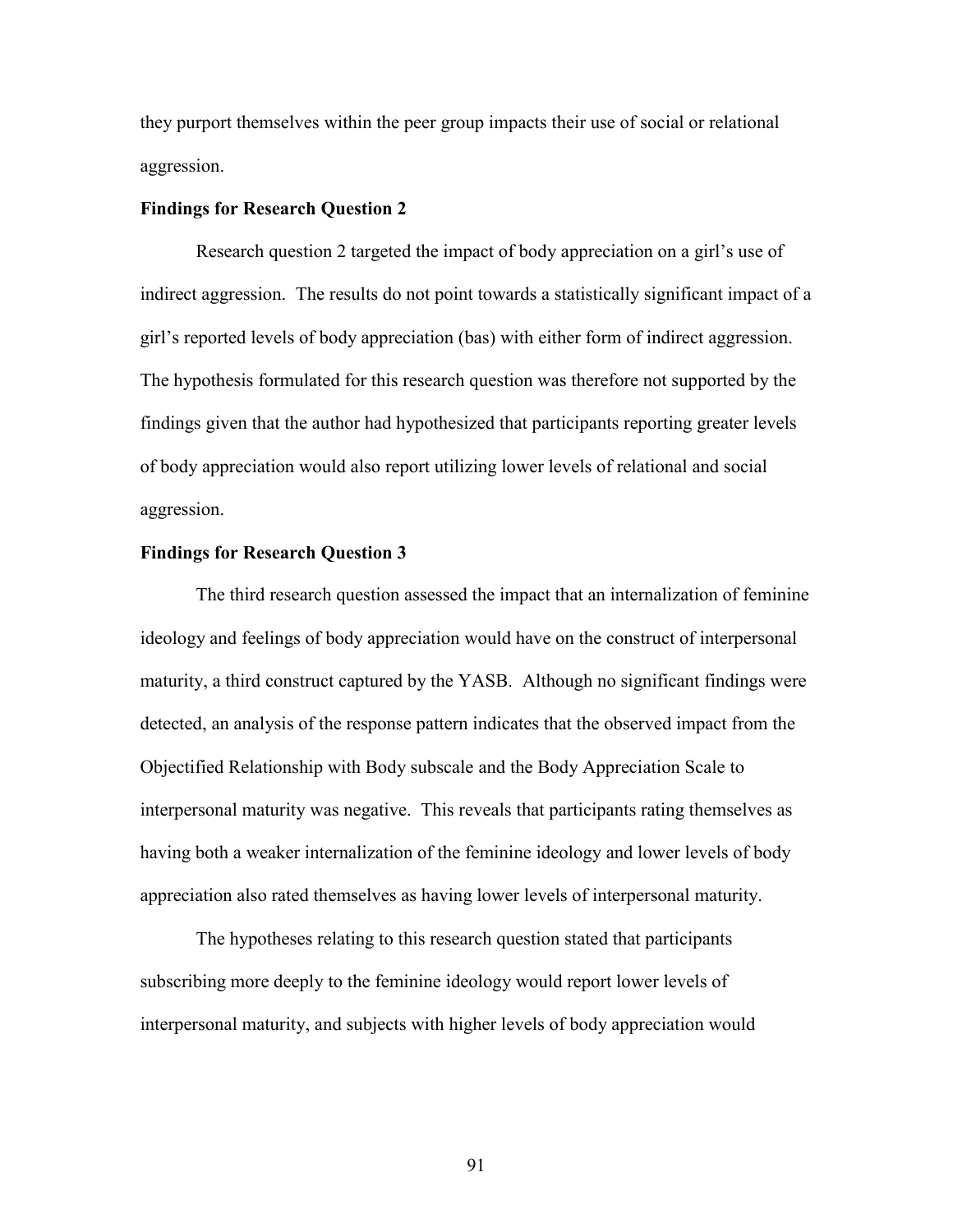they purport themselves within the peer group impacts their use of social or relational aggression.

**Findings for Research Question 2**

Research question 2 targeted the impact of body appreciation on a girl's use of indirect aggression. The results do not point towards a statistically significant impact of a girl's reported levels of body appreciation (bas) with either form of indirect aggression. The hypothesis formulated for this research question was therefore not supported by the findings given that the author had hypothesized that participants reporting greater levels of body appreciation would also report utilizing lower levels of relational and social aggression.

**Findings for Research Question 3**

The third research question assessed the impact that an internalization of feminine ideology and feelings of body appreciation would have on the construct of interpersonal maturity, a third construct captured by the YASB. Although no significant findings were detected, an analysis of the response pattern indicates that the observed impact from the Objectified Relationship with Body subscale and the Body Appreciation Scale to interpersonal maturity was negative. This reveals that participants rating themselves as having both a weaker internalization of the feminine ideology and lower levels of body appreciation also rated themselves as having lower levels of interpersonal maturity.

The hypotheses relating to this research question stated that participants subscribing more deeply to the feminine ideology would report lower levels of interpersonal maturity, and subjects with higher levels of body appreciation would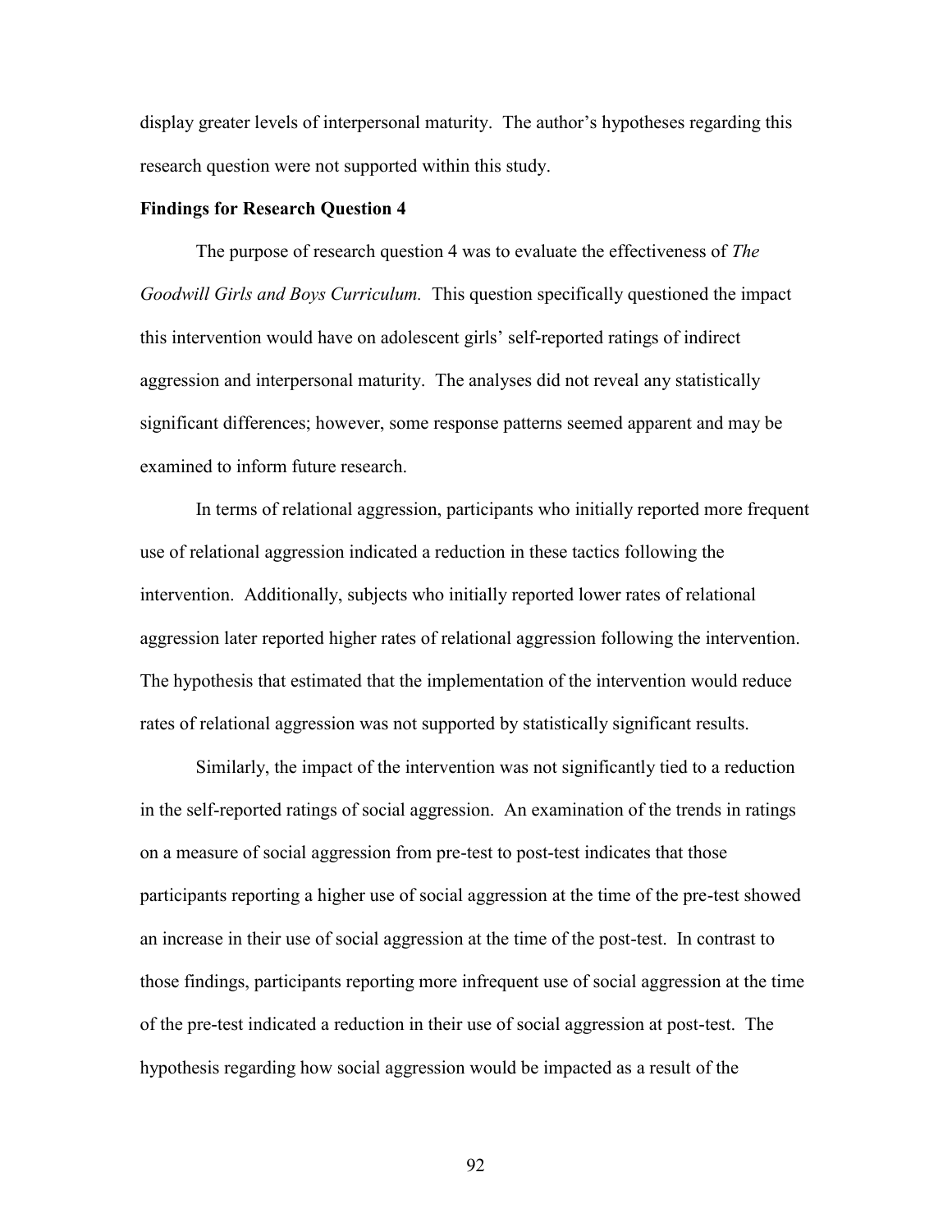display greater levels of interpersonal maturity. The author's hypotheses regarding this research question were not supported within this study.

**Findings for Research Question 4**

The purpose of research question 4 was to evaluate the effectiveness of *The Goodwill Girls and Boys Curriculum.* This question specifically questioned the impact this intervention would have on adolescent girls' self-reported ratings of indirect aggression and interpersonal maturity. The analyses did not reveal any statistically significant differences; however, some response patterns seemed apparent and may be examined to inform future research.

In terms of relational aggression, participants who initially reported more frequent use of relational aggression indicated a reduction in these tactics following the intervention. Additionally, subjects who initially reported lower rates of relational aggression later reported higher rates of relational aggression following the intervention. The hypothesis that estimated that the implementation of the intervention would reduce rates of relational aggression was not supported by statistically significant results.

Similarly, the impact of the intervention was not significantly tied to a reduction in the self-reported ratings of social aggression. An examination of the trends in ratings on a measure of social aggression from pre-test to post-test indicates that those participants reporting a higher use of social aggression at the time of the pre-test showed an increase in their use of social aggression at the time of the post-test. In contrast to those findings, participants reporting more infrequent use of social aggression at the time of the pre-test indicated a reduction in their use of social aggression at post-test. The hypothesis regarding how social aggression would be impacted as a result of the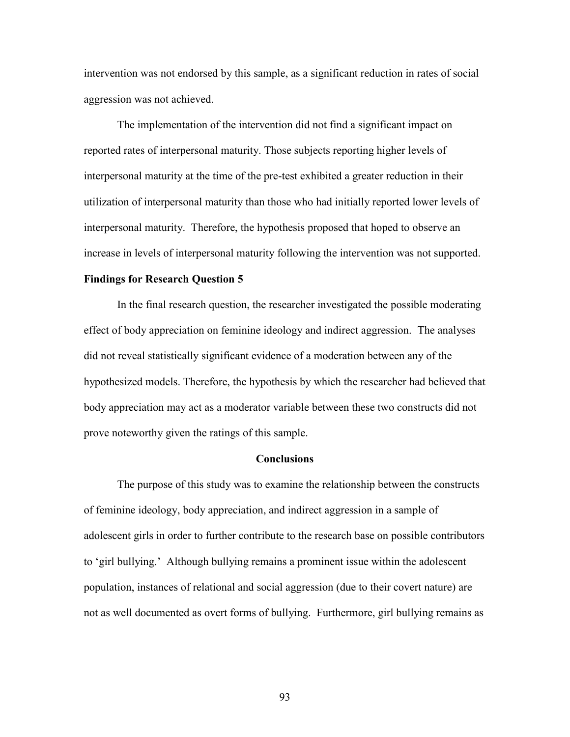intervention was not endorsed by this sample, as a significant reduction in rates of social aggression was not achieved.

The implementation of the intervention did not find a significant impact on reported rates of interpersonal maturity. Those subjects reporting higher levels of interpersonal maturity at the time of the pre-test exhibited a greater reduction in their utilization of interpersonal maturity than those who had initially reported lower levels of interpersonal maturity. Therefore, the hypothesis proposed that hoped to observe an increase in levels of interpersonal maturity following the intervention was not supported.

**Findings for Research Question 5**

In the final research question, the researcher investigated the possible moderating effect of body appreciation on feminine ideology and indirect aggression. The analyses did not reveal statistically significant evidence of a moderation between any of the hypothesized models. Therefore, the hypothesis by which the researcher had believed that body appreciation may act as a moderator variable between these two constructs did not prove noteworthy given the ratings of this sample.

## Conclusions

The purpose of this study was to examine the relationship between the constructs of feminine ideology, body appreciation, and indirect aggression in a sample of adolescent girls in order to further contribute to the research base on possible contributors to 'girl bullying.' Although bullying remains a prominent issue within the adolescent population, instances of relational and social aggression (due to their covert nature) are not as well documented as overt forms of bullying. Furthermore, girl bullying remains as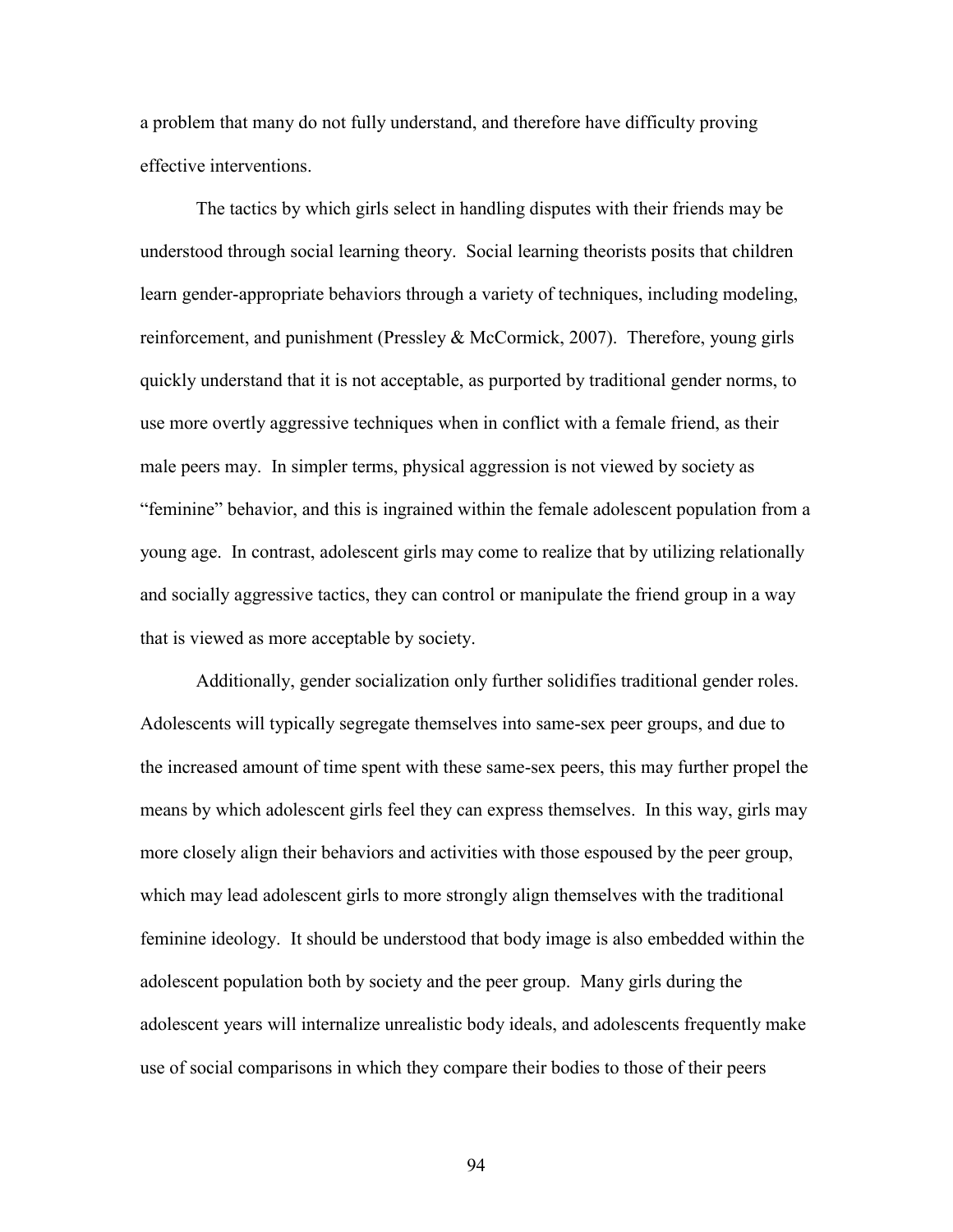a problem that many do not fully understand, and therefore have difficulty proving effective interventions.

The tactics by which girls select in handling disputes with their friends may be understood through social learning theory. Social learning theorists posits that children learn gender-appropriate behaviors through a variety of techniques, including modeling, reinforcement, and punishment (Pressley & McCormick, 2007). Therefore, young girls quickly understand that it is not acceptable, as purported by traditional gender norms, to use more overtly aggressive techniques when in conflict with a female friend, as their male peers may. In simpler terms, physical aggression is not viewed by society as "feminine" behavior, and this is ingrained within the female adolescent population from a young age. In contrast, adolescent girls may come to realize that by utilizing relationally and socially aggressive tactics, they can control or manipulate the friend group in a way that is viewed as more acceptable by society.

Additionally, gender socialization only further solidifies traditional gender roles. Adolescents will typically segregate themselves into same-sex peer groups, and due to the increased amount of time spent with these same-sex peers, this may further propel the means by which adolescent girls feel they can express themselves. In this way, girls may more closely align their behaviors and activities with those espoused by the peer group, which may lead adolescent girls to more strongly align themselves with the traditional feminine ideology. It should be understood that body image is also embedded within the adolescent population both by society and the peer group. Many girls during the adolescent years will internalize unrealistic body ideals, and adolescents frequently make use of social comparisons in which they compare their bodies to those of their peers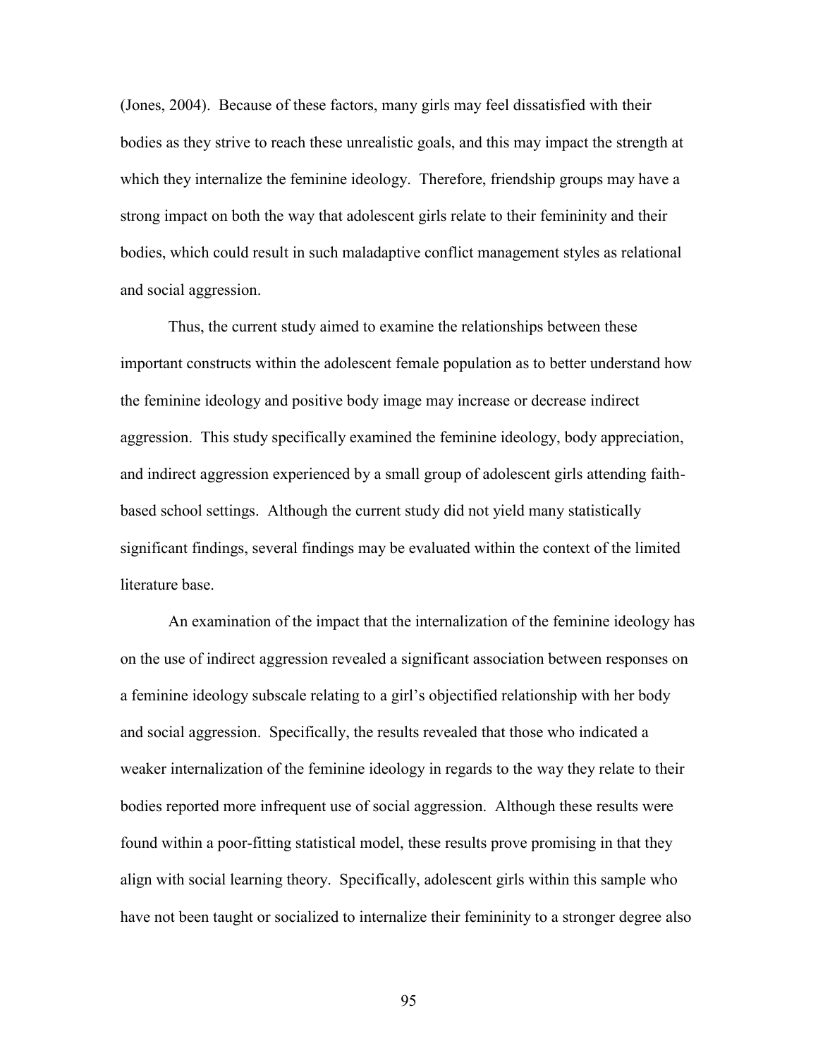(Jones, 2004). Because of these factors, many girls may feel dissatisfied with their bodies as they strive to reach these unrealistic goals, and this may impact the strength at which they internalize the feminine ideology. Therefore, friendship groups may have a strong impact on both the way that adolescent girls relate to their femininity and their bodies, which could result in such maladaptive conflict management styles as relational and social aggression.

Thus, the current study aimed to examine the relationships between these important constructs within the adolescent female population as to better understand how the feminine ideology and positive body image may increase or decrease indirect aggression. This study specifically examined the feminine ideology, body appreciation, and indirect aggression experienced by a small group of adolescent girls attending faith-based school settings. Although the current study did not yield many statistically significant findings, several findings may be evaluated within the context of the limited literature base.

An examination of the impact that the internalization of the feminine ideology has on the use of indirect aggression revealed a significant association between responses on a feminine ideology subscale relating to a girl's objectified relationship with her body and social aggression. Specifically, the results revealed that those who indicated a weaker internalization of the feminine ideology in regards to the way they relate to their bodies reported more infrequent use of social aggression. Although these results were found within a poor-fitting statistical model, these results prove promising in that they align with social learning theory. Specifically, adolescent girls within this sample who have not been taught or socialized to internalize their femininity to a stronger degree also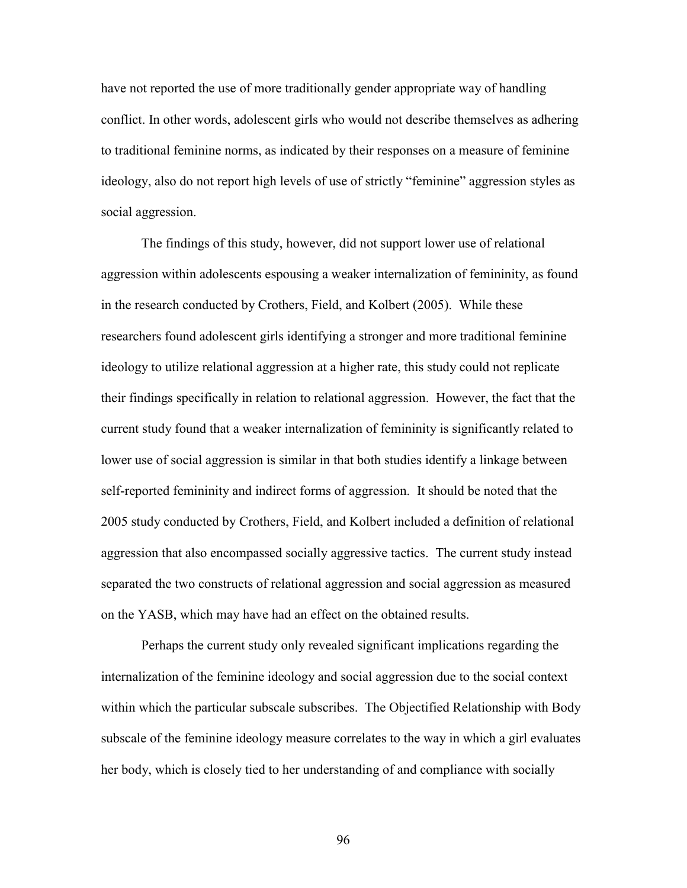have not reported the use of more traditionally gender appropriate way of handling conflict. In other words, adolescent girls who would not describe themselves as adhering to traditional feminine norms, as indicated by their responses on a measure of feminine ideology, also do not report high levels of use of strictly "feminine" aggression styles as social aggression.

The findings of this study, however, did not support lower use of relational aggression within adolescents espousing a weaker internalization of femininity, as found in the research conducted by Crothers, Field, and Kolbert (2005). While these researchers found adolescent girls identifying a stronger and more traditional feminine ideology to utilize relational aggression at a higher rate, this study could not replicate their findings specifically in relation to relational aggression. However, the fact that the current study found that a weaker internalization of femininity is significantly related to lower use of social aggression is similar in that both studies identify a linkage between self-reported femininity and indirect forms of aggression. It should be noted that the 2005 study conducted by Crothers, Field, and Kolbert included a definition of relational aggression that also encompassed socially aggressive tactics. The current study instead separated the two constructs of relational aggression and social aggression as measured on the YASB, which may have had an effect on the obtained results.

Perhaps the current study only revealed significant implications regarding the internalization of the feminine ideology and social aggression due to the social context within which the particular subscale subscribes. The Objectified Relationship with Body subscale of the feminine ideology measure correlates to the way in which a girl evaluates her body, which is closely tied to her understanding of and compliance with socially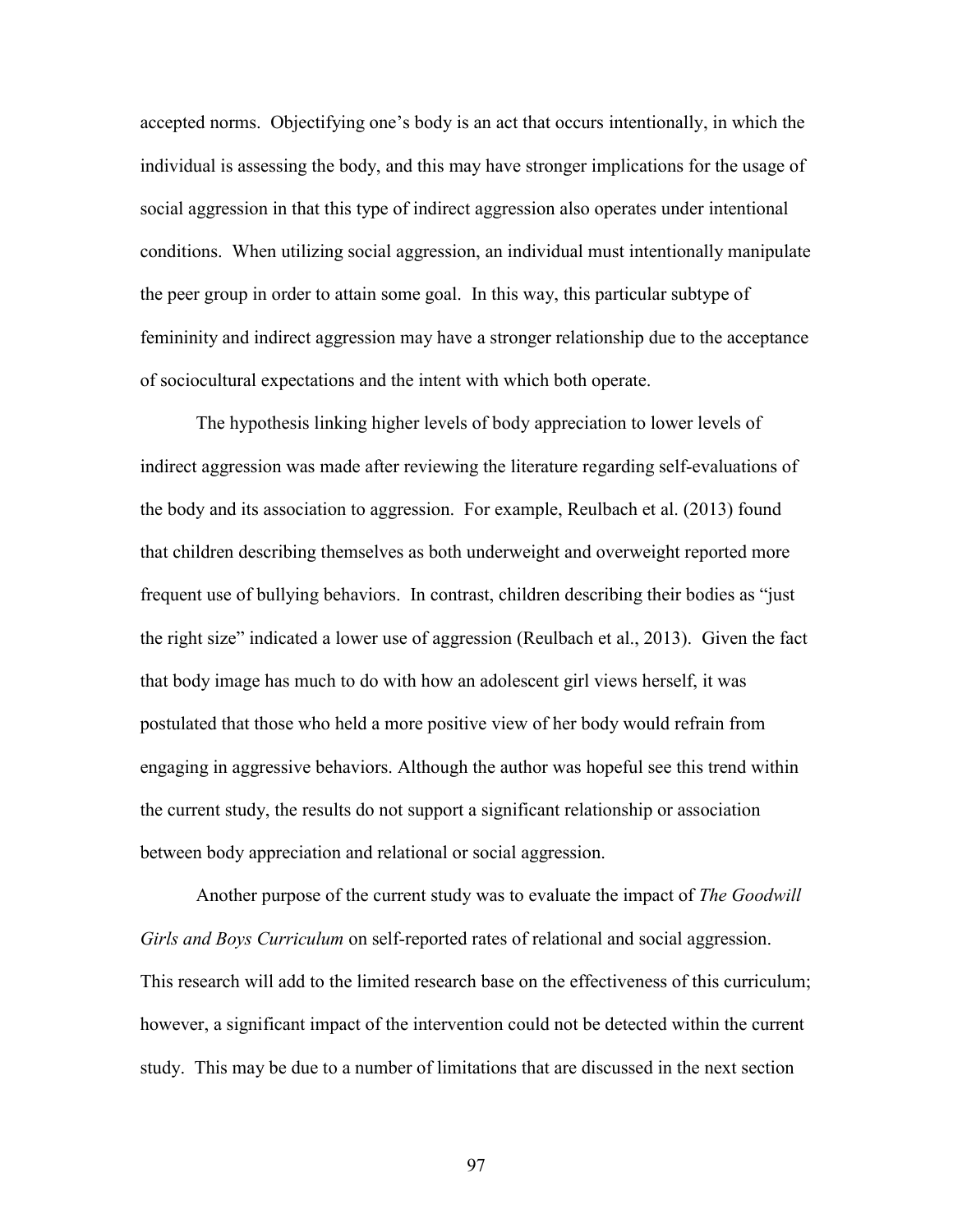accepted norms. Objectifying one's body is an act that occurs intentionally, in which the individual is assessing the body, and this may have stronger implications for the usage of social aggression in that this type of indirect aggression also operates under intentional conditions. When utilizing social aggression, an individual must intentionally manipulate the peer group in order to attain some goal. In this way, this particular subtype of femininity and indirect aggression may have a stronger relationship due to the acceptance of sociocultural expectations and the intent with which both operate.

The hypothesis linking higher levels of body appreciation to lower levels of indirect aggression was made after reviewing the literature regarding self-evaluations of the body and its association to aggression. For example, Reulbach et al. (2013) found that children describing themselves as both underweight and overweight reported more frequent use of bullying behaviors. In contrast, children describing their bodies as "just the right size" indicated a lower use of aggression (Reulbach et al., 2013). Given the fact that body image has much to do with how an adolescent girl views herself, it was postulated that those who held a more positive view of her body would refrain from engaging in aggressive behaviors. Although the author was hopeful see this trend within the current study, the results do not support a significant relationship or association between body appreciation and relational or social aggression.

Another purpose of the current study was to evaluate the impact of *The Goodwill Girls and Boys Curriculum* on self-reported rates of relational and social aggression. This research will add to the limited research base on the effectiveness of this curriculum; however, a significant impact of the intervention could not be detected within the current study. This may be due to a number of limitations that are discussed in the next section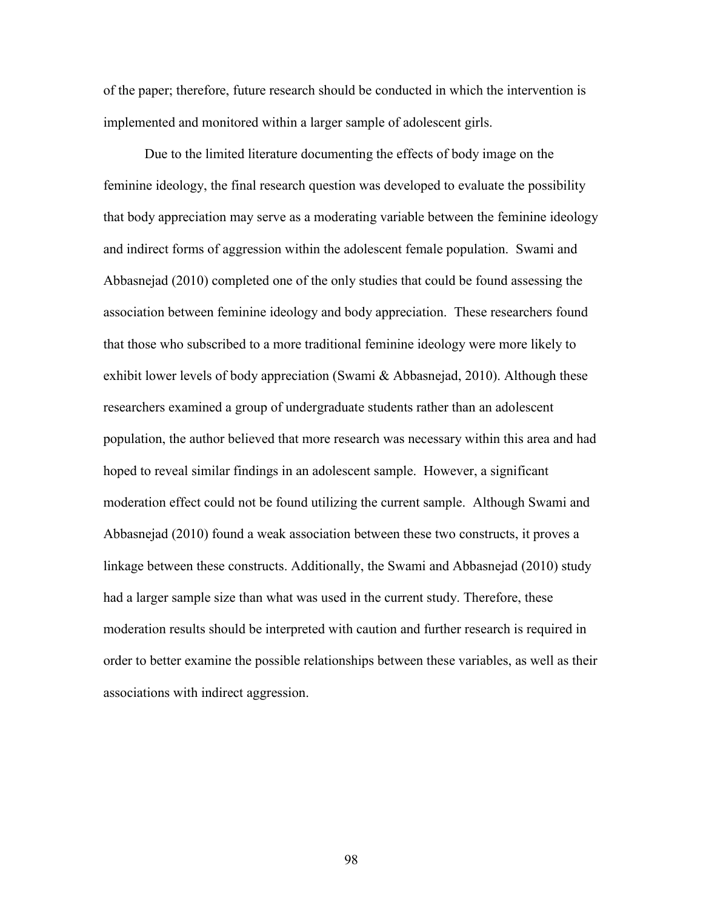of the paper; therefore, future research should be conducted in which the intervention is implemented and monitored within a larger sample of adolescent girls.

Due to the limited literature documenting the effects of body image on the feminine ideology, the final research question was developed to evaluate the possibility that body appreciation may serve as a moderating variable between the feminine ideology and indirect forms of aggression within the adolescent female population. Swami and Abbasnejad (2010) completed one of the only studies that could be found assessing the association between feminine ideology and body appreciation. These researchers found that those who subscribed to a more traditional feminine ideology were more likely to exhibit lower levels of body appreciation (Swami & Abbasnejad, 2010). Although these researchers examined a group of undergraduate students rather than an adolescent population, the author believed that more research was necessary within this area and had hoped to reveal similar findings in an adolescent sample. However, a significant moderation effect could not be found utilizing the current sample. Although Swami and Abbasnejad (2010) found a weak association between these two constructs, it proves a linkage between these constructs. Additionally, the Swami and Abbasnejad (2010) study had a larger sample size than what was used in the current study. Therefore, these moderation results should be interpreted with caution and further research is required in order to better examine the possible relationships between these variables, as well as their associations with indirect aggression.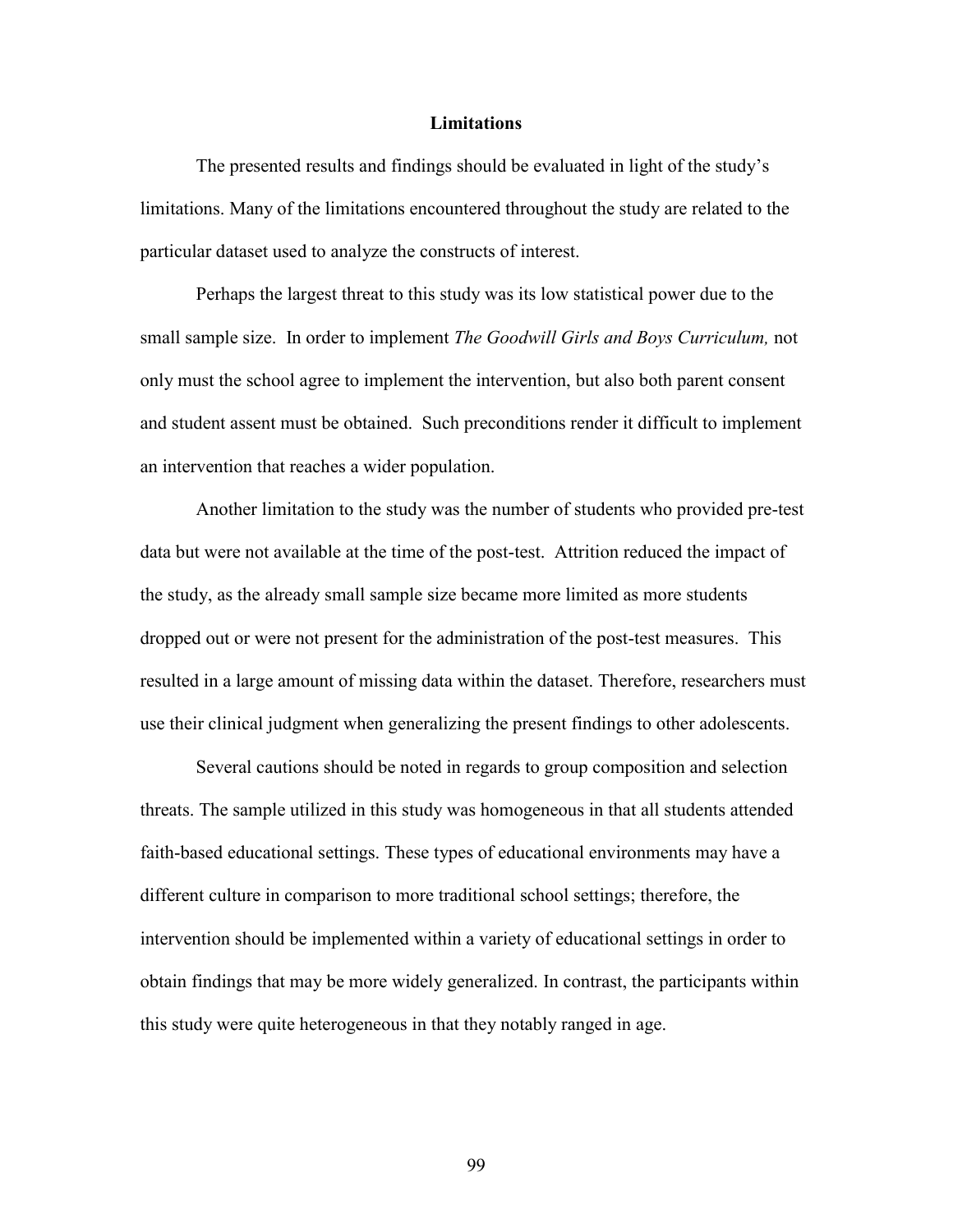## Limitations

The presented results and findings should be evaluated in light of the study's limitations. Many of the limitations encountered throughout the study are related to the particular dataset used to analyze the constructs of interest.

Perhaps the largest threat to this study was its low statistical power due to the small sample size. In order to implement *The Goodwill Girls and Boys Curriculum,* not only must the school agree to implement the intervention, but also both parent consent and student assent must be obtained. Such preconditions render it difficult to implement an intervention that reaches a wider population.

Another limitation to the study was the number of students who provided pre-test data but were not available at the time of the post-test. Attrition reduced the impact of the study, as the already small sample size became more limited as more students dropped out or were not present for the administration of the post-test measures. This resulted in a large amount of missing data within the dataset. Therefore, researchers must use their clinical judgment when generalizing the present findings to other adolescents.

Several cautions should be noted in regards to group composition and selection threats. The sample utilized in this study was homogeneous in that all students attended faith-based educational settings. These types of educational environments may have a different culture in comparison to more traditional school settings; therefore, the intervention should be implemented within a variety of educational settings in order to obtain findings that may be more widely generalized. In contrast, the participants within this study were quite heterogeneous in that they notably ranged in age.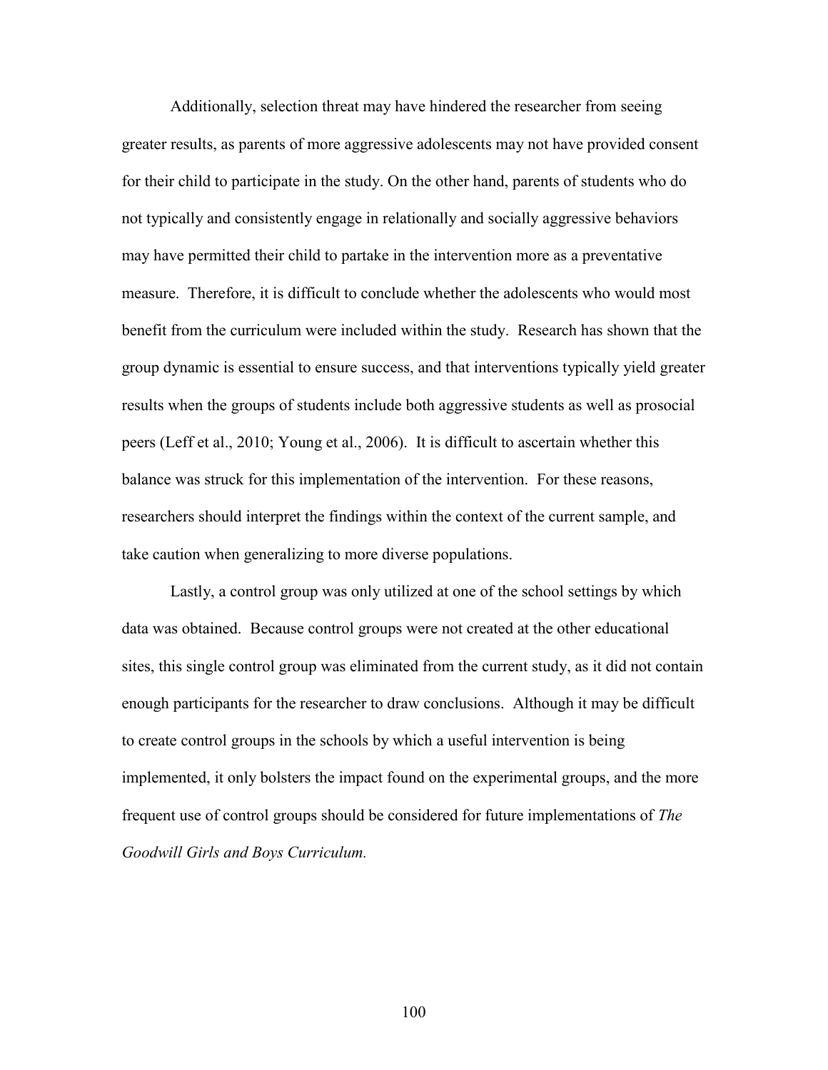Additionally, selection threat may have hindered the researcher from seeing greater results, as parents of more aggressive adolescents may not have provided consent for their child to participate in the study. On the other hand, parents of students who do not typically and consistently engage in relationally and socially aggressive behaviors may have permitted their child to partake in the intervention more as a preventative measure. Therefore, it is difficult to conclude whether the adolescents who would most benefit from the curriculum were included within the study. Research has shown that the group dynamic is essential to ensure success, and that interventions typically yield greater results when the groups of students include both aggressive students as well as prosocial peers (Leff et al., 2010; Young et al., 2006). It is difficult to ascertain whether this balance was struck for this implementation of the intervention. For these reasons, researchers should interpret the findings within the context of the current sample, and take caution when generalizing to more diverse populations.

Lastly, a control group was only utilized at one of the school settings by which data was obtained. Because control groups were not created at the other educational sites, this single control group was eliminated from the current study, as it did not contain enough participants for the researcher to draw conclusions. Although it may be difficult to create control groups in the schools by which a useful intervention is being implemented, it only bolsters the impact found on the experimental groups, and the more frequent use of control groups should be considered for future implementations of *The Goodwill Girls and Boys Curriculum.*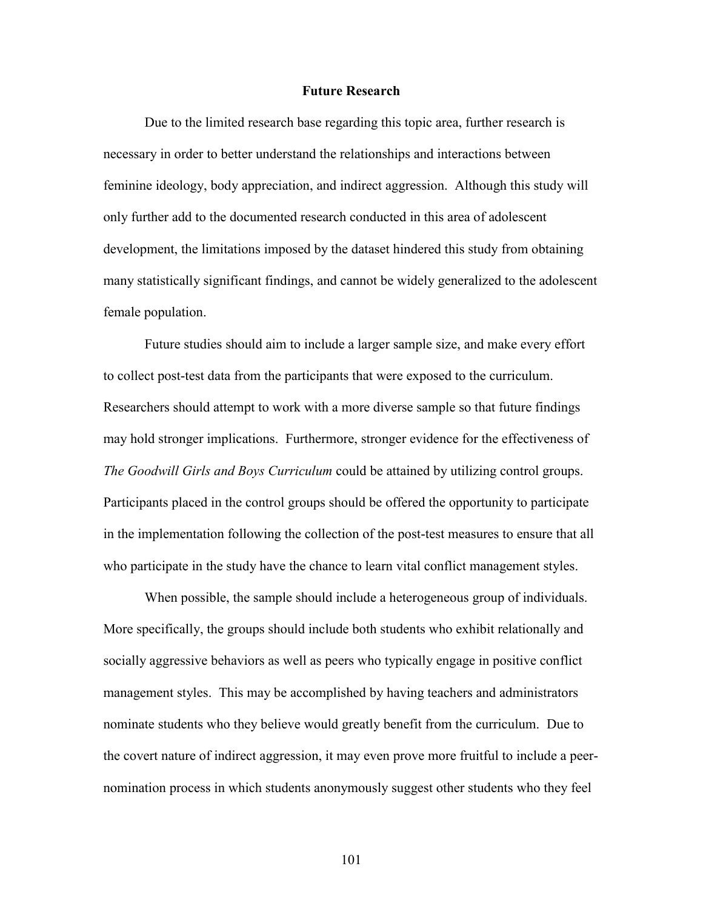## Future Research

Due to the limited research base regarding this topic area, further research is necessary in order to better understand the relationships and interactions between feminine ideology, body appreciation, and indirect aggression. Although this study will only further add to the documented research conducted in this area of adolescent development, the limitations imposed by the dataset hindered this study from obtaining many statistically significant findings, and cannot be widely generalized to the adolescent female population.

Future studies should aim to include a larger sample size, and make every effort to collect post-test data from the participants that were exposed to the curriculum. Researchers should attempt to work with a more diverse sample so that future findings may hold stronger implications. Furthermore, stronger evidence for the effectiveness of *The Goodwill Girls and Boys Curriculum* could be attained by utilizing control groups. Participants placed in the control groups should be offered the opportunity to participate in the implementation following the collection of the post-test measures to ensure that all who participate in the study have the chance to learn vital conflict management styles.

When possible, the sample should include a heterogeneous group of individuals. More specifically, the groups should include both students who exhibit relationally and socially aggressive behaviors as well as peers who typically engage in positive conflict management styles. This may be accomplished by having teachers and administrators nominate students who they believe would greatly benefit from the curriculum. Due to the covert nature of indirect aggression, it may even prove more fruitful to include a peer-nomination process in which students anonymously suggest other students who they feel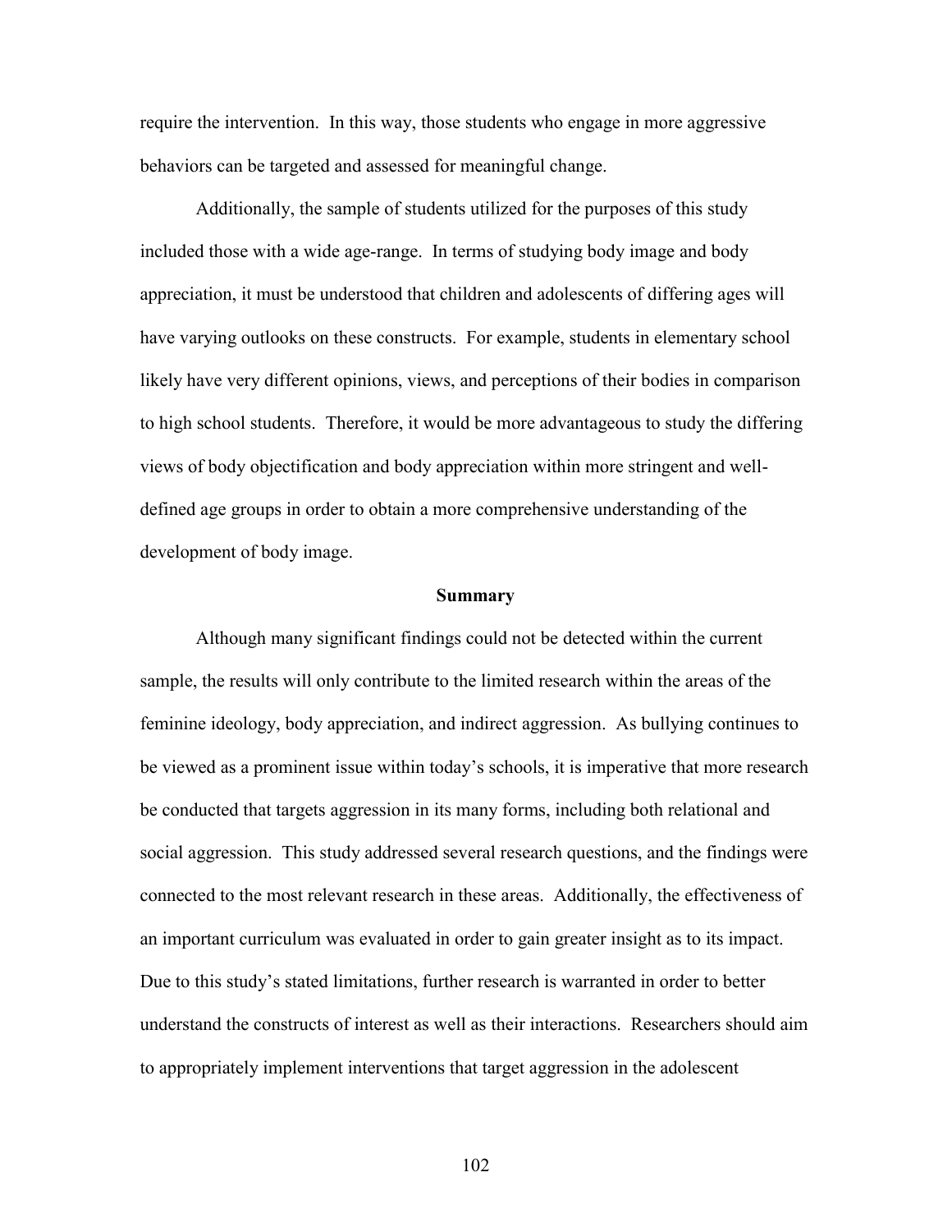require the intervention. In this way, those students who engage in more aggressive behaviors can be targeted and assessed for meaningful change.

Additionally, the sample of students utilized for the purposes of this study included those with a wide age-range. In terms of studying body image and body appreciation, it must be understood that children and adolescents of differing ages will have varying outlooks on these constructs. For example, students in elementary school likely have very different opinions, views, and perceptions of their bodies in comparison to high school students. Therefore, it would be more advantageous to study the differing views of body objectification and body appreciation within more stringent and well-defined age groups in order to obtain a more comprehensive understanding of the development of body image.

## Summary

Although many significant findings could not be detected within the current sample, the results will only contribute to the limited research within the areas of the feminine ideology, body appreciation, and indirect aggression. As bullying continues to be viewed as a prominent issue within today's schools, it is imperative that more research be conducted that targets aggression in its many forms, including both relational and social aggression. This study addressed several research questions, and the findings were connected to the most relevant research in these areas. Additionally, the effectiveness of an important curriculum was evaluated in order to gain greater insight as to its impact. Due to this study's stated limitations, further research is warranted in order to better understand the constructs of interest as well as their interactions. Researchers should aim to appropriately implement interventions that target aggression in the adolescent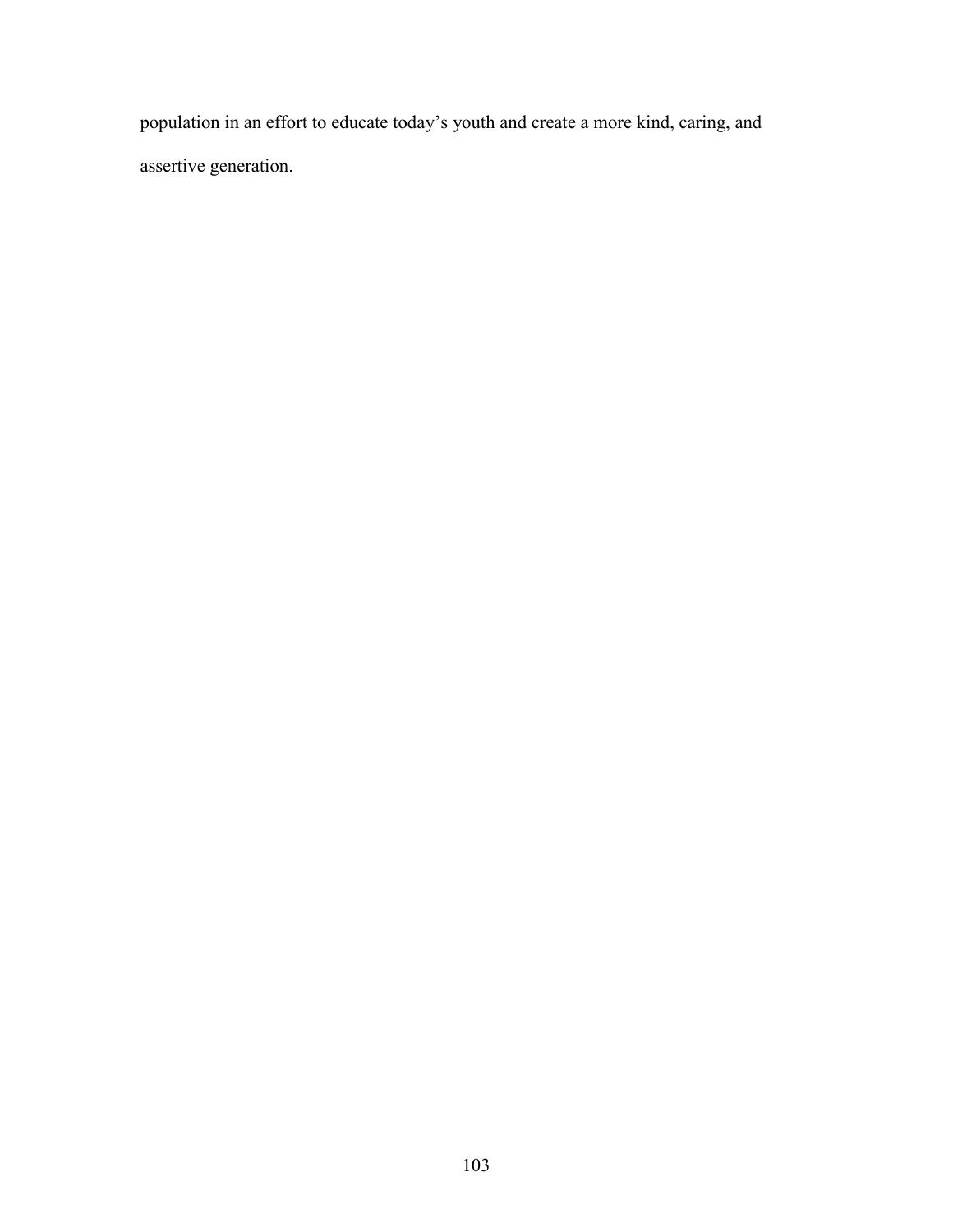population in an effort to educate today's youth and create a more kind, caring, and assertive generation.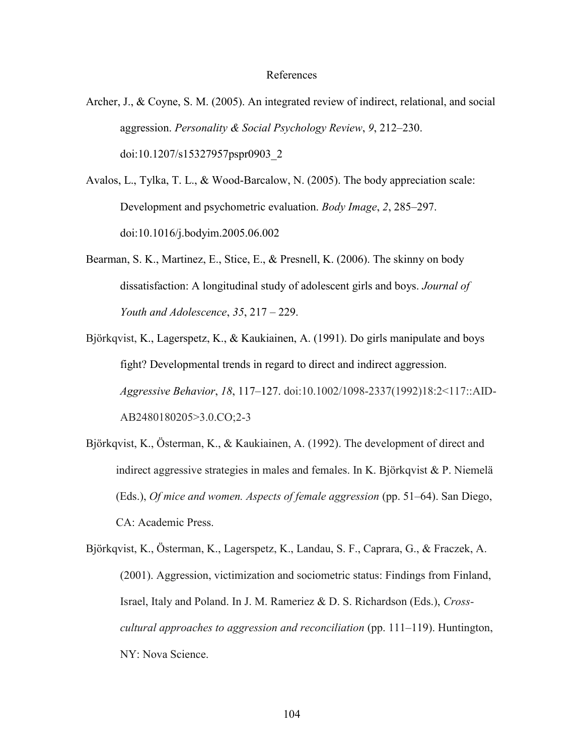# References

Archer, J., & Coyne, S. M. (2005). An integrated review of indirect, relational, and social aggression. *Personality & Social Psychology Review*, *9*, 212–230. doi:10.1207/s15327957pspr0903_2

Avalos, L., Tylka, T. L., & Wood-Barcalow, N. (2005). The body appreciation scale: Development and psychometric evaluation. *Body Image*, *2*, 285–297. doi:10.1016/j.bodyim.2005.06.002

Bearman, S. K., Martinez, E., Stice, E., & Presnell, K. (2006). The skinny on body dissatisfaction: A longitudinal study of adolescent girls and boys. *Journal of Youth and Adolescence*, *35*, 217 – 229.

Björkqvist, K., Lagerspetz, K., & Kaukiainen, A. (1991). Do girls manipulate and boys fight? Developmental trends in regard to direct and indirect aggression. *Aggressive Behavior*, *18*, 117–127. doi:10.1002/1098-2337(1992)18:2<117::AID-AB2480180205>3.0.CO;2-3

Björkqvist, K., Österman, K., & Kaukiainen, A. (1992). The development of direct and indirect aggressive strategies in males and females. In K. Björkqvist & P. Niemelä (Eds.), *Of mice and women. Aspects of female aggression* (pp. 51–64). San Diego, CA: Academic Press.

Björkqvist, K., Österman, K., Lagerspetz, K., Landau, S. F., Caprara, G., & Fraczek, A. (2001). Aggression, victimization and sociometric status: Findings from Finland, Israel, Italy and Poland. In J. M. Rameriez & D. S. Richardson (Eds.), *Cross-cultural approaches to aggression and reconciliation* (pp. 111–119). Huntington, NY: Nova Science.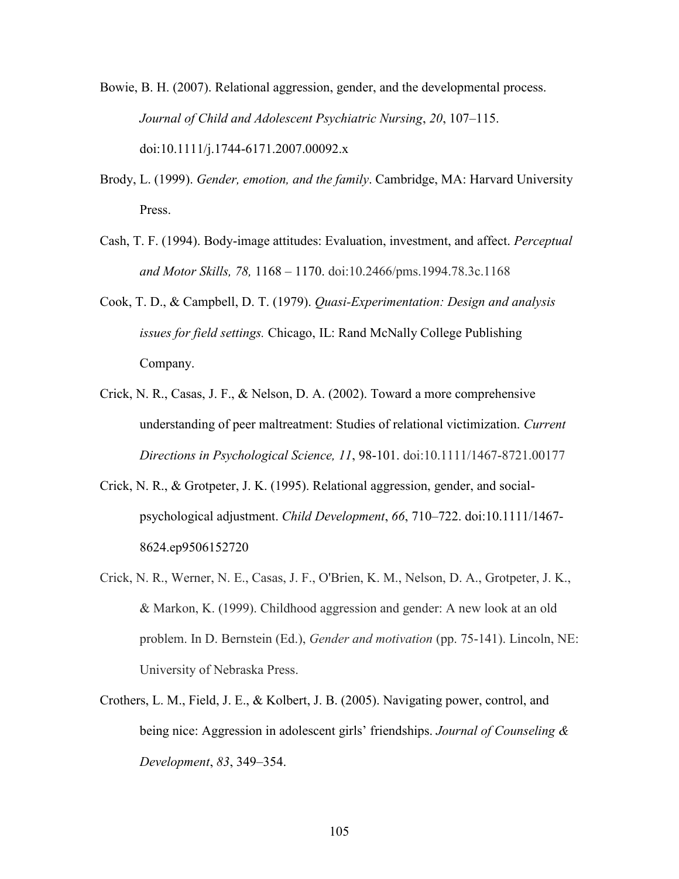Bowie, B. H. (2007). Relational aggression, gender, and the developmental process. *Journal of Child and Adolescent Psychiatric Nursing*, *20*, 107–115. doi:10.1111/j.1744-6171.2007.00092.x

Brody, L. (1999). *Gender, emotion, and the family*. Cambridge, MA: Harvard University Press.

Cash, T. F. (1994). Body-image attitudes: Evaluation, investment, and affect. *Perceptual and Motor Skills, 78,* 1168 – 1170. doi:10.2466/pms.1994.78.3c.1168

Cook, T. D., & Campbell, D. T. (1979). *Quasi-Experimentation: Design and analysis issues for field settings.* Chicago, IL: Rand McNally College Publishing Company.

Crick, N. R., Casas, J. F., & Nelson, D. A. (2002). Toward a more comprehensive understanding of peer maltreatment: Studies of relational victimization. *Current Directions in Psychological Science, 11*, 98-101. doi:10.1111/1467-8721.00177

Crick, N. R., & Grotpeter, J. K. (1995). Relational aggression, gender, and social-psychological adjustment. *Child Development*, *66*, 710–722. doi:10.1111/1467-8624.ep9506152720

Crick, N. R., Werner, N. E., Casas, J. F., O'Brien, K. M., Nelson, D. A., Grotpeter, J. K., & Markon, K. (1999). Childhood aggression and gender: A new look at an old problem. In D. Bernstein (Ed.), *Gender and motivation* (pp. 75-141). Lincoln, NE: University of Nebraska Press.

Crothers, L. M., Field, J. E., & Kolbert, J. B. (2005). Navigating power, control, and being nice: Aggression in adolescent girls' friendships. *Journal of Counseling & Development*, *83*, 349–354.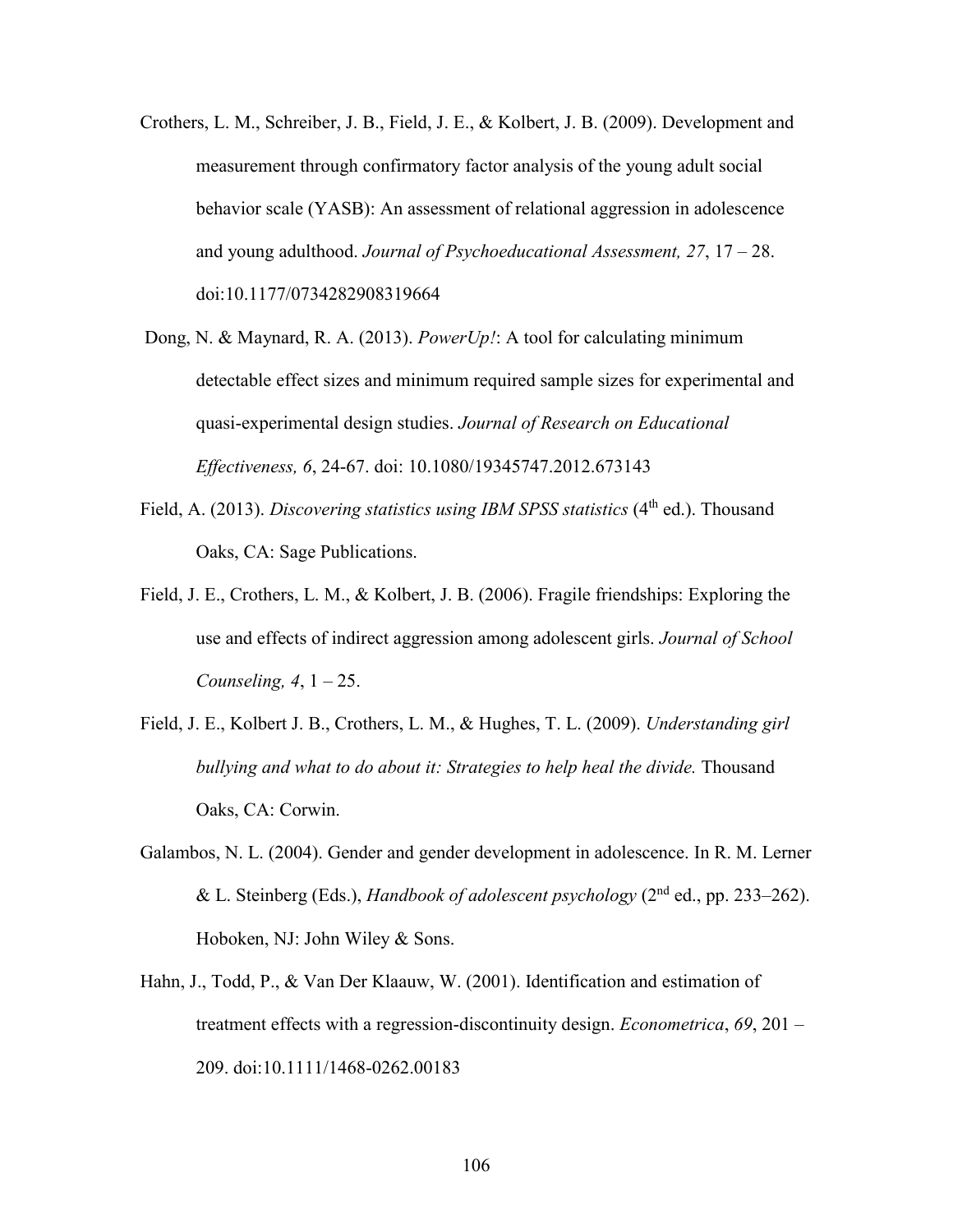Crothers, L. M., Schreiber, J. B., Field, J. E., & Kolbert, J. B. (2009). Development and measurement through confirmatory factor analysis of the young adult social behavior scale (YASB): An assessment of relational aggression in adolescence and young adulthood. *Journal of Psychoeducational Assessment, 27*, 17 – 28. doi:10.1177/0734282908319664

Dong, N. & Maynard, R. A. (2013). *PowerUp!*: A tool for calculating minimum detectable effect sizes and minimum required sample sizes for experimental and quasi-experimental design studies. *Journal of Research on Educational Effectiveness, 6*, 24-67. doi: 10.1080/19345747.2012.673143

Field, A. (2013). *Discovering statistics using IBM SPSS statistics* (4th ed.). Thousand Oaks, CA: Sage Publications.

Field, J. E., Crothers, L. M., & Kolbert, J. B. (2006). Fragile friendships: Exploring the use and effects of indirect aggression among adolescent girls. *Journal of School Counseling, 4*, 1 – 25.

Field, J. E., Kolbert J. B., Crothers, L. M., & Hughes, T. L. (2009). *Understanding girl bullying and what to do about it: Strategies to help heal the divide.* Thousand Oaks, CA: Corwin.

Galambos, N. L. (2004). Gender and gender development in adolescence. In R. M. Lerner & L. Steinberg (Eds.), *Handbook of adolescent psychology* (2nd ed., pp. 233–262). Hoboken, NJ: John Wiley & Sons.

Hahn, J., Todd, P., & Van Der Klaauw, W. (2001). Identification and estimation of treatment effects with a regression-discontinuity design. *Econometrica*, *69*, 201 – 209. doi:10.1111/1468-0262.00183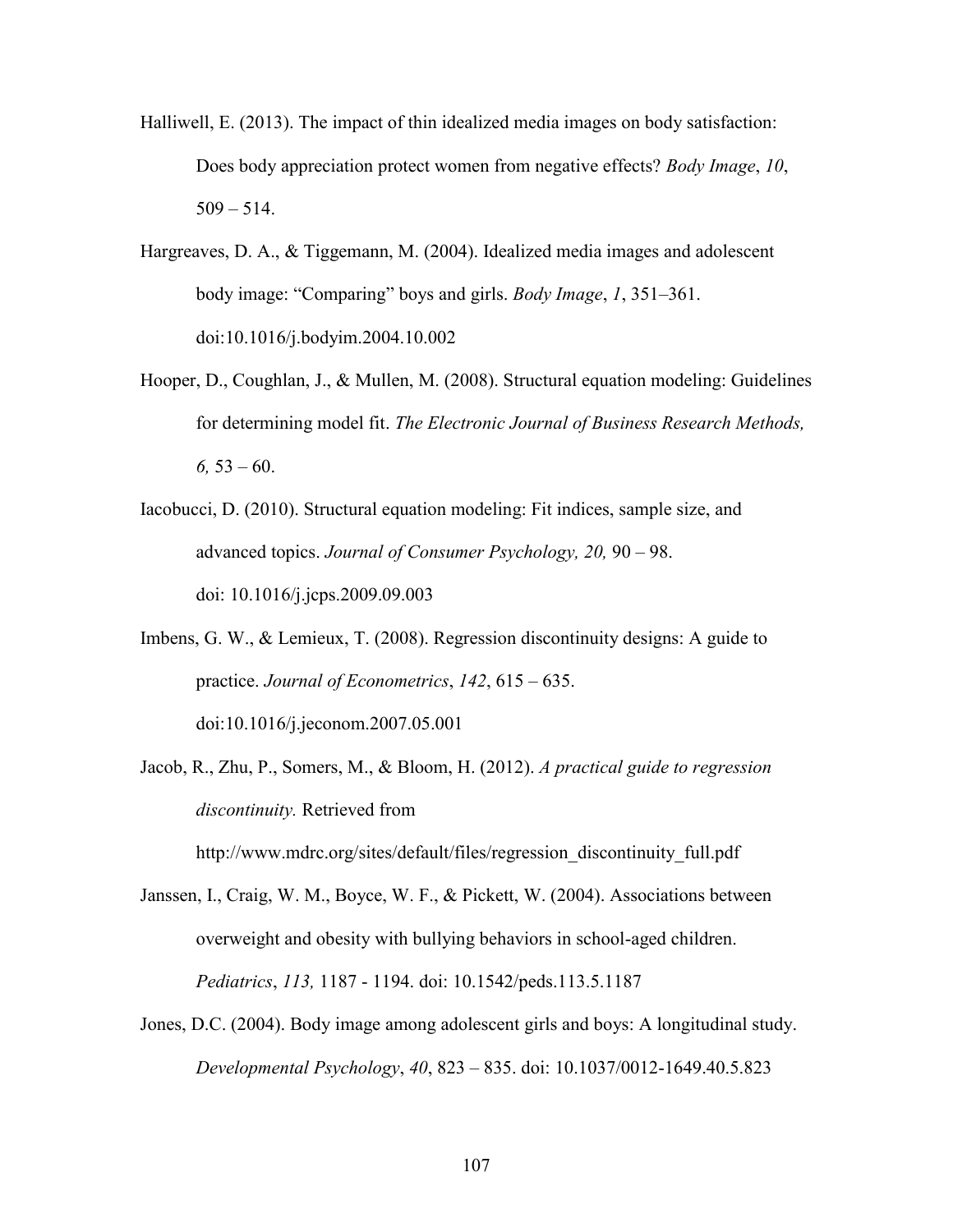Halliwell, E. (2013). The impact of thin idealized media images on body satisfaction: Does body appreciation protect women from negative effects? *Body Image*, *10*, 509 – 514.

Hargreaves, D. A., & Tiggemann, M. (2004). Idealized media images and adolescent body image: "Comparing" boys and girls. *Body Image*, *1*, 351–361. doi:10.1016/j.bodyim.2004.10.002

Hooper, D., Coughlan, J., & Mullen, M. (2008). Structural equation modeling: Guidelines for determining model fit. *The Electronic Journal of Business Research Methods, 6,* 53 – 60.

Iacobucci, D. (2010). Structural equation modeling: Fit indices, sample size, and advanced topics. *Journal of Consumer Psychology, 20,* 90 – 98. doi: 10.1016/j.jcps.2009.09.003

Imbens, G. W., & Lemieux, T. (2008). Regression discontinuity designs: A guide to practice. *Journal of Econometrics*, *142*, 615 – 635. doi:10.1016/j.jeconom.2007.05.001

Jacob, R., Zhu, P., Somers, M., & Bloom, H. (2012). *A practical guide to regression discontinuity.* Retrieved from http://www.mdrc.org/sites/default/files/regression_discontinuity_full.pdf

Janssen, I., Craig, W. M., Boyce, W. F., & Pickett, W. (2004). Associations between overweight and obesity with bullying behaviors in school-aged children. *Pediatrics*, *113,* 1187 - 1194. doi: 10.1542/peds.113.5.1187

Jones, D.C. (2004). Body image among adolescent girls and boys: A longitudinal study. *Developmental Psychology*, *40*, 823 – 835. doi: 10.1037/0012-1649.40.5.823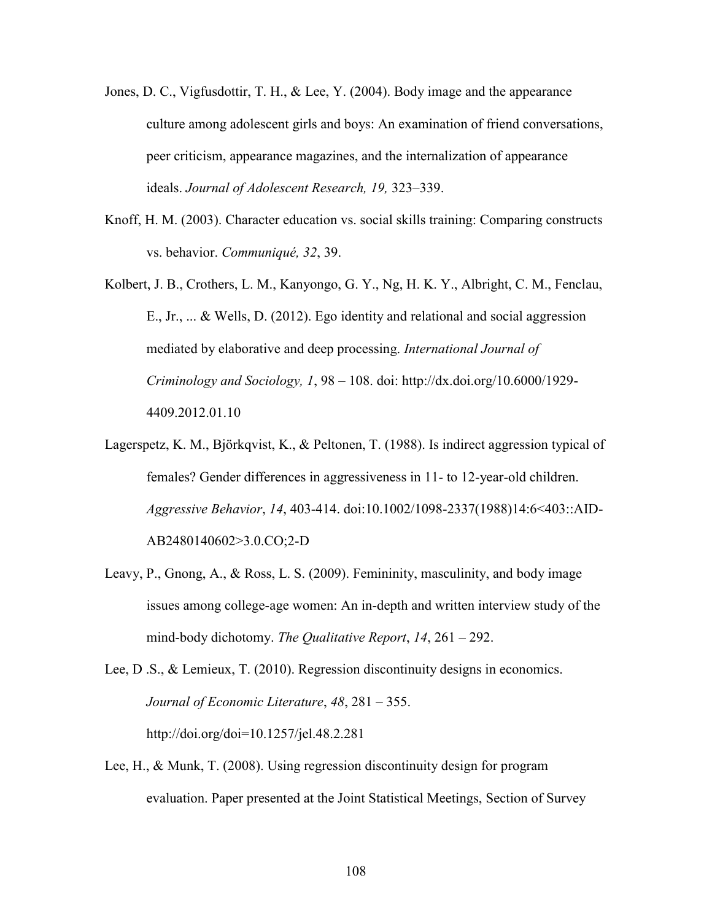Jones, D. C., Vigfusdottir, T. H., & Lee, Y. (2004). Body image and the appearance culture among adolescent girls and boys: An examination of friend conversations, peer criticism, appearance magazines, and the internalization of appearance ideals. *Journal of Adolescent Research, 19,* 323–339.

Knoff, H. M. (2003). Character education vs. social skills training: Comparing constructs vs. behavior. *Communiqué, 32*, 39.

Kolbert, J. B., Crothers, L. M., Kanyongo, G. Y., Ng, H. K. Y., Albright, C. M., Fenclau, E., Jr., ... & Wells, D. (2012). Ego identity and relational and social aggression mediated by elaborative and deep processing. *International Journal of Criminology and Sociology, 1*, 98 – 108. doi: http://dx.doi.org/10.6000/1929-4409.2012.01.10

Lagerspetz, K. M., Björkqvist, K., & Peltonen, T. (1988). Is indirect aggression typical of females? Gender differences in aggressiveness in 11- to 12-year-old children. *Aggressive Behavior*, *14*, 403-414. doi:10.1002/1098-2337(1988)14:6<403::AID-AB2480140602>3.0.CO;2-D

Leavy, P., Gnong, A., & Ross, L. S. (2009). Femininity, masculinity, and body image issues among college-age women: An in-depth and written interview study of the mind-body dichotomy. *The Qualitative Report*, *14*, 261 – 292.

Lee, D .S., & Lemieux, T. (2010). Regression discontinuity designs in economics. *Journal of Economic Literature*, *48*, 281 – 355. http://doi.org/doi=10.1257/jel.48.2.281

Lee, H., & Munk, T. (2008). Using regression discontinuity design for program evaluation. Paper presented at the Joint Statistical Meetings, Section of Survey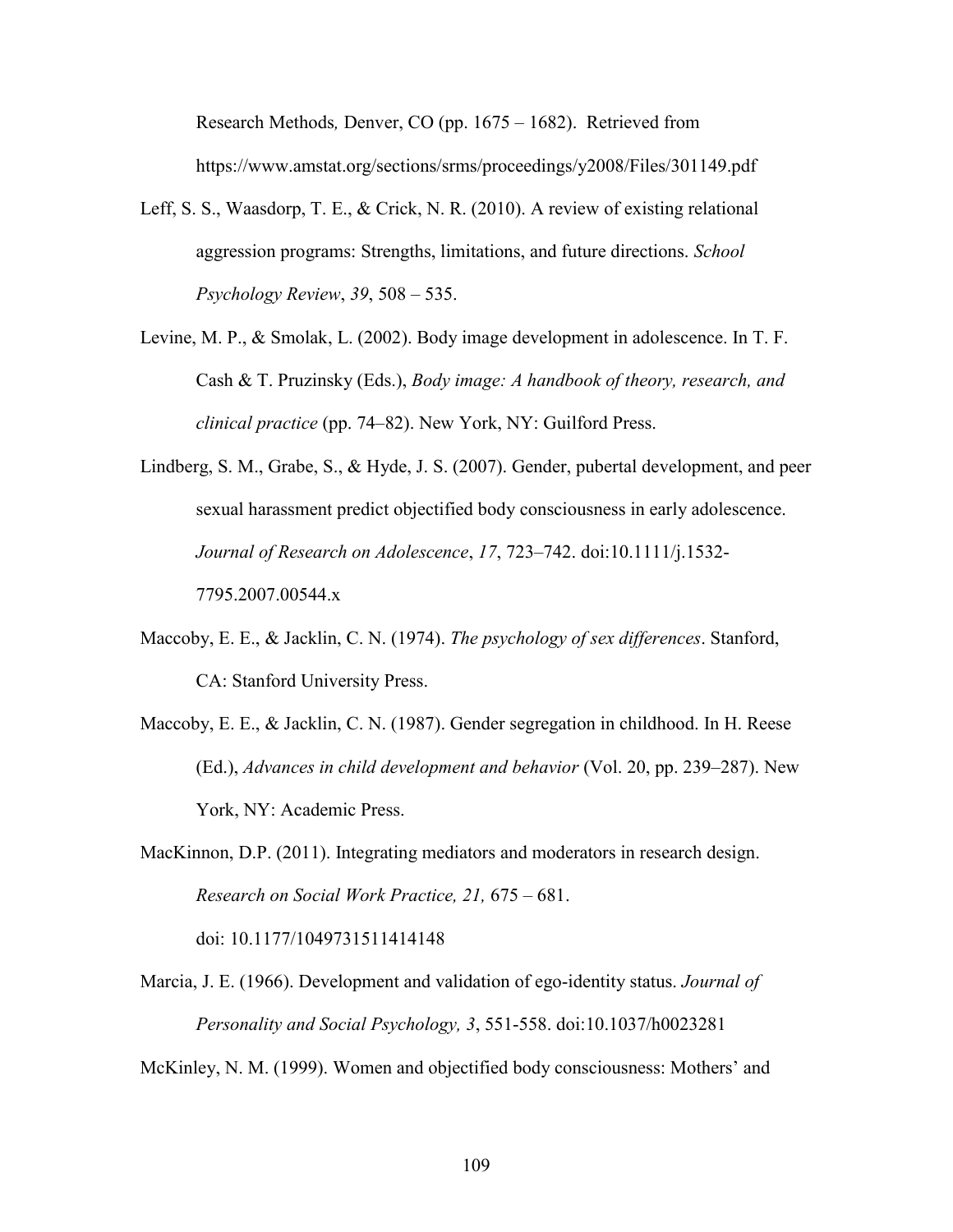Research Methods*,* Denver, CO (pp. 1675 – 1682). Retrieved from https://www.amstat.org/sections/srms/proceedings/y2008/Files/301149.pdf

Leff, S. S., Waasdorp, T. E., & Crick, N. R. (2010). A review of existing relational aggression programs: Strengths, limitations, and future directions. *School Psychology Review*, *39*, 508 – 535.

Levine, M. P., & Smolak, L. (2002). Body image development in adolescence. In T. F. Cash & T. Pruzinsky (Eds.), *Body image: A handbook of theory, research, and clinical practice* (pp. 74–82). New York, NY: Guilford Press.

Lindberg, S. M., Grabe, S., & Hyde, J. S. (2007). Gender, pubertal development, and peer sexual harassment predict objectified body consciousness in early adolescence. *Journal of Research on Adolescence*, *17*, 723–742. doi:10.1111/j.1532-7795.2007.00544.x

Maccoby, E. E., & Jacklin, C. N. (1974). *The psychology of sex differences*. Stanford, CA: Stanford University Press.

Maccoby, E. E., & Jacklin, C. N. (1987). Gender segregation in childhood. In H. Reese (Ed.), *Advances in child development and behavior* (Vol. 20, pp. 239–287). New York, NY: Academic Press.

MacKinnon, D.P. (2011). Integrating mediators and moderators in research design. *Research on Social Work Practice, 21,* 675 – 681. doi: 10.1177/1049731511414148

Marcia, J. E. (1966). Development and validation of ego-identity status. *Journal of Personality and Social Psychology, 3*, 551-558. doi:10.1037/h0023281

McKinley, N. M. (1999). Women and objectified body consciousness: Mothers' and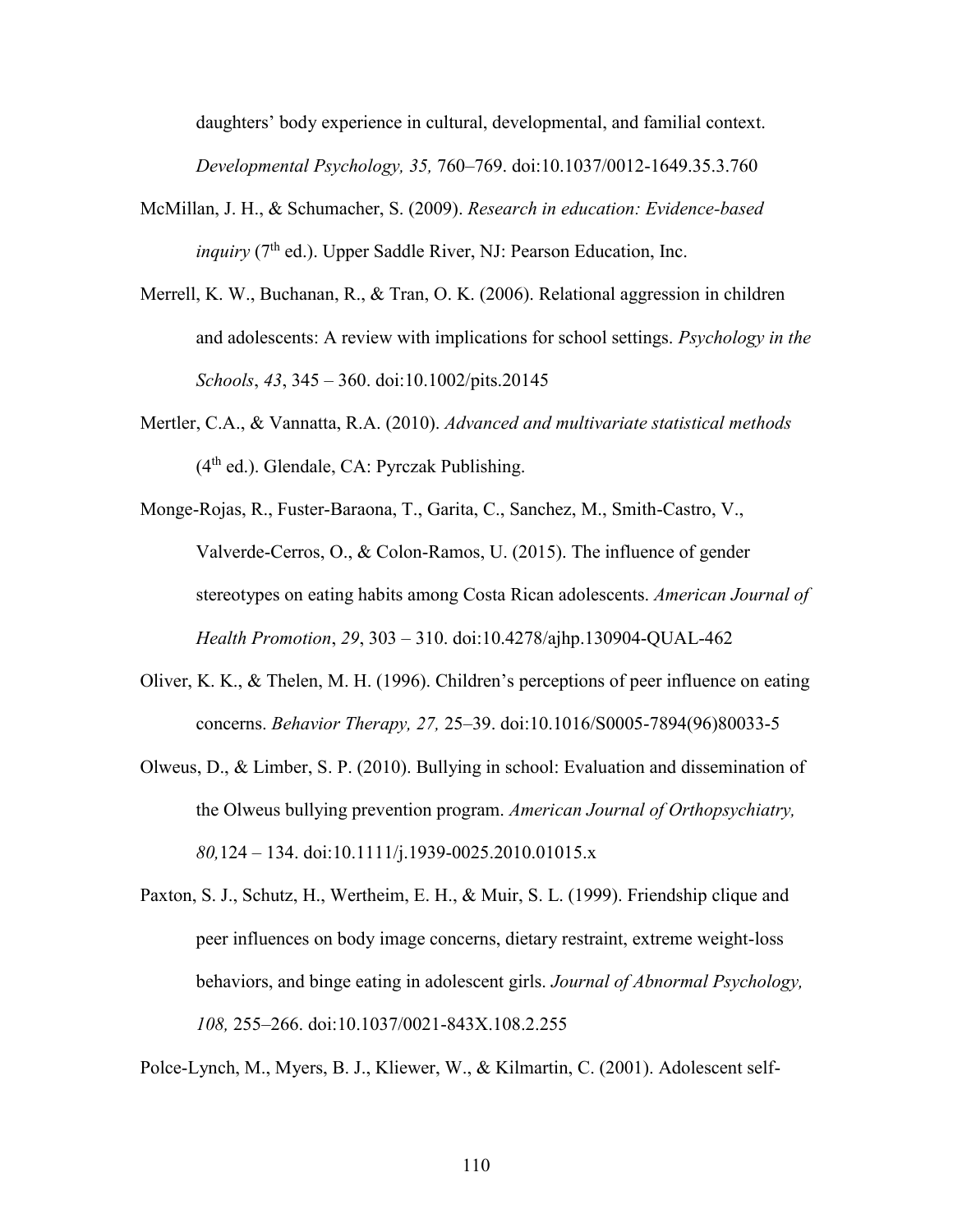daughters' body experience in cultural, developmental, and familial context. *Developmental Psychology, 35,* 760–769. doi:10.1037/0012-1649.35.3.760

McMillan, J. H., & Schumacher, S. (2009). *Research in education: Evidence-based inquiry* (7th ed.). Upper Saddle River, NJ: Pearson Education, Inc.

Merrell, K. W., Buchanan, R., & Tran, O. K. (2006). Relational aggression in children and adolescents: A review with implications for school settings. *Psychology in the Schools*, *43*, 345 – 360. doi:10.1002/pits.20145

Mertler, C.A., & Vannatta, R.A. (2010). *Advanced and multivariate statistical methods* (4th ed.). Glendale, CA: Pyrczak Publishing.

Monge-Rojas, R., Fuster-Baraona, T., Garita, C., Sanchez, M., Smith-Castro, V., Valverde-Cerros, O., & Colon-Ramos, U. (2015). The influence of gender stereotypes on eating habits among Costa Rican adolescents. *American Journal of Health Promotion*, *29*, 303 – 310. doi:10.4278/ajhp.130904-QUAL-462

Oliver, K. K., & Thelen, M. H. (1996). Children's perceptions of peer influence on eating concerns. *Behavior Therapy, 27,* 25–39. doi:10.1016/S0005-7894(96)80033-5

Olweus, D., & Limber, S. P. (2010). Bullying in school: Evaluation and dissemination of the Olweus bullying prevention program. *American Journal of Orthopsychiatry, 80,*124 – 134. doi:10.1111/j.1939-0025.2010.01015.x

Paxton, S. J., Schutz, H., Wertheim, E. H., & Muir, S. L. (1999). Friendship clique and peer influences on body image concerns, dietary restraint, extreme weight-loss behaviors, and binge eating in adolescent girls. *Journal of Abnormal Psychology, 108,* 255–266. doi:10.1037/0021-843X.108.2.255

Polce-Lynch, M., Myers, B. J., Kliewer, W., & Kilmartin, C. (2001). Adolescent self-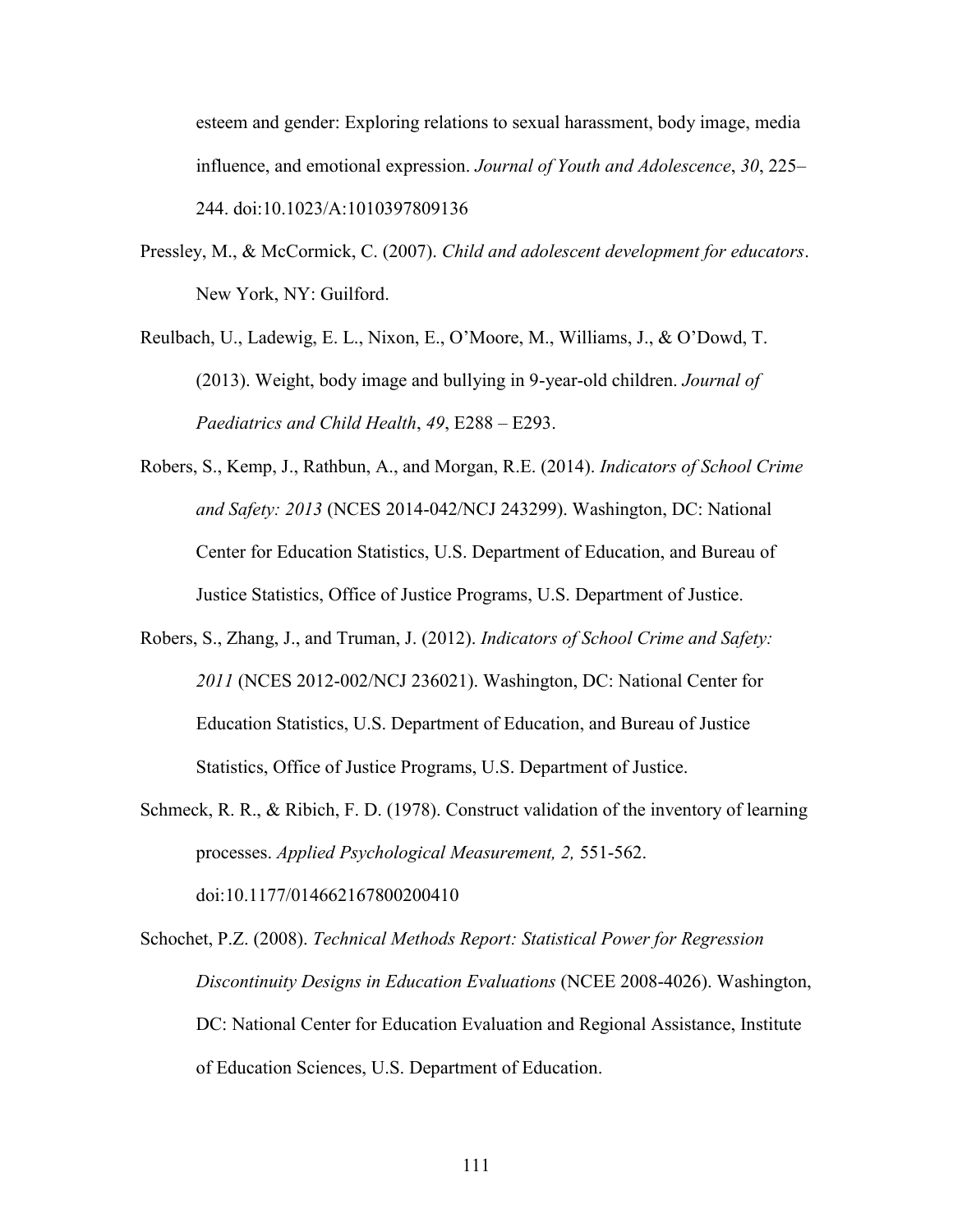esteem and gender: Exploring relations to sexual harassment, body image, media influence, and emotional expression. *Journal of Youth and Adolescence*, *30*, 225–244. doi:10.1023/A:1010397809136

Pressley, M., & McCormick, C. (2007). *Child and adolescent development for educators*. New York, NY: Guilford.

Reulbach, U., Ladewig, E. L., Nixon, E., O'Moore, M., Williams, J., & O'Dowd, T. (2013). Weight, body image and bullying in 9-year-old children. *Journal of Paediatrics and Child Health*, *49*, E288 – E293.

Robers, S., Kemp, J., Rathbun, A., and Morgan, R.E. (2014). *Indicators of School Crime and Safety: 2013* (NCES 2014-042/NCJ 243299). Washington, DC: National Center for Education Statistics, U.S. Department of Education, and Bureau of Justice Statistics, Office of Justice Programs, U.S. Department of Justice.

Robers, S., Zhang, J., and Truman, J. (2012). *Indicators of School Crime and Safety: 2011* (NCES 2012-002/NCJ 236021). Washington, DC: National Center for Education Statistics, U.S. Department of Education, and Bureau of Justice Statistics, Office of Justice Programs, U.S. Department of Justice.

Schmeck, R. R., & Ribich, F. D. (1978). Construct validation of the inventory of learning processes. *Applied Psychological Measurement, 2,* 551-562. doi:10.1177/014662167800200410

Schochet, P.Z. (2008). *Technical Methods Report: Statistical Power for Regression Discontinuity Designs in Education Evaluations* (NCEE 2008-4026). Washington, DC: National Center for Education Evaluation and Regional Assistance, Institute of Education Sciences, U.S. Department of Education.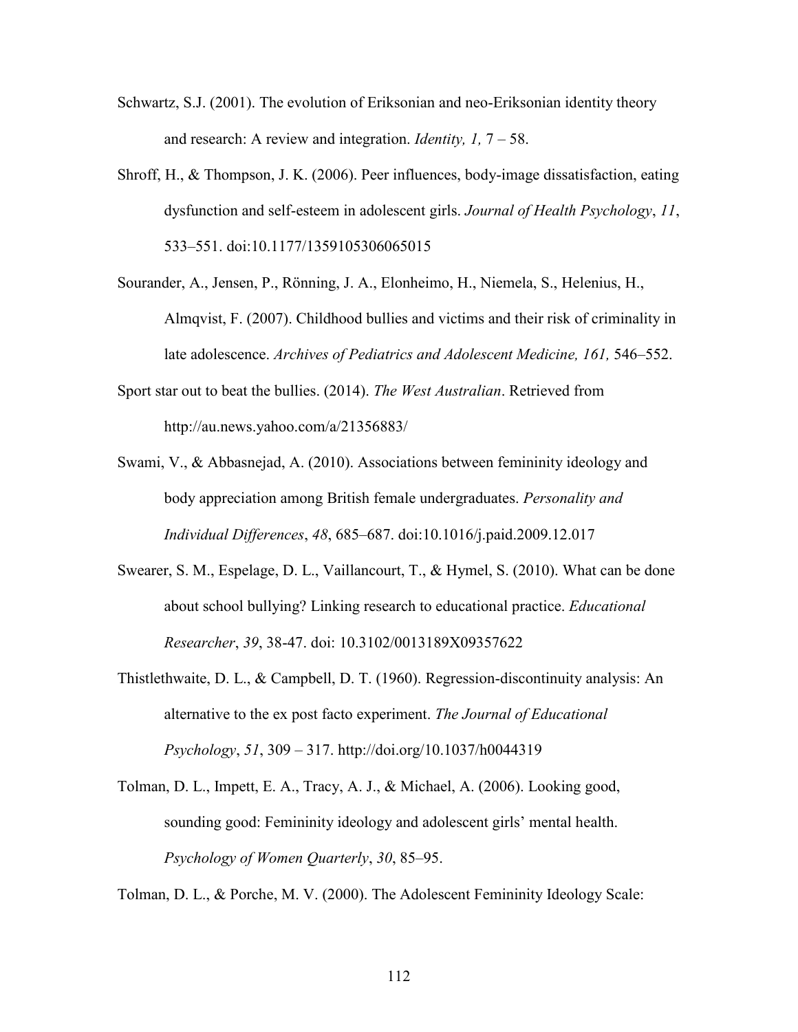Schwartz, S.J. (2001). The evolution of Eriksonian and neo-Eriksonian identity theory and research: A review and integration. *Identity, 1,* 7 – 58.

Shroff, H., & Thompson, J. K. (2006). Peer influences, body-image dissatisfaction, eating dysfunction and self-esteem in adolescent girls. *Journal of Health Psychology*, *11*, 533–551. doi:10.1177/1359105306065015

Sourander, A., Jensen, P., Rönning, J. A., Elonheimo, H., Niemela, S., Helenius, H., Almqvist, F. (2007). Childhood bullies and victims and their risk of criminality in late adolescence. *Archives of Pediatrics and Adolescent Medicine, 161,* 546–552.

Sport star out to beat the bullies. (2014). *The West Australian*. Retrieved from http://au.news.yahoo.com/a/21356883/

Swami, V., & Abbasnejad, A. (2010). Associations between femininity ideology and body appreciation among British female undergraduates. *Personality and Individual Differences*, *48*, 685–687. doi:10.1016/j.paid.2009.12.017

Swearer, S. M., Espelage, D. L., Vaillancourt, T., & Hymel, S. (2010). What can be done about school bullying? Linking research to educational practice. *Educational Researcher*, *39*, 38-47. doi: 10.3102/0013189X09357622

Thistlethwaite, D. L., & Campbell, D. T. (1960). Regression-discontinuity analysis: An alternative to the ex post facto experiment. *The Journal of Educational Psychology*, *51*, 309 – 317. http://doi.org/10.1037/h0044319

Tolman, D. L., Impett, E. A., Tracy, A. J., & Michael, A. (2006). Looking good, sounding good: Femininity ideology and adolescent girls' mental health. *Psychology of Women Quarterly*, *30*, 85–95.

Tolman, D. L., & Porche, M. V. (2000). The Adolescent Femininity Ideology Scale: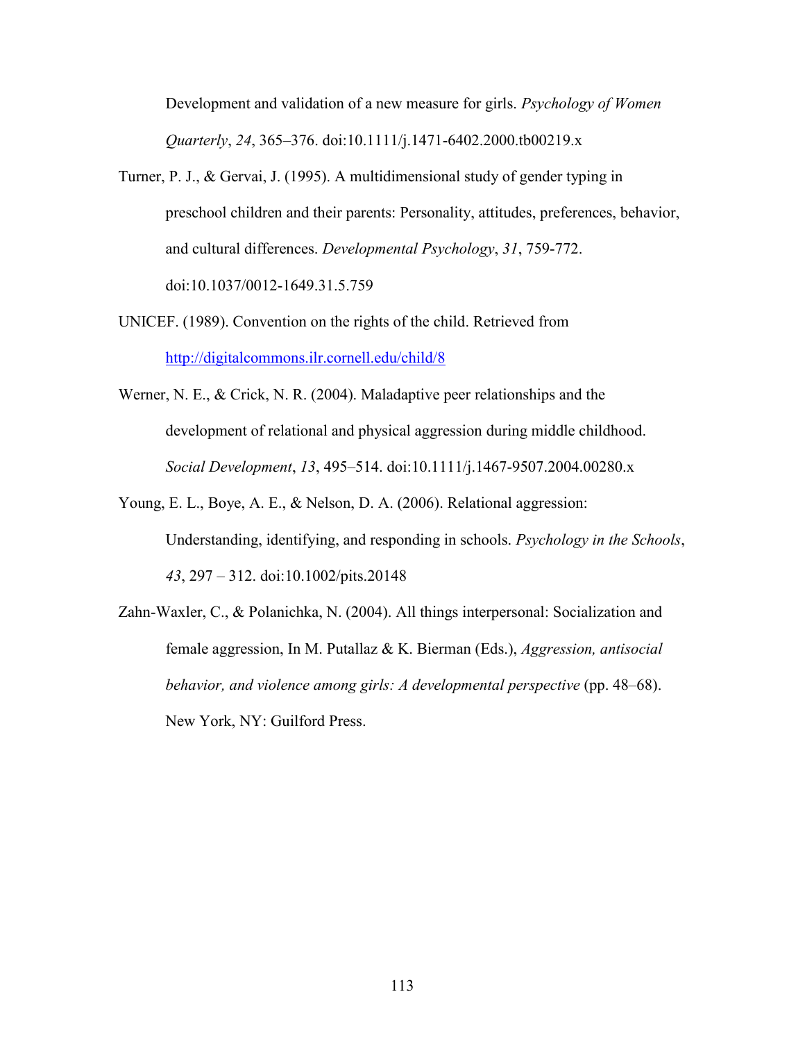Development and validation of a new measure for girls. *Psychology of Women Quarterly*, *24*, 365–376. doi:10.1111/j.1471-6402.2000.tb00219.x

Turner, P. J., & Gervai, J. (1995). A multidimensional study of gender typing in preschool children and their parents: Personality, attitudes, preferences, behavior, and cultural differences. *Developmental Psychology*, *31*, 759-772. doi:10.1037/0012-1649.31.5.759

UNICEF. (1989). Convention on the rights of the child. Retrieved from http://digitalcommons.ilr.cornell.edu/child/8

Werner, N. E., & Crick, N. R. (2004). Maladaptive peer relationships and the development of relational and physical aggression during middle childhood. *Social Development*, *13*, 495–514. doi:10.1111/j.1467-9507.2004.00280.x

Young, E. L., Boye, A. E., & Nelson, D. A. (2006). Relational aggression: Understanding, identifying, and responding in schools. *Psychology in the Schools*, *43*, 297 – 312. doi:10.1002/pits.20148

Zahn-Waxler, C., & Polanichka, N. (2004). All things interpersonal: Socialization and female aggression, In M. Putallaz & K. Bierman (Eds.), *Aggression, antisocial behavior, and violence among girls: A developmental perspective* (pp. 48–68). New York, NY: Guilford Press.